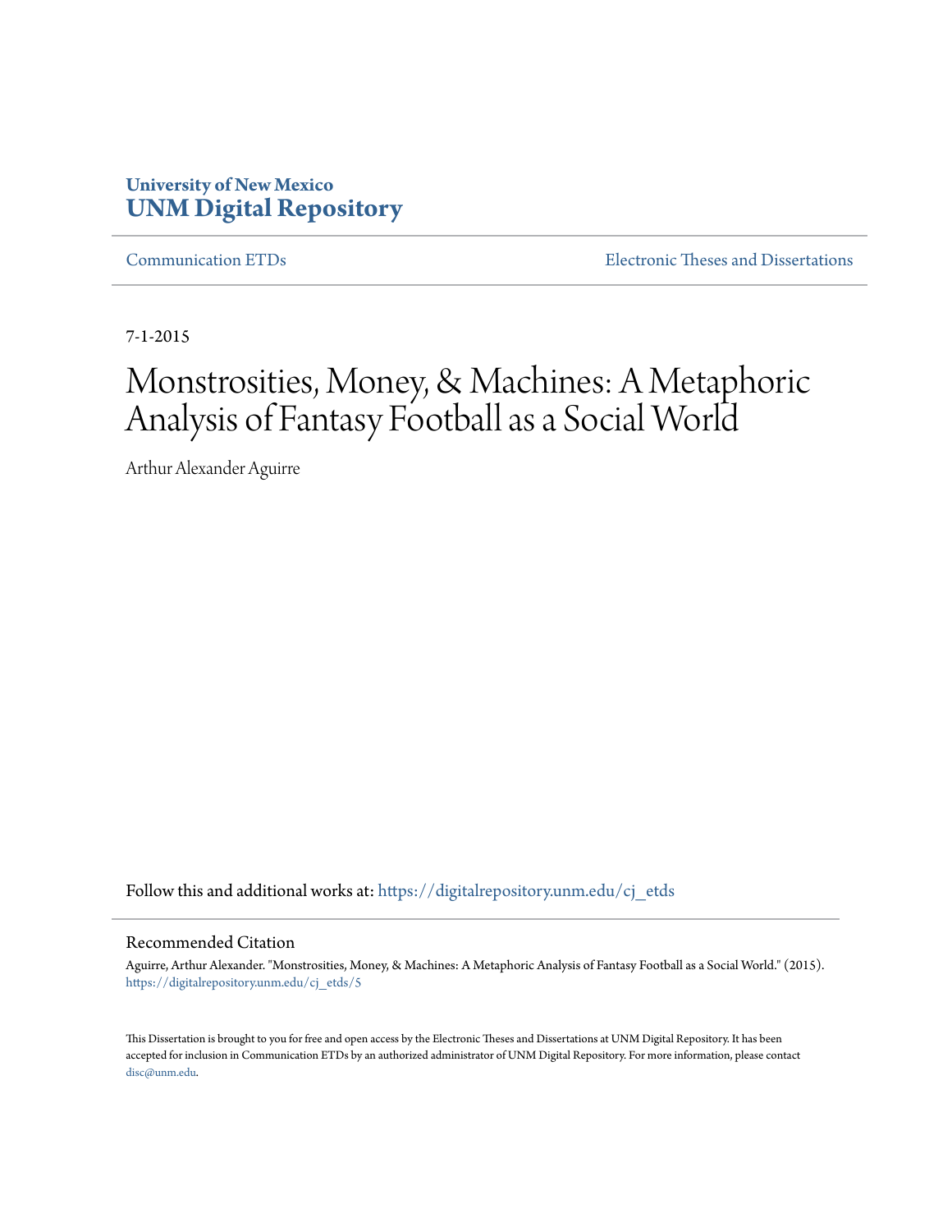University of New Mexico
**UNM Digital Repository**

Communication ETDs | Electronic Theses and Dissertations

7-1-2015

# Monstrosities, Money, & Machines: A Metaphoric Analysis of Fantasy Football as a Social World

Arthur Alexander Aguirre

Follow this and additional works at: https://digitalrepository.unm.edu/cj_etds

## Recommended Citation

Aguirre, Arthur Alexander. "Monstrosities, Money, & Machines: A Metaphoric Analysis of Fantasy Football as a Social World." (2015). https://digitalrepository.unm.edu/cj_etds/5

This Dissertation is brought to you for free and open access by the Electronic Theses and Dissertations at UNM Digital Repository. It has been accepted for inclusion in Communication ETDs by an authorized administrator of UNM Digital Repository. For more information, please contact disc@unm.edu.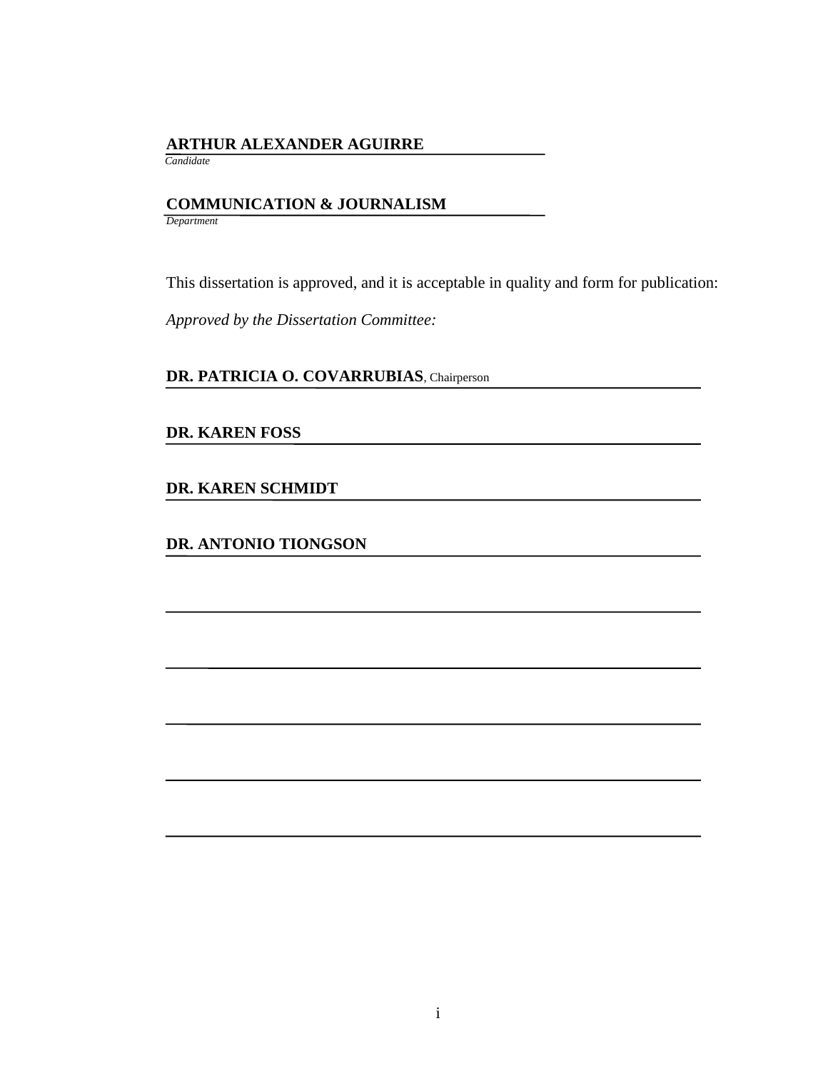**ARTHUR ALEXANDER AGUIRRE**
*Candidate*

**COMMUNICATION & JOURNALISM**
*Department*

This dissertation is approved, and it is acceptable in quality and form for publication:

*Approved by the Dissertation Committee:*

**DR. PATRICIA O. COVARRUBIAS**, Chairperson

**DR. KAREN FOSS**

**DR. KAREN SCHMIDT**

**DR. ANTONIO TIONGSON**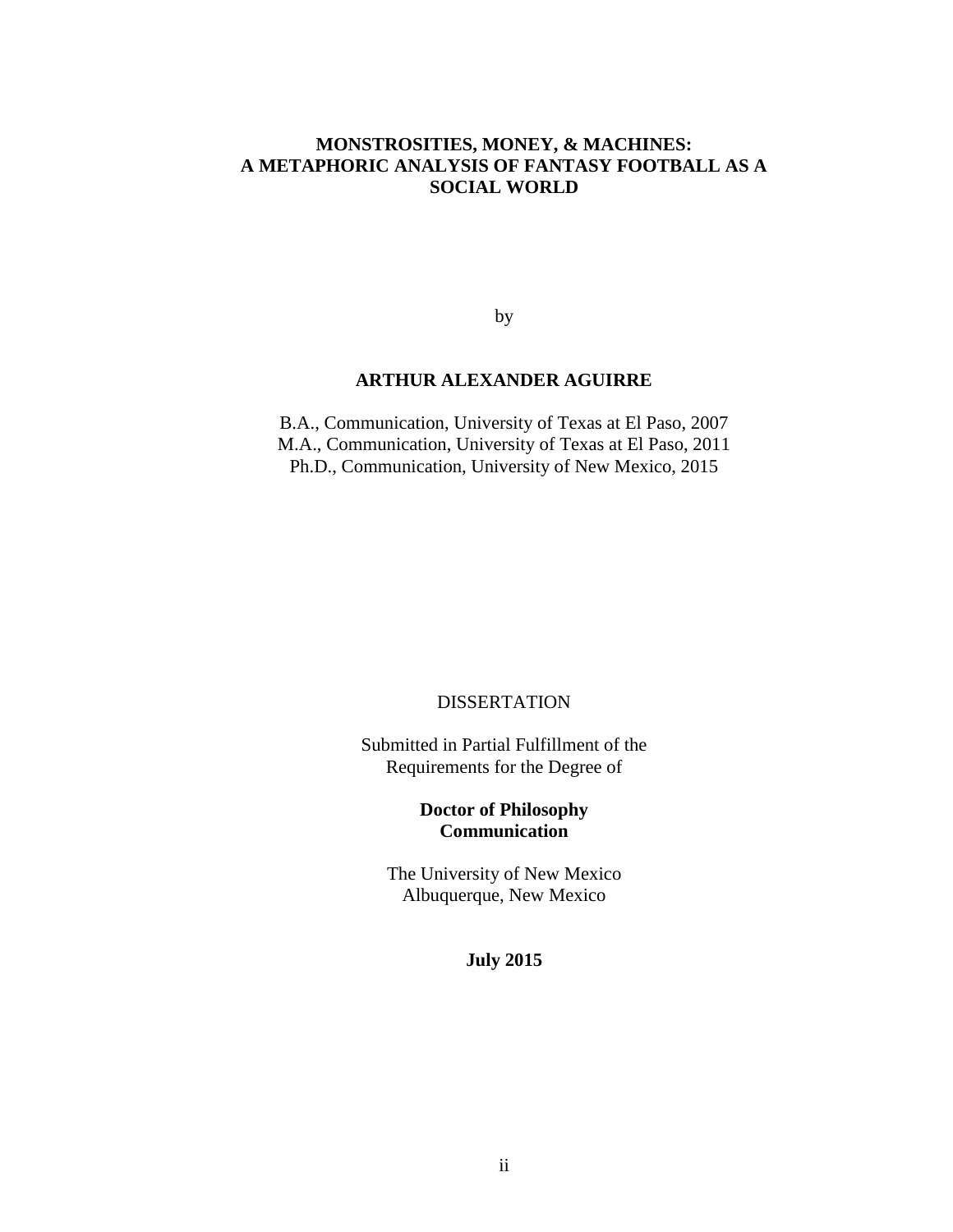# MONSTROSITIES, MONEY, & MACHINES: A METAPHORIC ANALYSIS OF FANTASY FOOTBALL AS A SOCIAL WORLD

by

**ARTHUR ALEXANDER AGUIRRE**

B.A., Communication, University of Texas at El Paso, 2007
M.A., Communication, University of Texas at El Paso, 2011
Ph.D., Communication, University of New Mexico, 2015

DISSERTATION

Submitted in Partial Fulfillment of the
Requirements for the Degree of

**Doctor of Philosophy**
**Communication**

The University of New Mexico
Albuquerque, New Mexico

**July 2015**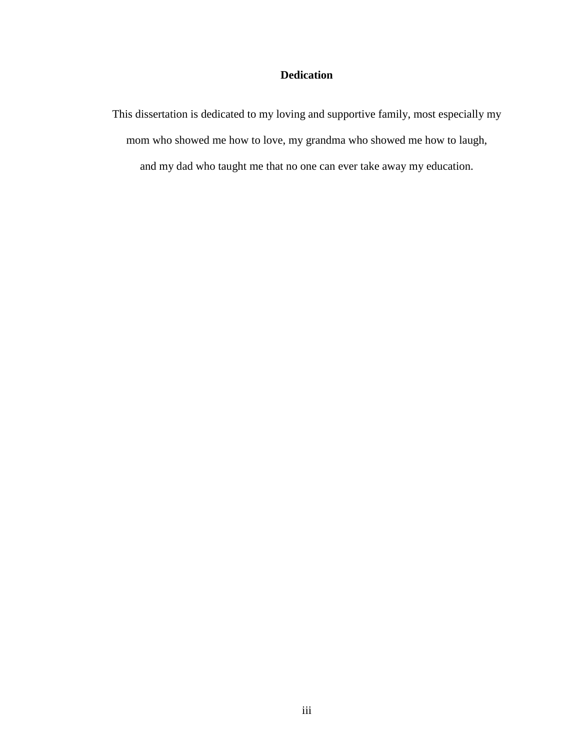# Dedication

This dissertation is dedicated to my loving and supportive family, most especially my mom who showed me how to love, my grandma who showed me how to laugh, and my dad who taught me that no one can ever take away my education.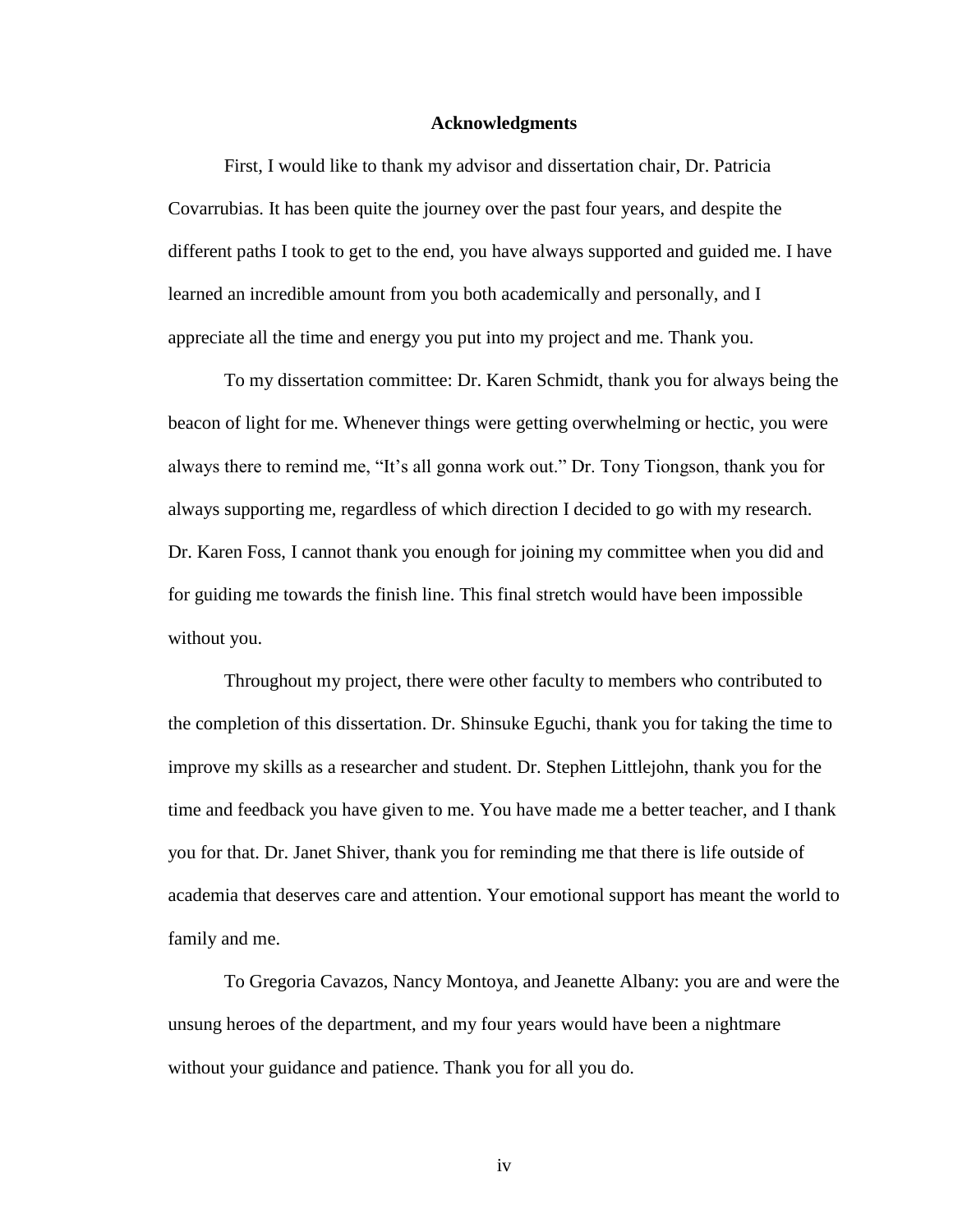# Acknowledgments

First, I would like to thank my advisor and dissertation chair, Dr. Patricia Covarrubias. It has been quite the journey over the past four years, and despite the different paths I took to get to the end, you have always supported and guided me. I have learned an incredible amount from you both academically and personally, and I appreciate all the time and energy you put into my project and me. Thank you.

To my dissertation committee: Dr. Karen Schmidt, thank you for always being the beacon of light for me. Whenever things were getting overwhelming or hectic, you were always there to remind me, “It’s all gonna work out.” Dr. Tony Tiongson, thank you for always supporting me, regardless of which direction I decided to go with my research. Dr. Karen Foss, I cannot thank you enough for joining my committee when you did and for guiding me towards the finish line. This final stretch would have been impossible without you.

Throughout my project, there were other faculty to members who contributed to the completion of this dissertation. Dr. Shinsuke Eguchi, thank you for taking the time to improve my skills as a researcher and student. Dr. Stephen Littlejohn, thank you for the time and feedback you have given to me. You have made me a better teacher, and I thank you for that. Dr. Janet Shiver, thank you for reminding me that there is life outside of academia that deserves care and attention. Your emotional support has meant the world to family and me.

To Gregoria Cavazos, Nancy Montoya, and Jeanette Albany: you are and were the unsung heroes of the department, and my four years would have been a nightmare without your guidance and patience. Thank you for all you do.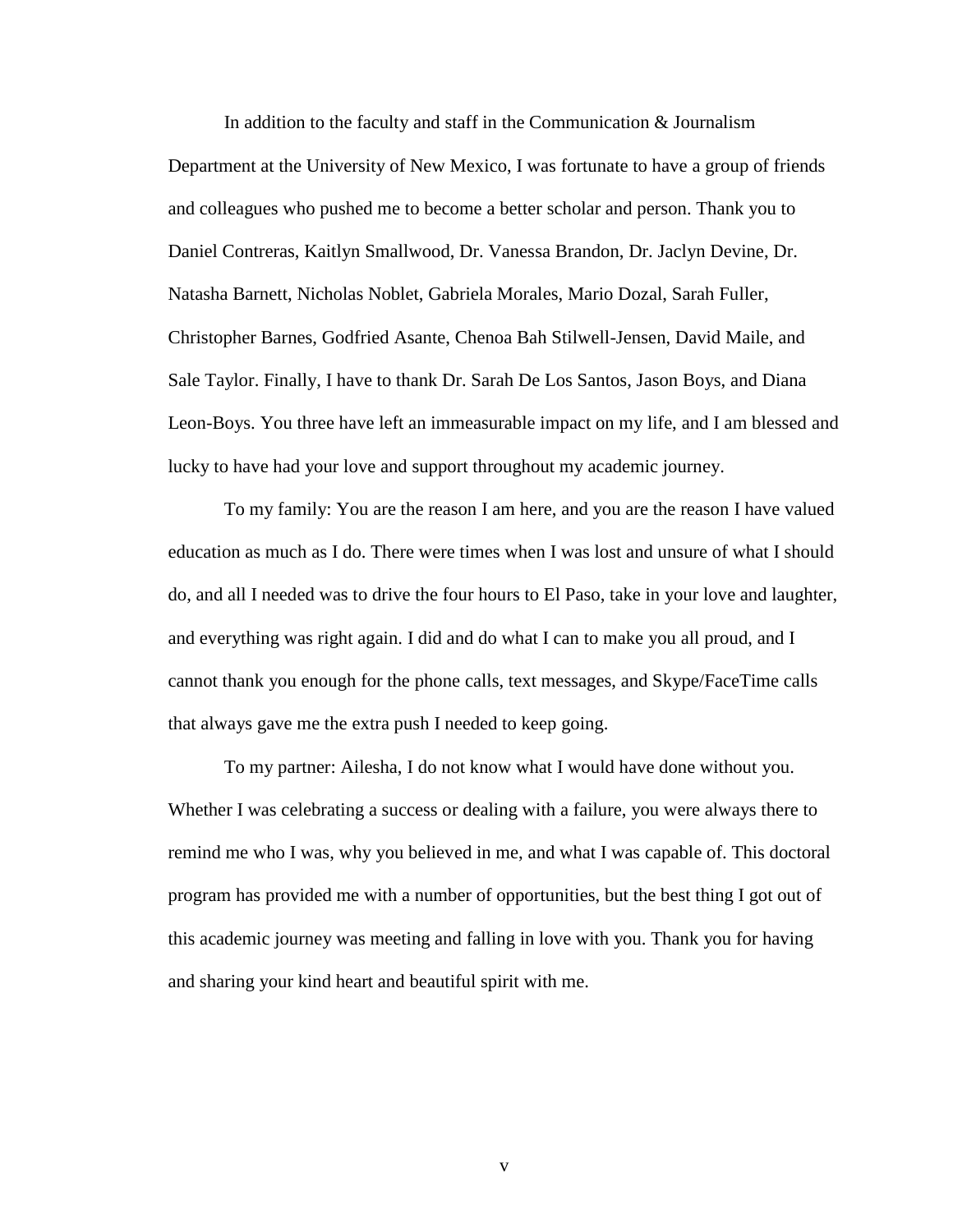In addition to the faculty and staff in the Communication & Journalism Department at the University of New Mexico, I was fortunate to have a group of friends and colleagues who pushed me to become a better scholar and person. Thank you to Daniel Contreras, Kaitlyn Smallwood, Dr. Vanessa Brandon, Dr. Jaclyn Devine, Dr. Natasha Barnett, Nicholas Noblet, Gabriela Morales, Mario Dozal, Sarah Fuller, Christopher Barnes, Godfried Asante, Chenoa Bah Stilwell-Jensen, David Maile, and Sale Taylor. Finally, I have to thank Dr. Sarah De Los Santos, Jason Boys, and Diana Leon-Boys. You three have left an immeasurable impact on my life, and I am blessed and lucky to have had your love and support throughout my academic journey.

To my family: You are the reason I am here, and you are the reason I have valued education as much as I do. There were times when I was lost and unsure of what I should do, and all I needed was to drive the four hours to El Paso, take in your love and laughter, and everything was right again. I did and do what I can to make you all proud, and I cannot thank you enough for the phone calls, text messages, and Skype/FaceTime calls that always gave me the extra push I needed to keep going.

To my partner: Ailesha, I do not know what I would have done without you. Whether I was celebrating a success or dealing with a failure, you were always there to remind me who I was, why you believed in me, and what I was capable of. This doctoral program has provided me with a number of opportunities, but the best thing I got out of this academic journey was meeting and falling in love with you. Thank you for having and sharing your kind heart and beautiful spirit with me.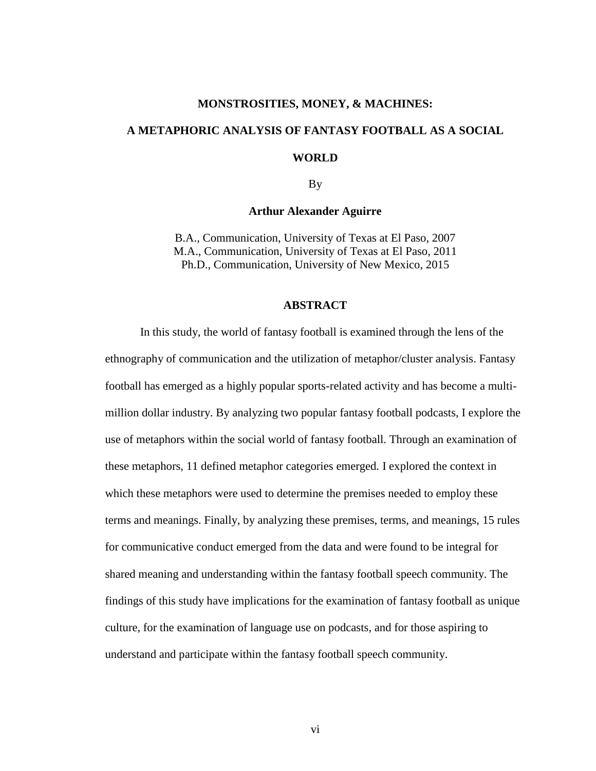**MONSTROSITIES, MONEY, & MACHINES:**

**A METAPHORIC ANALYSIS OF FANTASY FOOTBALL AS A SOCIAL WORLD**

By

**Arthur Alexander Aguirre**

B.A., Communication, University of Texas at El Paso, 2007
M.A., Communication, University of Texas at El Paso, 2011
Ph.D., Communication, University of New Mexico, 2015

## ABSTRACT

In this study, the world of fantasy football is examined through the lens of the ethnography of communication and the utilization of metaphor/cluster analysis. Fantasy football has emerged as a highly popular sports-related activity and has become a multi-million dollar industry. By analyzing two popular fantasy football podcasts, I explore the use of metaphors within the social world of fantasy football. Through an examination of these metaphors, 11 defined metaphor categories emerged. I explored the context in which these metaphors were used to determine the premises needed to employ these terms and meanings. Finally, by analyzing these premises, terms, and meanings, 15 rules for communicative conduct emerged from the data and were found to be integral for shared meaning and understanding within the fantasy football speech community. The findings of this study have implications for the examination of fantasy football as unique culture, for the examination of language use on podcasts, and for those aspiring to understand and participate within the fantasy football speech community.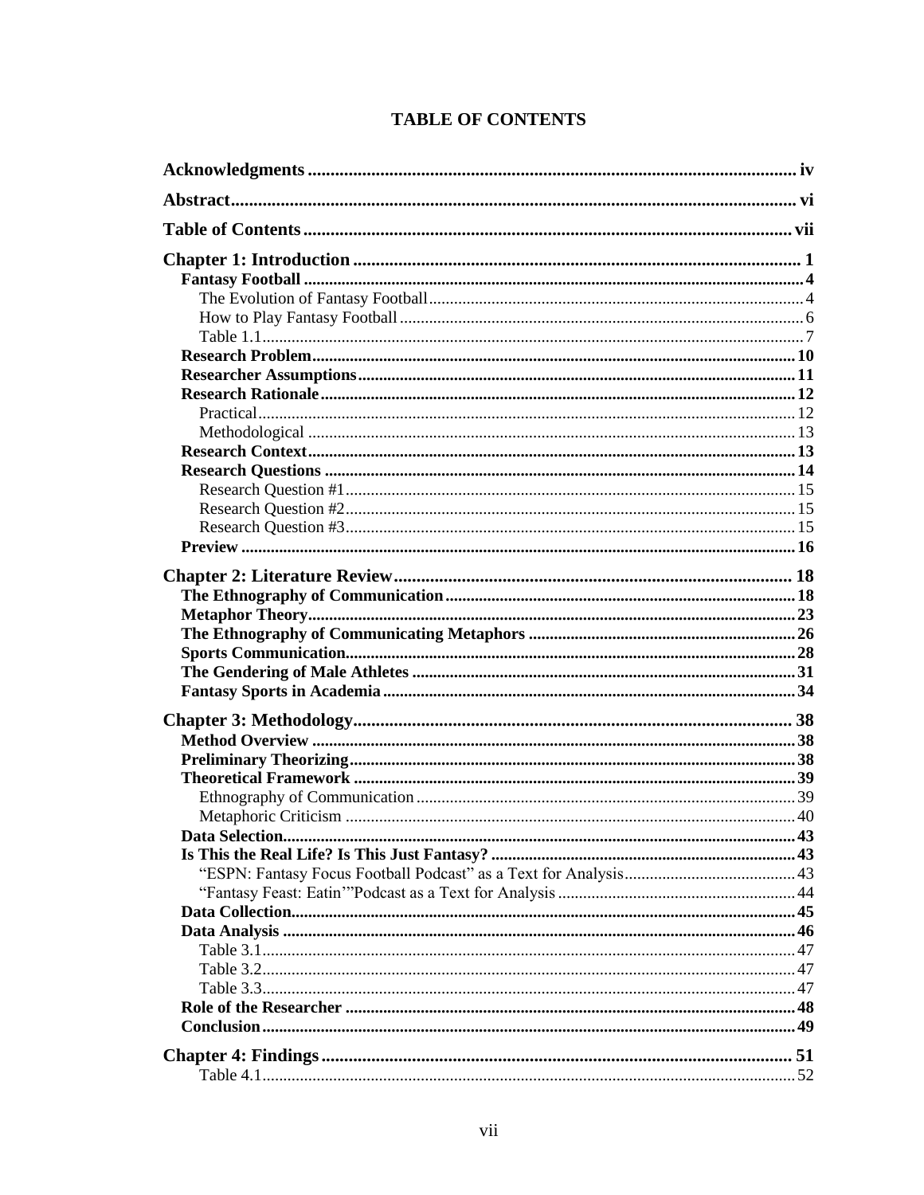# TABLE OF CONTENTS

**Acknowledgments** ........................................................................................................ iv

**Abstract** ...................................................................................................................... vi

**Table of Contents** ........................................................................................................ vii

**Chapter 1: Introduction** ................................................................................................ 1

- **Fantasy Football** ...................................................................................................... 4
  - The Evolution of Fantasy Football ........................................................................ 4
  - How to Play Fantasy Football ............................................................................... 6
  - Table 1.1 ............................................................................................................... 7
- **Research Problem** .................................................................................................. 10
- **Researcher Assumptions** ....................................................................................... 11
- **Research Rationale** ................................................................................................ 12
  - Practical ............................................................................................................... 12
  - Methodological .................................................................................................... 13
- **Research Context** .................................................................................................. 13
- **Research Questions** ............................................................................................... 14
  - Research Question #1 .......................................................................................... 15
  - Research Question #2 .......................................................................................... 15
  - Research Question #3 .......................................................................................... 15
- **Preview** ................................................................................................................. 16

**Chapter 2: Literature Review** ....................................................................................... 18

- **The Ethnography of Communication** .................................................................... 18
- **Metaphor Theory** .................................................................................................... 23
- **The Ethnography of Communicating Metaphors** .................................................. 26
- **Sports Communication** ........................................................................................... 28
- **The Gendering of Male Athletes** ........................................................................... 31
- **Fantasy Sports in Academia** .................................................................................. 34

**Chapter 3: Methodology** ................................................................................................ 38

- **Method Overview** ................................................................................................... 38
- **Preliminary Theorizing** .......................................................................................... 38
- **Theoretical Framework** ......................................................................................... 39
  - Ethnography of Communication .......................................................................... 39
  - Metaphoric Criticism ........................................................................................... 40
- **Data Selection** ........................................................................................................ 43
- **Is This the Real Life? Is This Just Fantasy?** ........................................................ 43
  - "ESPN: Fantasy Focus Football Podcast" as a Text for Analysis ......................... 43
  - "Fantasy Feast: Eatin'"Podcast as a Text for Analysis ......................................... 44
- **Data Collection** ...................................................................................................... 45
- **Data Analysis** ......................................................................................................... 46
  - Table 3.1 .............................................................................................................. 47
  - Table 3.2 .............................................................................................................. 47
  - Table 3.3 .............................................................................................................. 47
- **Role of the Researcher** .......................................................................................... 48
- **Conclusion** ............................................................................................................. 49

**Chapter 4: Findings** ...................................................................................................... 51

- Table 4.1 ................................................................................................................ 52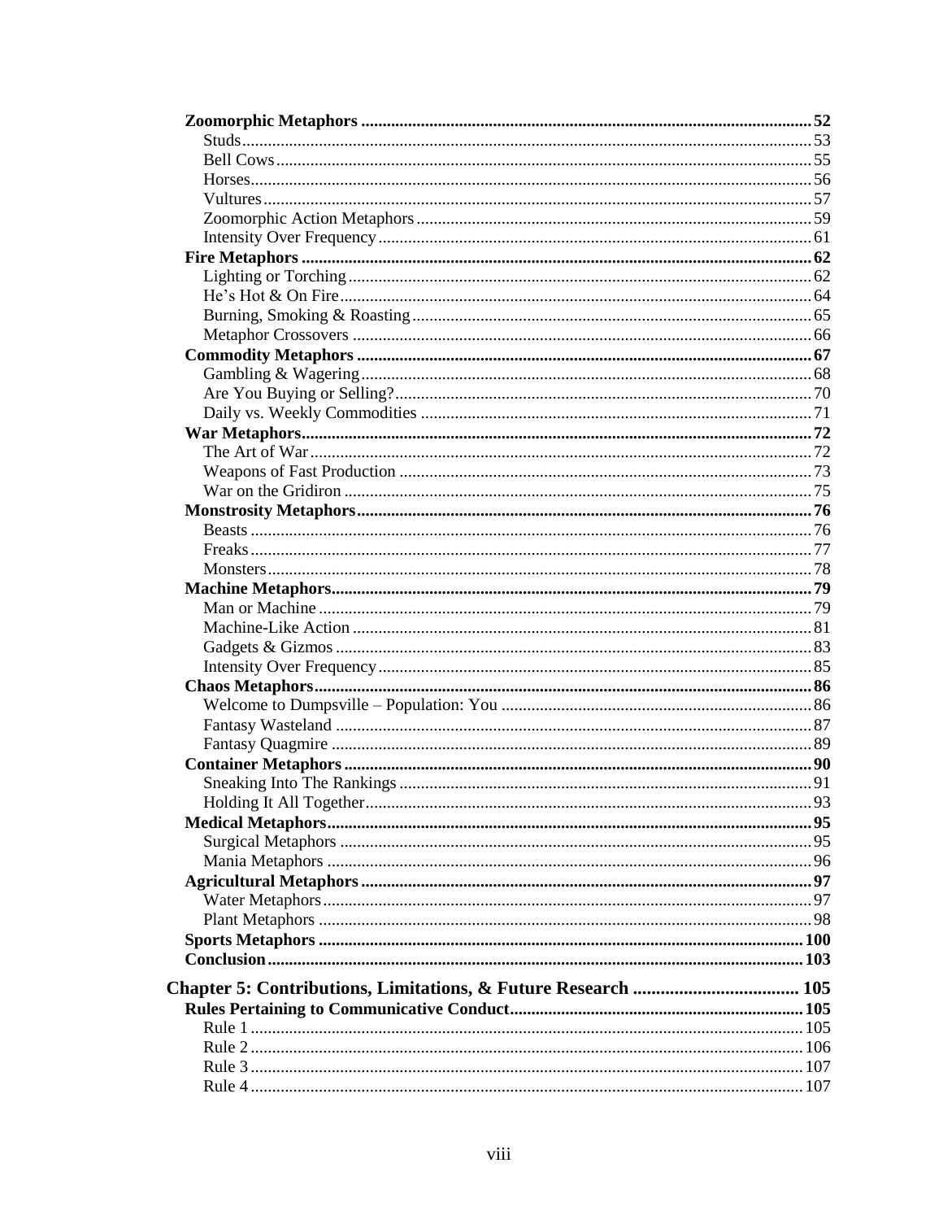**Zoomorphic Metaphors** ........ 52
Studs ........ 53
Bell Cows ........ 55
Horses ........ 56
Vultures ........ 57
Zoomorphic Action Metaphors ........ 59
Intensity Over Frequency ........ 61
**Fire Metaphors** ........ 62
Lighting or Torching ........ 62
He's Hot & On Fire ........ 64
Burning, Smoking & Roasting ........ 65
Metaphor Crossovers ........ 66
**Commodity Metaphors** ........ 67
Gambling & Wagering ........ 68
Are You Buying or Selling? ........ 70
Daily vs. Weekly Commodities ........ 71
**War Metaphors** ........ 72
The Art of War ........ 72
Weapons of Fast Production ........ 73
War on the Gridiron ........ 75
**Monstrosity Metaphors** ........ 76
Beasts ........ 76
Freaks ........ 77
Monsters ........ 78
**Machine Metaphors** ........ 79
Man or Machine ........ 79
Machine-Like Action ........ 81
Gadgets & Gizmos ........ 83
Intensity Over Frequency ........ 85
**Chaos Metaphors** ........ 86
Welcome to Dumpsville – Population: You ........ 86
Fantasy Wasteland ........ 87
Fantasy Quagmire ........ 89
**Container Metaphors** ........ 90
Sneaking Into The Rankings ........ 91
Holding It All Together ........ 93
**Medical Metaphors** ........ 95
Surgical Metaphors ........ 95
Mania Metaphors ........ 96
**Agricultural Metaphors** ........ 97
Water Metaphors ........ 97
Plant Metaphors ........ 98
**Sports Metaphors** ........ 100
**Conclusion** ........ 103

**Chapter 5: Contributions, Limitations, & Future Research** ........ 105
**Rules Pertaining to Communicative Conduct** ........ 105
Rule 1 ........ 105
Rule 2 ........ 106
Rule 3 ........ 107
Rule 4 ........ 107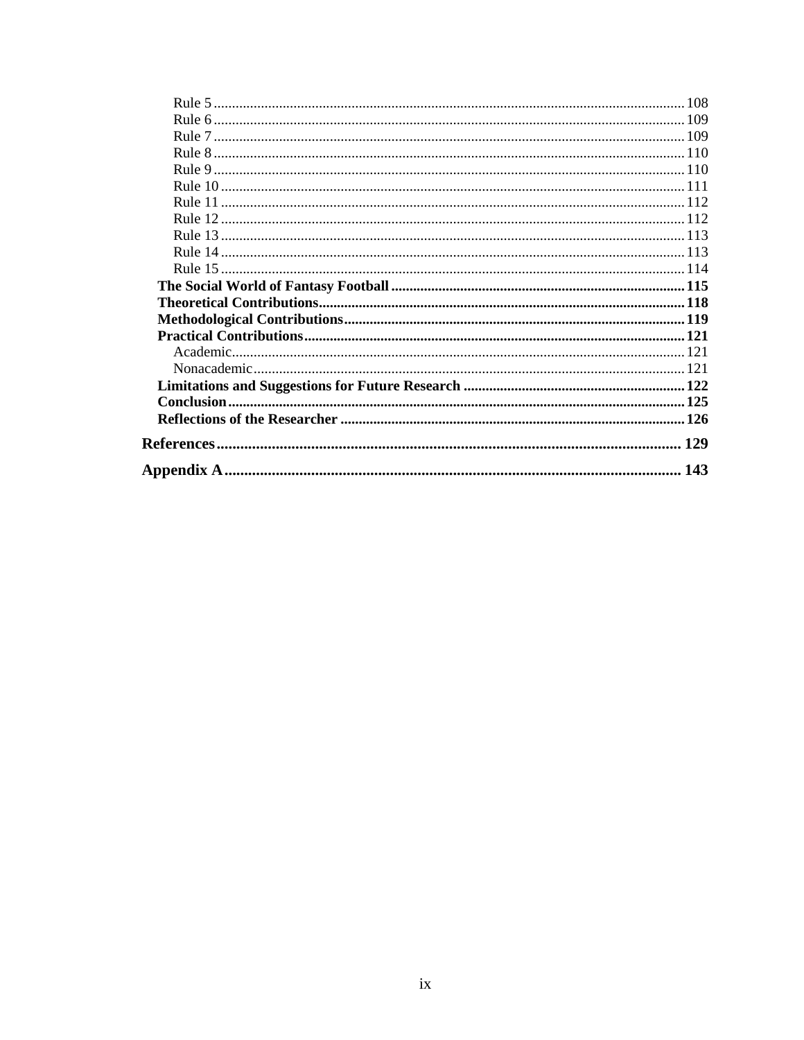Rule 5 ........ 108
Rule 6 ........ 109
Rule 7 ........ 109
Rule 8 ........ 110
Rule 9 ........ 110
Rule 10 ........ 111
Rule 11 ........ 112
Rule 12 ........ 112
Rule 13 ........ 113
Rule 14 ........ 113
Rule 15 ........ 114

**The Social World of Fantasy Football ........ 115**

**Theoretical Contributions ........ 118**

**Methodological Contributions ........ 119**

**Practical Contributions ........ 121**

Academic ........ 121
Nonacademic ........ 121

**Limitations and Suggestions for Future Research ........ 122**

**Conclusion ........ 125**

**Reflections of the Researcher ........ 126**

**References ........ 129**

**Appendix A ........ 143**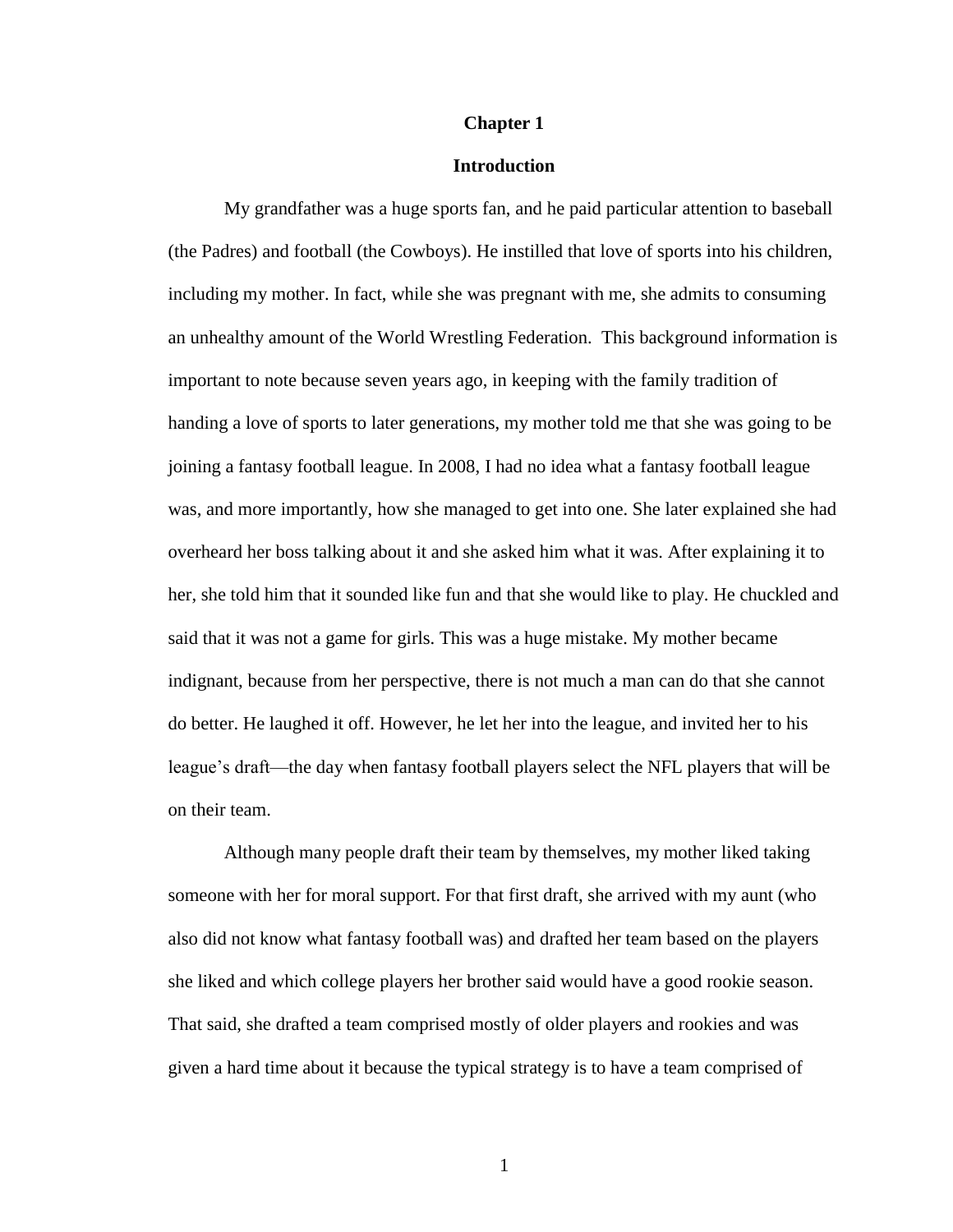# Chapter 1

## Introduction

My grandfather was a huge sports fan, and he paid particular attention to baseball (the Padres) and football (the Cowboys). He instilled that love of sports into his children, including my mother. In fact, while she was pregnant with me, she admits to consuming an unhealthy amount of the World Wrestling Federation. This background information is important to note because seven years ago, in keeping with the family tradition of handing a love of sports to later generations, my mother told me that she was going to be joining a fantasy football league. In 2008, I had no idea what a fantasy football league was, and more importantly, how she managed to get into one. She later explained she had overheard her boss talking about it and she asked him what it was. After explaining it to her, she told him that it sounded like fun and that she would like to play. He chuckled and said that it was not a game for girls. This was a huge mistake. My mother became indignant, because from her perspective, there is not much a man can do that she cannot do better. He laughed it off. However, he let her into the league, and invited her to his league's draft—the day when fantasy football players select the NFL players that will be on their team.

Although many people draft their team by themselves, my mother liked taking someone with her for moral support. For that first draft, she arrived with my aunt (who also did not know what fantasy football was) and drafted her team based on the players she liked and which college players her brother said would have a good rookie season. That said, she drafted a team comprised mostly of older players and rookies and was given a hard time about it because the typical strategy is to have a team comprised of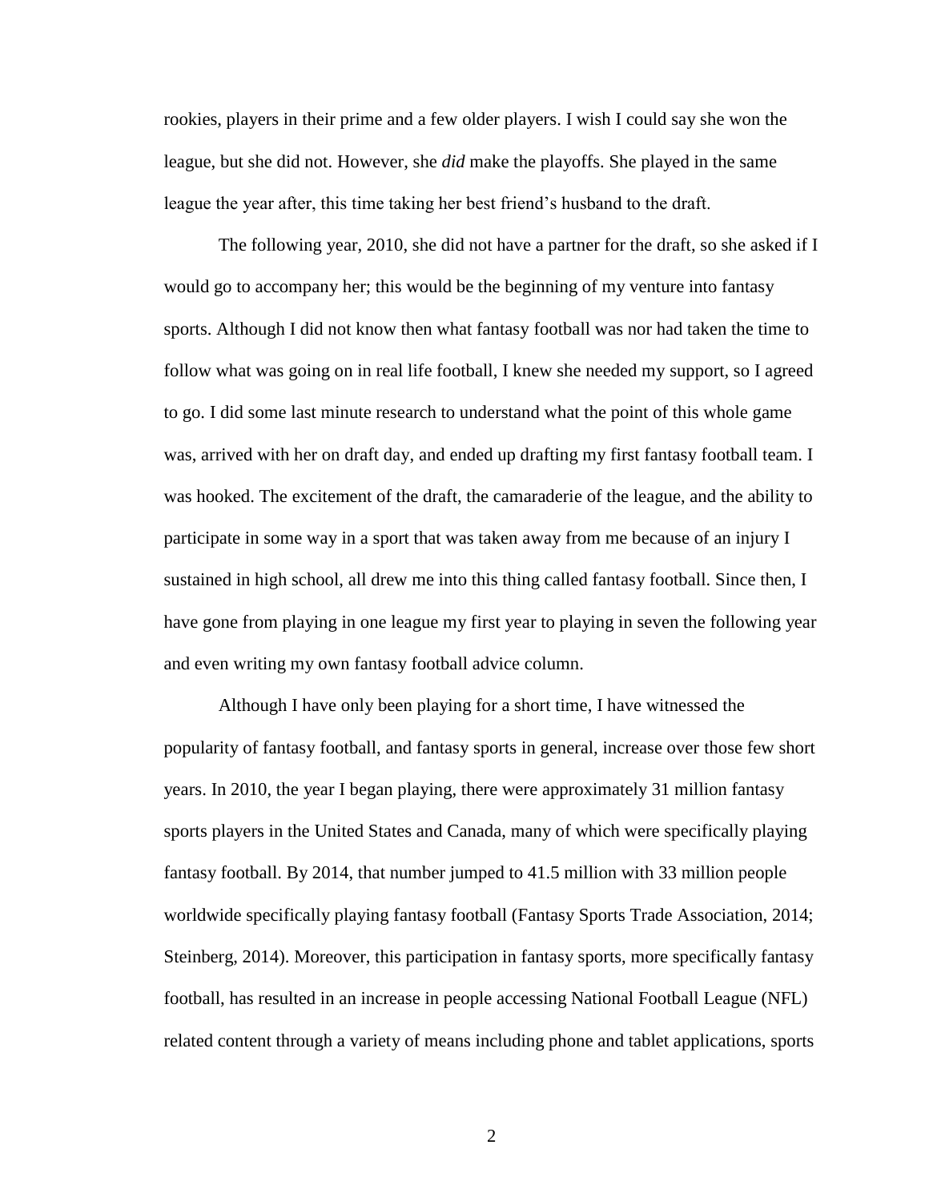rookies, players in their prime and a few older players. I wish I could say she won the league, but she did not. However, she *did* make the playoffs. She played in the same league the year after, this time taking her best friend's husband to the draft.

The following year, 2010, she did not have a partner for the draft, so she asked if I would go to accompany her; this would be the beginning of my venture into fantasy sports. Although I did not know then what fantasy football was nor had taken the time to follow what was going on in real life football, I knew she needed my support, so I agreed to go. I did some last minute research to understand what the point of this whole game was, arrived with her on draft day, and ended up drafting my first fantasy football team. I was hooked. The excitement of the draft, the camaraderie of the league, and the ability to participate in some way in a sport that was taken away from me because of an injury I sustained in high school, all drew me into this thing called fantasy football. Since then, I have gone from playing in one league my first year to playing in seven the following year and even writing my own fantasy football advice column.

Although I have only been playing for a short time, I have witnessed the popularity of fantasy football, and fantasy sports in general, increase over those few short years. In 2010, the year I began playing, there were approximately 31 million fantasy sports players in the United States and Canada, many of which were specifically playing fantasy football. By 2014, that number jumped to 41.5 million with 33 million people worldwide specifically playing fantasy football (Fantasy Sports Trade Association, 2014; Steinberg, 2014). Moreover, this participation in fantasy sports, more specifically fantasy football, has resulted in an increase in people accessing National Football League (NFL) related content through a variety of means including phone and tablet applications, sports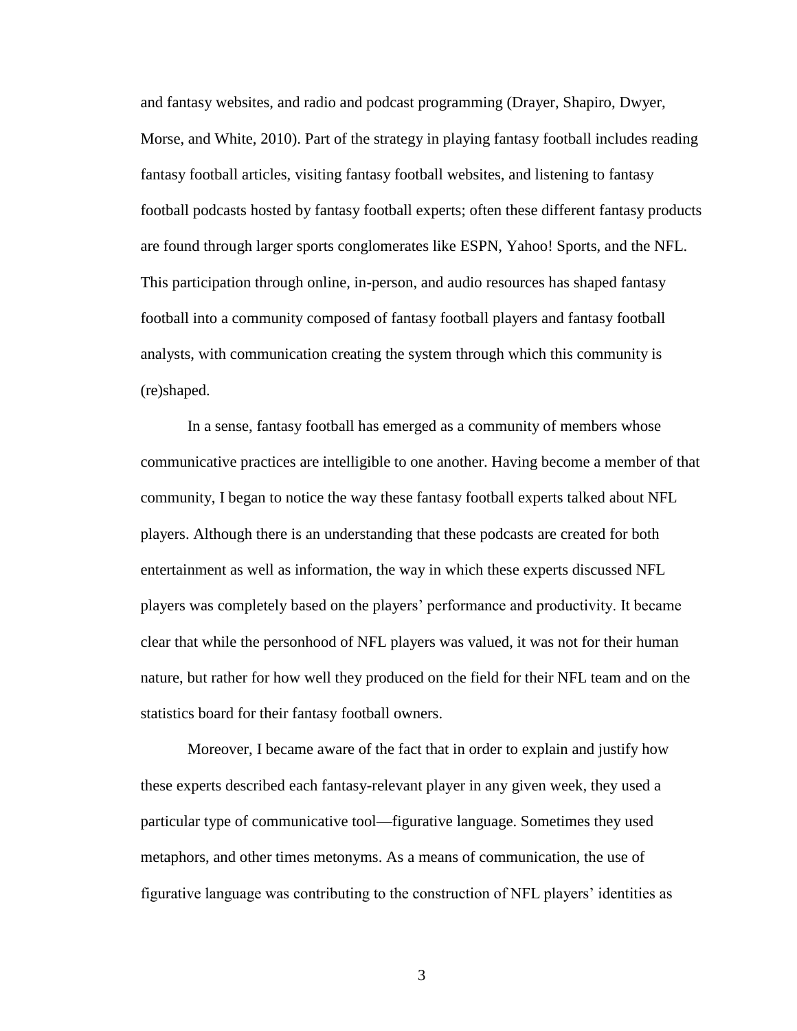and fantasy websites, and radio and podcast programming (Drayer, Shapiro, Dwyer, Morse, and White, 2010). Part of the strategy in playing fantasy football includes reading fantasy football articles, visiting fantasy football websites, and listening to fantasy football podcasts hosted by fantasy football experts; often these different fantasy products are found through larger sports conglomerates like ESPN, Yahoo! Sports, and the NFL. This participation through online, in-person, and audio resources has shaped fantasy football into a community composed of fantasy football players and fantasy football analysts, with communication creating the system through which this community is (re)shaped.

In a sense, fantasy football has emerged as a community of members whose communicative practices are intelligible to one another. Having become a member of that community, I began to notice the way these fantasy football experts talked about NFL players. Although there is an understanding that these podcasts are created for both entertainment as well as information, the way in which these experts discussed NFL players was completely based on the players' performance and productivity. It became clear that while the personhood of NFL players was valued, it was not for their human nature, but rather for how well they produced on the field for their NFL team and on the statistics board for their fantasy football owners.

Moreover, I became aware of the fact that in order to explain and justify how these experts described each fantasy-relevant player in any given week, they used a particular type of communicative tool—figurative language. Sometimes they used metaphors, and other times metonyms. As a means of communication, the use of figurative language was contributing to the construction of NFL players' identities as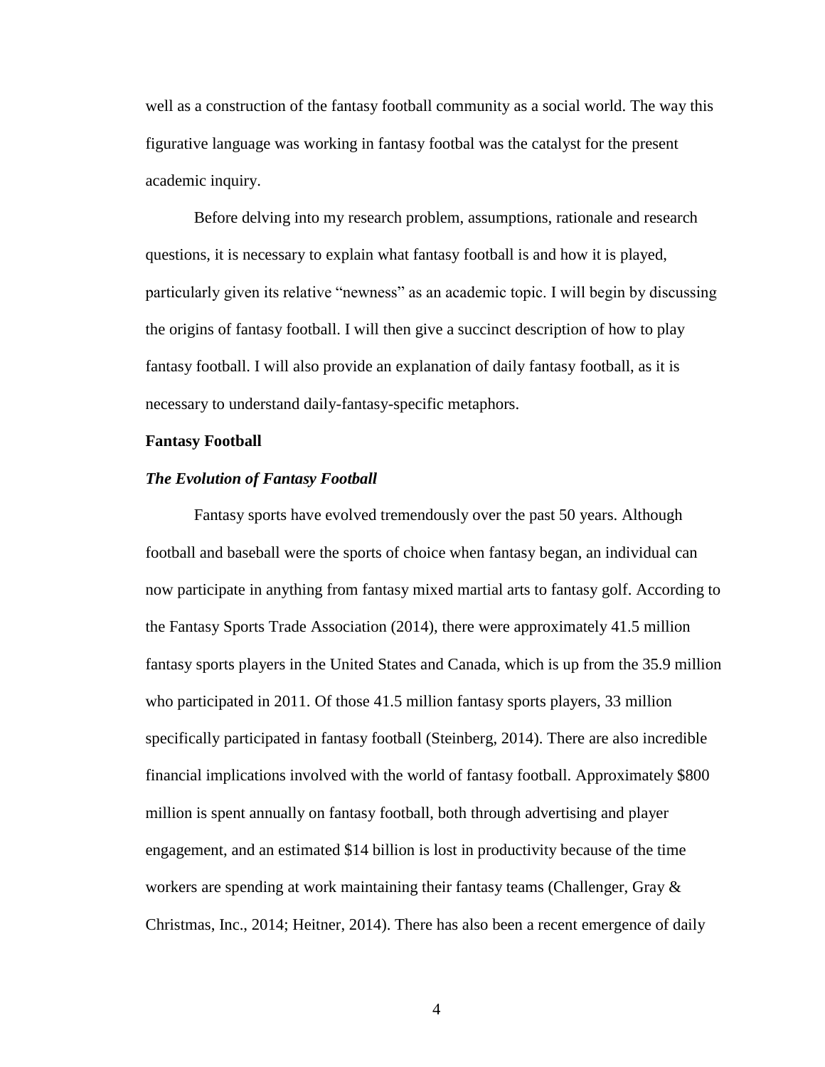well as a construction of the fantasy football community as a social world. The way this figurative language was working in fantasy footbal was the catalyst for the present academic inquiry.

Before delving into my research problem, assumptions, rationale and research questions, it is necessary to explain what fantasy football is and how it is played, particularly given its relative "newness" as an academic topic. I will begin by discussing the origins of fantasy football. I will then give a succinct description of how to play fantasy football. I will also provide an explanation of daily fantasy football, as it is necessary to understand daily-fantasy-specific metaphors.

**Fantasy Football**

***The Evolution of Fantasy Football***

Fantasy sports have evolved tremendously over the past 50 years. Although football and baseball were the sports of choice when fantasy began, an individual can now participate in anything from fantasy mixed martial arts to fantasy golf. According to the Fantasy Sports Trade Association (2014), there were approximately 41.5 million fantasy sports players in the United States and Canada, which is up from the 35.9 million who participated in 2011. Of those 41.5 million fantasy sports players, 33 million specifically participated in fantasy football (Steinberg, 2014). There are also incredible financial implications involved with the world of fantasy football. Approximately $800 million is spent annually on fantasy football, both through advertising and player engagement, and an estimated $14 billion is lost in productivity because of the time workers are spending at work maintaining their fantasy teams (Challenger, Gray & Christmas, Inc., 2014; Heitner, 2014). There has also been a recent emergence of daily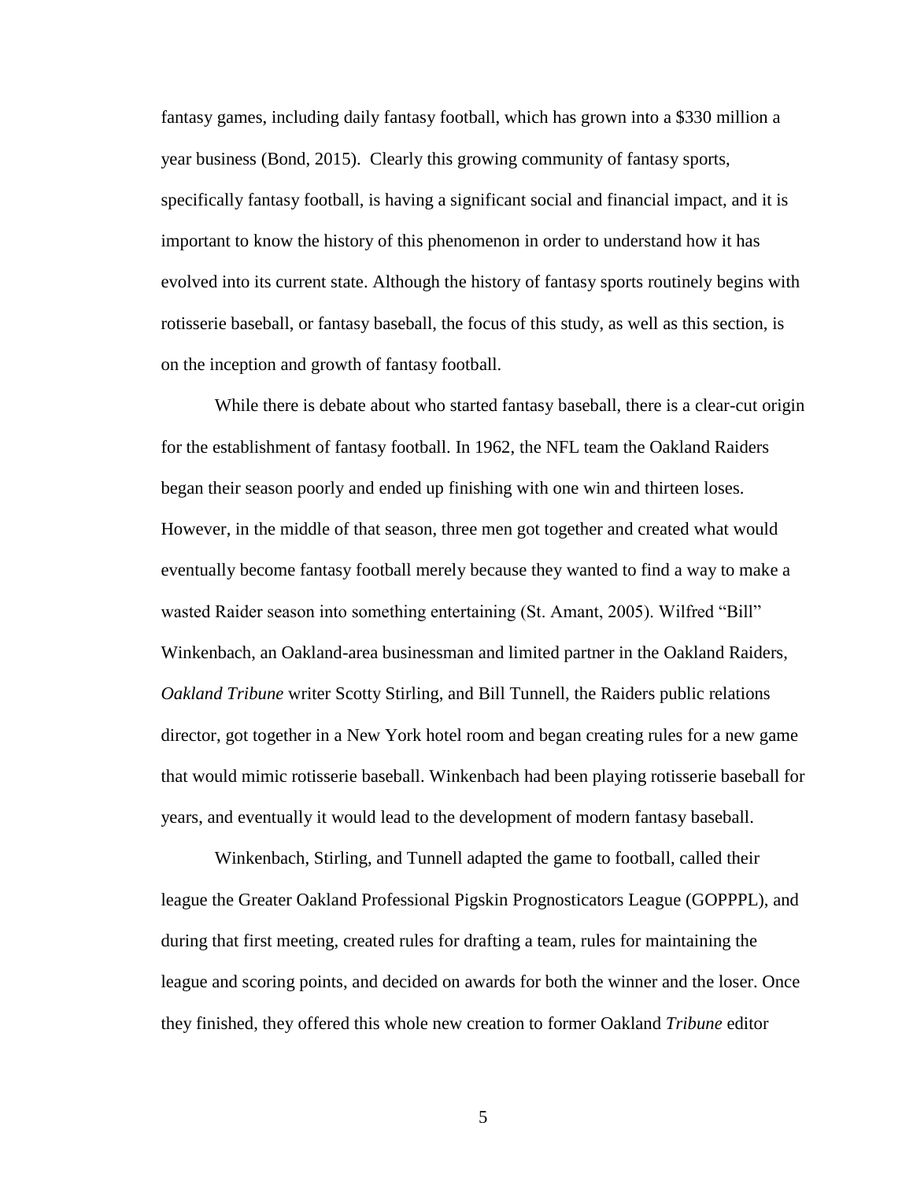fantasy games, including daily fantasy football, which has grown into a $330 million a year business (Bond, 2015). Clearly this growing community of fantasy sports, specifically fantasy football, is having a significant social and financial impact, and it is important to know the history of this phenomenon in order to understand how it has evolved into its current state. Although the history of fantasy sports routinely begins with rotisserie baseball, or fantasy baseball, the focus of this study, as well as this section, is on the inception and growth of fantasy football.

While there is debate about who started fantasy baseball, there is a clear-cut origin for the establishment of fantasy football. In 1962, the NFL team the Oakland Raiders began their season poorly and ended up finishing with one win and thirteen loses. However, in the middle of that season, three men got together and created what would eventually become fantasy football merely because they wanted to find a way to make a wasted Raider season into something entertaining (St. Amant, 2005). Wilfred "Bill" Winkenbach, an Oakland-area businessman and limited partner in the Oakland Raiders, *Oakland Tribune* writer Scotty Stirling, and Bill Tunnell, the Raiders public relations director, got together in a New York hotel room and began creating rules for a new game that would mimic rotisserie baseball. Winkenbach had been playing rotisserie baseball for years, and eventually it would lead to the development of modern fantasy baseball.

Winkenbach, Stirling, and Tunnell adapted the game to football, called their league the Greater Oakland Professional Pigskin Prognosticators League (GOPPPL), and during that first meeting, created rules for drafting a team, rules for maintaining the league and scoring points, and decided on awards for both the winner and the loser. Once they finished, they offered this whole new creation to former Oakland *Tribune* editor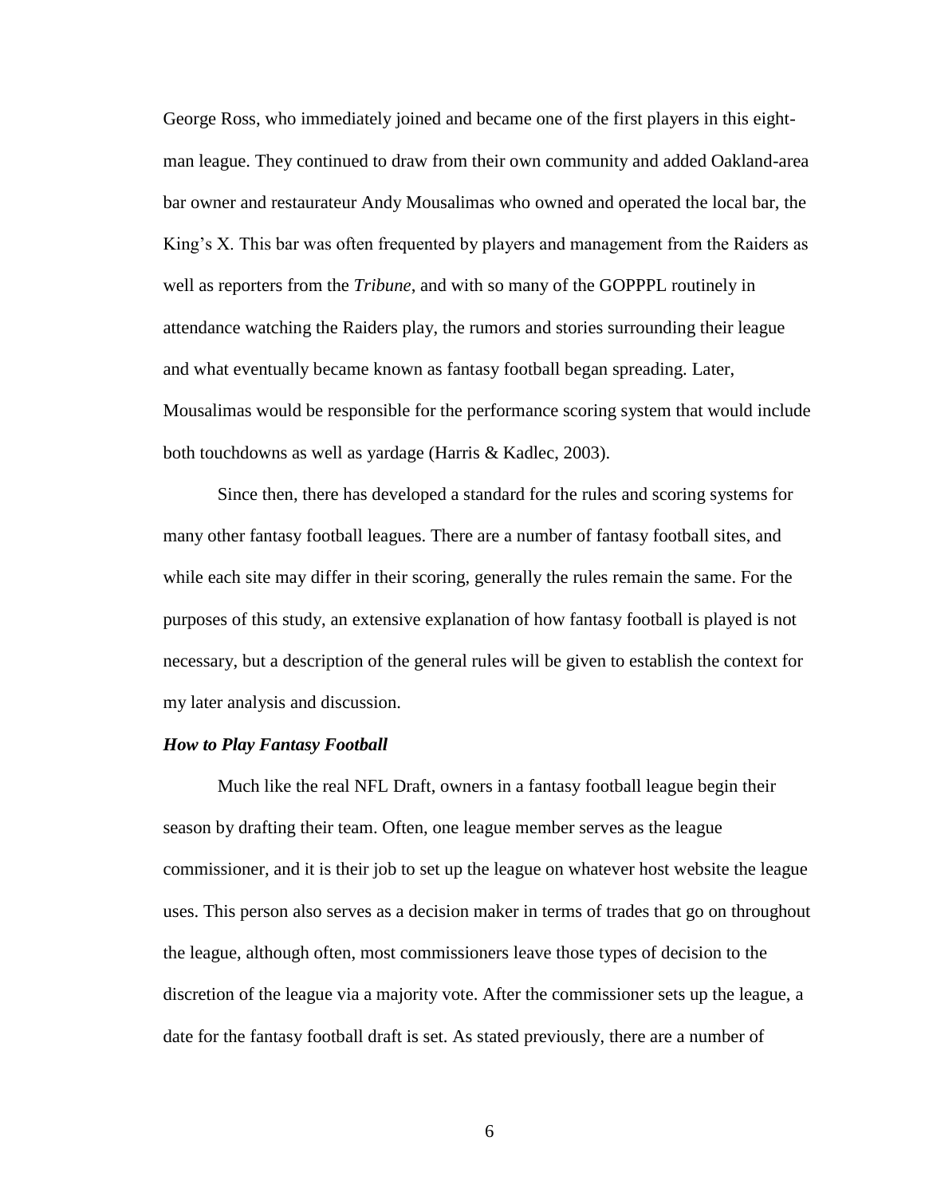George Ross, who immediately joined and became one of the first players in this eight-man league. They continued to draw from their own community and added Oakland-area bar owner and restaurateur Andy Mousalimas who owned and operated the local bar, the King's X. This bar was often frequented by players and management from the Raiders as well as reporters from the *Tribune*, and with so many of the GOPPPL routinely in attendance watching the Raiders play, the rumors and stories surrounding their league and what eventually became known as fantasy football began spreading. Later, Mousalimas would be responsible for the performance scoring system that would include both touchdowns as well as yardage (Harris & Kadlec, 2003).

Since then, there has developed a standard for the rules and scoring systems for many other fantasy football leagues. There are a number of fantasy football sites, and while each site may differ in their scoring, generally the rules remain the same. For the purposes of this study, an extensive explanation of how fantasy football is played is not necessary, but a description of the general rules will be given to establish the context for my later analysis and discussion.

### *How to Play Fantasy Football*

Much like the real NFL Draft, owners in a fantasy football league begin their season by drafting their team. Often, one league member serves as the league commissioner, and it is their job to set up the league on whatever host website the league uses. This person also serves as a decision maker in terms of trades that go on throughout the league, although often, most commissioners leave those types of decision to the discretion of the league via a majority vote. After the commissioner sets up the league, a date for the fantasy football draft is set. As stated previously, there are a number of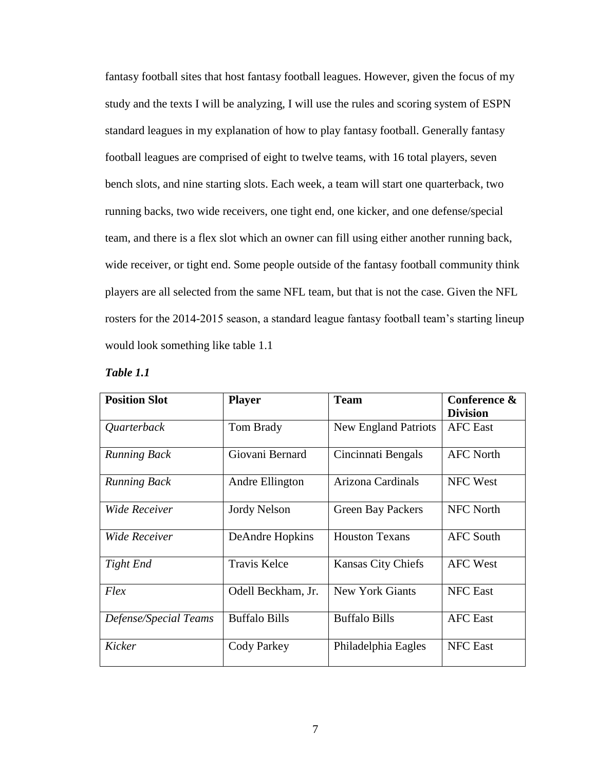fantasy football sites that host fantasy football leagues. However, given the focus of my study and the texts I will be analyzing, I will use the rules and scoring system of ESPN standard leagues in my explanation of how to play fantasy football. Generally fantasy football leagues are comprised of eight to twelve teams, with 16 total players, seven bench slots, and nine starting slots. Each week, a team will start one quarterback, two running backs, two wide receivers, one tight end, one kicker, and one defense/special team, and there is a flex slot which an owner can fill using either another running back, wide receiver, or tight end. Some people outside of the fantasy football community think players are all selected from the same NFL team, but that is not the case. Given the NFL rosters for the 2014-2015 season, a standard league fantasy football team's starting lineup would look something like table 1.1

***Table 1.1***

| **Position Slot** | **Player** | **Team** | **Conference & Division** |
|---|---|---|---|
| *Quarterback* | Tom Brady | New England Patriots | AFC East |
| *Running Back* | Giovani Bernard | Cincinnati Bengals | AFC North |
| *Running Back* | Andre Ellington | Arizona Cardinals | NFC West |
| *Wide Receiver* | Jordy Nelson | Green Bay Packers | NFC North |
| *Wide Receiver* | DeAndre Hopkins | Houston Texans | AFC South |
| *Tight End* | Travis Kelce | Kansas City Chiefs | AFC West |
| *Flex* | Odell Beckham, Jr. | New York Giants | NFC East |
| *Defense/Special Teams* | Buffalo Bills | Buffalo Bills | AFC East |
| *Kicker* | Cody Parkey | Philadelphia Eagles | NFC East |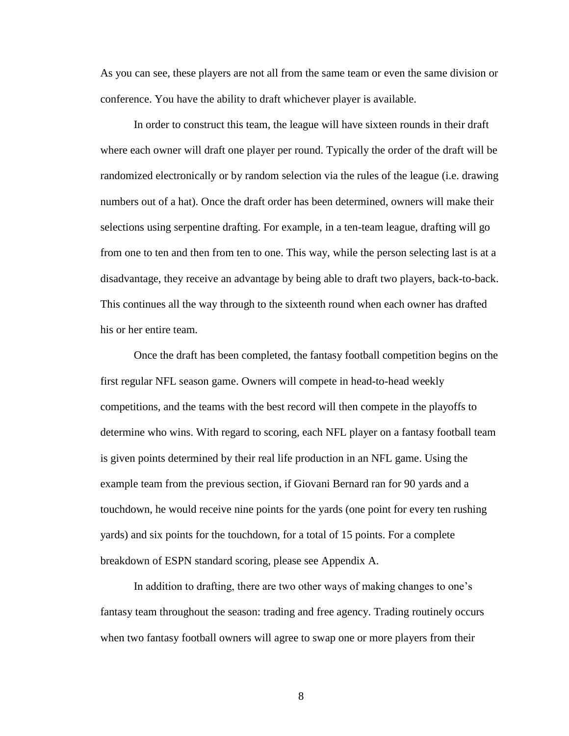As you can see, these players are not all from the same team or even the same division or conference. You have the ability to draft whichever player is available.

In order to construct this team, the league will have sixteen rounds in their draft where each owner will draft one player per round. Typically the order of the draft will be randomized electronically or by random selection via the rules of the league (i.e. drawing numbers out of a hat). Once the draft order has been determined, owners will make their selections using serpentine drafting. For example, in a ten-team league, drafting will go from one to ten and then from ten to one. This way, while the person selecting last is at a disadvantage, they receive an advantage by being able to draft two players, back-to-back. This continues all the way through to the sixteenth round when each owner has drafted his or her entire team.

Once the draft has been completed, the fantasy football competition begins on the first regular NFL season game. Owners will compete in head-to-head weekly competitions, and the teams with the best record will then compete in the playoffs to determine who wins. With regard to scoring, each NFL player on a fantasy football team is given points determined by their real life production in an NFL game. Using the example team from the previous section, if Giovani Bernard ran for 90 yards and a touchdown, he would receive nine points for the yards (one point for every ten rushing yards) and six points for the touchdown, for a total of 15 points. For a complete breakdown of ESPN standard scoring, please see Appendix A.

In addition to drafting, there are two other ways of making changes to one's fantasy team throughout the season: trading and free agency. Trading routinely occurs when two fantasy football owners will agree to swap one or more players from their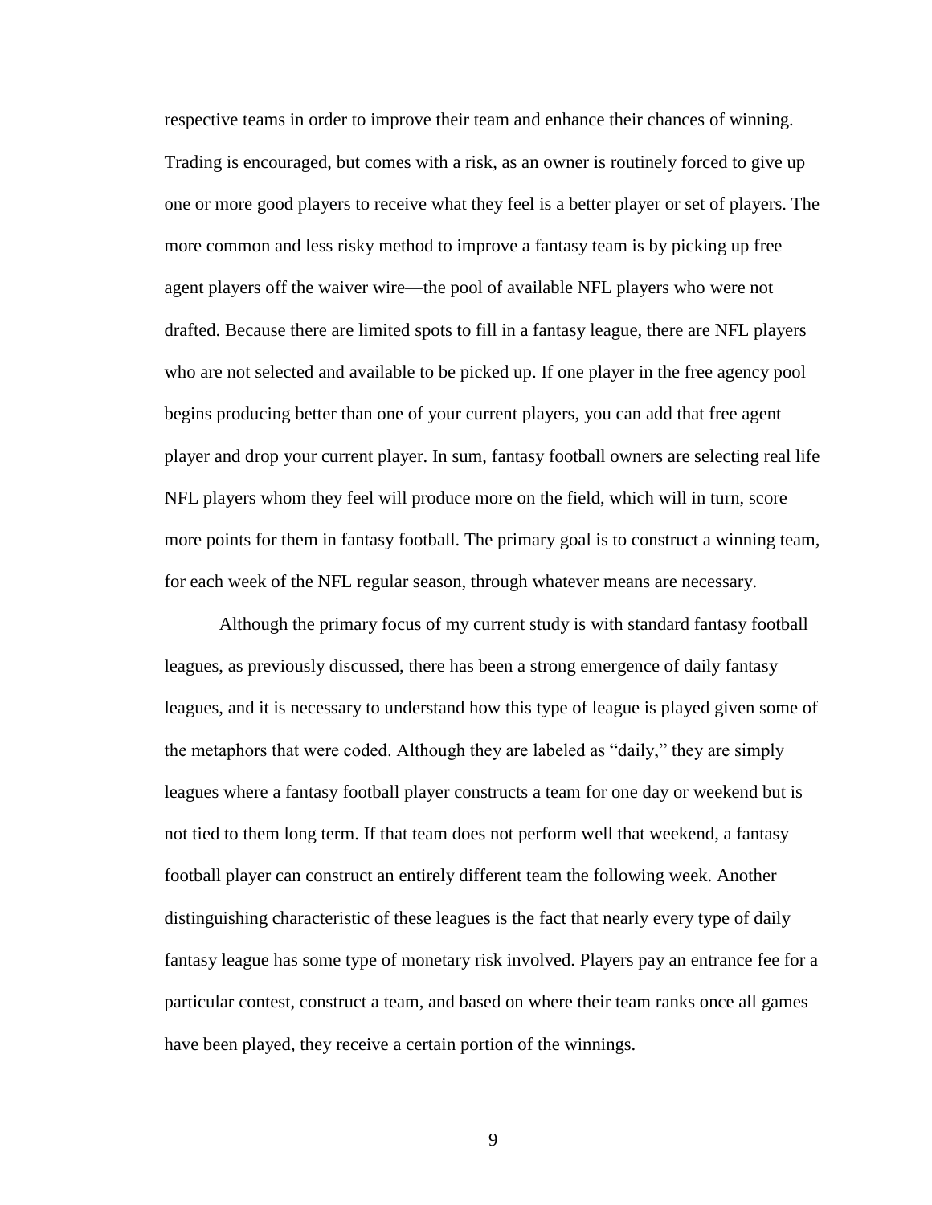respective teams in order to improve their team and enhance their chances of winning. Trading is encouraged, but comes with a risk, as an owner is routinely forced to give up one or more good players to receive what they feel is a better player or set of players. The more common and less risky method to improve a fantasy team is by picking up free agent players off the waiver wire—the pool of available NFL players who were not drafted. Because there are limited spots to fill in a fantasy league, there are NFL players who are not selected and available to be picked up. If one player in the free agency pool begins producing better than one of your current players, you can add that free agent player and drop your current player. In sum, fantasy football owners are selecting real life NFL players whom they feel will produce more on the field, which will in turn, score more points for them in fantasy football. The primary goal is to construct a winning team, for each week of the NFL regular season, through whatever means are necessary.

Although the primary focus of my current study is with standard fantasy football leagues, as previously discussed, there has been a strong emergence of daily fantasy leagues, and it is necessary to understand how this type of league is played given some of the metaphors that were coded. Although they are labeled as "daily," they are simply leagues where a fantasy football player constructs a team for one day or weekend but is not tied to them long term. If that team does not perform well that weekend, a fantasy football player can construct an entirely different team the following week. Another distinguishing characteristic of these leagues is the fact that nearly every type of daily fantasy league has some type of monetary risk involved. Players pay an entrance fee for a particular contest, construct a team, and based on where their team ranks once all games have been played, they receive a certain portion of the winnings.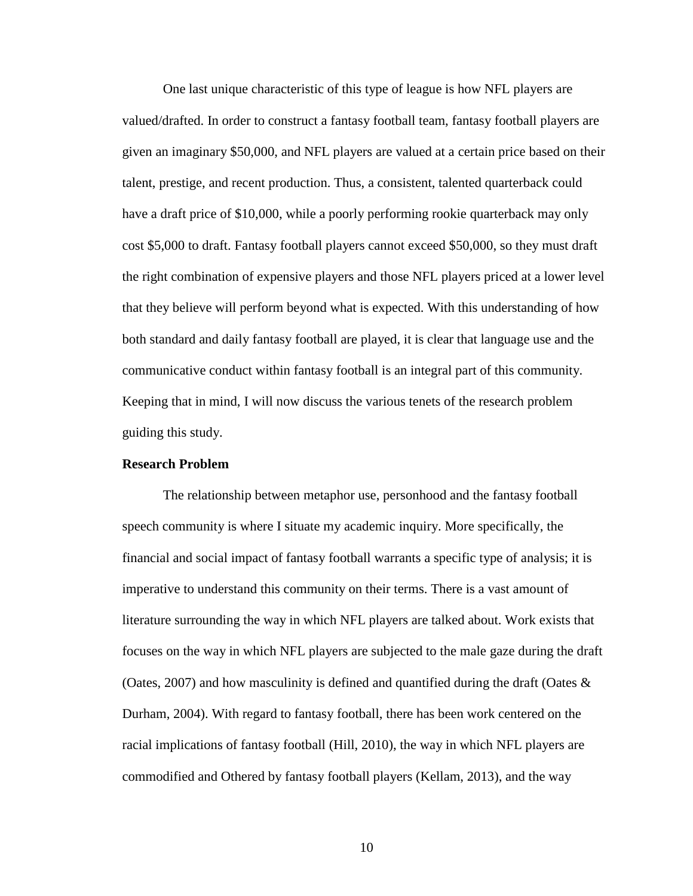One last unique characteristic of this type of league is how NFL players are valued/drafted. In order to construct a fantasy football team, fantasy football players are given an imaginary $50,000, and NFL players are valued at a certain price based on their talent, prestige, and recent production. Thus, a consistent, talented quarterback could have a draft price of $10,000, while a poorly performing rookie quarterback may only cost $5,000 to draft. Fantasy football players cannot exceed $50,000, so they must draft the right combination of expensive players and those NFL players priced at a lower level that they believe will perform beyond what is expected. With this understanding of how both standard and daily fantasy football are played, it is clear that language use and the communicative conduct within fantasy football is an integral part of this community. Keeping that in mind, I will now discuss the various tenets of the research problem guiding this study.

**Research Problem**

The relationship between metaphor use, personhood and the fantasy football speech community is where I situate my academic inquiry. More specifically, the financial and social impact of fantasy football warrants a specific type of analysis; it is imperative to understand this community on their terms. There is a vast amount of literature surrounding the way in which NFL players are talked about. Work exists that focuses on the way in which NFL players are subjected to the male gaze during the draft (Oates, 2007) and how masculinity is defined and quantified during the draft (Oates & Durham, 2004). With regard to fantasy football, there has been work centered on the racial implications of fantasy football (Hill, 2010), the way in which NFL players are commodified and Othered by fantasy football players (Kellam, 2013), and the way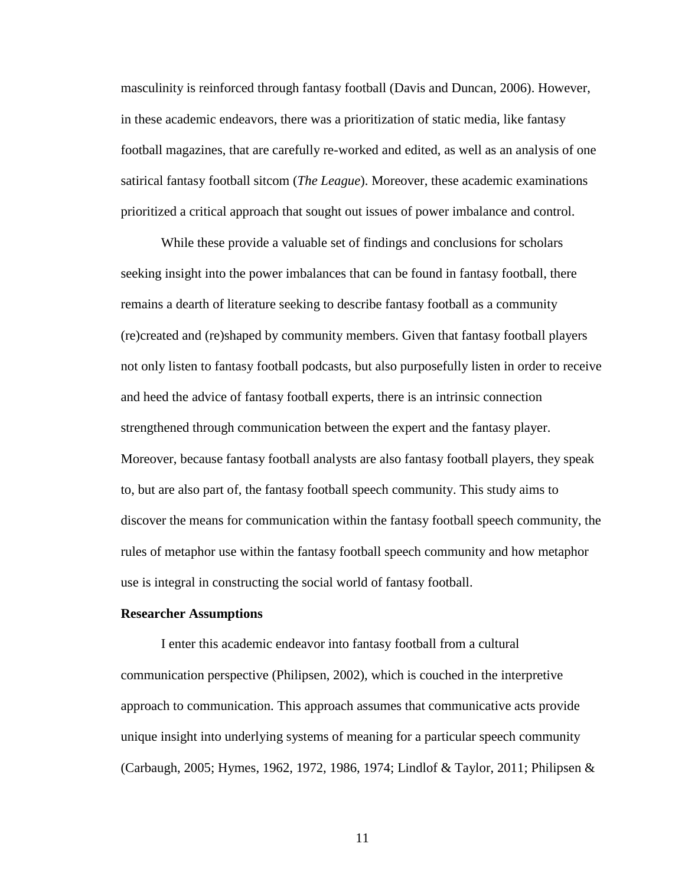masculinity is reinforced through fantasy football (Davis and Duncan, 2006). However, in these academic endeavors, there was a prioritization of static media, like fantasy football magazines, that are carefully re-worked and edited, as well as an analysis of one satirical fantasy football sitcom (*The League*). Moreover, these academic examinations prioritized a critical approach that sought out issues of power imbalance and control.

While these provide a valuable set of findings and conclusions for scholars seeking insight into the power imbalances that can be found in fantasy football, there remains a dearth of literature seeking to describe fantasy football as a community (re)created and (re)shaped by community members. Given that fantasy football players not only listen to fantasy football podcasts, but also purposefully listen in order to receive and heed the advice of fantasy football experts, there is an intrinsic connection strengthened through communication between the expert and the fantasy player. Moreover, because fantasy football analysts are also fantasy football players, they speak to, but are also part of, the fantasy football speech community. This study aims to discover the means for communication within the fantasy football speech community, the rules of metaphor use within the fantasy football speech community and how metaphor use is integral in constructing the social world of fantasy football.

**Researcher Assumptions**

I enter this academic endeavor into fantasy football from a cultural communication perspective (Philipsen, 2002), which is couched in the interpretive approach to communication. This approach assumes that communicative acts provide unique insight into underlying systems of meaning for a particular speech community (Carbaugh, 2005; Hymes, 1962, 1972, 1986, 1974; Lindlof & Taylor, 2011; Philipsen &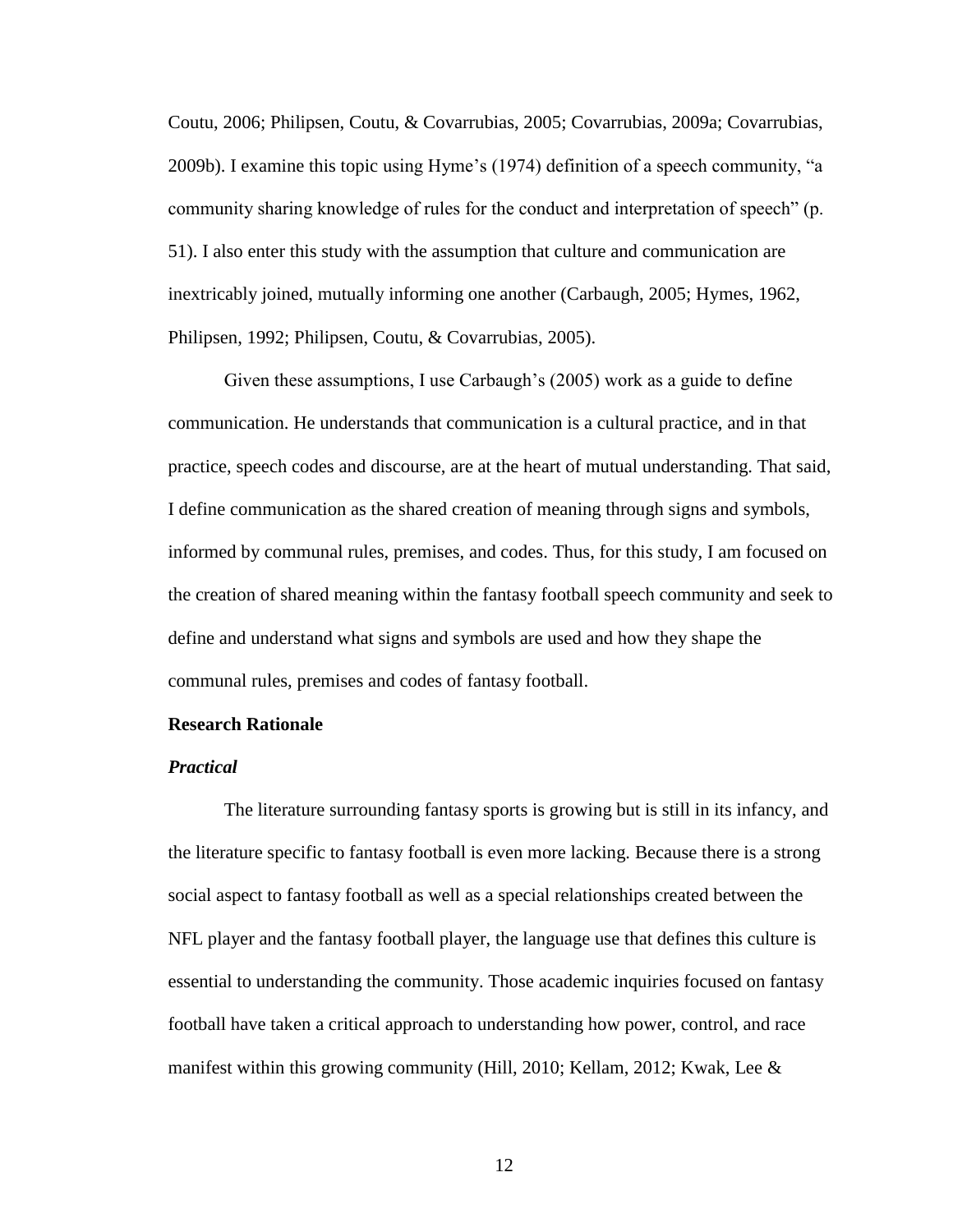Coutu, 2006; Philipsen, Coutu, & Covarrubias, 2005; Covarrubias, 2009a; Covarrubias, 2009b). I examine this topic using Hyme's (1974) definition of a speech community, "a community sharing knowledge of rules for the conduct and interpretation of speech" (p. 51). I also enter this study with the assumption that culture and communication are inextricably joined, mutually informing one another (Carbaugh, 2005; Hymes, 1962, Philipsen, 1992; Philipsen, Coutu, & Covarrubias, 2005).

Given these assumptions, I use Carbaugh's (2005) work as a guide to define communication. He understands that communication is a cultural practice, and in that practice, speech codes and discourse, are at the heart of mutual understanding. That said, I define communication as the shared creation of meaning through signs and symbols, informed by communal rules, premises, and codes. Thus, for this study, I am focused on the creation of shared meaning within the fantasy football speech community and seek to define and understand what signs and symbols are used and how they shape the communal rules, premises and codes of fantasy football.

## Research Rationale

### *Practical*

The literature surrounding fantasy sports is growing but is still in its infancy, and the literature specific to fantasy football is even more lacking. Because there is a strong social aspect to fantasy football as well as a special relationships created between the NFL player and the fantasy football player, the language use that defines this culture is essential to understanding the community. Those academic inquiries focused on fantasy football have taken a critical approach to understanding how power, control, and race manifest within this growing community (Hill, 2010; Kellam, 2012; Kwak, Lee &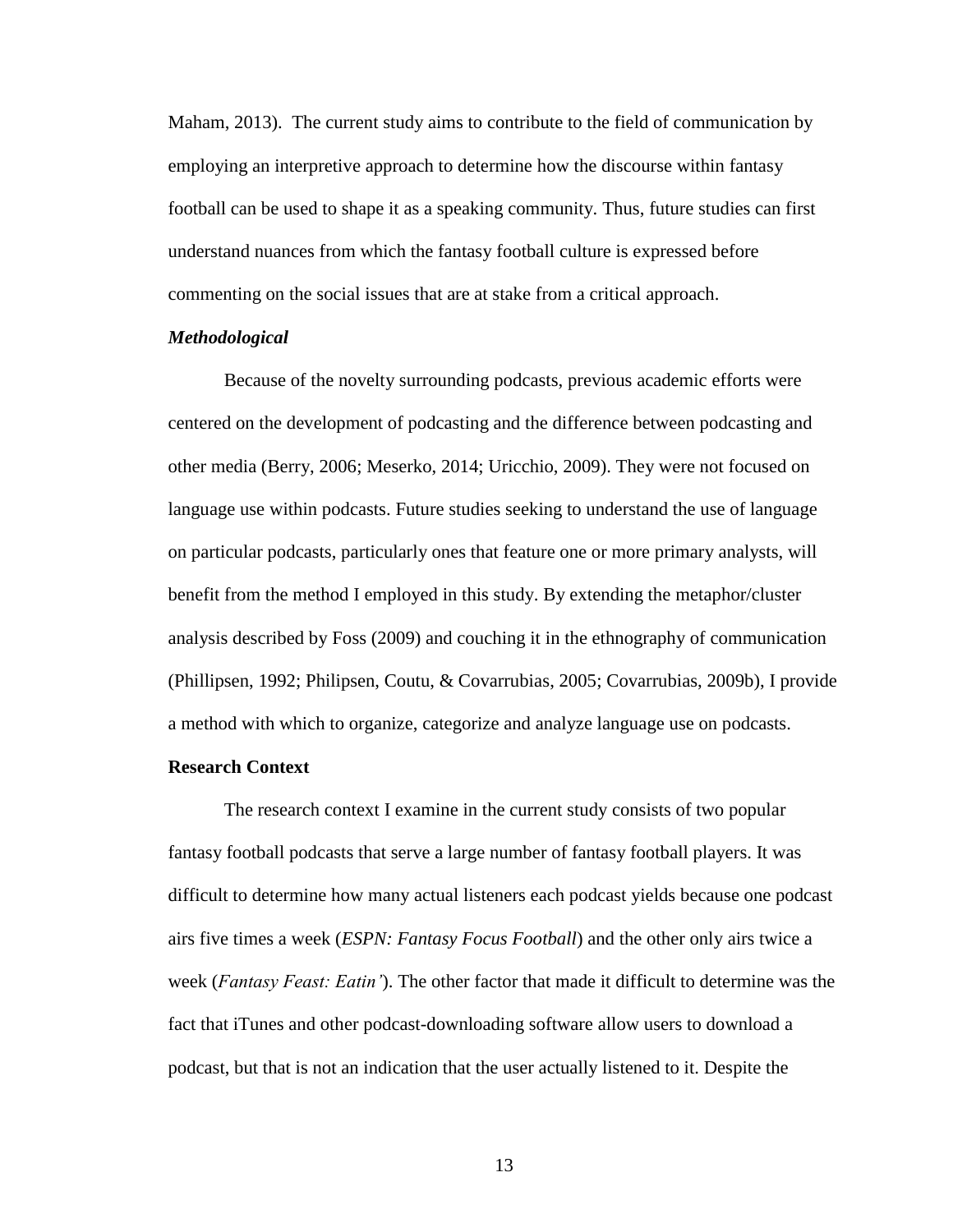Maham, 2013). The current study aims to contribute to the field of communication by employing an interpretive approach to determine how the discourse within fantasy football can be used to shape it as a speaking community. Thus, future studies can first understand nuances from which the fantasy football culture is expressed before commenting on the social issues that are at stake from a critical approach.

### *Methodological*

Because of the novelty surrounding podcasts, previous academic efforts were centered on the development of podcasting and the difference between podcasting and other media (Berry, 2006; Meserko, 2014; Uricchio, 2009). They were not focused on language use within podcasts. Future studies seeking to understand the use of language on particular podcasts, particularly ones that feature one or more primary analysts, will benefit from the method I employed in this study. By extending the metaphor/cluster analysis described by Foss (2009) and couching it in the ethnography of communication (Phillipsen, 1992; Philipsen, Coutu, & Covarrubias, 2005; Covarrubias, 2009b), I provide a method with which to organize, categorize and analyze language use on podcasts.

## Research Context

The research context I examine in the current study consists of two popular fantasy football podcasts that serve a large number of fantasy football players. It was difficult to determine how many actual listeners each podcast yields because one podcast airs five times a week (*ESPN: Fantasy Focus Football*) and the other only airs twice a week (*Fantasy Feast: Eatin'*). The other factor that made it difficult to determine was the fact that iTunes and other podcast-downloading software allow users to download a podcast, but that is not an indication that the user actually listened to it. Despite the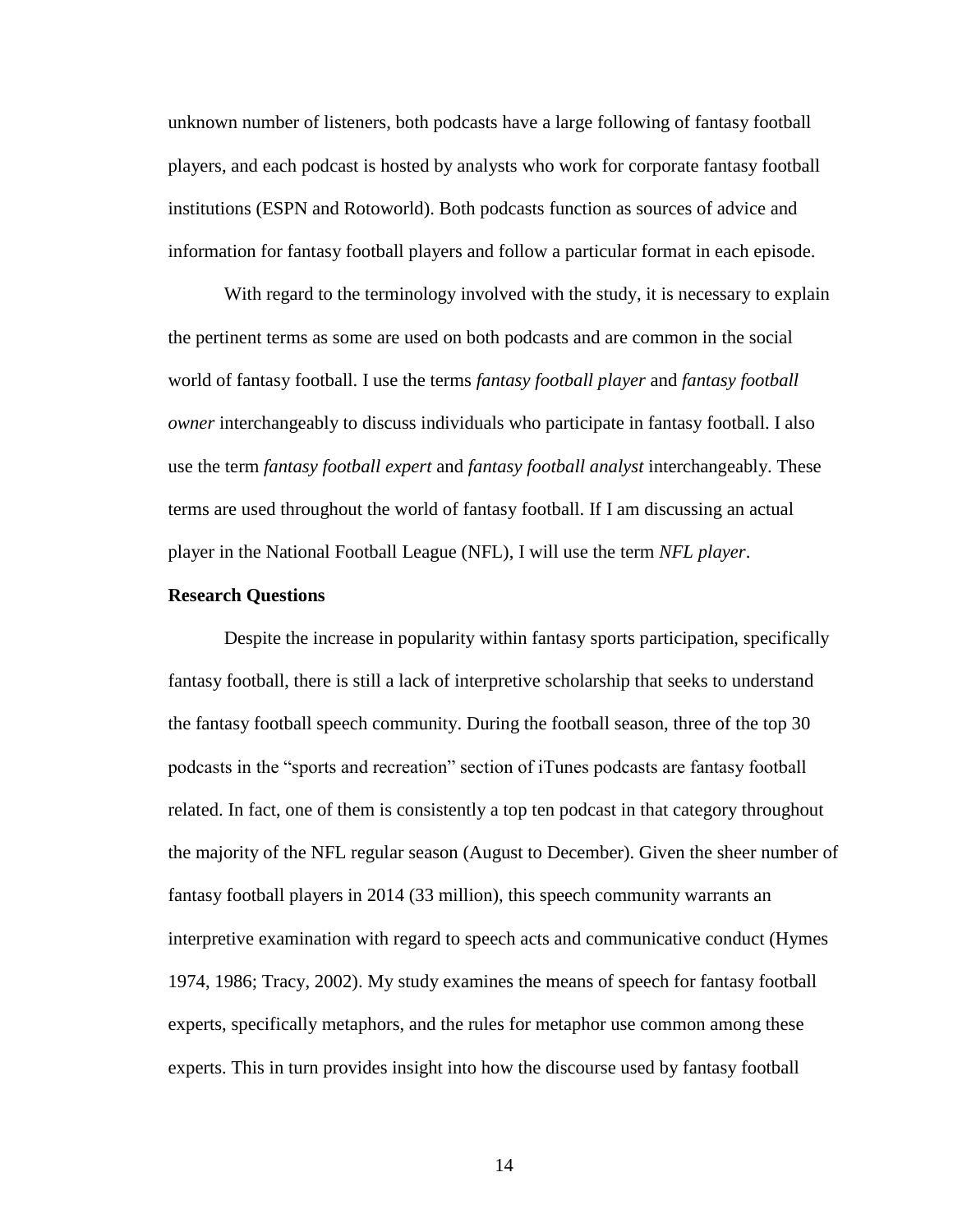unknown number of listeners, both podcasts have a large following of fantasy football players, and each podcast is hosted by analysts who work for corporate fantasy football institutions (ESPN and Rotoworld). Both podcasts function as sources of advice and information for fantasy football players and follow a particular format in each episode.

With regard to the terminology involved with the study, it is necessary to explain the pertinent terms as some are used on both podcasts and are common in the social world of fantasy football. I use the terms *fantasy football player* and *fantasy football owner* interchangeably to discuss individuals who participate in fantasy football. I also use the term *fantasy football expert* and *fantasy football analyst* interchangeably. These terms are used throughout the world of fantasy football. If I am discussing an actual player in the National Football League (NFL), I will use the term *NFL player*.

**Research Questions**

Despite the increase in popularity within fantasy sports participation, specifically fantasy football, there is still a lack of interpretive scholarship that seeks to understand the fantasy football speech community. During the football season, three of the top 30 podcasts in the "sports and recreation" section of iTunes podcasts are fantasy football related. In fact, one of them is consistently a top ten podcast in that category throughout the majority of the NFL regular season (August to December). Given the sheer number of fantasy football players in 2014 (33 million), this speech community warrants an interpretive examination with regard to speech acts and communicative conduct (Hymes 1974, 1986; Tracy, 2002). My study examines the means of speech for fantasy football experts, specifically metaphors, and the rules for metaphor use common among these experts. This in turn provides insight into how the discourse used by fantasy football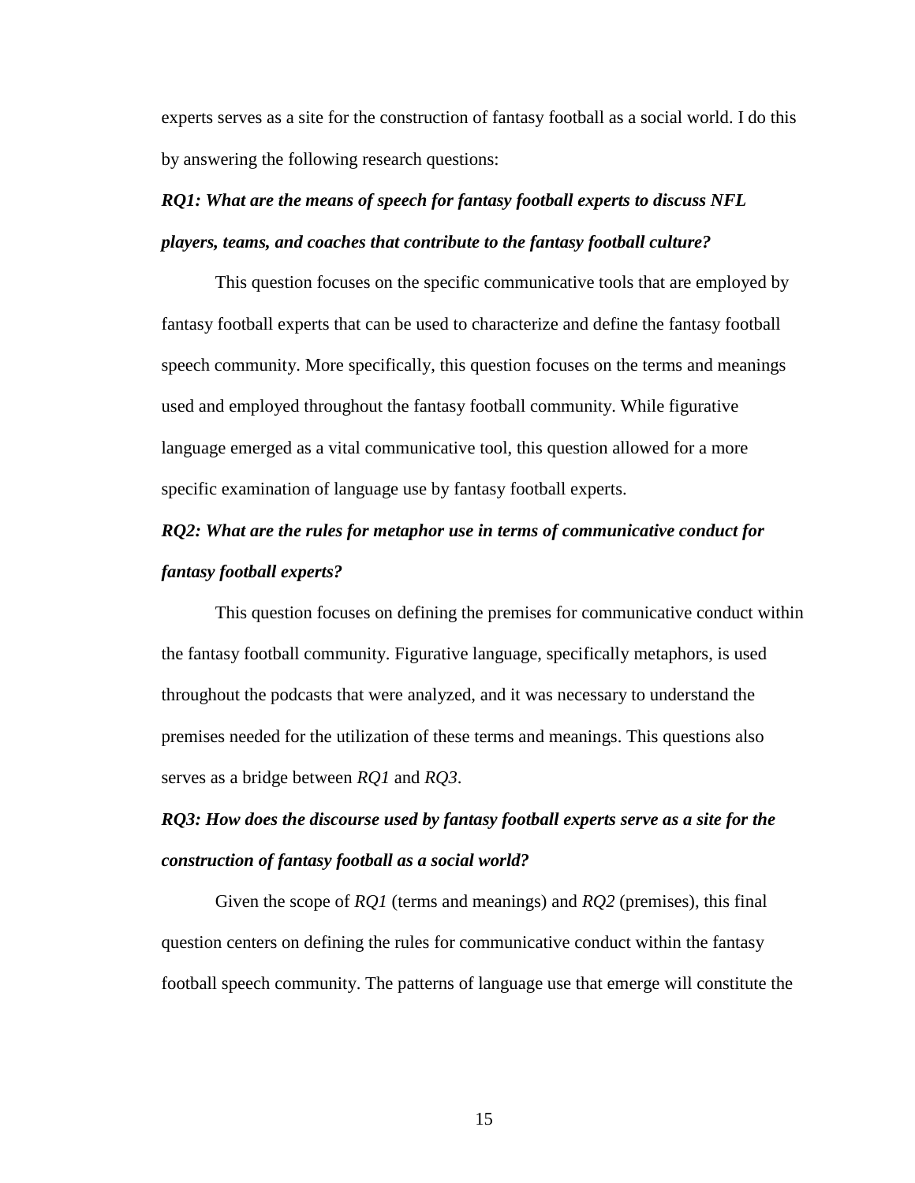experts serves as a site for the construction of fantasy football as a social world. I do this by answering the following research questions:

***RQ1: What are the means of speech for fantasy football experts to discuss NFL players, teams, and coaches that contribute to the fantasy football culture?***

This question focuses on the specific communicative tools that are employed by fantasy football experts that can be used to characterize and define the fantasy football speech community. More specifically, this question focuses on the terms and meanings used and employed throughout the fantasy football community. While figurative language emerged as a vital communicative tool, this question allowed for a more specific examination of language use by fantasy football experts.

***RQ2: What are the rules for metaphor use in terms of communicative conduct for fantasy football experts?***

This question focuses on defining the premises for communicative conduct within the fantasy football community. Figurative language, specifically metaphors, is used throughout the podcasts that were analyzed, and it was necessary to understand the premises needed for the utilization of these terms and meanings. This questions also serves as a bridge between *RQ1* and *RQ3*.

***RQ3: How does the discourse used by fantasy football experts serve as a site for the construction of fantasy football as a social world?***

Given the scope of *RQ1* (terms and meanings) and *RQ2* (premises), this final question centers on defining the rules for communicative conduct within the fantasy football speech community. The patterns of language use that emerge will constitute the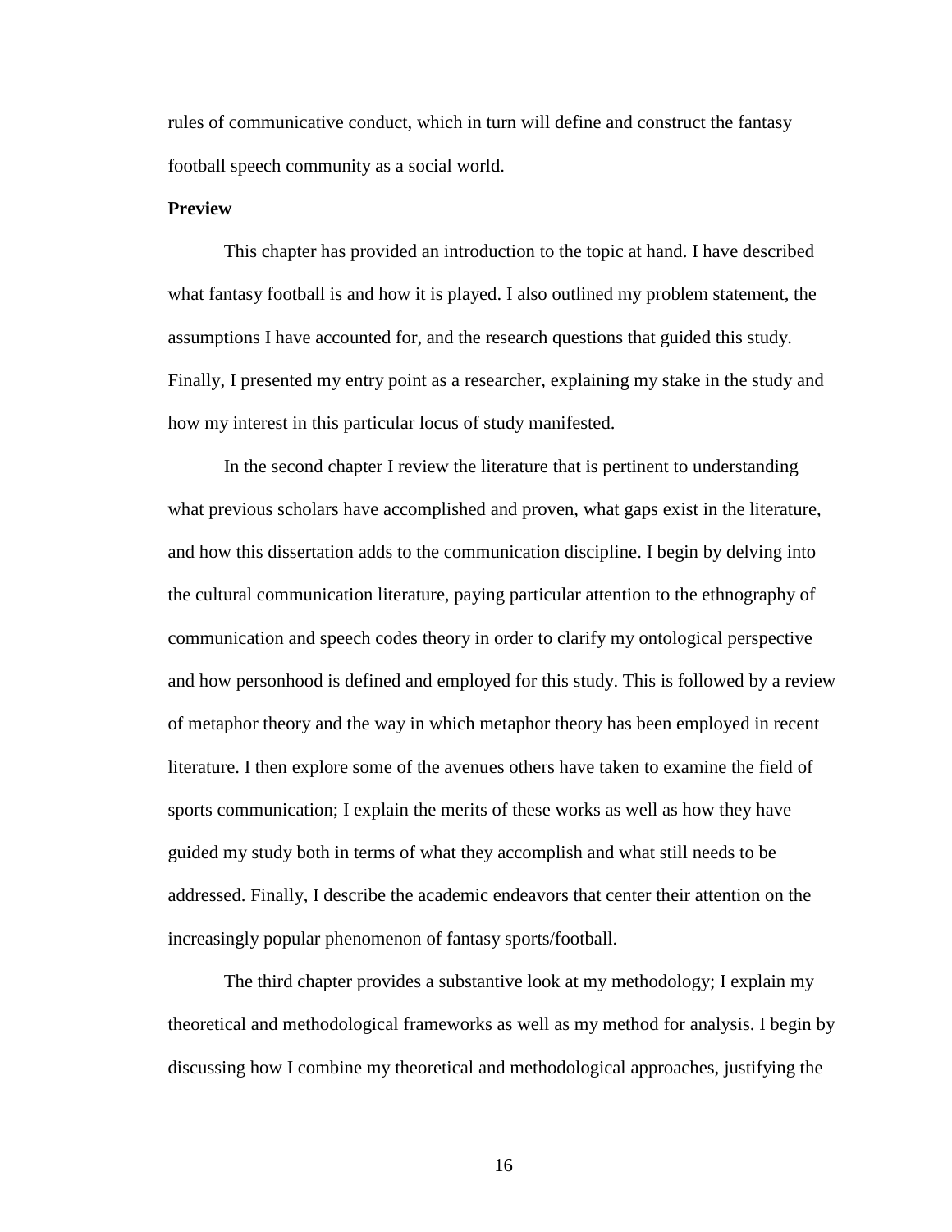rules of communicative conduct, which in turn will define and construct the fantasy football speech community as a social world.

**Preview**

This chapter has provided an introduction to the topic at hand. I have described what fantasy football is and how it is played. I also outlined my problem statement, the assumptions I have accounted for, and the research questions that guided this study. Finally, I presented my entry point as a researcher, explaining my stake in the study and how my interest in this particular locus of study manifested.

In the second chapter I review the literature that is pertinent to understanding what previous scholars have accomplished and proven, what gaps exist in the literature, and how this dissertation adds to the communication discipline. I begin by delving into the cultural communication literature, paying particular attention to the ethnography of communication and speech codes theory in order to clarify my ontological perspective and how personhood is defined and employed for this study. This is followed by a review of metaphor theory and the way in which metaphor theory has been employed in recent literature. I then explore some of the avenues others have taken to examine the field of sports communication; I explain the merits of these works as well as how they have guided my study both in terms of what they accomplish and what still needs to be addressed. Finally, I describe the academic endeavors that center their attention on the increasingly popular phenomenon of fantasy sports/football.

The third chapter provides a substantive look at my methodology; I explain my theoretical and methodological frameworks as well as my method for analysis. I begin by discussing how I combine my theoretical and methodological approaches, justifying the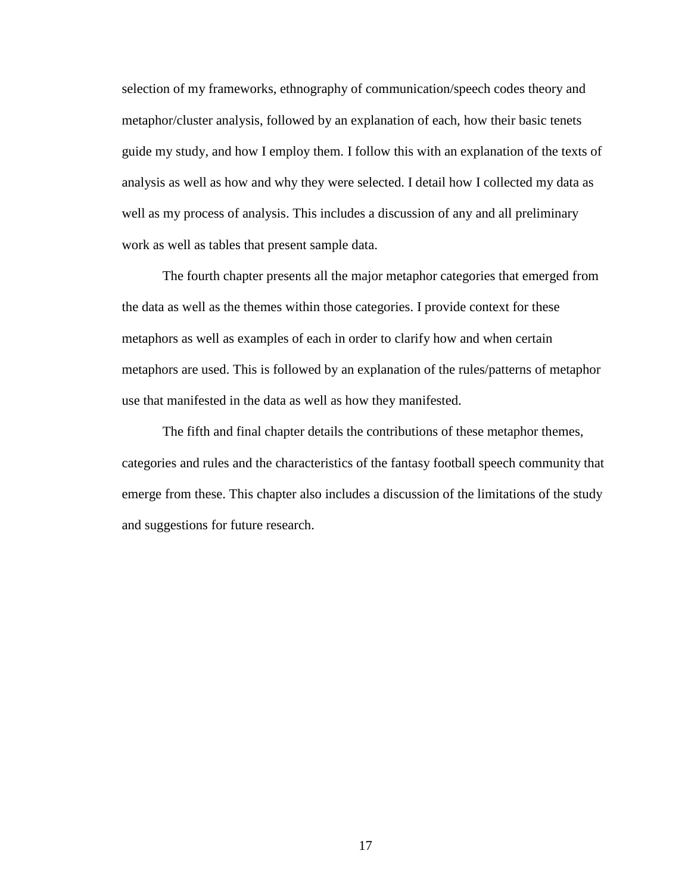selection of my frameworks, ethnography of communication/speech codes theory and metaphor/cluster analysis, followed by an explanation of each, how their basic tenets guide my study, and how I employ them. I follow this with an explanation of the texts of analysis as well as how and why they were selected. I detail how I collected my data as well as my process of analysis. This includes a discussion of any and all preliminary work as well as tables that present sample data.

The fourth chapter presents all the major metaphor categories that emerged from the data as well as the themes within those categories. I provide context for these metaphors as well as examples of each in order to clarify how and when certain metaphors are used. This is followed by an explanation of the rules/patterns of metaphor use that manifested in the data as well as how they manifested.

The fifth and final chapter details the contributions of these metaphor themes, categories and rules and the characteristics of the fantasy football speech community that emerge from these. This chapter also includes a discussion of the limitations of the study and suggestions for future research.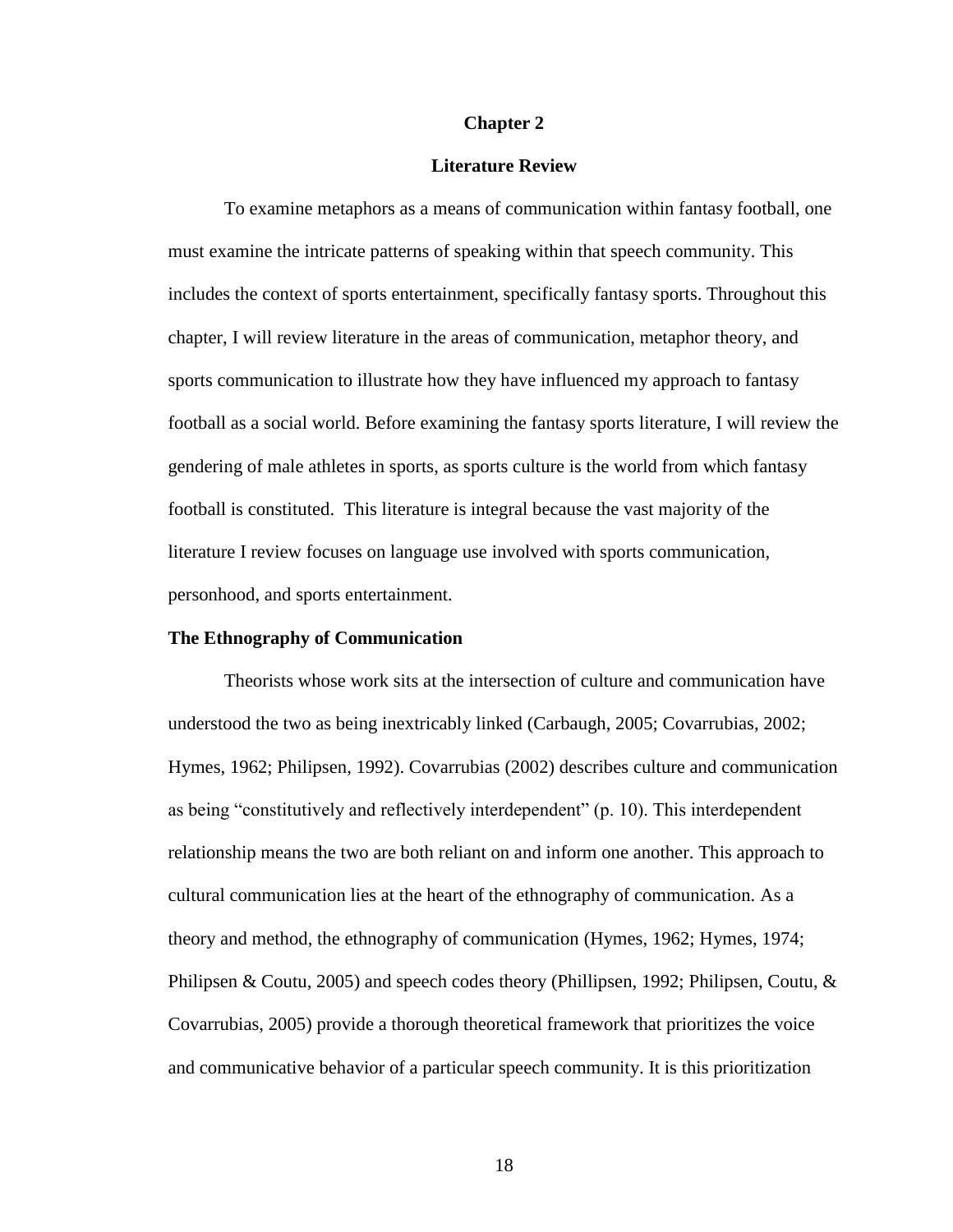# Chapter 2

## Literature Review

To examine metaphors as a means of communication within fantasy football, one must examine the intricate patterns of speaking within that speech community. This includes the context of sports entertainment, specifically fantasy sports. Throughout this chapter, I will review literature in the areas of communication, metaphor theory, and sports communication to illustrate how they have influenced my approach to fantasy football as a social world. Before examining the fantasy sports literature, I will review the gendering of male athletes in sports, as sports culture is the world from which fantasy football is constituted. This literature is integral because the vast majority of the literature I review focuses on language use involved with sports communication, personhood, and sports entertainment.

### The Ethnography of Communication

Theorists whose work sits at the intersection of culture and communication have understood the two as being inextricably linked (Carbaugh, 2005; Covarrubias, 2002; Hymes, 1962; Philipsen, 1992). Covarrubias (2002) describes culture and communication as being "constitutively and reflectively interdependent" (p. 10). This interdependent relationship means the two are both reliant on and inform one another. This approach to cultural communication lies at the heart of the ethnography of communication. As a theory and method, the ethnography of communication (Hymes, 1962; Hymes, 1974; Philipsen & Coutu, 2005) and speech codes theory (Phillipsen, 1992; Philipsen, Coutu, & Covarrubias, 2005) provide a thorough theoretical framework that prioritizes the voice and communicative behavior of a particular speech community. It is this prioritization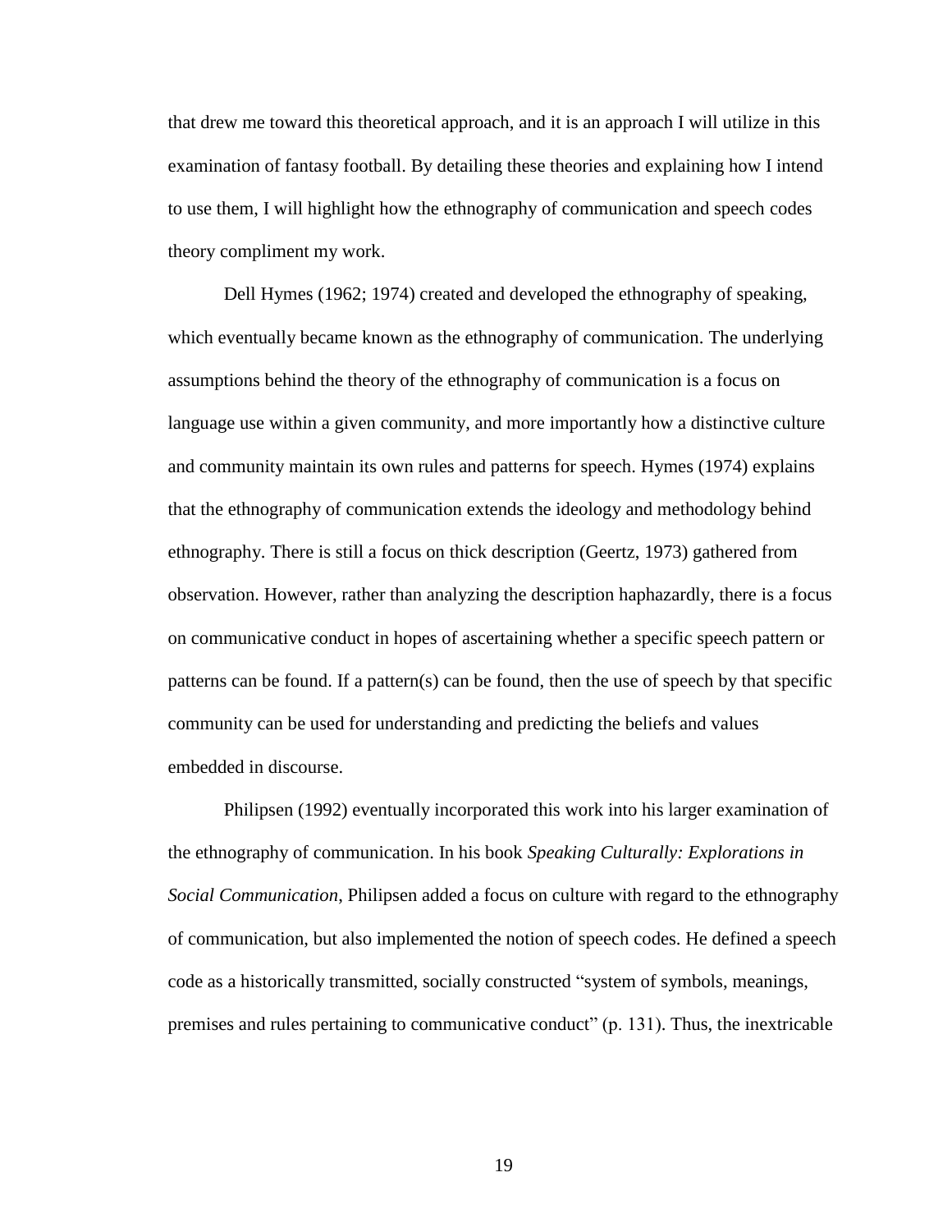that drew me toward this theoretical approach, and it is an approach I will utilize in this examination of fantasy football. By detailing these theories and explaining how I intend to use them, I will highlight how the ethnography of communication and speech codes theory compliment my work.

Dell Hymes (1962; 1974) created and developed the ethnography of speaking, which eventually became known as the ethnography of communication. The underlying assumptions behind the theory of the ethnography of communication is a focus on language use within a given community, and more importantly how a distinctive culture and community maintain its own rules and patterns for speech. Hymes (1974) explains that the ethnography of communication extends the ideology and methodology behind ethnography. There is still a focus on thick description (Geertz, 1973) gathered from observation. However, rather than analyzing the description haphazardly, there is a focus on communicative conduct in hopes of ascertaining whether a specific speech pattern or patterns can be found. If a pattern(s) can be found, then the use of speech by that specific community can be used for understanding and predicting the beliefs and values embedded in discourse.

Philipsen (1992) eventually incorporated this work into his larger examination of the ethnography of communication. In his book *Speaking Culturally: Explorations in Social Communication*, Philipsen added a focus on culture with regard to the ethnography of communication, but also implemented the notion of speech codes. He defined a speech code as a historically transmitted, socially constructed "system of symbols, meanings, premises and rules pertaining to communicative conduct" (p. 131). Thus, the inextricable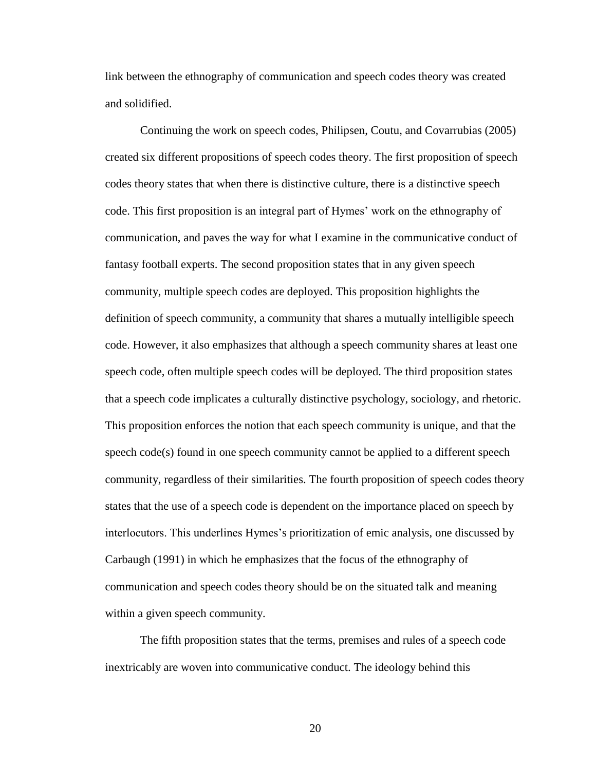link between the ethnography of communication and speech codes theory was created and solidified.

Continuing the work on speech codes, Philipsen, Coutu, and Covarrubias (2005) created six different propositions of speech codes theory. The first proposition of speech codes theory states that when there is distinctive culture, there is a distinctive speech code. This first proposition is an integral part of Hymes' work on the ethnography of communication, and paves the way for what I examine in the communicative conduct of fantasy football experts. The second proposition states that in any given speech community, multiple speech codes are deployed. This proposition highlights the definition of speech community, a community that shares a mutually intelligible speech code. However, it also emphasizes that although a speech community shares at least one speech code, often multiple speech codes will be deployed. The third proposition states that a speech code implicates a culturally distinctive psychology, sociology, and rhetoric. This proposition enforces the notion that each speech community is unique, and that the speech code(s) found in one speech community cannot be applied to a different speech community, regardless of their similarities. The fourth proposition of speech codes theory states that the use of a speech code is dependent on the importance placed on speech by interlocutors. This underlines Hymes's prioritization of emic analysis, one discussed by Carbaugh (1991) in which he emphasizes that the focus of the ethnography of communication and speech codes theory should be on the situated talk and meaning within a given speech community.

The fifth proposition states that the terms, premises and rules of a speech code inextricably are woven into communicative conduct. The ideology behind this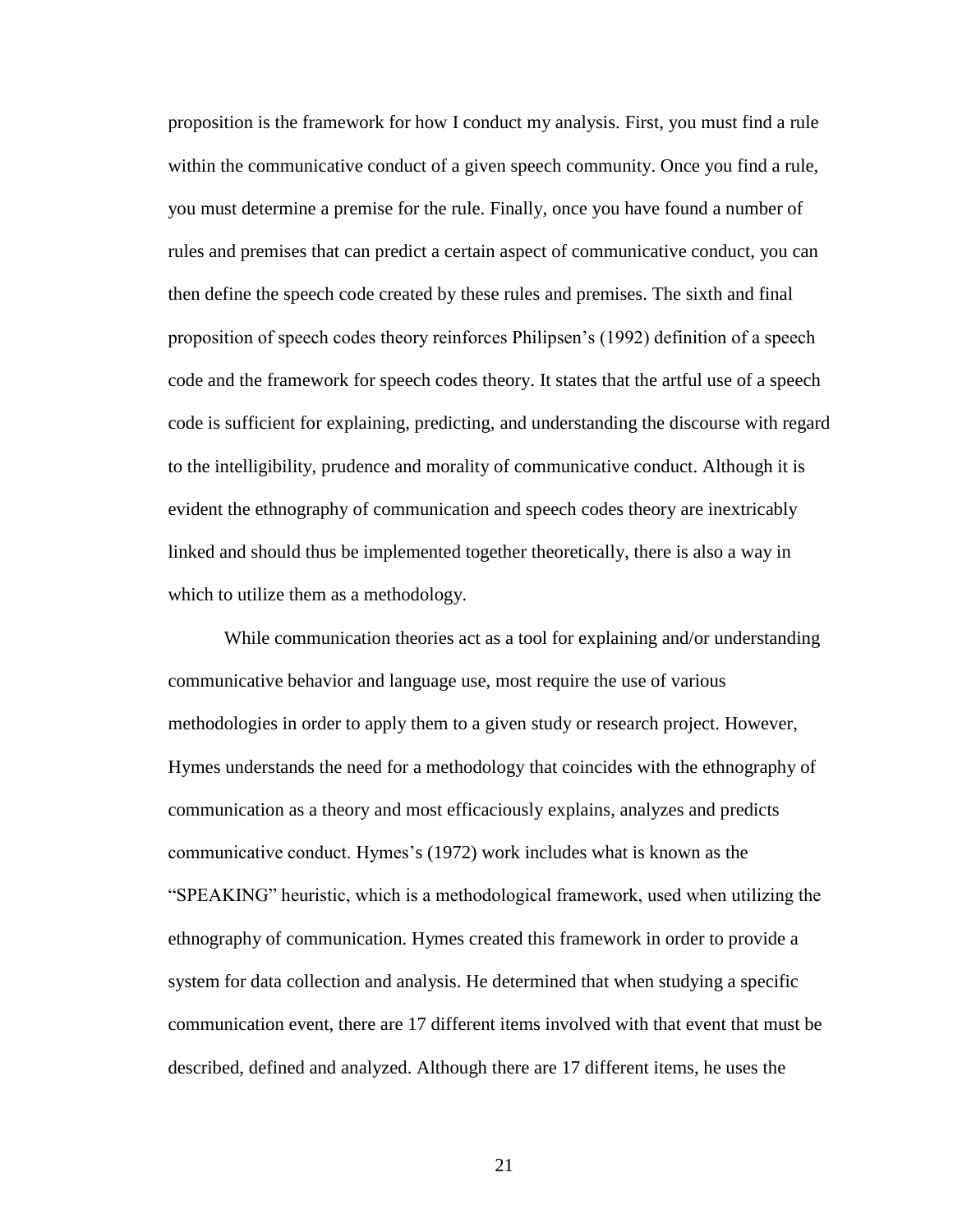proposition is the framework for how I conduct my analysis. First, you must find a rule within the communicative conduct of a given speech community. Once you find a rule, you must determine a premise for the rule. Finally, once you have found a number of rules and premises that can predict a certain aspect of communicative conduct, you can then define the speech code created by these rules and premises. The sixth and final proposition of speech codes theory reinforces Philipsen's (1992) definition of a speech code and the framework for speech codes theory. It states that the artful use of a speech code is sufficient for explaining, predicting, and understanding the discourse with regard to the intelligibility, prudence and morality of communicative conduct. Although it is evident the ethnography of communication and speech codes theory are inextricably linked and should thus be implemented together theoretically, there is also a way in which to utilize them as a methodology.

While communication theories act as a tool for explaining and/or understanding communicative behavior and language use, most require the use of various methodologies in order to apply them to a given study or research project. However, Hymes understands the need for a methodology that coincides with the ethnography of communication as a theory and most efficaciously explains, analyzes and predicts communicative conduct. Hymes's (1972) work includes what is known as the "SPEAKING" heuristic, which is a methodological framework, used when utilizing the ethnography of communication. Hymes created this framework in order to provide a system for data collection and analysis. He determined that when studying a specific communication event, there are 17 different items involved with that event that must be described, defined and analyzed. Although there are 17 different items, he uses the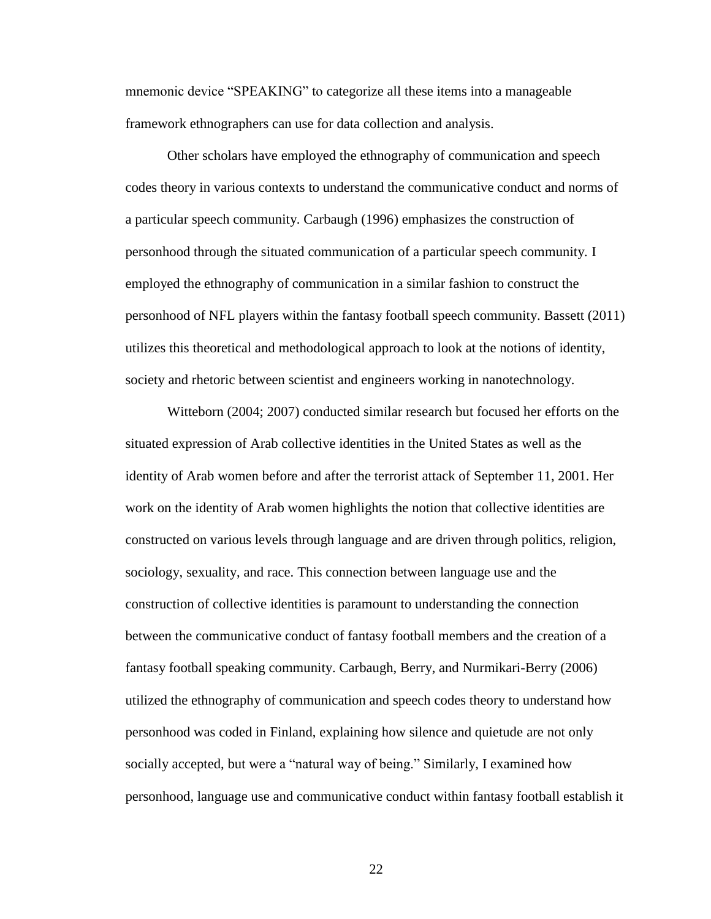mnemonic device "SPEAKING" to categorize all these items into a manageable framework ethnographers can use for data collection and analysis.

Other scholars have employed the ethnography of communication and speech codes theory in various contexts to understand the communicative conduct and norms of a particular speech community. Carbaugh (1996) emphasizes the construction of personhood through the situated communication of a particular speech community. I employed the ethnography of communication in a similar fashion to construct the personhood of NFL players within the fantasy football speech community. Bassett (2011) utilizes this theoretical and methodological approach to look at the notions of identity, society and rhetoric between scientist and engineers working in nanotechnology.

Witteborn (2004; 2007) conducted similar research but focused her efforts on the situated expression of Arab collective identities in the United States as well as the identity of Arab women before and after the terrorist attack of September 11, 2001. Her work on the identity of Arab women highlights the notion that collective identities are constructed on various levels through language and are driven through politics, religion, sociology, sexuality, and race. This connection between language use and the construction of collective identities is paramount to understanding the connection between the communicative conduct of fantasy football members and the creation of a fantasy football speaking community. Carbaugh, Berry, and Nurmikari-Berry (2006) utilized the ethnography of communication and speech codes theory to understand how personhood was coded in Finland, explaining how silence and quietude are not only socially accepted, but were a "natural way of being." Similarly, I examined how personhood, language use and communicative conduct within fantasy football establish it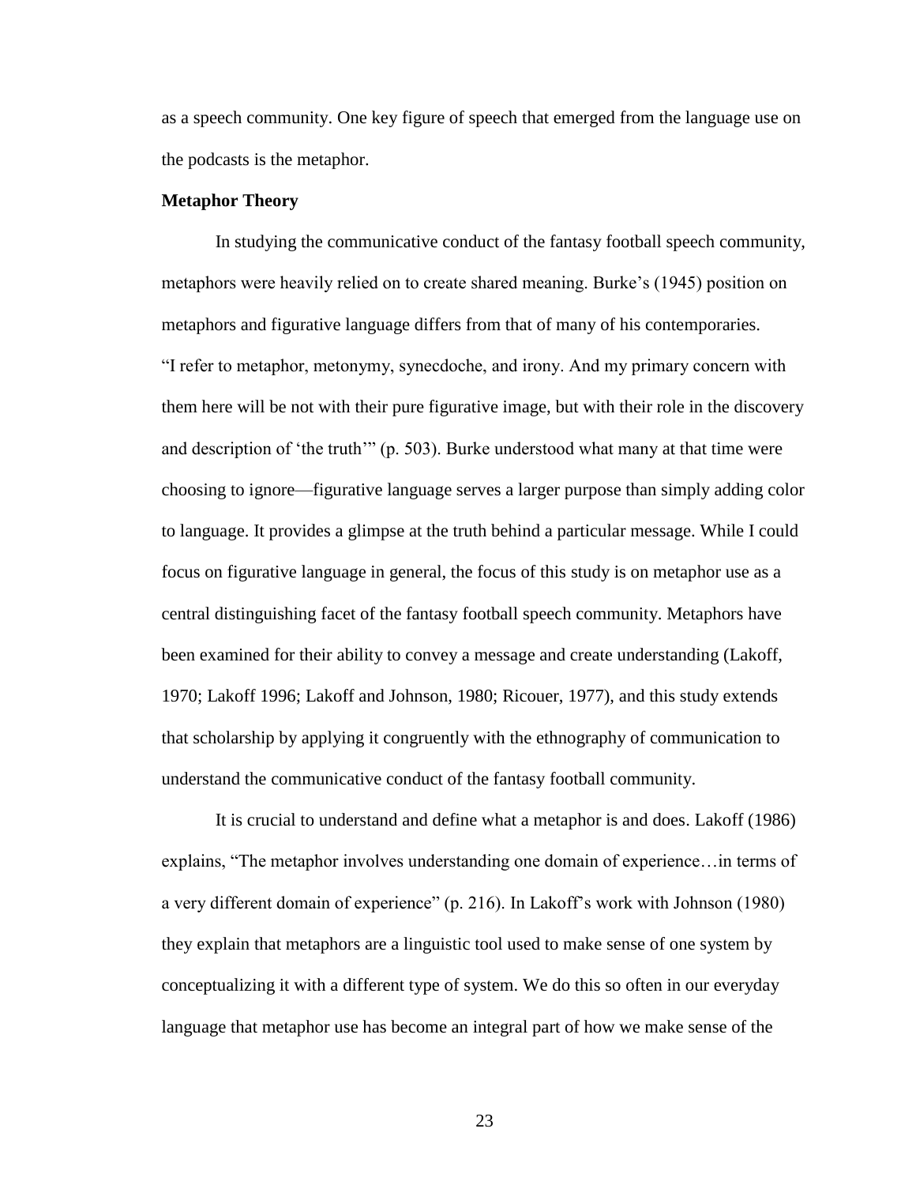as a speech community. One key figure of speech that emerged from the language use on the podcasts is the metaphor.

### Metaphor Theory

In studying the communicative conduct of the fantasy football speech community, metaphors were heavily relied on to create shared meaning. Burke's (1945) position on metaphors and figurative language differs from that of many of his contemporaries. "I refer to metaphor, metonymy, synecdoche, and irony. And my primary concern with them here will be not with their pure figurative image, but with their role in the discovery and description of 'the truth'" (p. 503). Burke understood what many at that time were choosing to ignore—figurative language serves a larger purpose than simply adding color to language. It provides a glimpse at the truth behind a particular message. While I could focus on figurative language in general, the focus of this study is on metaphor use as a central distinguishing facet of the fantasy football speech community. Metaphors have been examined for their ability to convey a message and create understanding (Lakoff, 1970; Lakoff 1996; Lakoff and Johnson, 1980; Ricouer, 1977), and this study extends that scholarship by applying it congruently with the ethnography of communication to understand the communicative conduct of the fantasy football community.

It is crucial to understand and define what a metaphor is and does. Lakoff (1986) explains, "The metaphor involves understanding one domain of experience…in terms of a very different domain of experience" (p. 216). In Lakoff's work with Johnson (1980) they explain that metaphors are a linguistic tool used to make sense of one system by conceptualizing it with a different type of system. We do this so often in our everyday language that metaphor use has become an integral part of how we make sense of the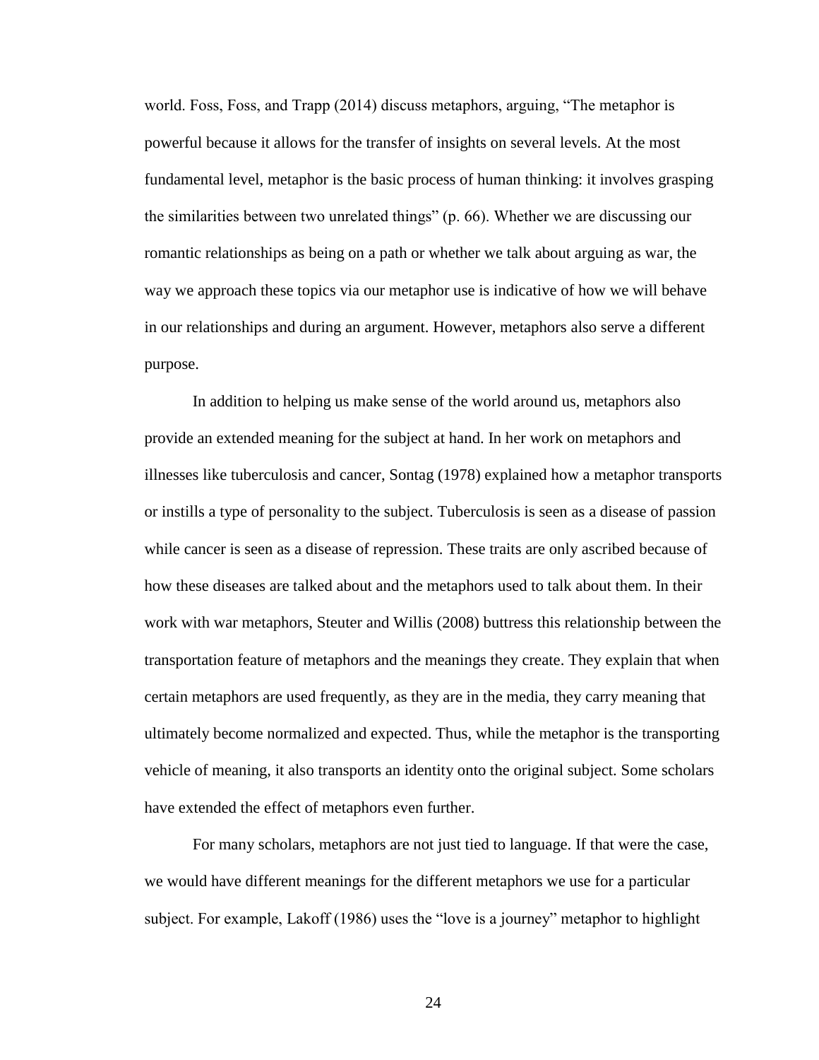world. Foss, Foss, and Trapp (2014) discuss metaphors, arguing, "The metaphor is powerful because it allows for the transfer of insights on several levels. At the most fundamental level, metaphor is the basic process of human thinking: it involves grasping the similarities between two unrelated things" (p. 66). Whether we are discussing our romantic relationships as being on a path or whether we talk about arguing as war, the way we approach these topics via our metaphor use is indicative of how we will behave in our relationships and during an argument. However, metaphors also serve a different purpose.

In addition to helping us make sense of the world around us, metaphors also provide an extended meaning for the subject at hand. In her work on metaphors and illnesses like tuberculosis and cancer, Sontag (1978) explained how a metaphor transports or instills a type of personality to the subject. Tuberculosis is seen as a disease of passion while cancer is seen as a disease of repression. These traits are only ascribed because of how these diseases are talked about and the metaphors used to talk about them. In their work with war metaphors, Steuter and Willis (2008) buttress this relationship between the transportation feature of metaphors and the meanings they create. They explain that when certain metaphors are used frequently, as they are in the media, they carry meaning that ultimately become normalized and expected. Thus, while the metaphor is the transporting vehicle of meaning, it also transports an identity onto the original subject. Some scholars have extended the effect of metaphors even further.

For many scholars, metaphors are not just tied to language. If that were the case, we would have different meanings for the different metaphors we use for a particular subject. For example, Lakoff (1986) uses the "love is a journey" metaphor to highlight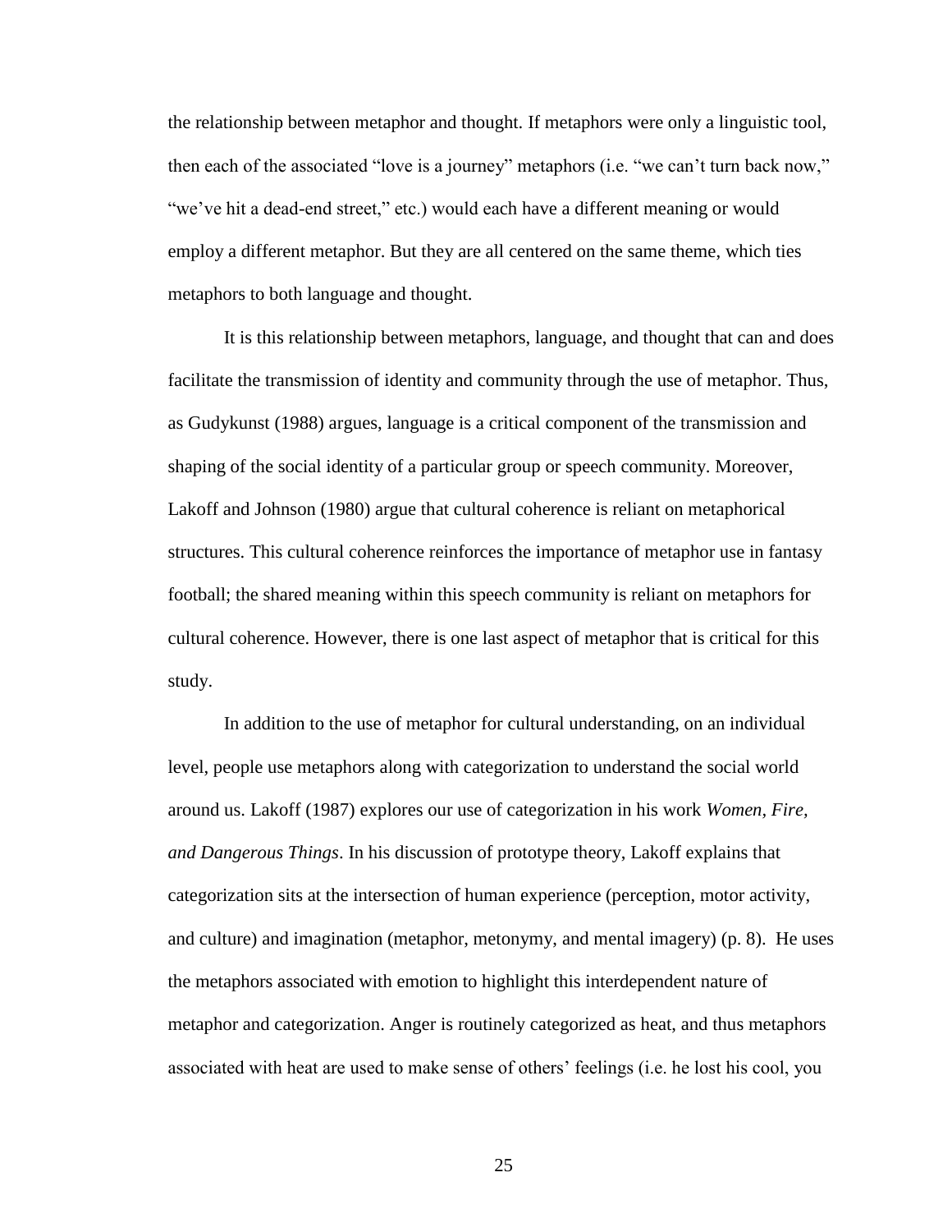the relationship between metaphor and thought. If metaphors were only a linguistic tool, then each of the associated "love is a journey" metaphors (i.e. "we can't turn back now," "we've hit a dead-end street," etc.) would each have a different meaning or would employ a different metaphor. But they are all centered on the same theme, which ties metaphors to both language and thought.

It is this relationship between metaphors, language, and thought that can and does facilitate the transmission of identity and community through the use of metaphor. Thus, as Gudykunst (1988) argues, language is a critical component of the transmission and shaping of the social identity of a particular group or speech community. Moreover, Lakoff and Johnson (1980) argue that cultural coherence is reliant on metaphorical structures. This cultural coherence reinforces the importance of metaphor use in fantasy football; the shared meaning within this speech community is reliant on metaphors for cultural coherence. However, there is one last aspect of metaphor that is critical for this study.

In addition to the use of metaphor for cultural understanding, on an individual level, people use metaphors along with categorization to understand the social world around us. Lakoff (1987) explores our use of categorization in his work *Women, Fire, and Dangerous Things*. In his discussion of prototype theory, Lakoff explains that categorization sits at the intersection of human experience (perception, motor activity, and culture) and imagination (metaphor, metonymy, and mental imagery) (p. 8). He uses the metaphors associated with emotion to highlight this interdependent nature of metaphor and categorization. Anger is routinely categorized as heat, and thus metaphors associated with heat are used to make sense of others' feelings (i.e. he lost his cool, you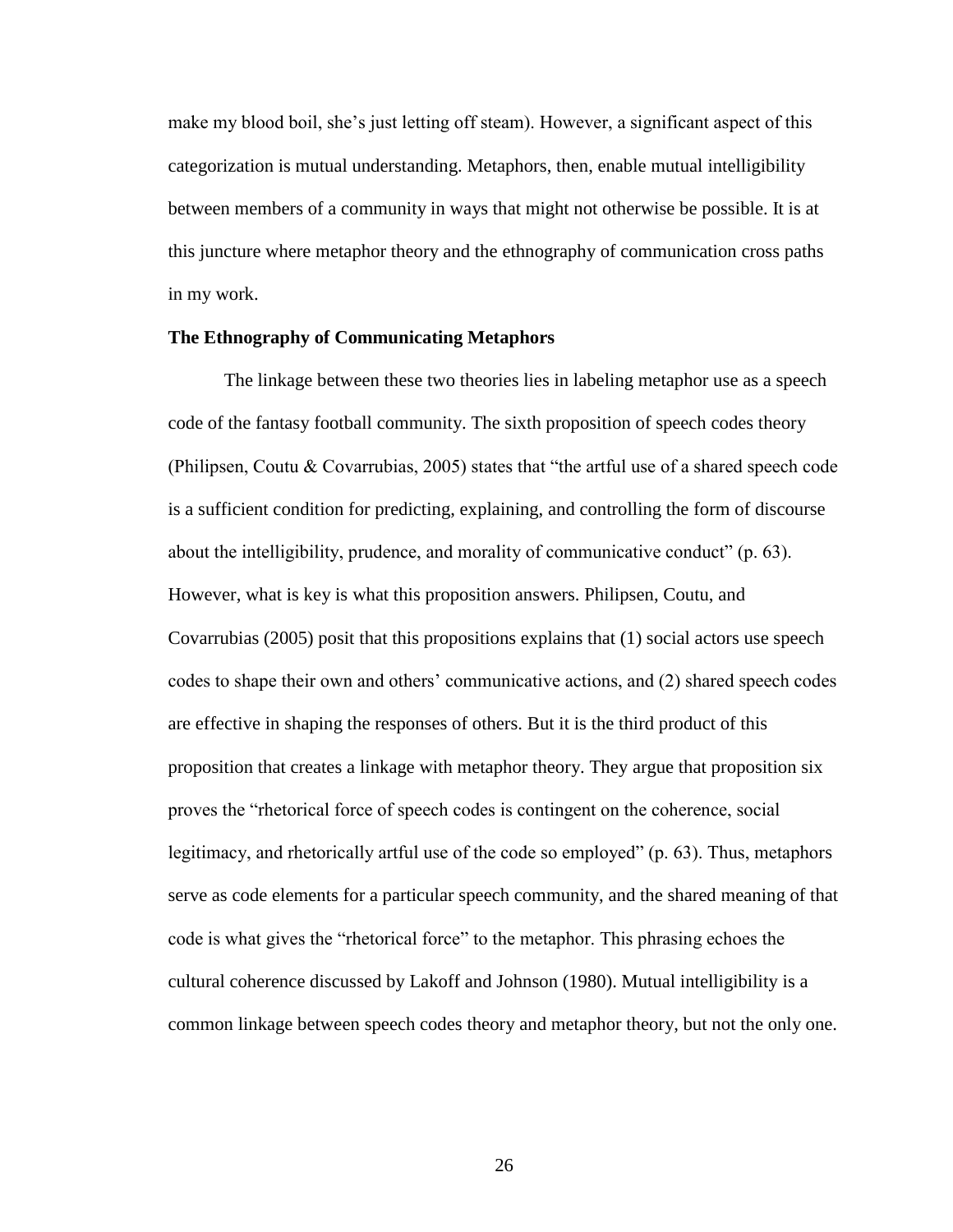make my blood boil, she's just letting off steam). However, a significant aspect of this categorization is mutual understanding. Metaphors, then, enable mutual intelligibility between members of a community in ways that might not otherwise be possible. It is at this juncture where metaphor theory and the ethnography of communication cross paths in my work.

### The Ethnography of Communicating Metaphors

The linkage between these two theories lies in labeling metaphor use as a speech code of the fantasy football community. The sixth proposition of speech codes theory (Philipsen, Coutu & Covarrubias, 2005) states that "the artful use of a shared speech code is a sufficient condition for predicting, explaining, and controlling the form of discourse about the intelligibility, prudence, and morality of communicative conduct" (p. 63). However, what is key is what this proposition answers. Philipsen, Coutu, and Covarrubias (2005) posit that this propositions explains that (1) social actors use speech codes to shape their own and others' communicative actions, and (2) shared speech codes are effective in shaping the responses of others. But it is the third product of this proposition that creates a linkage with metaphor theory. They argue that proposition six proves the "rhetorical force of speech codes is contingent on the coherence, social legitimacy, and rhetorically artful use of the code so employed" (p. 63). Thus, metaphors serve as code elements for a particular speech community, and the shared meaning of that code is what gives the "rhetorical force" to the metaphor. This phrasing echoes the cultural coherence discussed by Lakoff and Johnson (1980). Mutual intelligibility is a common linkage between speech codes theory and metaphor theory, but not the only one.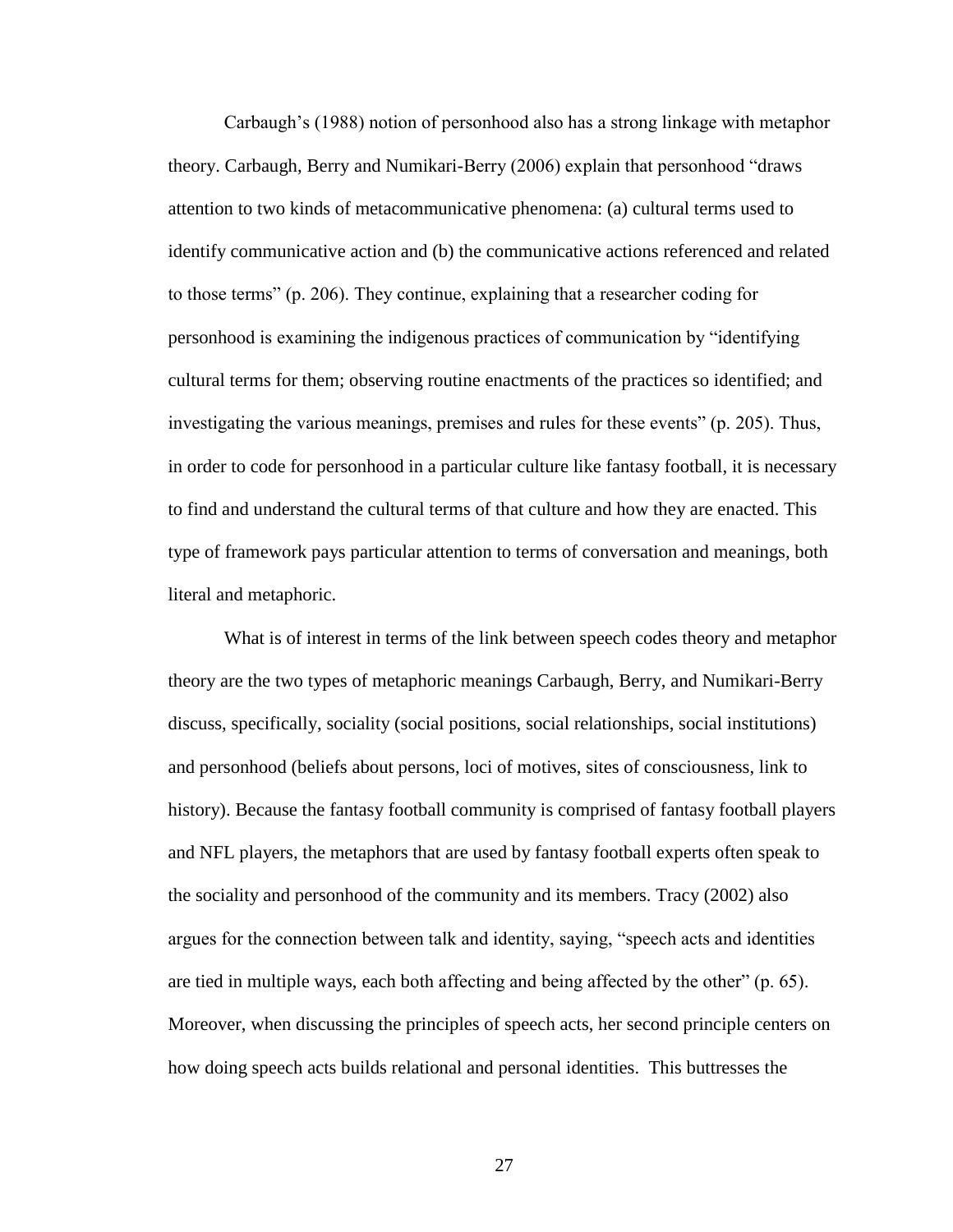Carbaugh's (1988) notion of personhood also has a strong linkage with metaphor theory. Carbaugh, Berry and Numikari-Berry (2006) explain that personhood "draws attention to two kinds of metacommunicative phenomena: (a) cultural terms used to identify communicative action and (b) the communicative actions referenced and related to those terms" (p. 206). They continue, explaining that a researcher coding for personhood is examining the indigenous practices of communication by "identifying cultural terms for them; observing routine enactments of the practices so identified; and investigating the various meanings, premises and rules for these events" (p. 205). Thus, in order to code for personhood in a particular culture like fantasy football, it is necessary to find and understand the cultural terms of that culture and how they are enacted. This type of framework pays particular attention to terms of conversation and meanings, both literal and metaphoric.

What is of interest in terms of the link between speech codes theory and metaphor theory are the two types of metaphoric meanings Carbaugh, Berry, and Numikari-Berry discuss, specifically, sociality (social positions, social relationships, social institutions) and personhood (beliefs about persons, loci of motives, sites of consciousness, link to history). Because the fantasy football community is comprised of fantasy football players and NFL players, the metaphors that are used by fantasy football experts often speak to the sociality and personhood of the community and its members. Tracy (2002) also argues for the connection between talk and identity, saying, "speech acts and identities are tied in multiple ways, each both affecting and being affected by the other" (p. 65). Moreover, when discussing the principles of speech acts, her second principle centers on how doing speech acts builds relational and personal identities. This buttresses the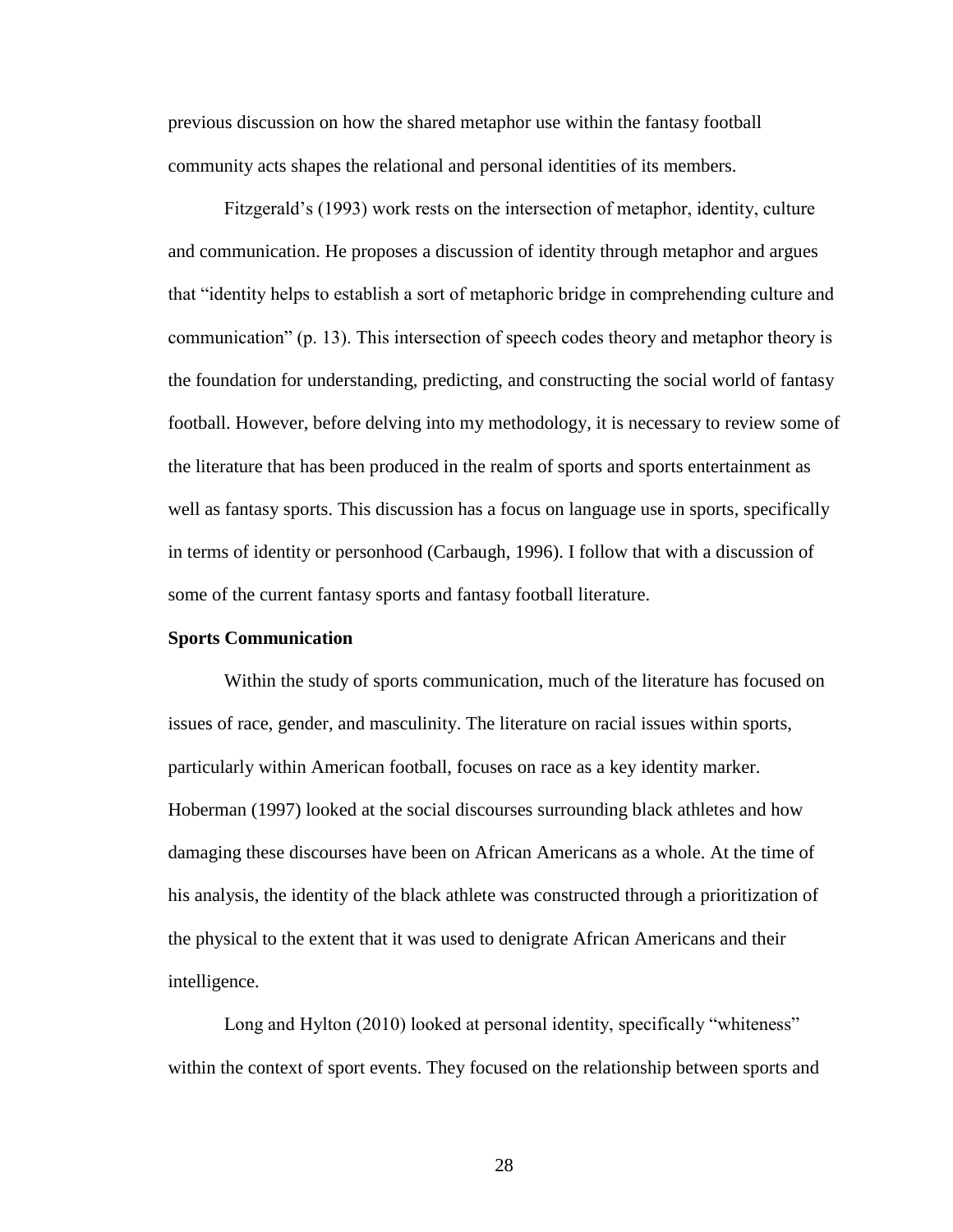previous discussion on how the shared metaphor use within the fantasy football community acts shapes the relational and personal identities of its members.

Fitzgerald's (1993) work rests on the intersection of metaphor, identity, culture and communication. He proposes a discussion of identity through metaphor and argues that "identity helps to establish a sort of metaphoric bridge in comprehending culture and communication" (p. 13). This intersection of speech codes theory and metaphor theory is the foundation for understanding, predicting, and constructing the social world of fantasy football. However, before delving into my methodology, it is necessary to review some of the literature that has been produced in the realm of sports and sports entertainment as well as fantasy sports. This discussion has a focus on language use in sports, specifically in terms of identity or personhood (Carbaugh, 1996). I follow that with a discussion of some of the current fantasy sports and fantasy football literature.

**Sports Communication**

Within the study of sports communication, much of the literature has focused on issues of race, gender, and masculinity. The literature on racial issues within sports, particularly within American football, focuses on race as a key identity marker. Hoberman (1997) looked at the social discourses surrounding black athletes and how damaging these discourses have been on African Americans as a whole. At the time of his analysis, the identity of the black athlete was constructed through a prioritization of the physical to the extent that it was used to denigrate African Americans and their intelligence.

Long and Hylton (2010) looked at personal identity, specifically "whiteness" within the context of sport events. They focused on the relationship between sports and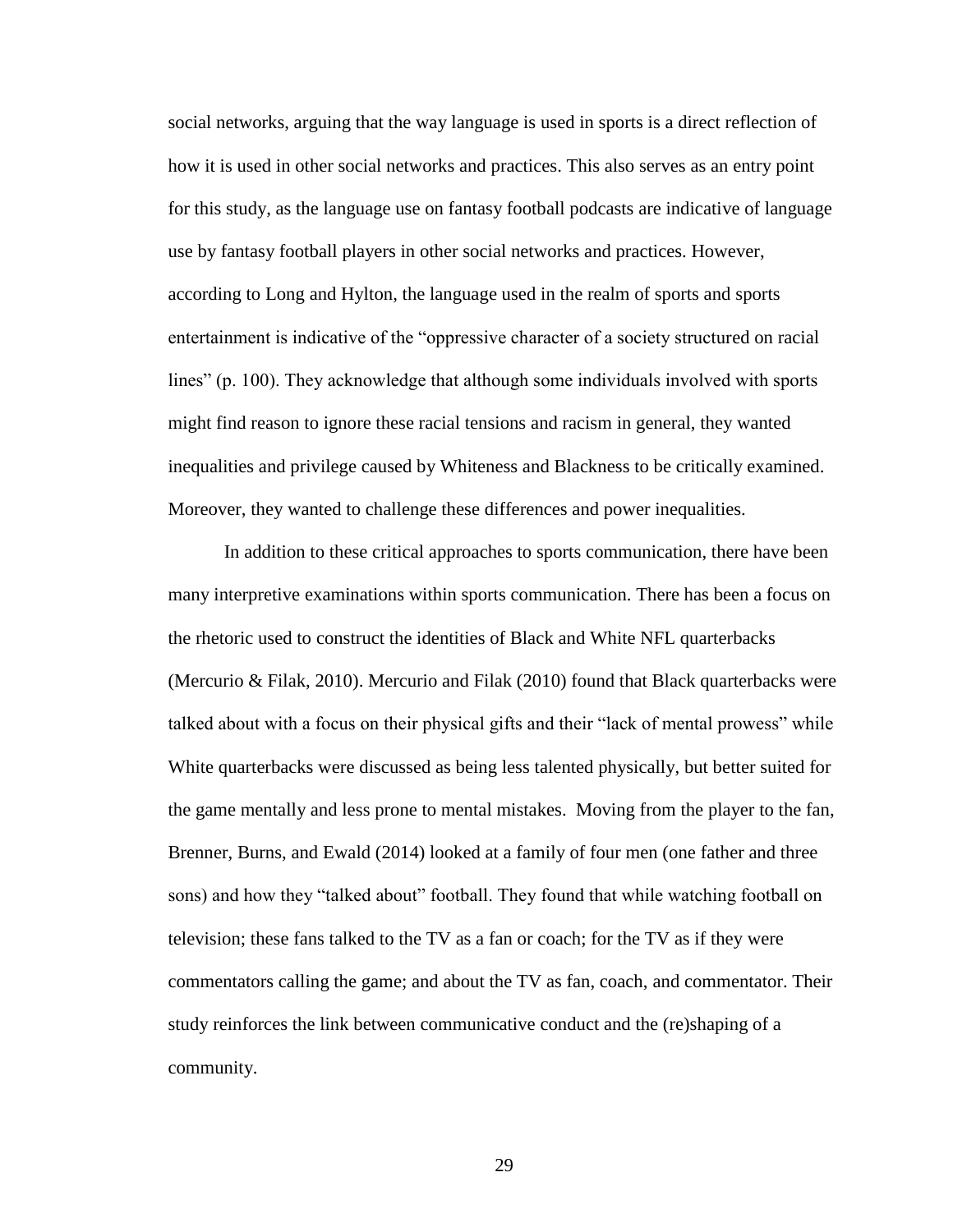social networks, arguing that the way language is used in sports is a direct reflection of how it is used in other social networks and practices. This also serves as an entry point for this study, as the language use on fantasy football podcasts are indicative of language use by fantasy football players in other social networks and practices. However, according to Long and Hylton, the language used in the realm of sports and sports entertainment is indicative of the "oppressive character of a society structured on racial lines" (p. 100). They acknowledge that although some individuals involved with sports might find reason to ignore these racial tensions and racism in general, they wanted inequalities and privilege caused by Whiteness and Blackness to be critically examined. Moreover, they wanted to challenge these differences and power inequalities.

In addition to these critical approaches to sports communication, there have been many interpretive examinations within sports communication. There has been a focus on the rhetoric used to construct the identities of Black and White NFL quarterbacks (Mercurio & Filak, 2010). Mercurio and Filak (2010) found that Black quarterbacks were talked about with a focus on their physical gifts and their "lack of mental prowess" while White quarterbacks were discussed as being less talented physically, but better suited for the game mentally and less prone to mental mistakes. Moving from the player to the fan, Brenner, Burns, and Ewald (2014) looked at a family of four men (one father and three sons) and how they "talked about" football. They found that while watching football on television; these fans talked to the TV as a fan or coach; for the TV as if they were commentators calling the game; and about the TV as fan, coach, and commentator. Their study reinforces the link between communicative conduct and the (re)shaping of a community.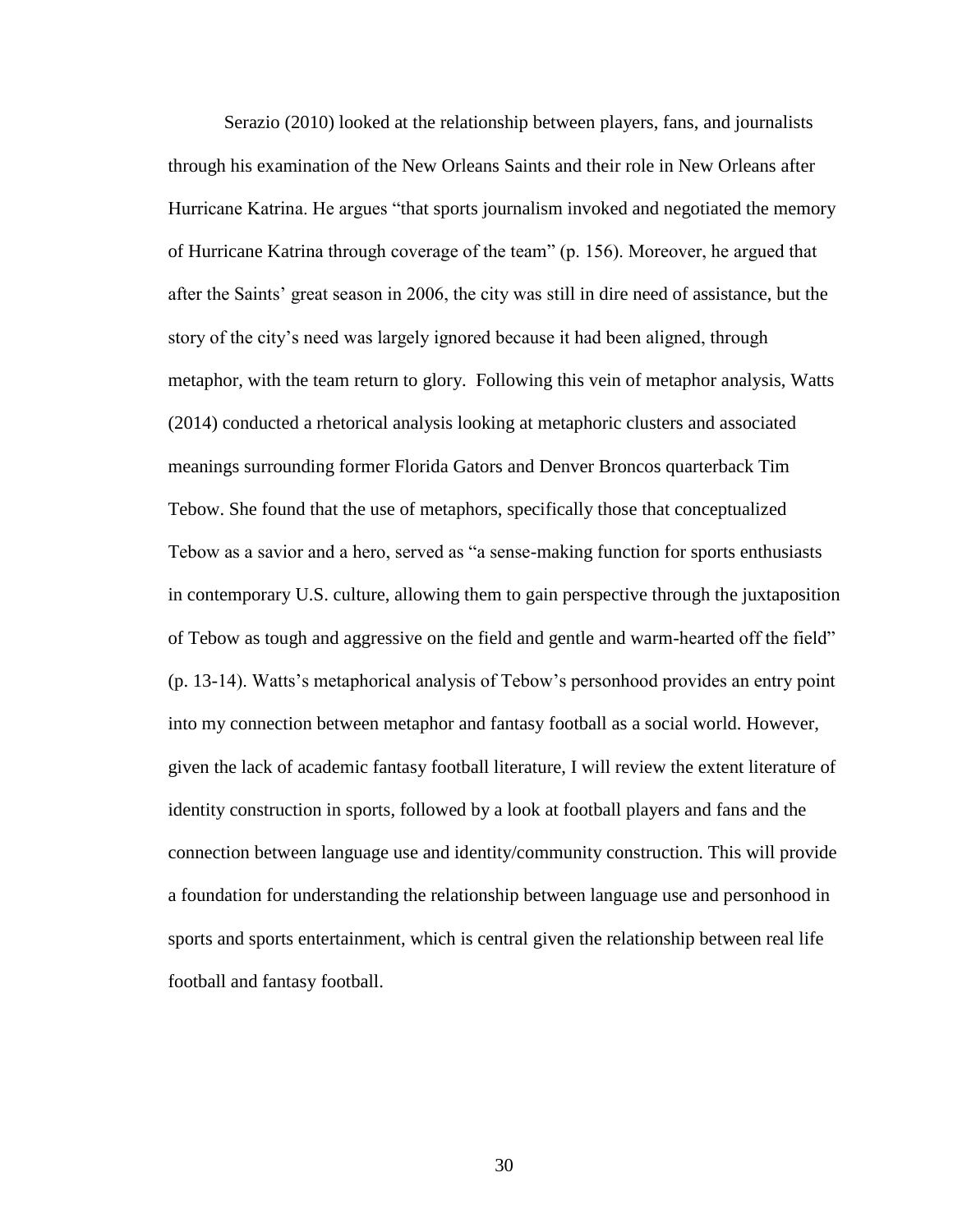Serazio (2010) looked at the relationship between players, fans, and journalists through his examination of the New Orleans Saints and their role in New Orleans after Hurricane Katrina. He argues "that sports journalism invoked and negotiated the memory of Hurricane Katrina through coverage of the team" (p. 156). Moreover, he argued that after the Saints' great season in 2006, the city was still in dire need of assistance, but the story of the city's need was largely ignored because it had been aligned, through metaphor, with the team return to glory. Following this vein of metaphor analysis, Watts (2014) conducted a rhetorical analysis looking at metaphoric clusters and associated meanings surrounding former Florida Gators and Denver Broncos quarterback Tim Tebow. She found that the use of metaphors, specifically those that conceptualized Tebow as a savior and a hero, served as "a sense-making function for sports enthusiasts in contemporary U.S. culture, allowing them to gain perspective through the juxtaposition of Tebow as tough and aggressive on the field and gentle and warm-hearted off the field" (p. 13-14). Watts's metaphorical analysis of Tebow's personhood provides an entry point into my connection between metaphor and fantasy football as a social world. However, given the lack of academic fantasy football literature, I will review the extent literature of identity construction in sports, followed by a look at football players and fans and the connection between language use and identity/community construction. This will provide a foundation for understanding the relationship between language use and personhood in sports and sports entertainment, which is central given the relationship between real life football and fantasy football.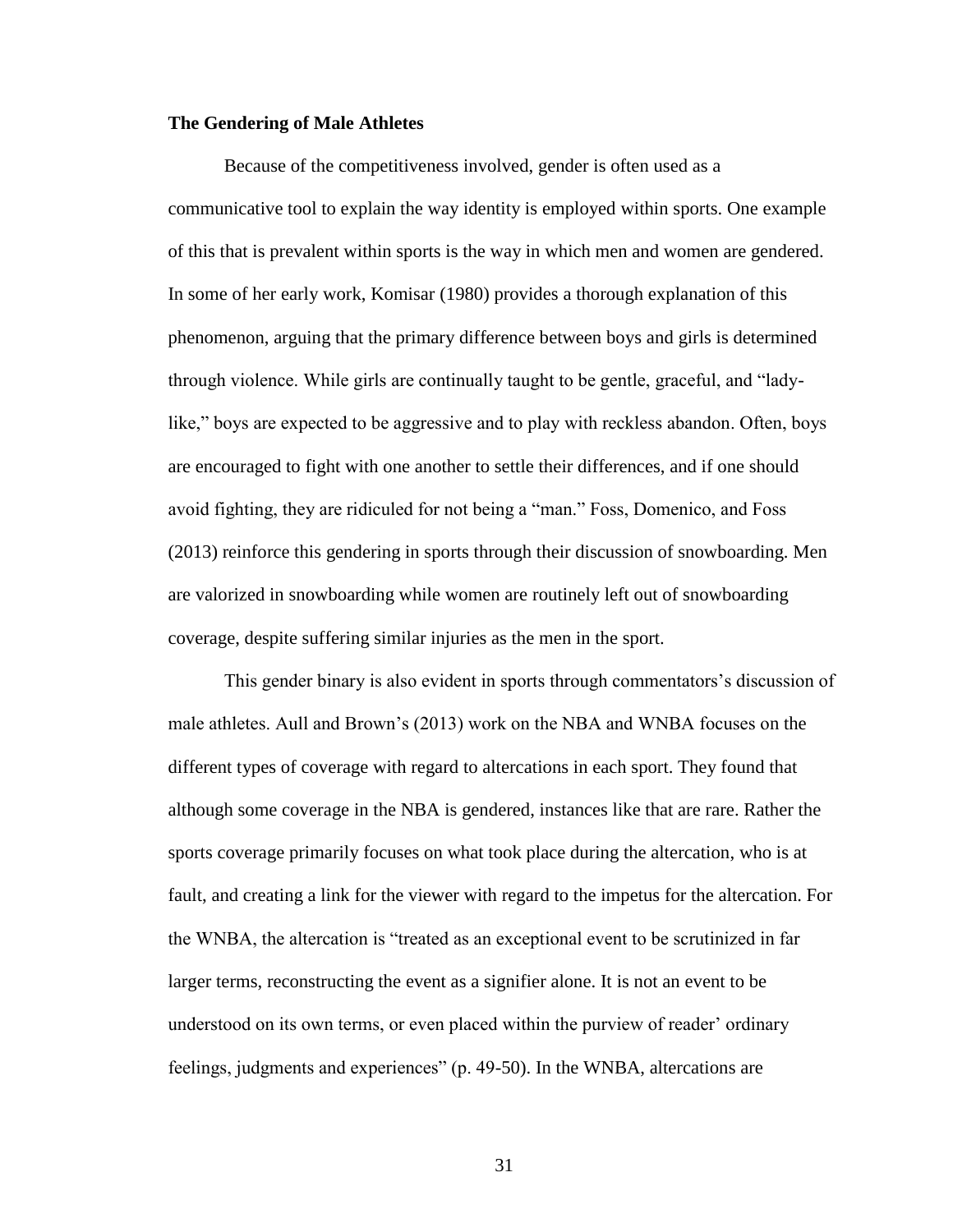### The Gendering of Male Athletes

Because of the competitiveness involved, gender is often used as a communicative tool to explain the way identity is employed within sports. One example of this that is prevalent within sports is the way in which men and women are gendered. In some of her early work, Komisar (1980) provides a thorough explanation of this phenomenon, arguing that the primary difference between boys and girls is determined through violence. While girls are continually taught to be gentle, graceful, and "lady-like," boys are expected to be aggressive and to play with reckless abandon. Often, boys are encouraged to fight with one another to settle their differences, and if one should avoid fighting, they are ridiculed for not being a "man." Foss, Domenico, and Foss (2013) reinforce this gendering in sports through their discussion of snowboarding. Men are valorized in snowboarding while women are routinely left out of snowboarding coverage, despite suffering similar injuries as the men in the sport.

This gender binary is also evident in sports through commentators's discussion of male athletes. Aull and Brown's (2013) work on the NBA and WNBA focuses on the different types of coverage with regard to altercations in each sport. They found that although some coverage in the NBA is gendered, instances like that are rare. Rather the sports coverage primarily focuses on what took place during the altercation, who is at fault, and creating a link for the viewer with regard to the impetus for the altercation. For the WNBA, the altercation is "treated as an exceptional event to be scrutinized in far larger terms, reconstructing the event as a signifier alone. It is not an event to be understood on its own terms, or even placed within the purview of reader' ordinary feelings, judgments and experiences" (p. 49-50). In the WNBA, altercations are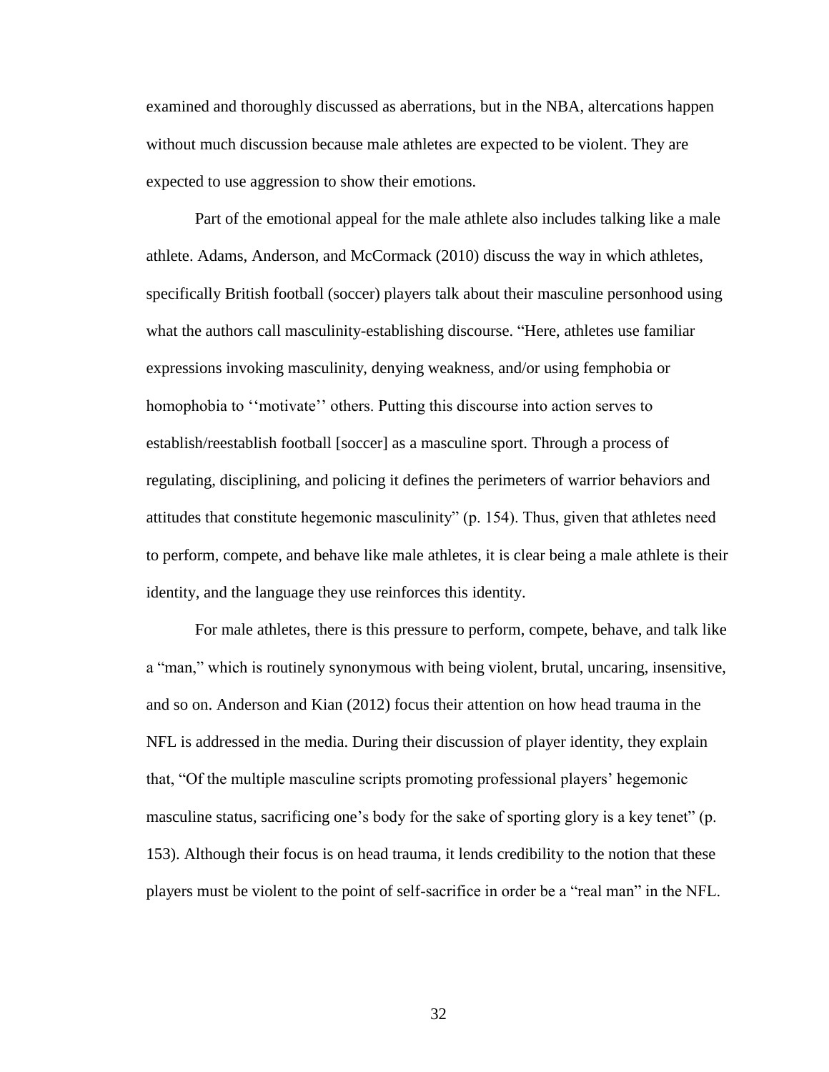examined and thoroughly discussed as aberrations, but in the NBA, altercations happen without much discussion because male athletes are expected to be violent. They are expected to use aggression to show their emotions.

Part of the emotional appeal for the male athlete also includes talking like a male athlete. Adams, Anderson, and McCormack (2010) discuss the way in which athletes, specifically British football (soccer) players talk about their masculine personhood using what the authors call masculinity-establishing discourse. “Here, athletes use familiar expressions invoking masculinity, denying weakness, and/or using femphobia or homophobia to ‘‘motivate’’ others. Putting this discourse into action serves to establish/reestablish football [soccer] as a masculine sport. Through a process of regulating, disciplining, and policing it defines the perimeters of warrior behaviors and attitudes that constitute hegemonic masculinity” (p. 154). Thus, given that athletes need to perform, compete, and behave like male athletes, it is clear being a male athlete is their identity, and the language they use reinforces this identity.

For male athletes, there is this pressure to perform, compete, behave, and talk like a “man,” which is routinely synonymous with being violent, brutal, uncaring, insensitive, and so on. Anderson and Kian (2012) focus their attention on how head trauma in the NFL is addressed in the media. During their discussion of player identity, they explain that, “Of the multiple masculine scripts promoting professional players’ hegemonic masculine status, sacrificing one’s body for the sake of sporting glory is a key tenet” (p. 153). Although their focus is on head trauma, it lends credibility to the notion that these players must be violent to the point of self-sacrifice in order be a “real man” in the NFL.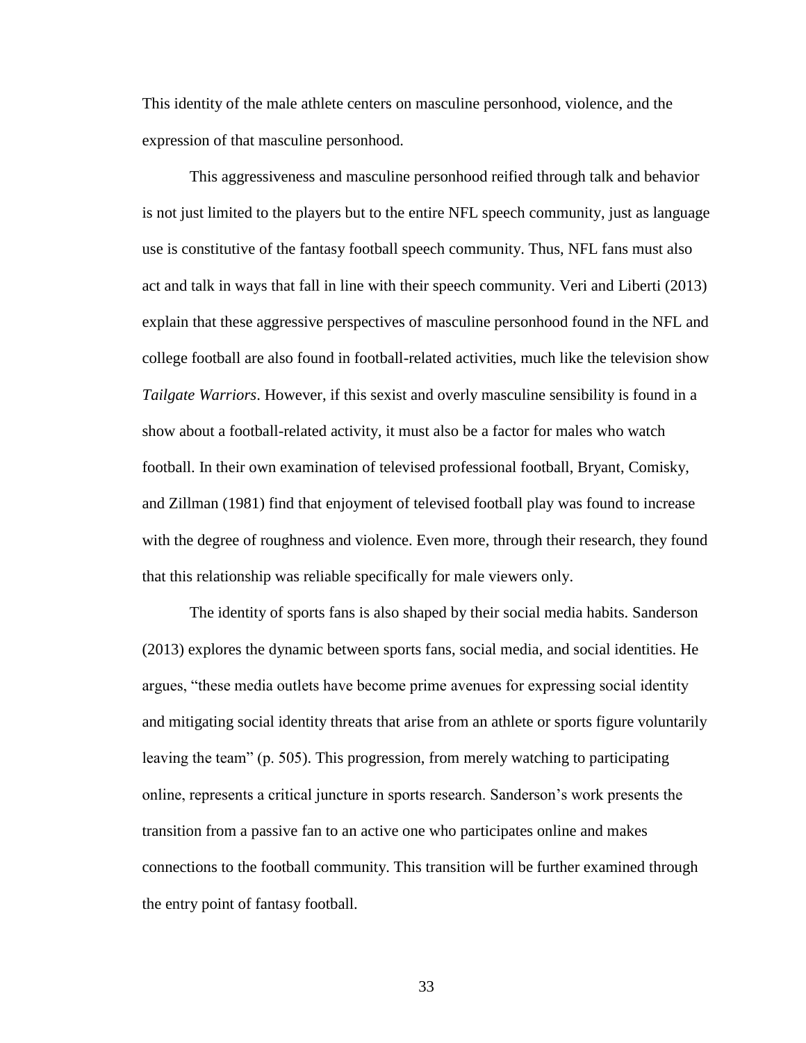This identity of the male athlete centers on masculine personhood, violence, and the expression of that masculine personhood.

This aggressiveness and masculine personhood reified through talk and behavior is not just limited to the players but to the entire NFL speech community, just as language use is constitutive of the fantasy football speech community. Thus, NFL fans must also act and talk in ways that fall in line with their speech community. Veri and Liberti (2013) explain that these aggressive perspectives of masculine personhood found in the NFL and college football are also found in football-related activities, much like the television show *Tailgate Warriors*. However, if this sexist and overly masculine sensibility is found in a show about a football-related activity, it must also be a factor for males who watch football. In their own examination of televised professional football, Bryant, Comisky, and Zillman (1981) find that enjoyment of televised football play was found to increase with the degree of roughness and violence. Even more, through their research, they found that this relationship was reliable specifically for male viewers only.

The identity of sports fans is also shaped by their social media habits. Sanderson (2013) explores the dynamic between sports fans, social media, and social identities. He argues, "these media outlets have become prime avenues for expressing social identity and mitigating social identity threats that arise from an athlete or sports figure voluntarily leaving the team" (p. 505). This progression, from merely watching to participating online, represents a critical juncture in sports research. Sanderson's work presents the transition from a passive fan to an active one who participates online and makes connections to the football community. This transition will be further examined through the entry point of fantasy football.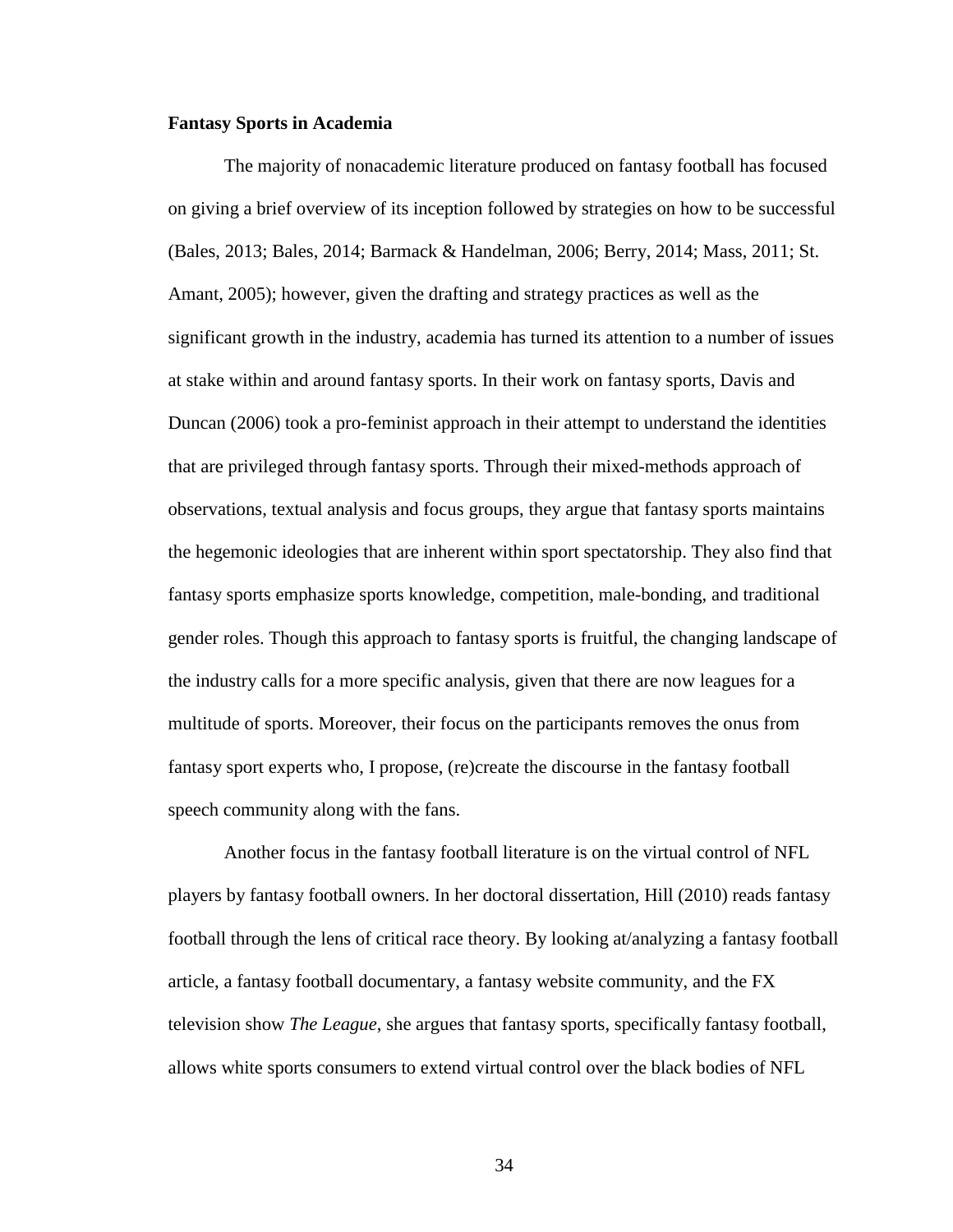**Fantasy Sports in Academia**

The majority of nonacademic literature produced on fantasy football has focused on giving a brief overview of its inception followed by strategies on how to be successful (Bales, 2013; Bales, 2014; Barmack & Handelman, 2006; Berry, 2014; Mass, 2011; St. Amant, 2005); however, given the drafting and strategy practices as well as the significant growth in the industry, academia has turned its attention to a number of issues at stake within and around fantasy sports. In their work on fantasy sports, Davis and Duncan (2006) took a pro-feminist approach in their attempt to understand the identities that are privileged through fantasy sports. Through their mixed-methods approach of observations, textual analysis and focus groups, they argue that fantasy sports maintains the hegemonic ideologies that are inherent within sport spectatorship. They also find that fantasy sports emphasize sports knowledge, competition, male-bonding, and traditional gender roles. Though this approach to fantasy sports is fruitful, the changing landscape of the industry calls for a more specific analysis, given that there are now leagues for a multitude of sports. Moreover, their focus on the participants removes the onus from fantasy sport experts who, I propose, (re)create the discourse in the fantasy football speech community along with the fans.

Another focus in the fantasy football literature is on the virtual control of NFL players by fantasy football owners. In her doctoral dissertation, Hill (2010) reads fantasy football through the lens of critical race theory. By looking at/analyzing a fantasy football article, a fantasy football documentary, a fantasy website community, and the FX television show *The League*, she argues that fantasy sports, specifically fantasy football, allows white sports consumers to extend virtual control over the black bodies of NFL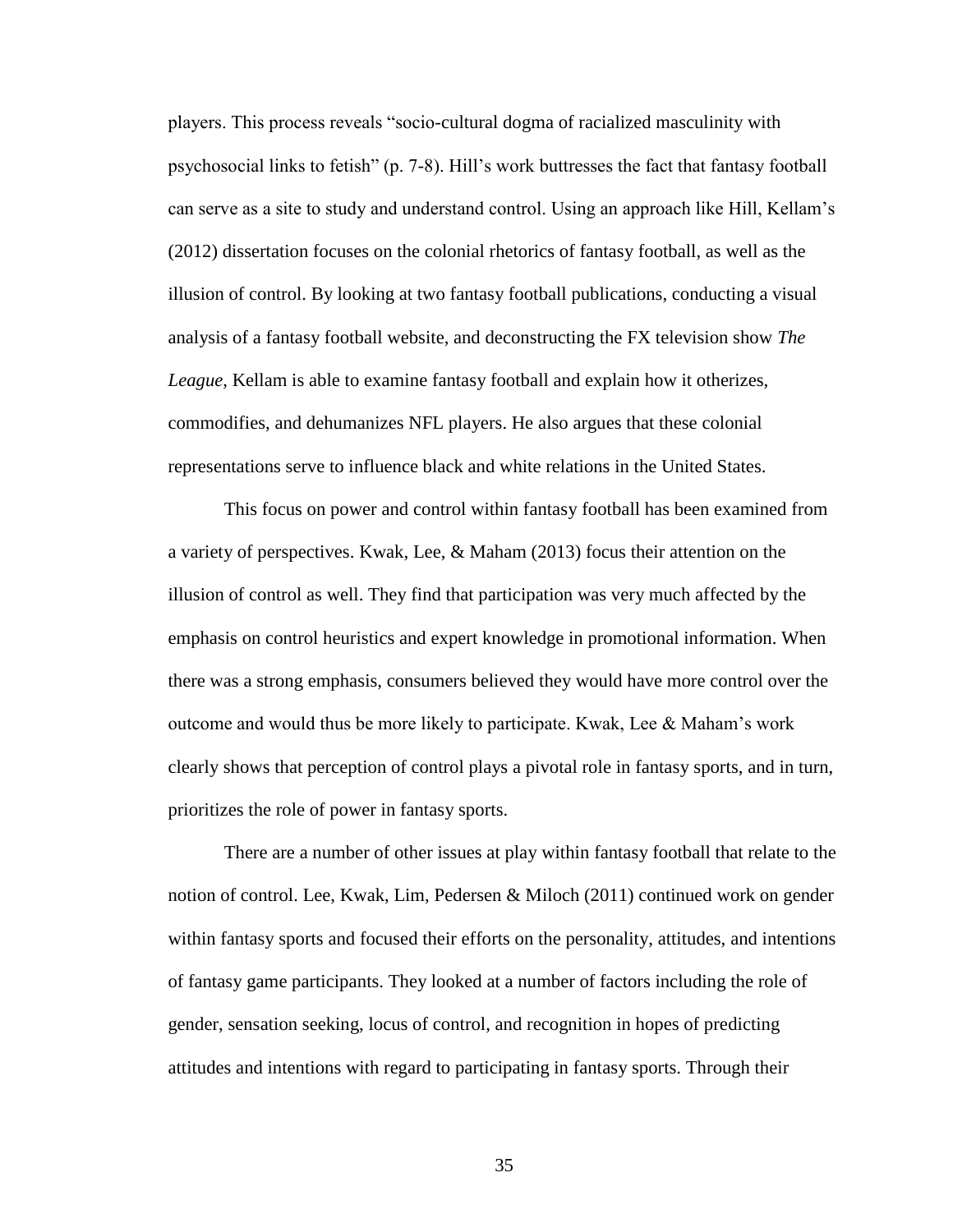players. This process reveals "socio-cultural dogma of racialized masculinity with psychosocial links to fetish" (p. 7-8). Hill's work buttresses the fact that fantasy football can serve as a site to study and understand control. Using an approach like Hill, Kellam's (2012) dissertation focuses on the colonial rhetorics of fantasy football, as well as the illusion of control. By looking at two fantasy football publications, conducting a visual analysis of a fantasy football website, and deconstructing the FX television show *The League*, Kellam is able to examine fantasy football and explain how it otherizes, commodifies, and dehumanizes NFL players. He also argues that these colonial representations serve to influence black and white relations in the United States.

This focus on power and control within fantasy football has been examined from a variety of perspectives. Kwak, Lee, & Maham (2013) focus their attention on the illusion of control as well. They find that participation was very much affected by the emphasis on control heuristics and expert knowledge in promotional information. When there was a strong emphasis, consumers believed they would have more control over the outcome and would thus be more likely to participate. Kwak, Lee & Maham's work clearly shows that perception of control plays a pivotal role in fantasy sports, and in turn, prioritizes the role of power in fantasy sports.

There are a number of other issues at play within fantasy football that relate to the notion of control. Lee, Kwak, Lim, Pedersen & Miloch (2011) continued work on gender within fantasy sports and focused their efforts on the personality, attitudes, and intentions of fantasy game participants. They looked at a number of factors including the role of gender, sensation seeking, locus of control, and recognition in hopes of predicting attitudes and intentions with regard to participating in fantasy sports. Through their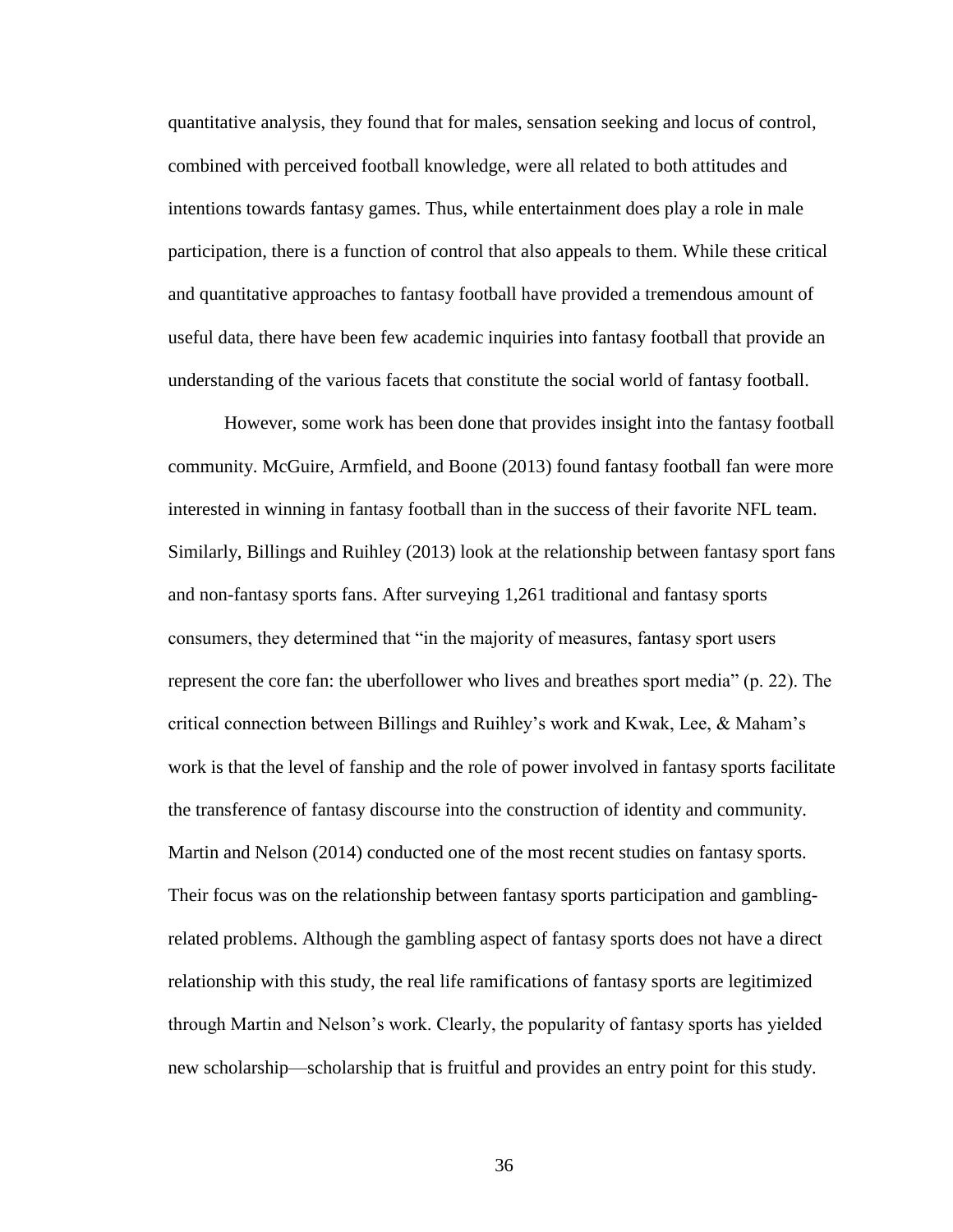quantitative analysis, they found that for males, sensation seeking and locus of control, combined with perceived football knowledge, were all related to both attitudes and intentions towards fantasy games. Thus, while entertainment does play a role in male participation, there is a function of control that also appeals to them. While these critical and quantitative approaches to fantasy football have provided a tremendous amount of useful data, there have been few academic inquiries into fantasy football that provide an understanding of the various facets that constitute the social world of fantasy football.

However, some work has been done that provides insight into the fantasy football community. McGuire, Armfield, and Boone (2013) found fantasy football fan were more interested in winning in fantasy football than in the success of their favorite NFL team. Similarly, Billings and Ruihley (2013) look at the relationship between fantasy sport fans and non-fantasy sports fans. After surveying 1,261 traditional and fantasy sports consumers, they determined that "in the majority of measures, fantasy sport users represent the core fan: the uberfollower who lives and breathes sport media" (p. 22). The critical connection between Billings and Ruihley's work and Kwak, Lee, & Maham's work is that the level of fanship and the role of power involved in fantasy sports facilitate the transference of fantasy discourse into the construction of identity and community. Martin and Nelson (2014) conducted one of the most recent studies on fantasy sports. Their focus was on the relationship between fantasy sports participation and gambling-related problems. Although the gambling aspect of fantasy sports does not have a direct relationship with this study, the real life ramifications of fantasy sports are legitimized through Martin and Nelson's work. Clearly, the popularity of fantasy sports has yielded new scholarship—scholarship that is fruitful and provides an entry point for this study.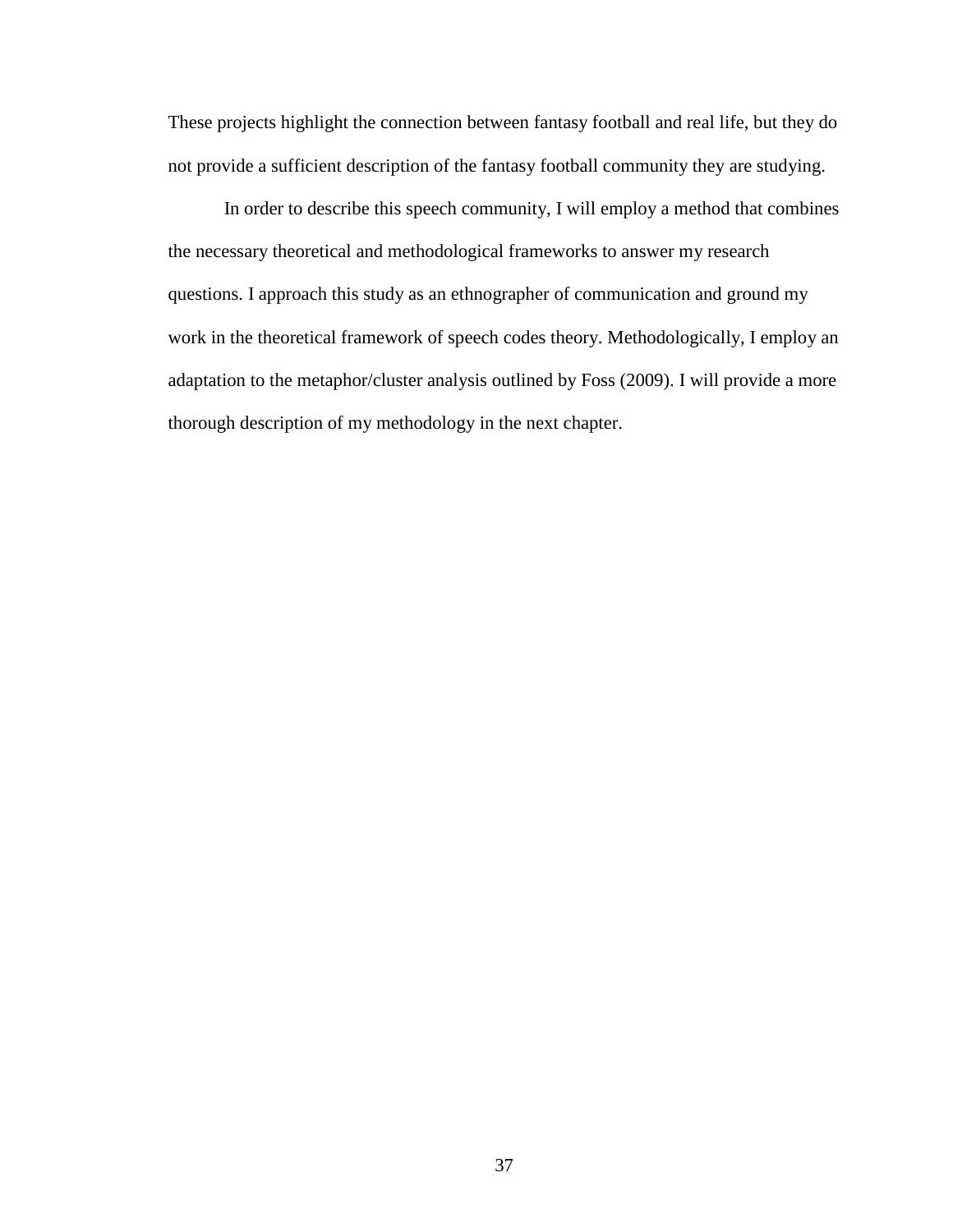These projects highlight the connection between fantasy football and real life, but they do not provide a sufficient description of the fantasy football community they are studying.

In order to describe this speech community, I will employ a method that combines the necessary theoretical and methodological frameworks to answer my research questions. I approach this study as an ethnographer of communication and ground my work in the theoretical framework of speech codes theory. Methodologically, I employ an adaptation to the metaphor/cluster analysis outlined by Foss (2009). I will provide a more thorough description of my methodology in the next chapter.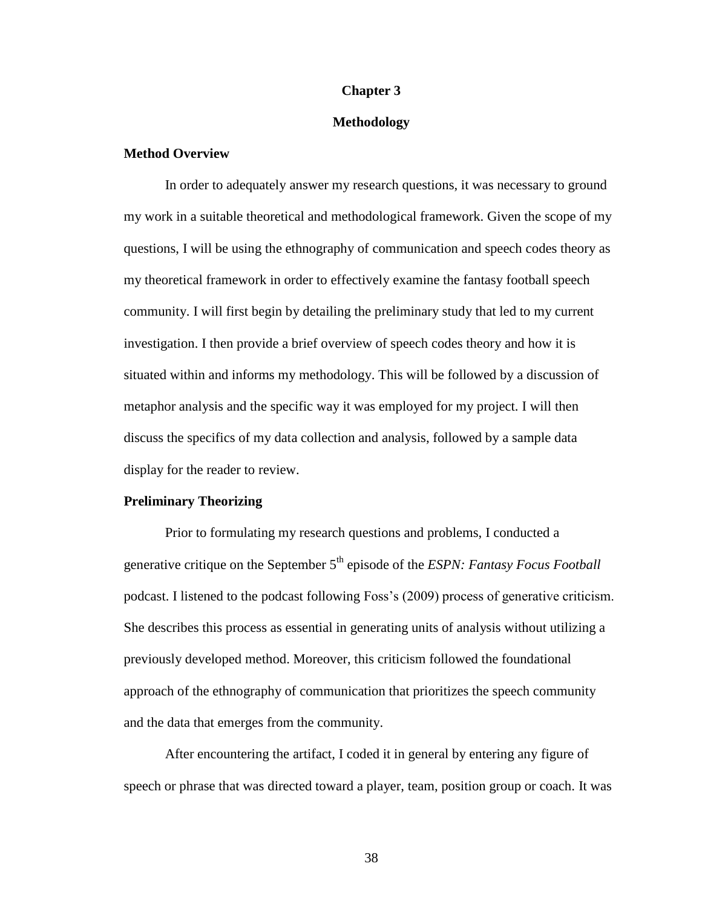# Chapter 3

## Methodology

### Method Overview

In order to adequately answer my research questions, it was necessary to ground my work in a suitable theoretical and methodological framework. Given the scope of my questions, I will be using the ethnography of communication and speech codes theory as my theoretical framework in order to effectively examine the fantasy football speech community. I will first begin by detailing the preliminary study that led to my current investigation. I then provide a brief overview of speech codes theory and how it is situated within and informs my methodology. This will be followed by a discussion of metaphor analysis and the specific way it was employed for my project. I will then discuss the specifics of my data collection and analysis, followed by a sample data display for the reader to review.

### Preliminary Theorizing

Prior to formulating my research questions and problems, I conducted a generative critique on the September 5th episode of the *ESPN: Fantasy Focus Football* podcast. I listened to the podcast following Foss's (2009) process of generative criticism. She describes this process as essential in generating units of analysis without utilizing a previously developed method. Moreover, this criticism followed the foundational approach of the ethnography of communication that prioritizes the speech community and the data that emerges from the community.

After encountering the artifact, I coded it in general by entering any figure of speech or phrase that was directed toward a player, team, position group or coach. It was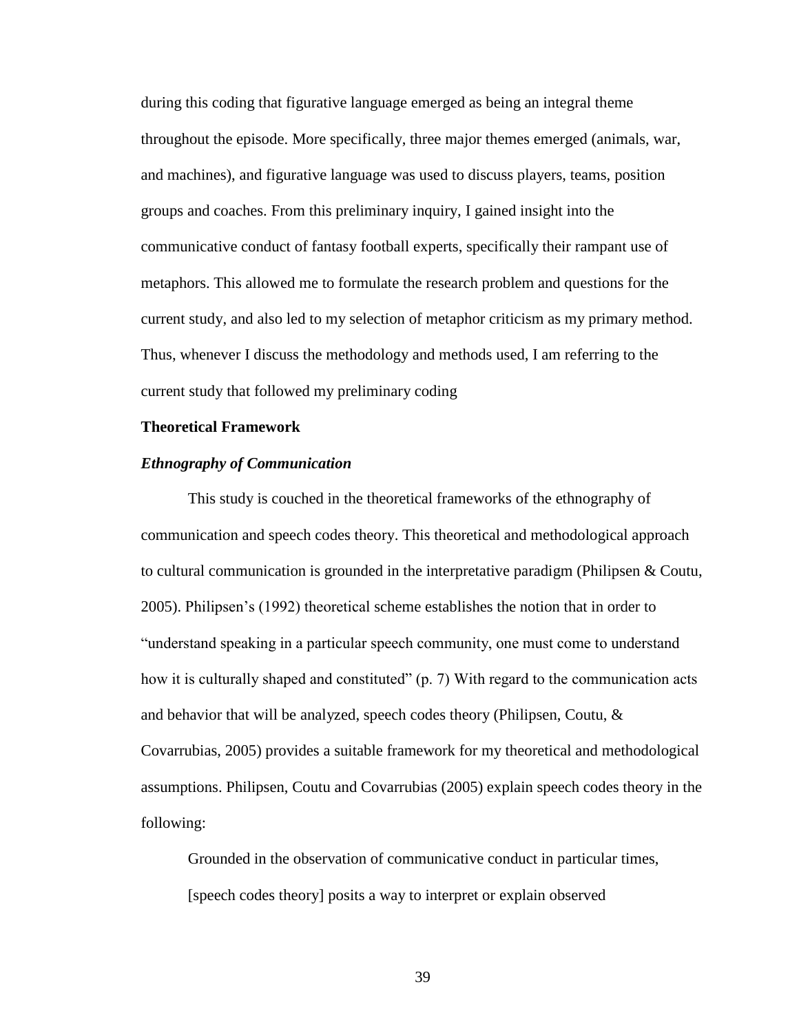during this coding that figurative language emerged as being an integral theme throughout the episode. More specifically, three major themes emerged (animals, war, and machines), and figurative language was used to discuss players, teams, position groups and coaches. From this preliminary inquiry, I gained insight into the communicative conduct of fantasy football experts, specifically their rampant use of metaphors. This allowed me to formulate the research problem and questions for the current study, and also led to my selection of metaphor criticism as my primary method. Thus, whenever I discuss the methodology and methods used, I am referring to the current study that followed my preliminary coding

## Theoretical Framework

### *Ethnography of Communication*

This study is couched in the theoretical frameworks of the ethnography of communication and speech codes theory. This theoretical and methodological approach to cultural communication is grounded in the interpretative paradigm (Philipsen & Coutu, 2005). Philipsen's (1992) theoretical scheme establishes the notion that in order to "understand speaking in a particular speech community, one must come to understand how it is culturally shaped and constituted" (p. 7) With regard to the communication acts and behavior that will be analyzed, speech codes theory (Philipsen, Coutu, & Covarrubias, 2005) provides a suitable framework for my theoretical and methodological assumptions. Philipsen, Coutu and Covarrubias (2005) explain speech codes theory in the following:

> Grounded in the observation of communicative conduct in particular times, [speech codes theory] posits a way to interpret or explain observed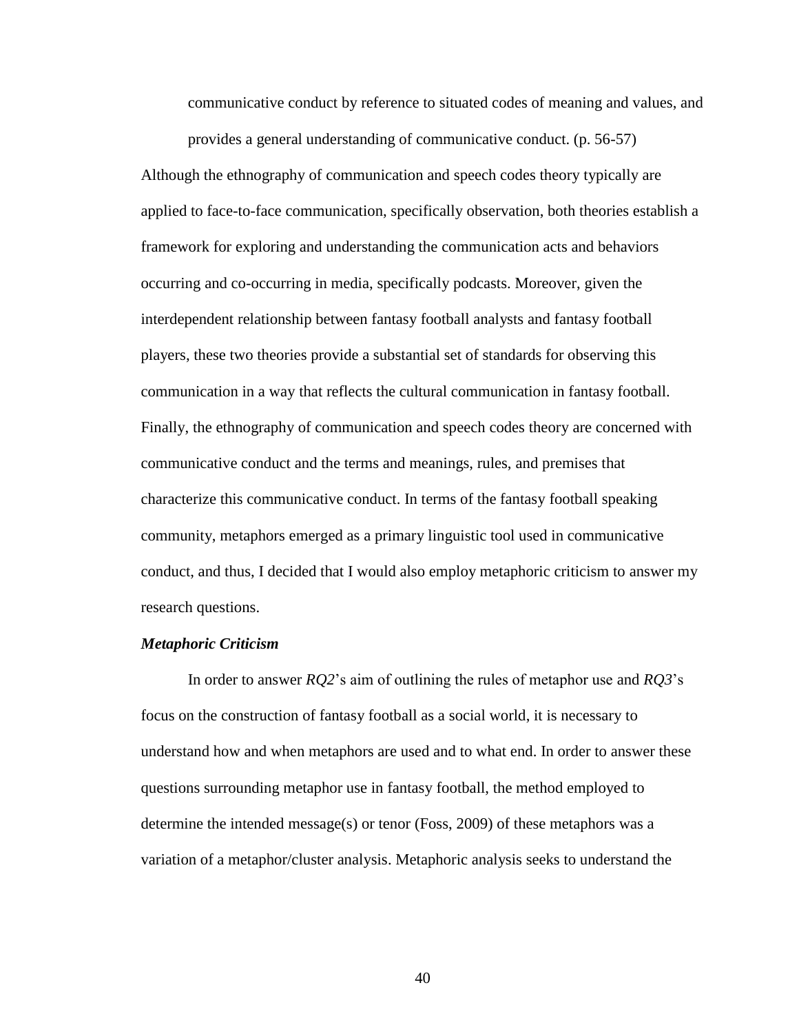> communicative conduct by reference to situated codes of meaning and values, and provides a general understanding of communicative conduct. (p. 56-57)

Although the ethnography of communication and speech codes theory typically are applied to face-to-face communication, specifically observation, both theories establish a framework for exploring and understanding the communication acts and behaviors occurring and co-occurring in media, specifically podcasts. Moreover, given the interdependent relationship between fantasy football analysts and fantasy football players, these two theories provide a substantial set of standards for observing this communication in a way that reflects the cultural communication in fantasy football. Finally, the ethnography of communication and speech codes theory are concerned with communicative conduct and the terms and meanings, rules, and premises that characterize this communicative conduct. In terms of the fantasy football speaking community, metaphors emerged as a primary linguistic tool used in communicative conduct, and thus, I decided that I would also employ metaphoric criticism to answer my research questions.

### *Metaphoric Criticism*

In order to answer *RQ2*'s aim of outlining the rules of metaphor use and *RQ3*'s focus on the construction of fantasy football as a social world, it is necessary to understand how and when metaphors are used and to what end. In order to answer these questions surrounding metaphor use in fantasy football, the method employed to determine the intended message(s) or tenor (Foss, 2009) of these metaphors was a variation of a metaphor/cluster analysis. Metaphoric analysis seeks to understand the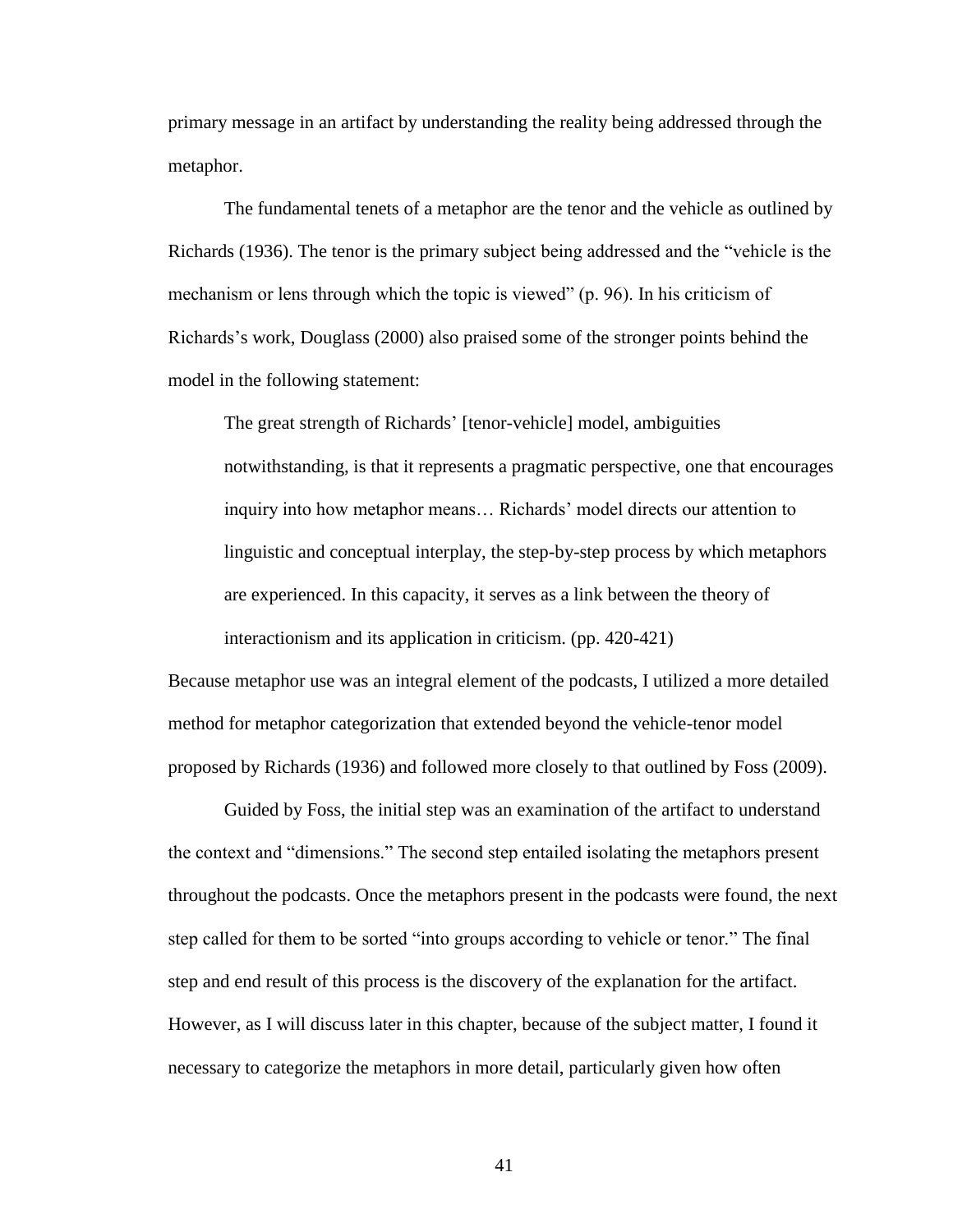primary message in an artifact by understanding the reality being addressed through the metaphor.

The fundamental tenets of a metaphor are the tenor and the vehicle as outlined by Richards (1936). The tenor is the primary subject being addressed and the "vehicle is the mechanism or lens through which the topic is viewed" (p. 96). In his criticism of Richards's work, Douglass (2000) also praised some of the stronger points behind the model in the following statement:

> The great strength of Richards' [tenor-vehicle] model, ambiguities notwithstanding, is that it represents a pragmatic perspective, one that encourages inquiry into how metaphor means… Richards' model directs our attention to linguistic and conceptual interplay, the step-by-step process by which metaphors are experienced. In this capacity, it serves as a link between the theory of interactionism and its application in criticism. (pp. 420-421)

Because metaphor use was an integral element of the podcasts, I utilized a more detailed method for metaphor categorization that extended beyond the vehicle-tenor model proposed by Richards (1936) and followed more closely to that outlined by Foss (2009).

Guided by Foss, the initial step was an examination of the artifact to understand the context and "dimensions." The second step entailed isolating the metaphors present throughout the podcasts. Once the metaphors present in the podcasts were found, the next step called for them to be sorted "into groups according to vehicle or tenor." The final step and end result of this process is the discovery of the explanation for the artifact. However, as I will discuss later in this chapter, because of the subject matter, I found it necessary to categorize the metaphors in more detail, particularly given how often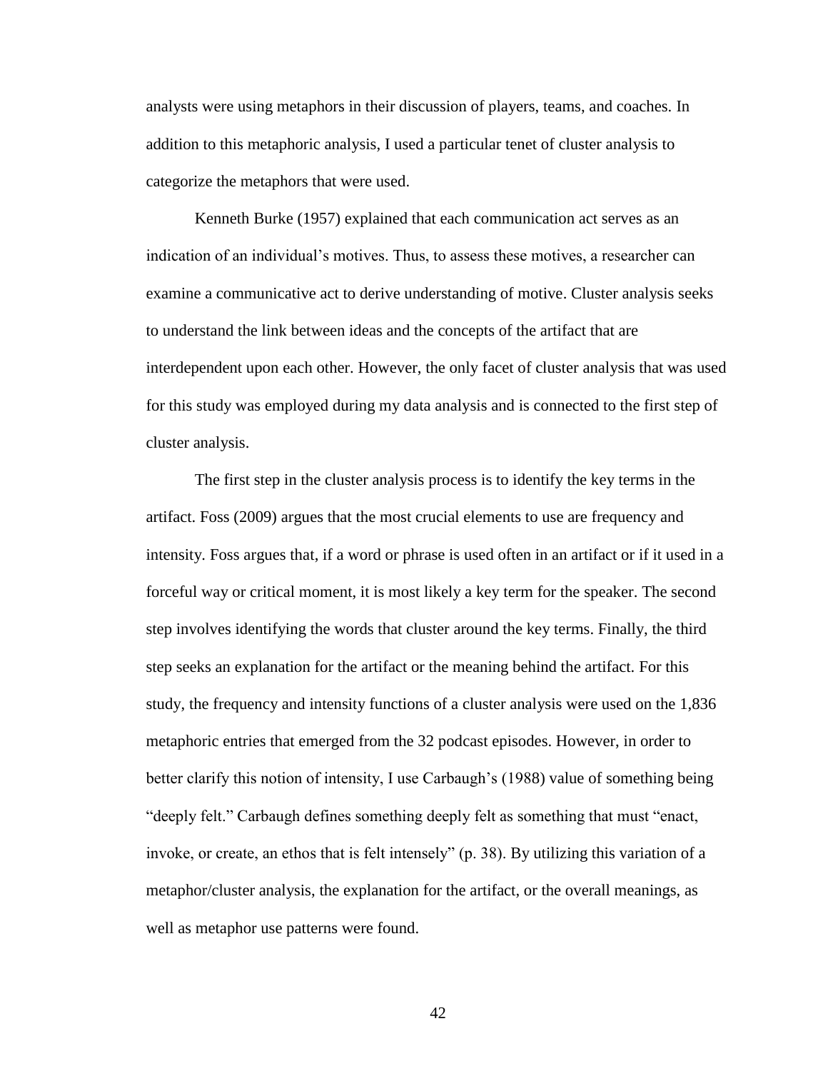analysts were using metaphors in their discussion of players, teams, and coaches. In addition to this metaphoric analysis, I used a particular tenet of cluster analysis to categorize the metaphors that were used.

Kenneth Burke (1957) explained that each communication act serves as an indication of an individual's motives. Thus, to assess these motives, a researcher can examine a communicative act to derive understanding of motive. Cluster analysis seeks to understand the link between ideas and the concepts of the artifact that are interdependent upon each other. However, the only facet of cluster analysis that was used for this study was employed during my data analysis and is connected to the first step of cluster analysis.

The first step in the cluster analysis process is to identify the key terms in the artifact. Foss (2009) argues that the most crucial elements to use are frequency and intensity. Foss argues that, if a word or phrase is used often in an artifact or if it used in a forceful way or critical moment, it is most likely a key term for the speaker. The second step involves identifying the words that cluster around the key terms. Finally, the third step seeks an explanation for the artifact or the meaning behind the artifact. For this study, the frequency and intensity functions of a cluster analysis were used on the 1,836 metaphoric entries that emerged from the 32 podcast episodes. However, in order to better clarify this notion of intensity, I use Carbaugh's (1988) value of something being "deeply felt." Carbaugh defines something deeply felt as something that must "enact, invoke, or create, an ethos that is felt intensely" (p. 38). By utilizing this variation of a metaphor/cluster analysis, the explanation for the artifact, or the overall meanings, as well as metaphor use patterns were found.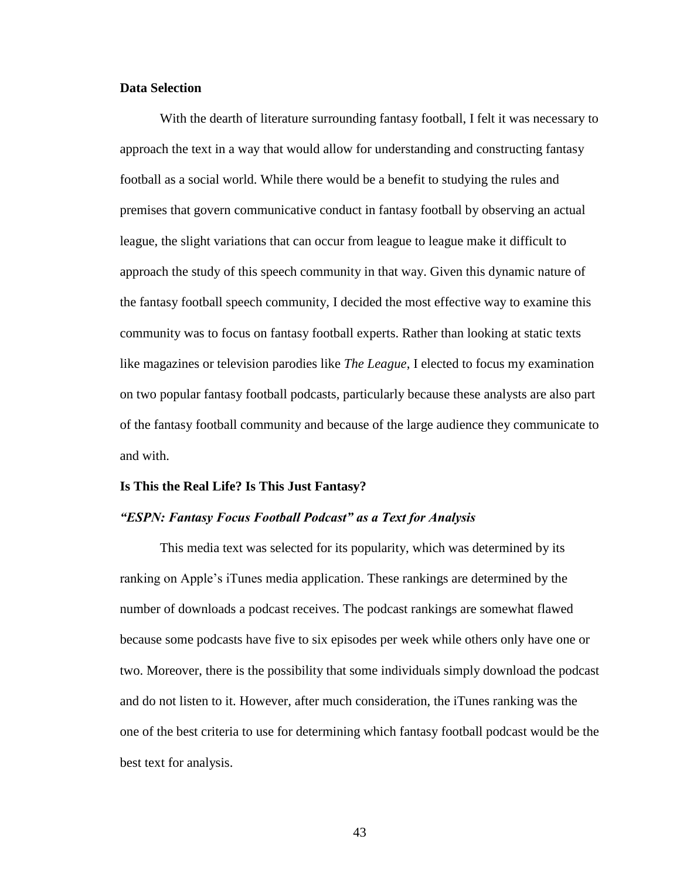### Data Selection

With the dearth of literature surrounding fantasy football, I felt it was necessary to approach the text in a way that would allow for understanding and constructing fantasy football as a social world. While there would be a benefit to studying the rules and premises that govern communicative conduct in fantasy football by observing an actual league, the slight variations that can occur from league to league make it difficult to approach the study of this speech community in that way. Given this dynamic nature of the fantasy football speech community, I decided the most effective way to examine this community was to focus on fantasy football experts. Rather than looking at static texts like magazines or television parodies like *The League*, I elected to focus my examination on two popular fantasy football podcasts, particularly because these analysts are also part of the fantasy football community and because of the large audience they communicate to and with.

### Is This the Real Life? Is This Just Fantasy?

#### *"ESPN: Fantasy Focus Football Podcast" as a Text for Analysis*

This media text was selected for its popularity, which was determined by its ranking on Apple's iTunes media application. These rankings are determined by the number of downloads a podcast receives. The podcast rankings are somewhat flawed because some podcasts have five to six episodes per week while others only have one or two. Moreover, there is the possibility that some individuals simply download the podcast and do not listen to it. However, after much consideration, the iTunes ranking was the one of the best criteria to use for determining which fantasy football podcast would be the best text for analysis.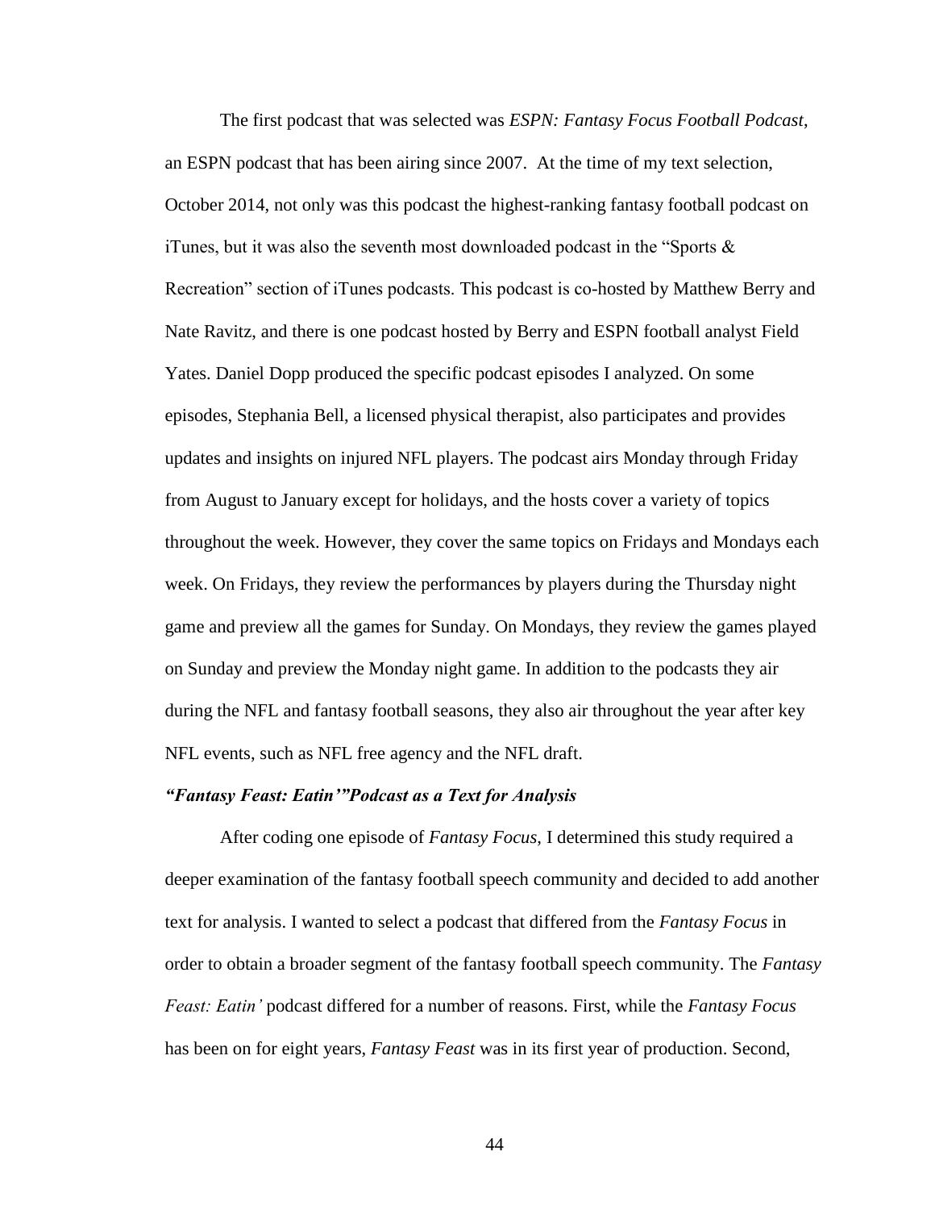The first podcast that was selected was *ESPN: Fantasy Focus Football Podcast*, an ESPN podcast that has been airing since 2007. At the time of my text selection, October 2014, not only was this podcast the highest-ranking fantasy football podcast on iTunes, but it was also the seventh most downloaded podcast in the "Sports & Recreation" section of iTunes podcasts. This podcast is co-hosted by Matthew Berry and Nate Ravitz, and there is one podcast hosted by Berry and ESPN football analyst Field Yates. Daniel Dopp produced the specific podcast episodes I analyzed. On some episodes, Stephania Bell, a licensed physical therapist, also participates and provides updates and insights on injured NFL players. The podcast airs Monday through Friday from August to January except for holidays, and the hosts cover a variety of topics throughout the week. However, they cover the same topics on Fridays and Mondays each week. On Fridays, they review the performances by players during the Thursday night game and preview all the games for Sunday. On Mondays, they review the games played on Sunday and preview the Monday night game. In addition to the podcasts they air during the NFL and fantasy football seasons, they also air throughout the year after key NFL events, such as NFL free agency and the NFL draft.

### *"Fantasy Feast: Eatin'"Podcast as a Text for Analysis*

After coding one episode of *Fantasy Focus*, I determined this study required a deeper examination of the fantasy football speech community and decided to add another text for analysis. I wanted to select a podcast that differed from the *Fantasy Focus* in order to obtain a broader segment of the fantasy football speech community. The *Fantasy Feast: Eatin'* podcast differed for a number of reasons. First, while the *Fantasy Focus* has been on for eight years, *Fantasy Feast* was in its first year of production. Second,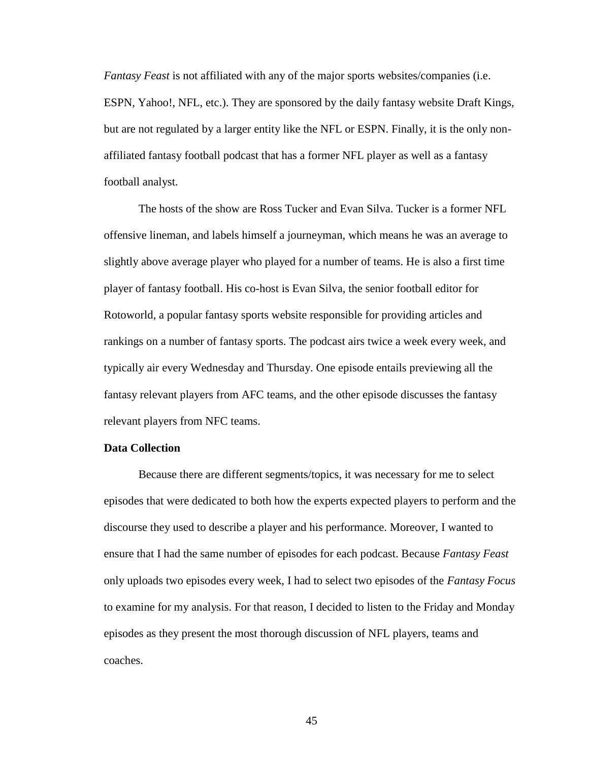*Fantasy Feast* is not affiliated with any of the major sports websites/companies (i.e. ESPN, Yahoo!, NFL, etc.). They are sponsored by the daily fantasy website Draft Kings, but are not regulated by a larger entity like the NFL or ESPN. Finally, it is the only non-affiliated fantasy football podcast that has a former NFL player as well as a fantasy football analyst.

The hosts of the show are Ross Tucker and Evan Silva. Tucker is a former NFL offensive lineman, and labels himself a journeyman, which means he was an average to slightly above average player who played for a number of teams. He is also a first time player of fantasy football. His co-host is Evan Silva, the senior football editor for Rotoworld, a popular fantasy sports website responsible for providing articles and rankings on a number of fantasy sports. The podcast airs twice a week every week, and typically air every Wednesday and Thursday. One episode entails previewing all the fantasy relevant players from AFC teams, and the other episode discusses the fantasy relevant players from NFC teams.

**Data Collection**

Because there are different segments/topics, it was necessary for me to select episodes that were dedicated to both how the experts expected players to perform and the discourse they used to describe a player and his performance. Moreover, I wanted to ensure that I had the same number of episodes for each podcast. Because *Fantasy Feast* only uploads two episodes every week, I had to select two episodes of the *Fantasy Focus* to examine for my analysis. For that reason, I decided to listen to the Friday and Monday episodes as they present the most thorough discussion of NFL players, teams and coaches.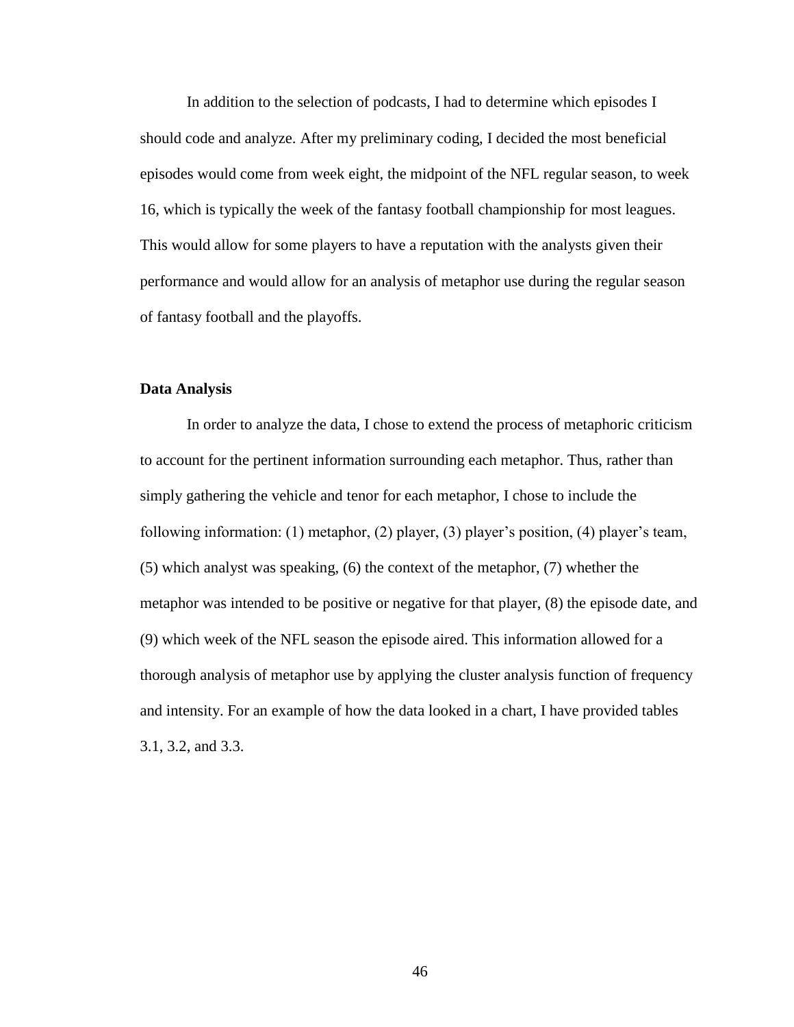In addition to the selection of podcasts, I had to determine which episodes I should code and analyze. After my preliminary coding, I decided the most beneficial episodes would come from week eight, the midpoint of the NFL regular season, to week 16, which is typically the week of the fantasy football championship for most leagues. This would allow for some players to have a reputation with the analysts given their performance and would allow for an analysis of metaphor use during the regular season of fantasy football and the playoffs.

**Data Analysis**

In order to analyze the data, I chose to extend the process of metaphoric criticism to account for the pertinent information surrounding each metaphor. Thus, rather than simply gathering the vehicle and tenor for each metaphor, I chose to include the following information: (1) metaphor, (2) player, (3) player's position, (4) player's team, (5) which analyst was speaking, (6) the context of the metaphor, (7) whether the metaphor was intended to be positive or negative for that player, (8) the episode date, and (9) which week of the NFL season the episode aired. This information allowed for a thorough analysis of metaphor use by applying the cluster analysis function of frequency and intensity. For an example of how the data looked in a chart, I have provided tables 3.1, 3.2, and 3.3.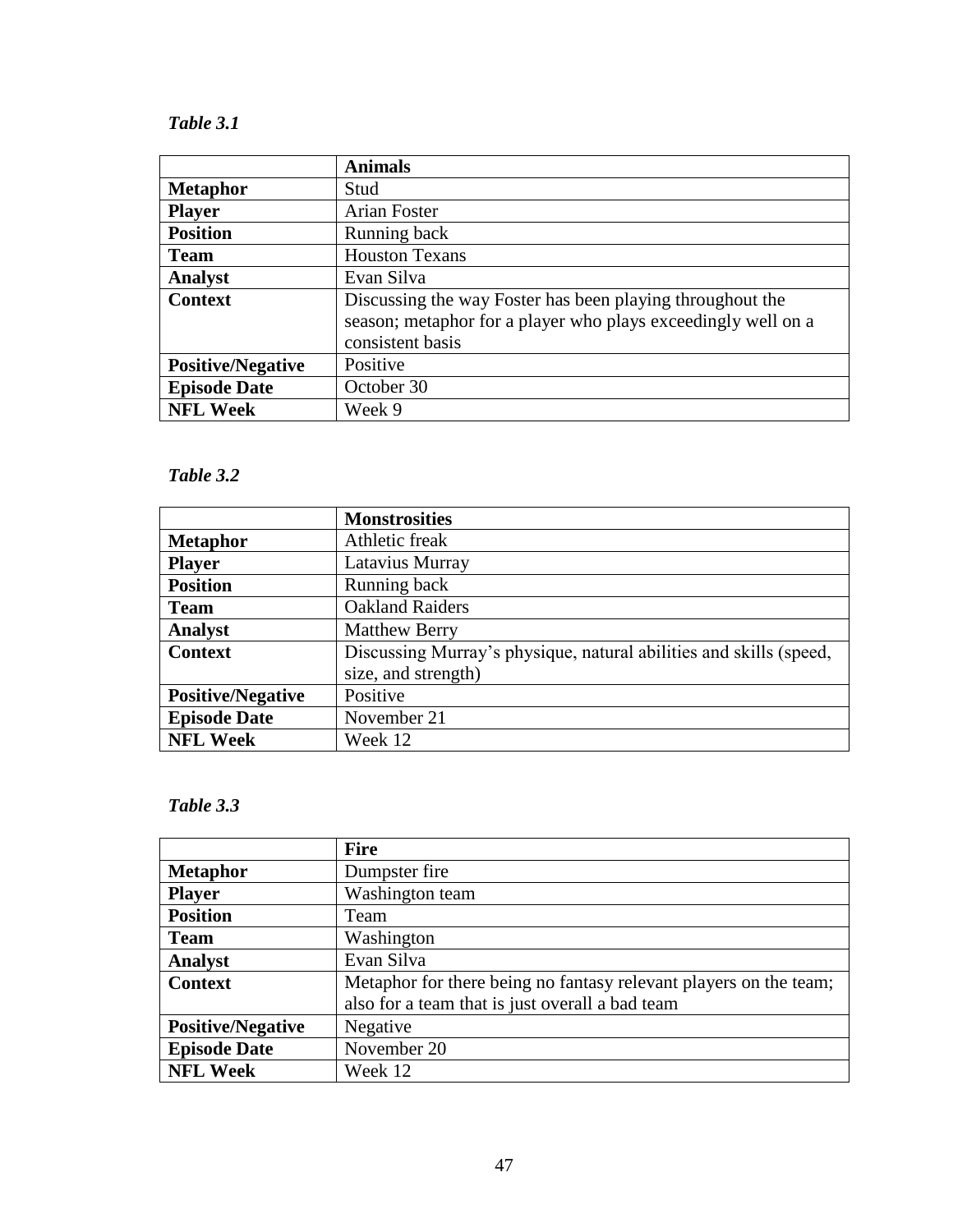*Table 3.1*

| | **Animals** |
|---|---|
| **Metaphor** | Stud |
| **Player** | Arian Foster |
| **Position** | Running back |
| **Team** | Houston Texans |
| **Analyst** | Evan Silva |
| **Context** | Discussing the way Foster has been playing throughout the season; metaphor for a player who plays exceedingly well on a consistent basis |
| **Positive/Negative** | Positive |
| **Episode Date** | October 30 |
| **NFL Week** | Week 9 |

*Table 3.2*

| | **Monstrosities** |
|---|---|
| **Metaphor** | Athletic freak |
| **Player** | Latavius Murray |
| **Position** | Running back |
| **Team** | Oakland Raiders |
| **Analyst** | Matthew Berry |
| **Context** | Discussing Murray's physique, natural abilities and skills (speed, size, and strength) |
| **Positive/Negative** | Positive |
| **Episode Date** | November 21 |
| **NFL Week** | Week 12 |

*Table 3.3*

| | **Fire** |
|---|---|
| **Metaphor** | Dumpster fire |
| **Player** | Washington team |
| **Position** | Team |
| **Team** | Washington |
| **Analyst** | Evan Silva |
| **Context** | Metaphor for there being no fantasy relevant players on the team; also for a team that is just overall a bad team |
| **Positive/Negative** | Negative |
| **Episode Date** | November 20 |
| **NFL Week** | Week 12 |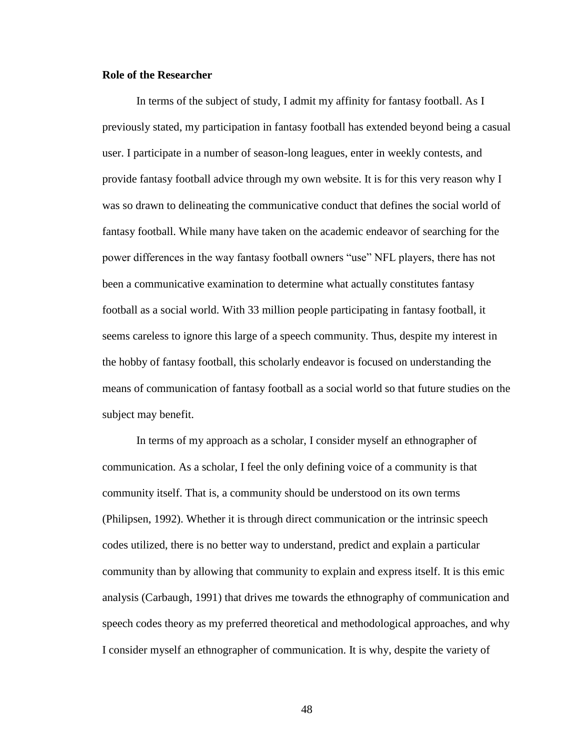**Role of the Researcher**

In terms of the subject of study, I admit my affinity for fantasy football. As I previously stated, my participation in fantasy football has extended beyond being a casual user. I participate in a number of season-long leagues, enter in weekly contests, and provide fantasy football advice through my own website. It is for this very reason why I was so drawn to delineating the communicative conduct that defines the social world of fantasy football. While many have taken on the academic endeavor of searching for the power differences in the way fantasy football owners "use" NFL players, there has not been a communicative examination to determine what actually constitutes fantasy football as a social world. With 33 million people participating in fantasy football, it seems careless to ignore this large of a speech community. Thus, despite my interest in the hobby of fantasy football, this scholarly endeavor is focused on understanding the means of communication of fantasy football as a social world so that future studies on the subject may benefit.

In terms of my approach as a scholar, I consider myself an ethnographer of communication. As a scholar, I feel the only defining voice of a community is that community itself. That is, a community should be understood on its own terms (Philipsen, 1992). Whether it is through direct communication or the intrinsic speech codes utilized, there is no better way to understand, predict and explain a particular community than by allowing that community to explain and express itself. It is this emic analysis (Carbaugh, 1991) that drives me towards the ethnography of communication and speech codes theory as my preferred theoretical and methodological approaches, and why I consider myself an ethnographer of communication. It is why, despite the variety of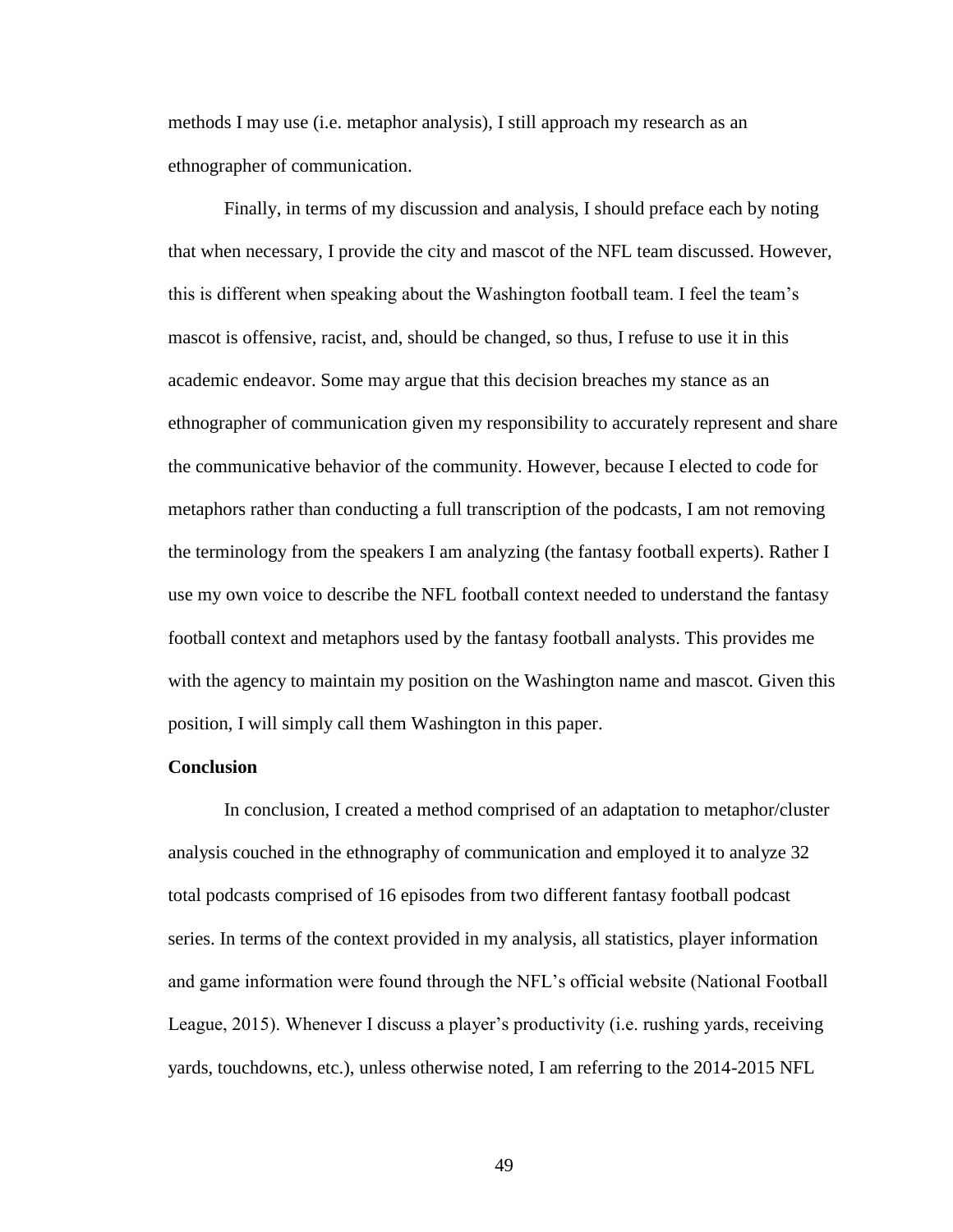methods I may use (i.e. metaphor analysis), I still approach my research as an ethnographer of communication.

Finally, in terms of my discussion and analysis, I should preface each by noting that when necessary, I provide the city and mascot of the NFL team discussed. However, this is different when speaking about the Washington football team. I feel the team's mascot is offensive, racist, and, should be changed, so thus, I refuse to use it in this academic endeavor. Some may argue that this decision breaches my stance as an ethnographer of communication given my responsibility to accurately represent and share the communicative behavior of the community. However, because I elected to code for metaphors rather than conducting a full transcription of the podcasts, I am not removing the terminology from the speakers I am analyzing (the fantasy football experts). Rather I use my own voice to describe the NFL football context needed to understand the fantasy football context and metaphors used by the fantasy football analysts. This provides me with the agency to maintain my position on the Washington name and mascot. Given this position, I will simply call them Washington in this paper.

**Conclusion**

In conclusion, I created a method comprised of an adaptation to metaphor/cluster analysis couched in the ethnography of communication and employed it to analyze 32 total podcasts comprised of 16 episodes from two different fantasy football podcast series. In terms of the context provided in my analysis, all statistics, player information and game information were found through the NFL's official website (National Football League, 2015). Whenever I discuss a player's productivity (i.e. rushing yards, receiving yards, touchdowns, etc.), unless otherwise noted, I am referring to the 2014-2015 NFL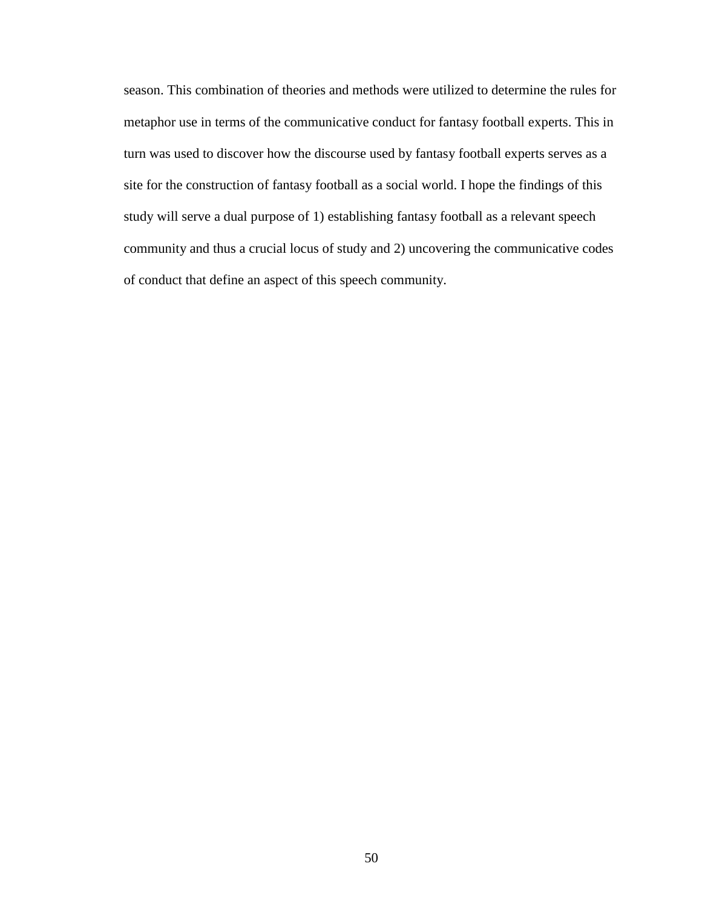season. This combination of theories and methods were utilized to determine the rules for metaphor use in terms of the communicative conduct for fantasy football experts. This in turn was used to discover how the discourse used by fantasy football experts serves as a site for the construction of fantasy football as a social world. I hope the findings of this study will serve a dual purpose of 1) establishing fantasy football as a relevant speech community and thus a crucial locus of study and 2) uncovering the communicative codes of conduct that define an aspect of this speech community.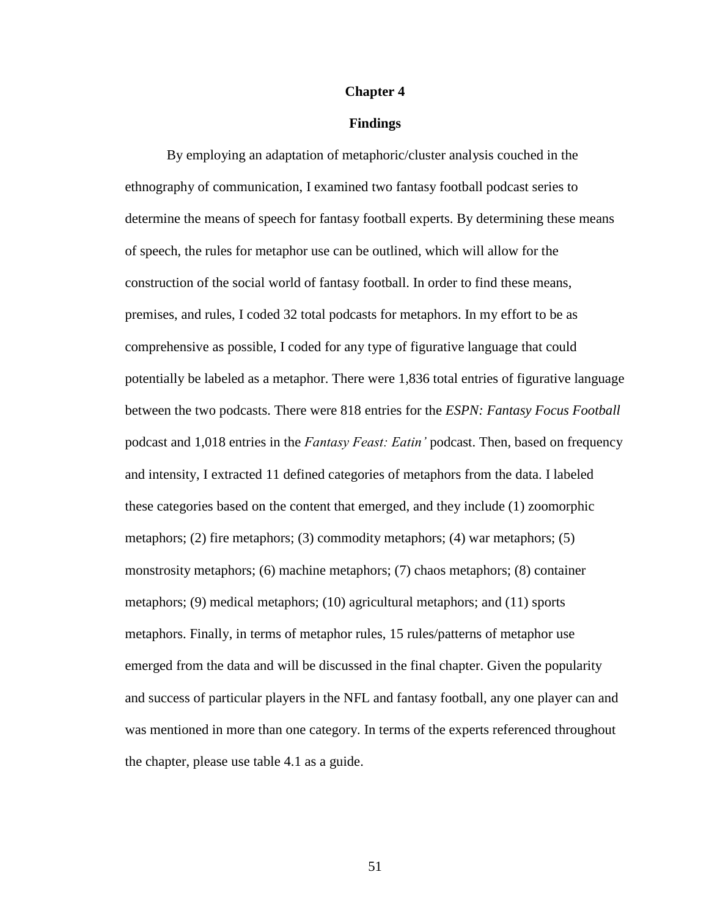# Chapter 4

## Findings

By employing an adaptation of metaphoric/cluster analysis couched in the ethnography of communication, I examined two fantasy football podcast series to determine the means of speech for fantasy football experts. By determining these means of speech, the rules for metaphor use can be outlined, which will allow for the construction of the social world of fantasy football. In order to find these means, premises, and rules, I coded 32 total podcasts for metaphors. In my effort to be as comprehensive as possible, I coded for any type of figurative language that could potentially be labeled as a metaphor. There were 1,836 total entries of figurative language between the two podcasts. There were 818 entries for the *ESPN: Fantasy Focus Football* podcast and 1,018 entries in the *Fantasy Feast: Eatin'* podcast. Then, based on frequency and intensity, I extracted 11 defined categories of metaphors from the data. I labeled these categories based on the content that emerged, and they include (1) zoomorphic metaphors; (2) fire metaphors; (3) commodity metaphors; (4) war metaphors; (5) monstrosity metaphors; (6) machine metaphors; (7) chaos metaphors; (8) container metaphors; (9) medical metaphors; (10) agricultural metaphors; and (11) sports metaphors. Finally, in terms of metaphor rules, 15 rules/patterns of metaphor use emerged from the data and will be discussed in the final chapter. Given the popularity and success of particular players in the NFL and fantasy football, any one player can and was mentioned in more than one category. In terms of the experts referenced throughout the chapter, please use table 4.1 as a guide.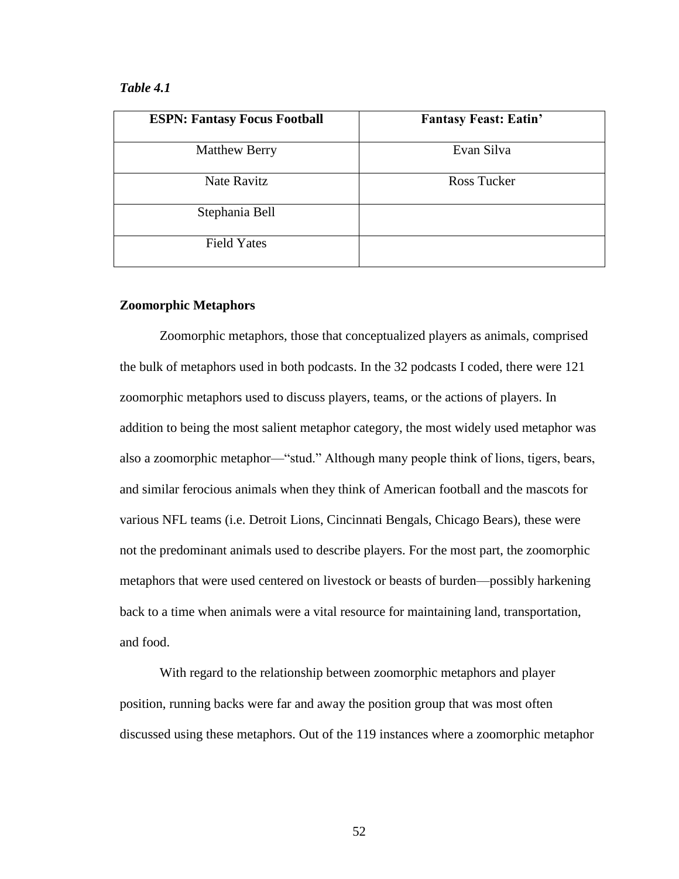*Table 4.1*

| **ESPN: Fantasy Focus Football** | **Fantasy Feast: Eatin'** |
|---|---|
| Matthew Berry | Evan Silva |
| Nate Ravitz | Ross Tucker |
| Stephania Bell | |
| Field Yates | |

**Zoomorphic Metaphors**

Zoomorphic metaphors, those that conceptualized players as animals, comprised the bulk of metaphors used in both podcasts. In the 32 podcasts I coded, there were 121 zoomorphic metaphors used to discuss players, teams, or the actions of players. In addition to being the most salient metaphor category, the most widely used metaphor was also a zoomorphic metaphor—"stud." Although many people think of lions, tigers, bears, and similar ferocious animals when they think of American football and the mascots for various NFL teams (i.e. Detroit Lions, Cincinnati Bengals, Chicago Bears), these were not the predominant animals used to describe players. For the most part, the zoomorphic metaphors that were used centered on livestock or beasts of burden—possibly harkening back to a time when animals were a vital resource for maintaining land, transportation, and food.

With regard to the relationship between zoomorphic metaphors and player position, running backs were far and away the position group that was most often discussed using these metaphors. Out of the 119 instances where a zoomorphic metaphor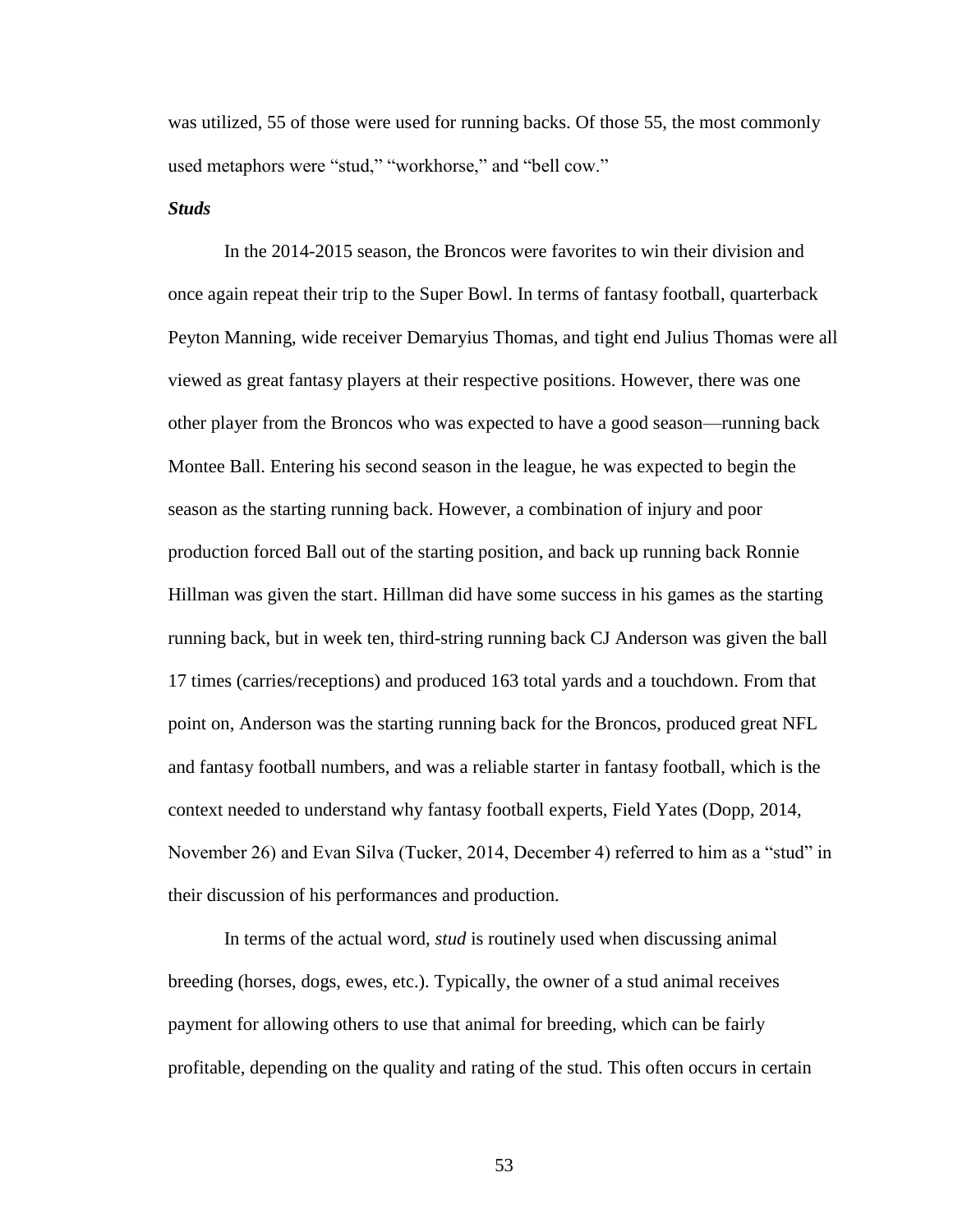was utilized, 55 of those were used for running backs. Of those 55, the most commonly used metaphors were “stud,” “workhorse,” and “bell cow.”

### ***Studs***

In the 2014-2015 season, the Broncos were favorites to win their division and once again repeat their trip to the Super Bowl. In terms of fantasy football, quarterback Peyton Manning, wide receiver Demaryius Thomas, and tight end Julius Thomas were all viewed as great fantasy players at their respective positions. However, there was one other player from the Broncos who was expected to have a good season—running back Montee Ball. Entering his second season in the league, he was expected to begin the season as the starting running back. However, a combination of injury and poor production forced Ball out of the starting position, and back up running back Ronnie Hillman was given the start. Hillman did have some success in his games as the starting running back, but in week ten, third-string running back CJ Anderson was given the ball 17 times (carries/receptions) and produced 163 total yards and a touchdown. From that point on, Anderson was the starting running back for the Broncos, produced great NFL and fantasy football numbers, and was a reliable starter in fantasy football, which is the context needed to understand why fantasy football experts, Field Yates (Dopp, 2014, November 26) and Evan Silva (Tucker, 2014, December 4) referred to him as a “stud” in their discussion of his performances and production.

In terms of the actual word, *stud* is routinely used when discussing animal breeding (horses, dogs, ewes, etc.). Typically, the owner of a stud animal receives payment for allowing others to use that animal for breeding, which can be fairly profitable, depending on the quality and rating of the stud. This often occurs in certain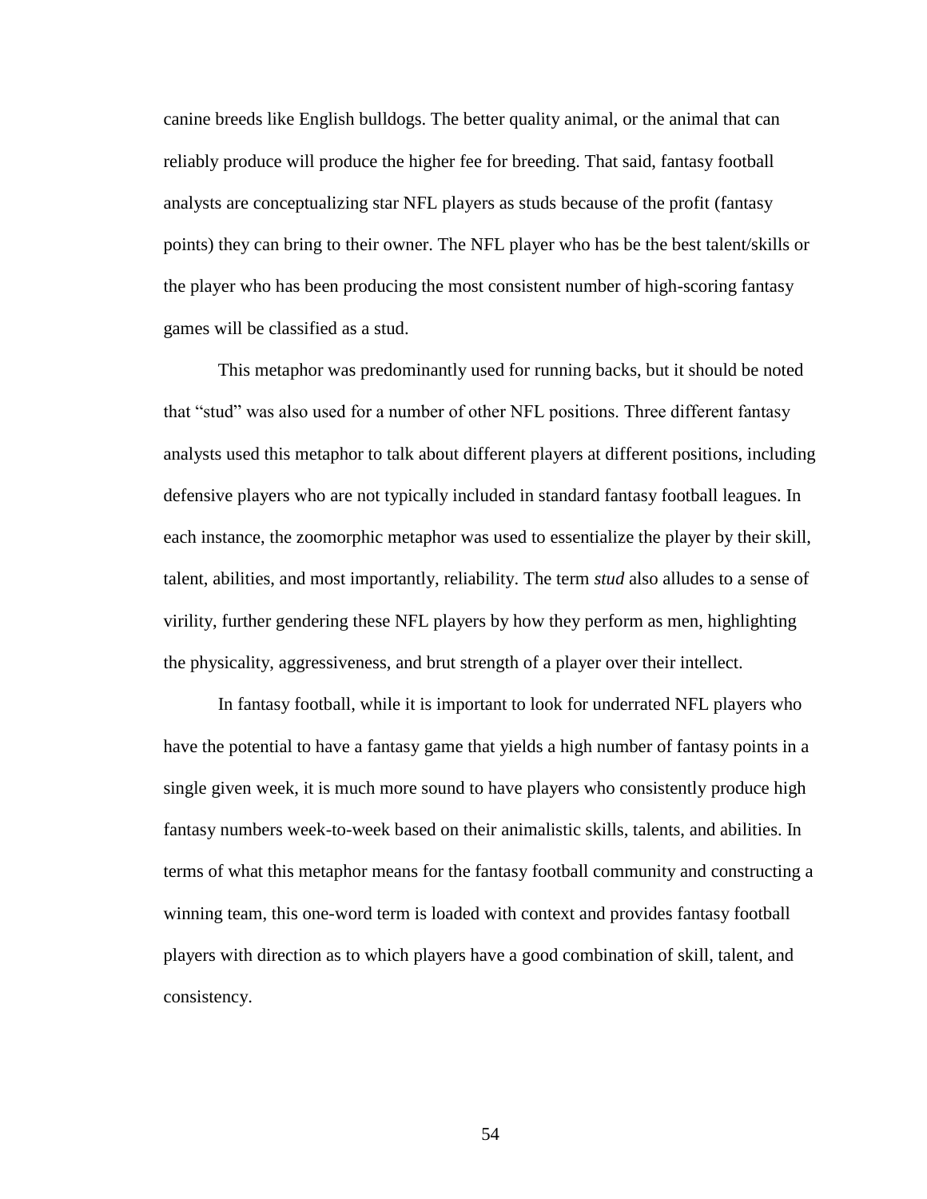canine breeds like English bulldogs. The better quality animal, or the animal that can reliably produce will produce the higher fee for breeding. That said, fantasy football analysts are conceptualizing star NFL players as studs because of the profit (fantasy points) they can bring to their owner. The NFL player who has be the best talent/skills or the player who has been producing the most consistent number of high-scoring fantasy games will be classified as a stud.

This metaphor was predominantly used for running backs, but it should be noted that "stud" was also used for a number of other NFL positions. Three different fantasy analysts used this metaphor to talk about different players at different positions, including defensive players who are not typically included in standard fantasy football leagues. In each instance, the zoomorphic metaphor was used to essentialize the player by their skill, talent, abilities, and most importantly, reliability. The term *stud* also alludes to a sense of virility, further gendering these NFL players by how they perform as men, highlighting the physicality, aggressiveness, and brut strength of a player over their intellect.

In fantasy football, while it is important to look for underrated NFL players who have the potential to have a fantasy game that yields a high number of fantasy points in a single given week, it is much more sound to have players who consistently produce high fantasy numbers week-to-week based on their animalistic skills, talents, and abilities. In terms of what this metaphor means for the fantasy football community and constructing a winning team, this one-word term is loaded with context and provides fantasy football players with direction as to which players have a good combination of skill, talent, and consistency.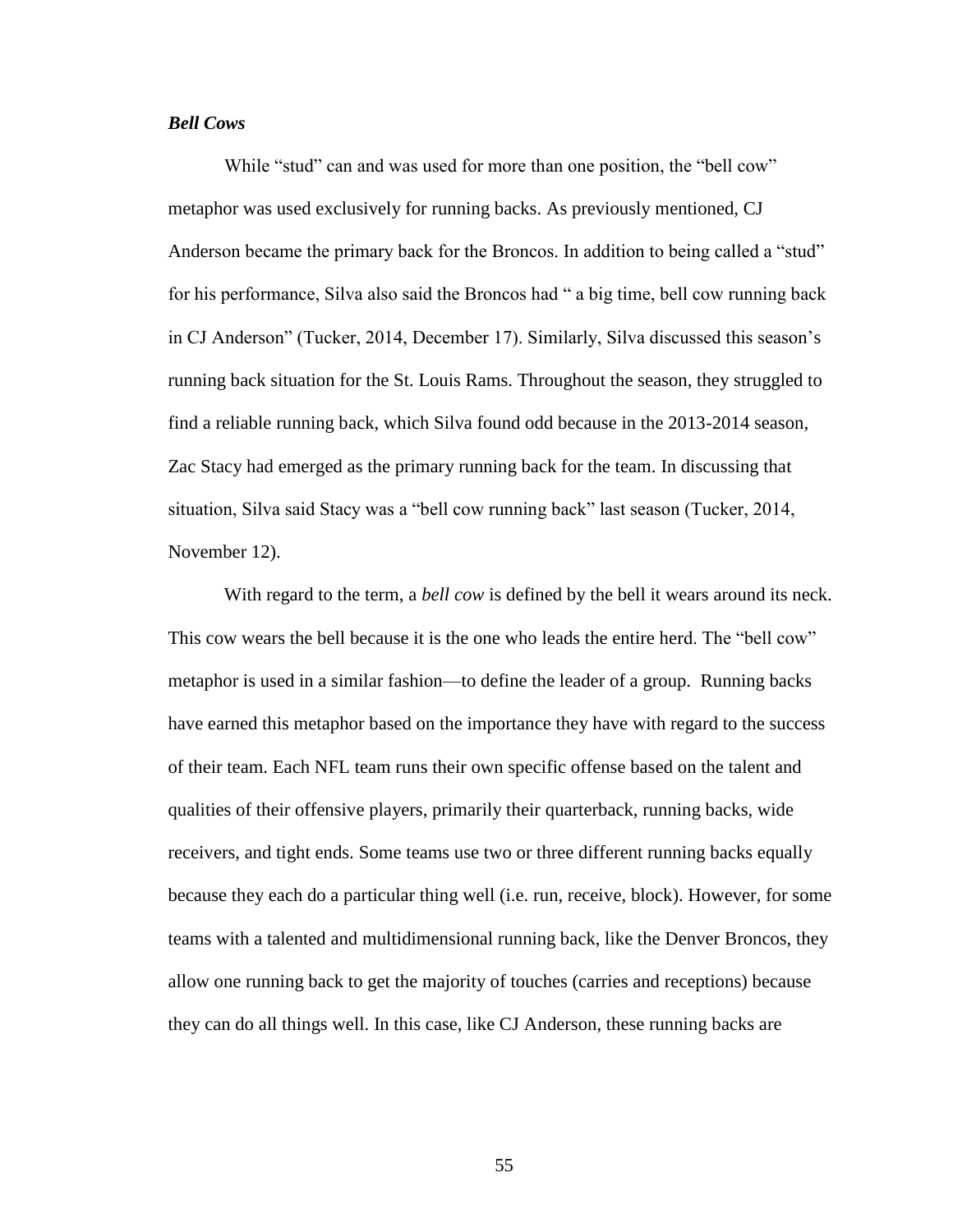***Bell Cows***

While “stud” can and was used for more than one position, the “bell cow” metaphor was used exclusively for running backs. As previously mentioned, CJ Anderson became the primary back for the Broncos. In addition to being called a “stud” for his performance, Silva also said the Broncos had “ a big time, bell cow running back in CJ Anderson” (Tucker, 2014, December 17). Similarly, Silva discussed this season’s running back situation for the St. Louis Rams. Throughout the season, they struggled to find a reliable running back, which Silva found odd because in the 2013-2014 season, Zac Stacy had emerged as the primary running back for the team. In discussing that situation, Silva said Stacy was a “bell cow running back” last season (Tucker, 2014, November 12).

With regard to the term, a *bell cow* is defined by the bell it wears around its neck. This cow wears the bell because it is the one who leads the entire herd. The “bell cow” metaphor is used in a similar fashion—to define the leader of a group. Running backs have earned this metaphor based on the importance they have with regard to the success of their team. Each NFL team runs their own specific offense based on the talent and qualities of their offensive players, primarily their quarterback, running backs, wide receivers, and tight ends. Some teams use two or three different running backs equally because they each do a particular thing well (i.e. run, receive, block). However, for some teams with a talented and multidimensional running back, like the Denver Broncos, they allow one running back to get the majority of touches (carries and receptions) because they can do all things well. In this case, like CJ Anderson, these running backs are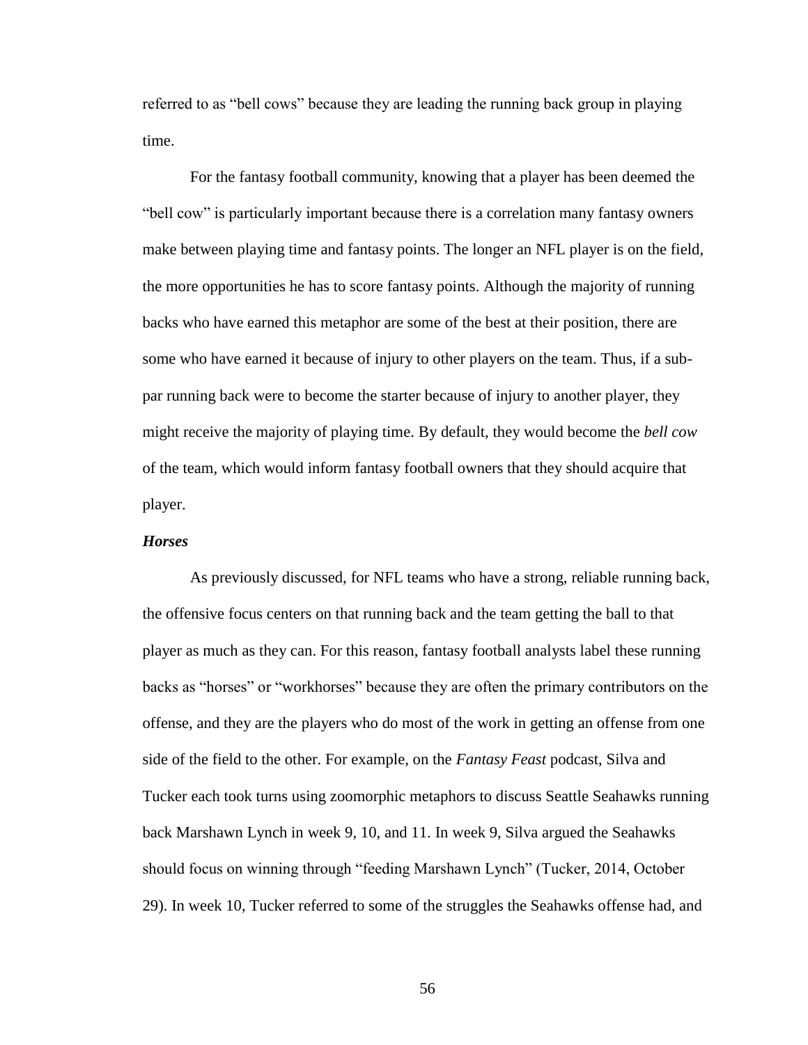referred to as "bell cows" because they are leading the running back group in playing time.

For the fantasy football community, knowing that a player has been deemed the "bell cow" is particularly important because there is a correlation many fantasy owners make between playing time and fantasy points. The longer an NFL player is on the field, the more opportunities he has to score fantasy points. Although the majority of running backs who have earned this metaphor are some of the best at their position, there are some who have earned it because of injury to other players on the team. Thus, if a sub-par running back were to become the starter because of injury to another player, they might receive the majority of playing time. By default, they would become the *bell cow* of the team, which would inform fantasy football owners that they should acquire that player.

### *Horses*

As previously discussed, for NFL teams who have a strong, reliable running back, the offensive focus centers on that running back and the team getting the ball to that player as much as they can. For this reason, fantasy football analysts label these running backs as "horses" or "workhorses" because they are often the primary contributors on the offense, and they are the players who do most of the work in getting an offense from one side of the field to the other. For example, on the *Fantasy Feast* podcast, Silva and Tucker each took turns using zoomorphic metaphors to discuss Seattle Seahawks running back Marshawn Lynch in week 9, 10, and 11. In week 9, Silva argued the Seahawks should focus on winning through "feeding Marshawn Lynch" (Tucker, 2014, October 29). In week 10, Tucker referred to some of the struggles the Seahawks offense had, and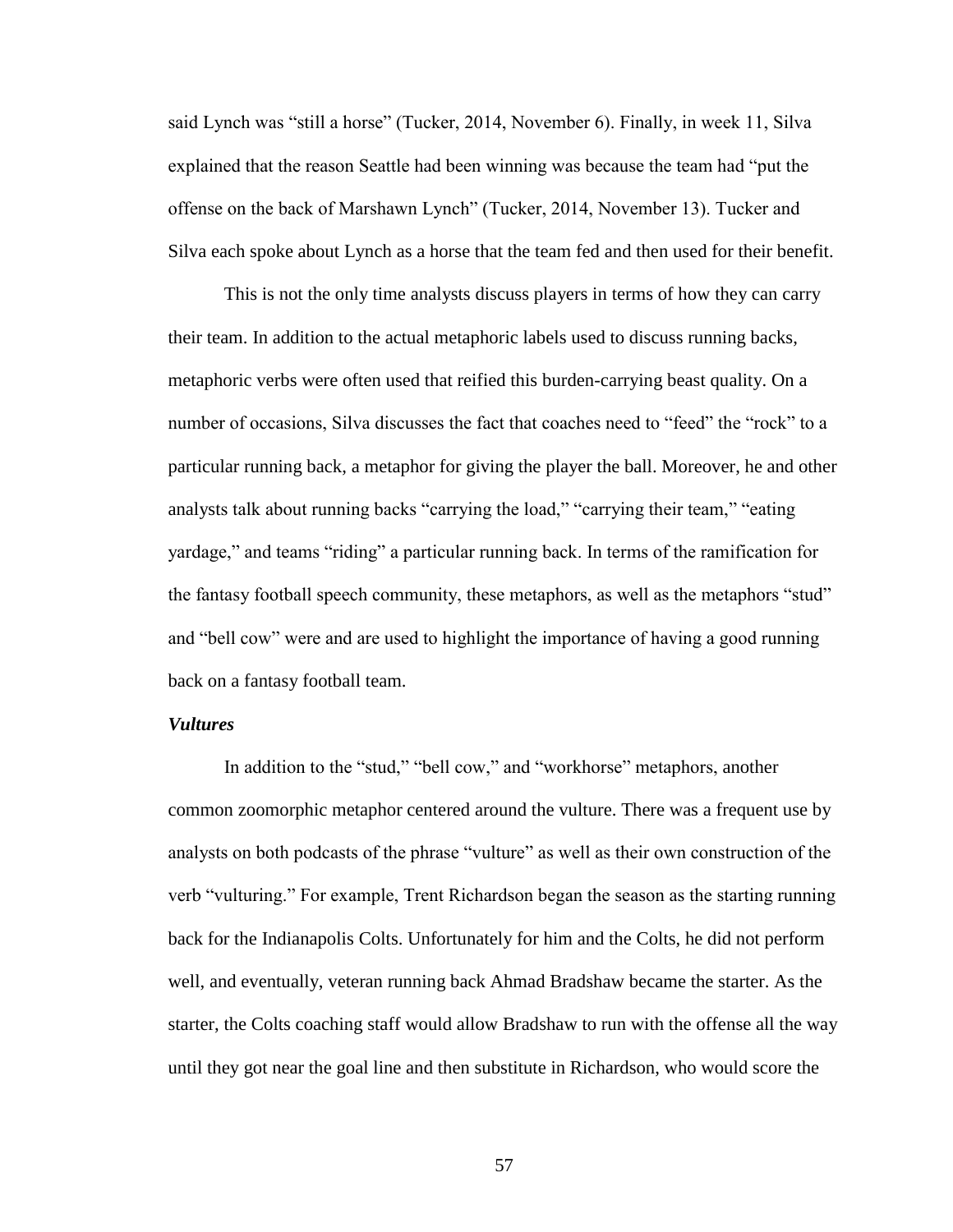said Lynch was "still a horse" (Tucker, 2014, November 6). Finally, in week 11, Silva explained that the reason Seattle had been winning was because the team had "put the offense on the back of Marshawn Lynch" (Tucker, 2014, November 13). Tucker and Silva each spoke about Lynch as a horse that the team fed and then used for their benefit.

This is not the only time analysts discuss players in terms of how they can carry their team. In addition to the actual metaphoric labels used to discuss running backs, metaphoric verbs were often used that reified this burden-carrying beast quality. On a number of occasions, Silva discusses the fact that coaches need to "feed" the "rock" to a particular running back, a metaphor for giving the player the ball. Moreover, he and other analysts talk about running backs "carrying the load," "carrying their team," "eating yardage," and teams "riding" a particular running back. In terms of the ramification for the fantasy football speech community, these metaphors, as well as the metaphors "stud" and "bell cow" were and are used to highlight the importance of having a good running back on a fantasy football team.

***Vultures***

In addition to the "stud," "bell cow," and "workhorse" metaphors, another common zoomorphic metaphor centered around the vulture. There was a frequent use by analysts on both podcasts of the phrase "vulture" as well as their own construction of the verb "vulturing." For example, Trent Richardson began the season as the starting running back for the Indianapolis Colts. Unfortunately for him and the Colts, he did not perform well, and eventually, veteran running back Ahmad Bradshaw became the starter. As the starter, the Colts coaching staff would allow Bradshaw to run with the offense all the way until they got near the goal line and then substitute in Richardson, who would score the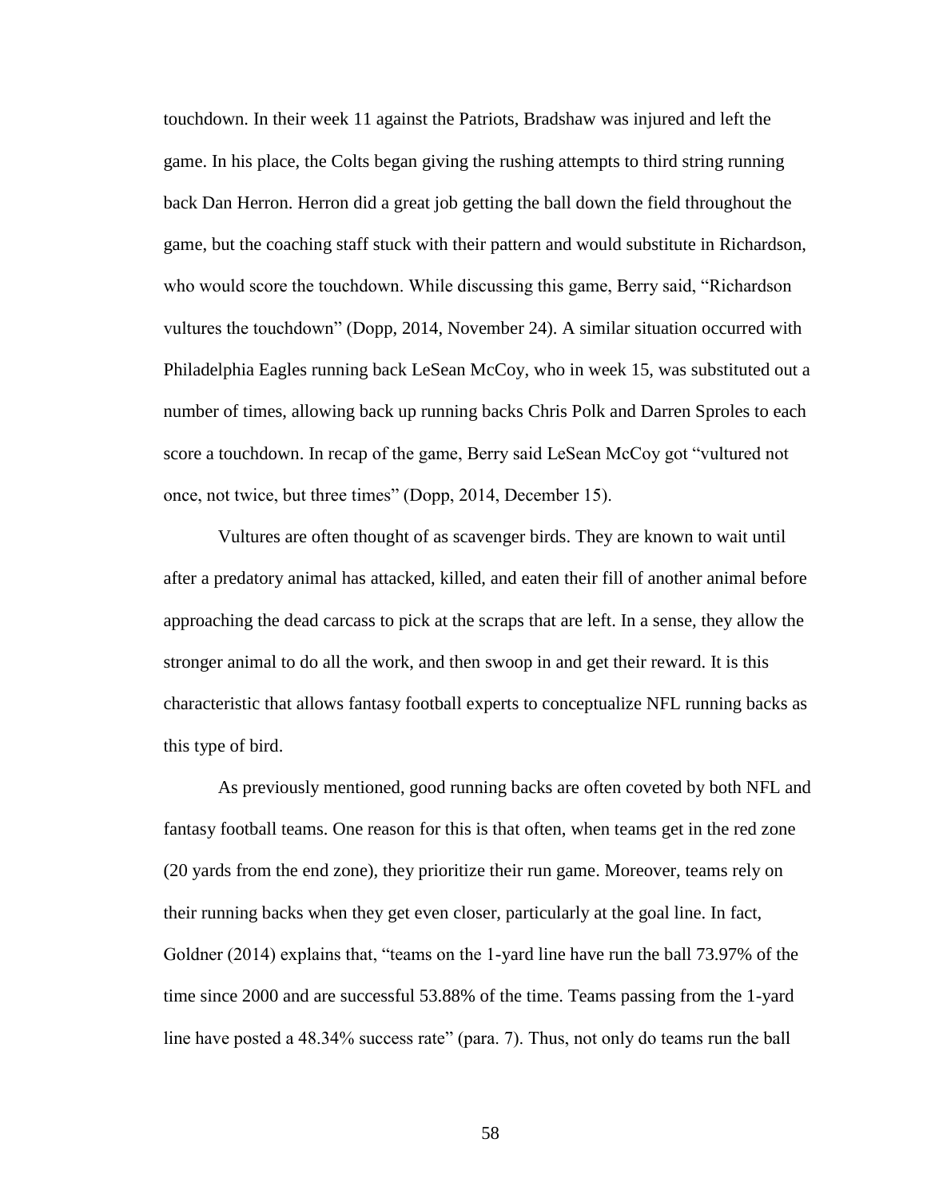touchdown. In their week 11 against the Patriots, Bradshaw was injured and left the game. In his place, the Colts began giving the rushing attempts to third string running back Dan Herron. Herron did a great job getting the ball down the field throughout the game, but the coaching staff stuck with their pattern and would substitute in Richardson, who would score the touchdown. While discussing this game, Berry said, "Richardson vultures the touchdown" (Dopp, 2014, November 24). A similar situation occurred with Philadelphia Eagles running back LeSean McCoy, who in week 15, was substituted out a number of times, allowing back up running backs Chris Polk and Darren Sproles to each score a touchdown. In recap of the game, Berry said LeSean McCoy got "vultured not once, not twice, but three times" (Dopp, 2014, December 15).

Vultures are often thought of as scavenger birds. They are known to wait until after a predatory animal has attacked, killed, and eaten their fill of another animal before approaching the dead carcass to pick at the scraps that are left. In a sense, they allow the stronger animal to do all the work, and then swoop in and get their reward. It is this characteristic that allows fantasy football experts to conceptualize NFL running backs as this type of bird.

As previously mentioned, good running backs are often coveted by both NFL and fantasy football teams. One reason for this is that often, when teams get in the red zone (20 yards from the end zone), they prioritize their run game. Moreover, teams rely on their running backs when they get even closer, particularly at the goal line. In fact, Goldner (2014) explains that, "teams on the 1-yard line have run the ball 73.97% of the time since 2000 and are successful 53.88% of the time. Teams passing from the 1-yard line have posted a 48.34% success rate" (para. 7). Thus, not only do teams run the ball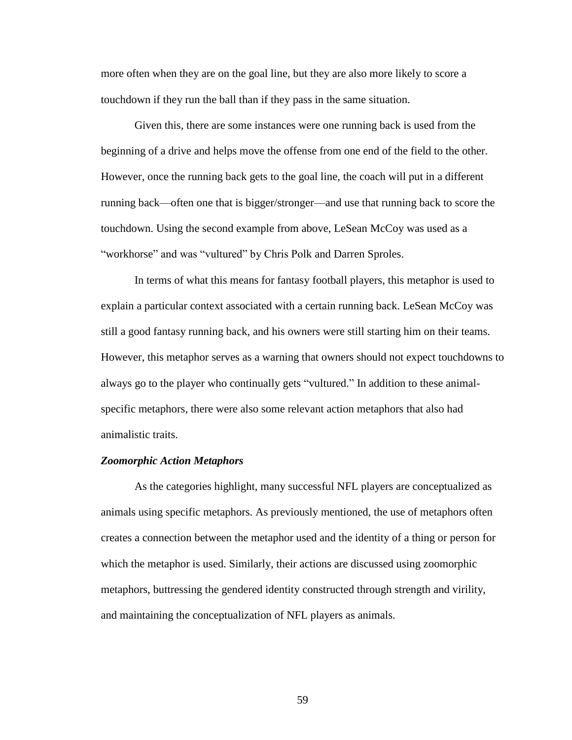more often when they are on the goal line, but they are also more likely to score a touchdown if they run the ball than if they pass in the same situation.

Given this, there are some instances were one running back is used from the beginning of a drive and helps move the offense from one end of the field to the other. However, once the running back gets to the goal line, the coach will put in a different running back—often one that is bigger/stronger—and use that running back to score the touchdown. Using the second example from above, LeSean McCoy was used as a "workhorse" and was "vultured" by Chris Polk and Darren Sproles.

In terms of what this means for fantasy football players, this metaphor is used to explain a particular context associated with a certain running back. LeSean McCoy was still a good fantasy running back, and his owners were still starting him on their teams. However, this metaphor serves as a warning that owners should not expect touchdowns to always go to the player who continually gets "vultured." In addition to these animal-specific metaphors, there were also some relevant action metaphors that also had animalistic traits.

***Zoomorphic Action Metaphors***

As the categories highlight, many successful NFL players are conceptualized as animals using specific metaphors. As previously mentioned, the use of metaphors often creates a connection between the metaphor used and the identity of a thing or person for which the metaphor is used. Similarly, their actions are discussed using zoomorphic metaphors, buttressing the gendered identity constructed through strength and virility, and maintaining the conceptualization of NFL players as animals.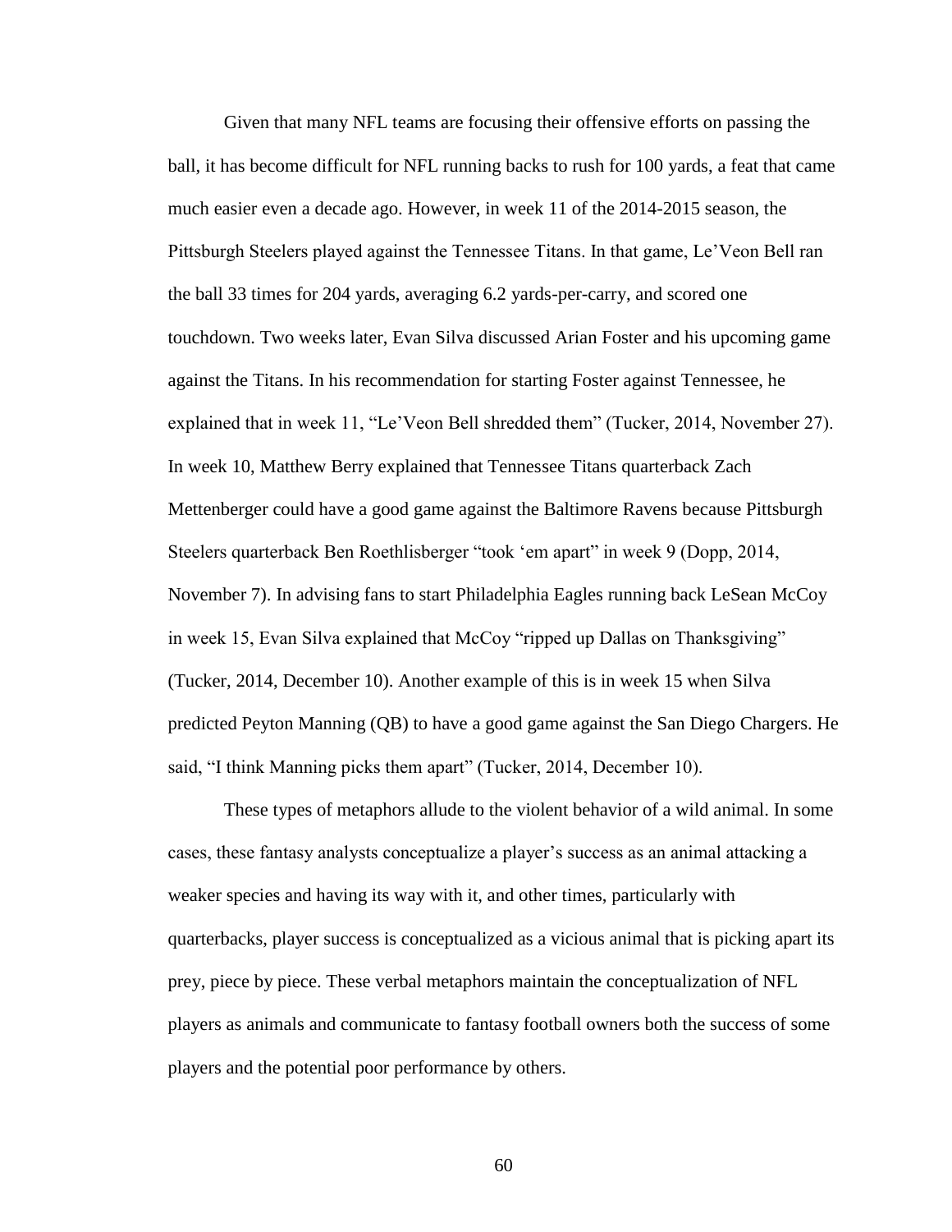Given that many NFL teams are focusing their offensive efforts on passing the ball, it has become difficult for NFL running backs to rush for 100 yards, a feat that came much easier even a decade ago. However, in week 11 of the 2014-2015 season, the Pittsburgh Steelers played against the Tennessee Titans. In that game, Le'Veon Bell ran the ball 33 times for 204 yards, averaging 6.2 yards-per-carry, and scored one touchdown. Two weeks later, Evan Silva discussed Arian Foster and his upcoming game against the Titans. In his recommendation for starting Foster against Tennessee, he explained that in week 11, "Le'Veon Bell shredded them" (Tucker, 2014, November 27). In week 10, Matthew Berry explained that Tennessee Titans quarterback Zach Mettenberger could have a good game against the Baltimore Ravens because Pittsburgh Steelers quarterback Ben Roethlisberger "took 'em apart" in week 9 (Dopp, 2014, November 7). In advising fans to start Philadelphia Eagles running back LeSean McCoy in week 15, Evan Silva explained that McCoy "ripped up Dallas on Thanksgiving" (Tucker, 2014, December 10). Another example of this is in week 15 when Silva predicted Peyton Manning (QB) to have a good game against the San Diego Chargers. He said, "I think Manning picks them apart" (Tucker, 2014, December 10).

These types of metaphors allude to the violent behavior of a wild animal. In some cases, these fantasy analysts conceptualize a player's success as an animal attacking a weaker species and having its way with it, and other times, particularly with quarterbacks, player success is conceptualized as a vicious animal that is picking apart its prey, piece by piece. These verbal metaphors maintain the conceptualization of NFL players as animals and communicate to fantasy football owners both the success of some players and the potential poor performance by others.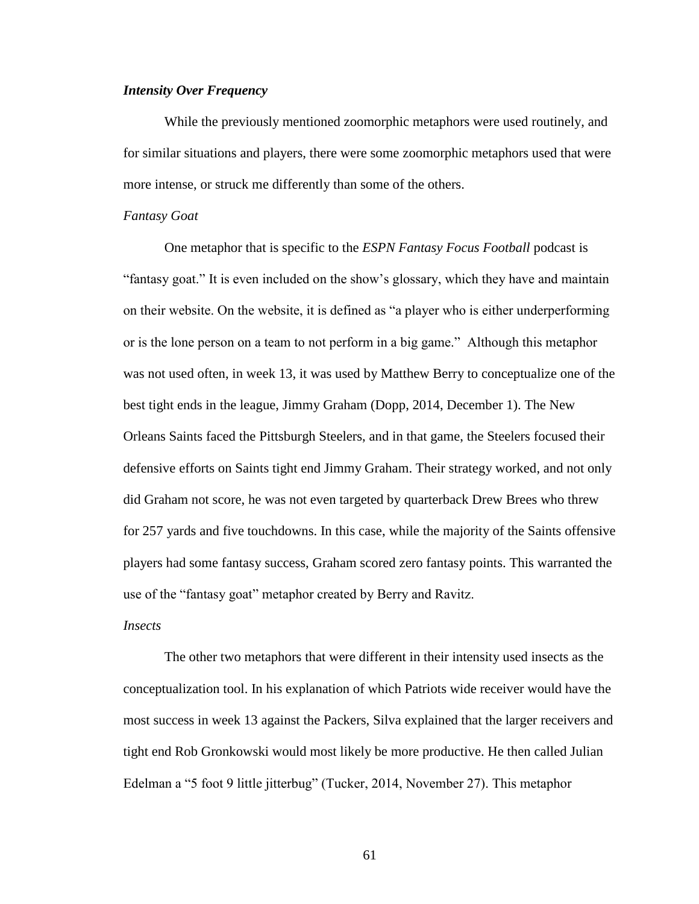### *Intensity Over Frequency*

While the previously mentioned zoomorphic metaphors were used routinely, and for similar situations and players, there were some zoomorphic metaphors used that were more intense, or struck me differently than some of the others.

#### *Fantasy Goat*

One metaphor that is specific to the *ESPN Fantasy Focus Football* podcast is "fantasy goat." It is even included on the show's glossary, which they have and maintain on their website. On the website, it is defined as "a player who is either underperforming or is the lone person on a team to not perform in a big game." Although this metaphor was not used often, in week 13, it was used by Matthew Berry to conceptualize one of the best tight ends in the league, Jimmy Graham (Dopp, 2014, December 1). The New Orleans Saints faced the Pittsburgh Steelers, and in that game, the Steelers focused their defensive efforts on Saints tight end Jimmy Graham. Their strategy worked, and not only did Graham not score, he was not even targeted by quarterback Drew Brees who threw for 257 yards and five touchdowns. In this case, while the majority of the Saints offensive players had some fantasy success, Graham scored zero fantasy points. This warranted the use of the "fantasy goat" metaphor created by Berry and Ravitz.

#### *Insects*

The other two metaphors that were different in their intensity used insects as the conceptualization tool. In his explanation of which Patriots wide receiver would have the most success in week 13 against the Packers, Silva explained that the larger receivers and tight end Rob Gronkowski would most likely be more productive. He then called Julian Edelman a "5 foot 9 little jitterbug" (Tucker, 2014, November 27). This metaphor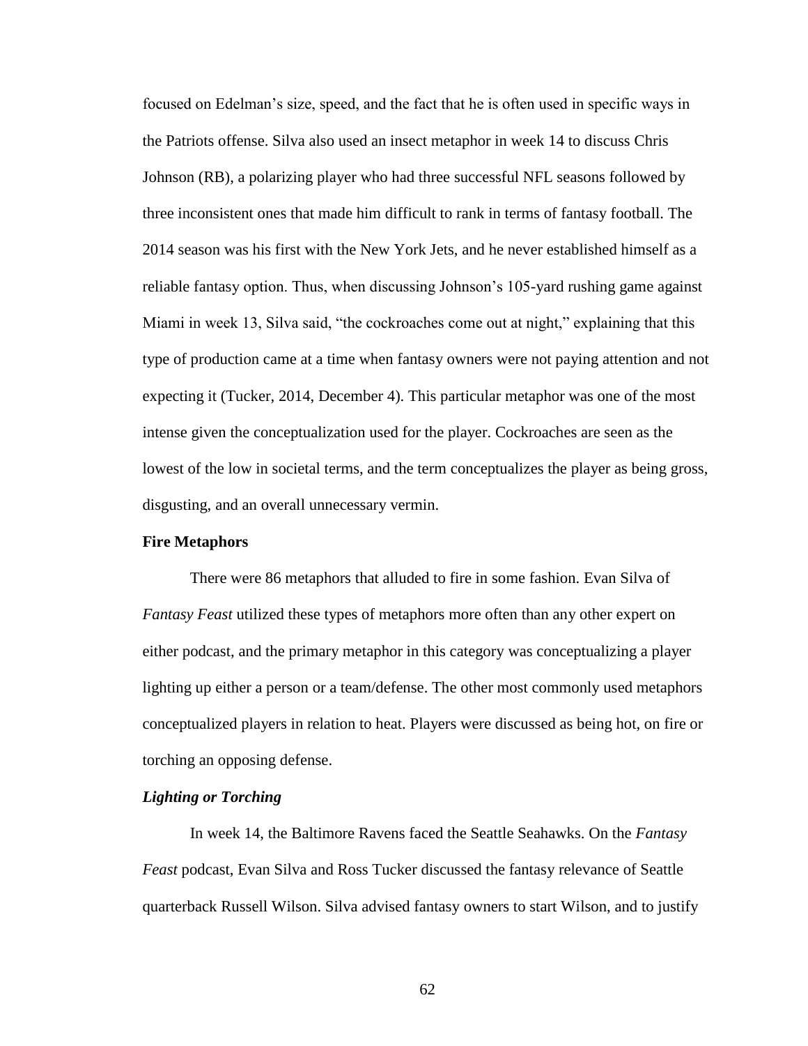focused on Edelman's size, speed, and the fact that he is often used in specific ways in the Patriots offense. Silva also used an insect metaphor in week 14 to discuss Chris Johnson (RB), a polarizing player who had three successful NFL seasons followed by three inconsistent ones that made him difficult to rank in terms of fantasy football. The 2014 season was his first with the New York Jets, and he never established himself as a reliable fantasy option. Thus, when discussing Johnson's 105-yard rushing game against Miami in week 13, Silva said, "the cockroaches come out at night," explaining that this type of production came at a time when fantasy owners were not paying attention and not expecting it (Tucker, 2014, December 4). This particular metaphor was one of the most intense given the conceptualization used for the player. Cockroaches are seen as the lowest of the low in societal terms, and the term conceptualizes the player as being gross, disgusting, and an overall unnecessary vermin.

**Fire Metaphors**

There were 86 metaphors that alluded to fire in some fashion. Evan Silva of *Fantasy Feast* utilized these types of metaphors more often than any other expert on either podcast, and the primary metaphor in this category was conceptualizing a player lighting up either a person or a team/defense. The other most commonly used metaphors conceptualized players in relation to heat. Players were discussed as being hot, on fire or torching an opposing defense.

***Lighting or Torching***

In week 14, the Baltimore Ravens faced the Seattle Seahawks. On the *Fantasy Feast* podcast, Evan Silva and Ross Tucker discussed the fantasy relevance of Seattle quarterback Russell Wilson. Silva advised fantasy owners to start Wilson, and to justify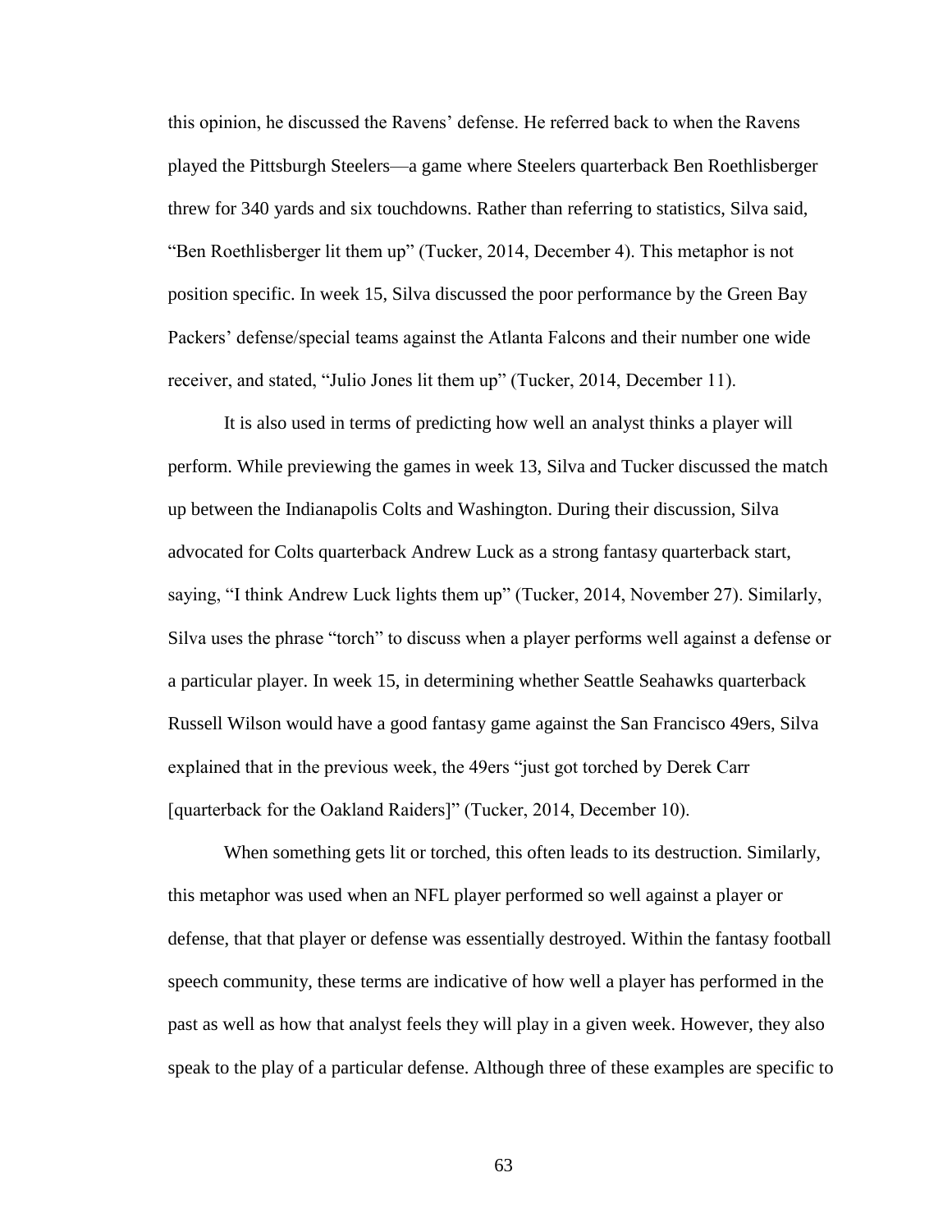this opinion, he discussed the Ravens' defense. He referred back to when the Ravens played the Pittsburgh Steelers—a game where Steelers quarterback Ben Roethlisberger threw for 340 yards and six touchdowns. Rather than referring to statistics, Silva said, "Ben Roethlisberger lit them up" (Tucker, 2014, December 4). This metaphor is not position specific. In week 15, Silva discussed the poor performance by the Green Bay Packers' defense/special teams against the Atlanta Falcons and their number one wide receiver, and stated, "Julio Jones lit them up" (Tucker, 2014, December 11).

It is also used in terms of predicting how well an analyst thinks a player will perform. While previewing the games in week 13, Silva and Tucker discussed the match up between the Indianapolis Colts and Washington. During their discussion, Silva advocated for Colts quarterback Andrew Luck as a strong fantasy quarterback start, saying, "I think Andrew Luck lights them up" (Tucker, 2014, November 27). Similarly, Silva uses the phrase "torch" to discuss when a player performs well against a defense or a particular player. In week 15, in determining whether Seattle Seahawks quarterback Russell Wilson would have a good fantasy game against the San Francisco 49ers, Silva explained that in the previous week, the 49ers "just got torched by Derek Carr [quarterback for the Oakland Raiders]" (Tucker, 2014, December 10).

When something gets lit or torched, this often leads to its destruction. Similarly, this metaphor was used when an NFL player performed so well against a player or defense, that that player or defense was essentially destroyed. Within the fantasy football speech community, these terms are indicative of how well a player has performed in the past as well as how that analyst feels they will play in a given week. However, they also speak to the play of a particular defense. Although three of these examples are specific to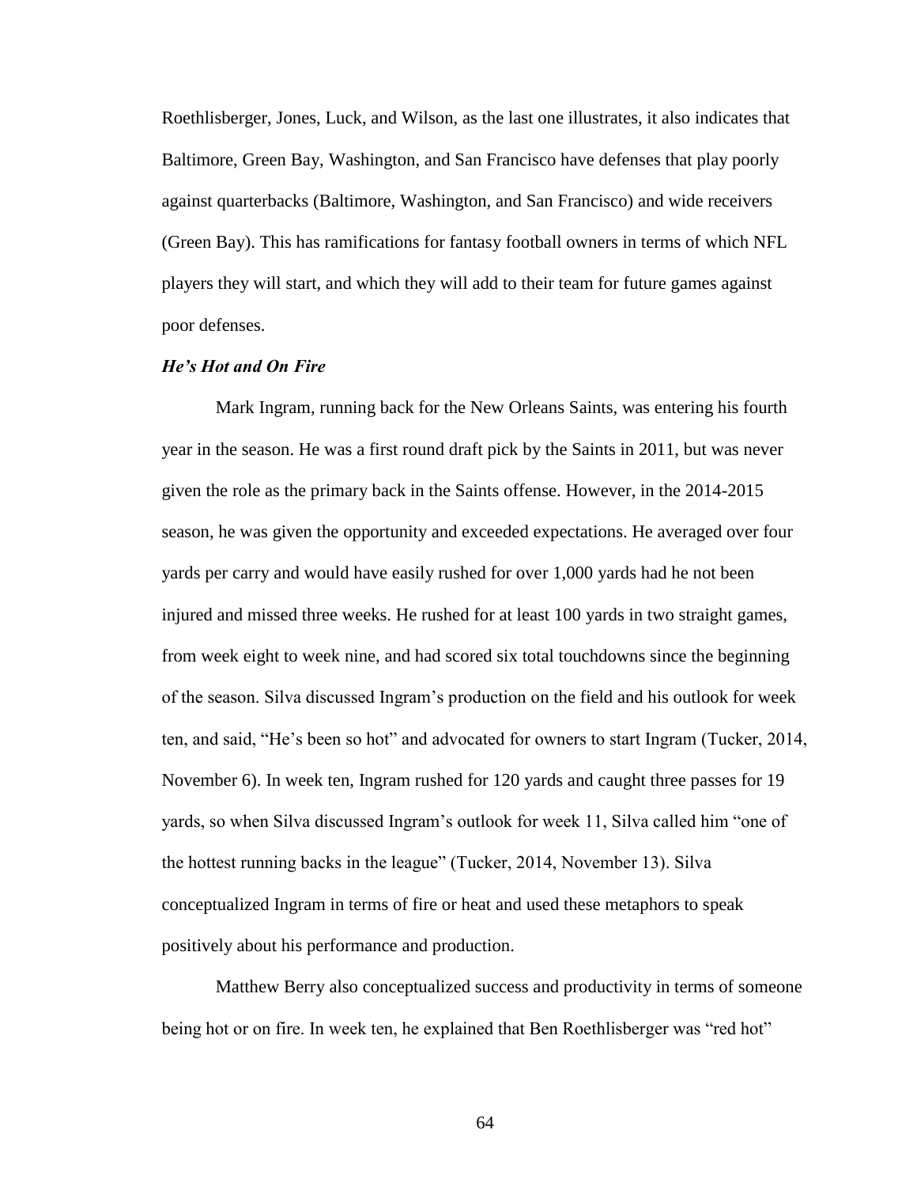Roethlisberger, Jones, Luck, and Wilson, as the last one illustrates, it also indicates that Baltimore, Green Bay, Washington, and San Francisco have defenses that play poorly against quarterbacks (Baltimore, Washington, and San Francisco) and wide receivers (Green Bay). This has ramifications for fantasy football owners in terms of which NFL players they will start, and which they will add to their team for future games against poor defenses.

### *He's Hot and On Fire*

Mark Ingram, running back for the New Orleans Saints, was entering his fourth year in the season. He was a first round draft pick by the Saints in 2011, but was never given the role as the primary back in the Saints offense. However, in the 2014-2015 season, he was given the opportunity and exceeded expectations. He averaged over four yards per carry and would have easily rushed for over 1,000 yards had he not been injured and missed three weeks. He rushed for at least 100 yards in two straight games, from week eight to week nine, and had scored six total touchdowns since the beginning of the season. Silva discussed Ingram's production on the field and his outlook for week ten, and said, "He's been so hot" and advocated for owners to start Ingram (Tucker, 2014, November 6). In week ten, Ingram rushed for 120 yards and caught three passes for 19 yards, so when Silva discussed Ingram's outlook for week 11, Silva called him "one of the hottest running backs in the league" (Tucker, 2014, November 13). Silva conceptualized Ingram in terms of fire or heat and used these metaphors to speak positively about his performance and production.

Matthew Berry also conceptualized success and productivity in terms of someone being hot or on fire. In week ten, he explained that Ben Roethlisberger was "red hot"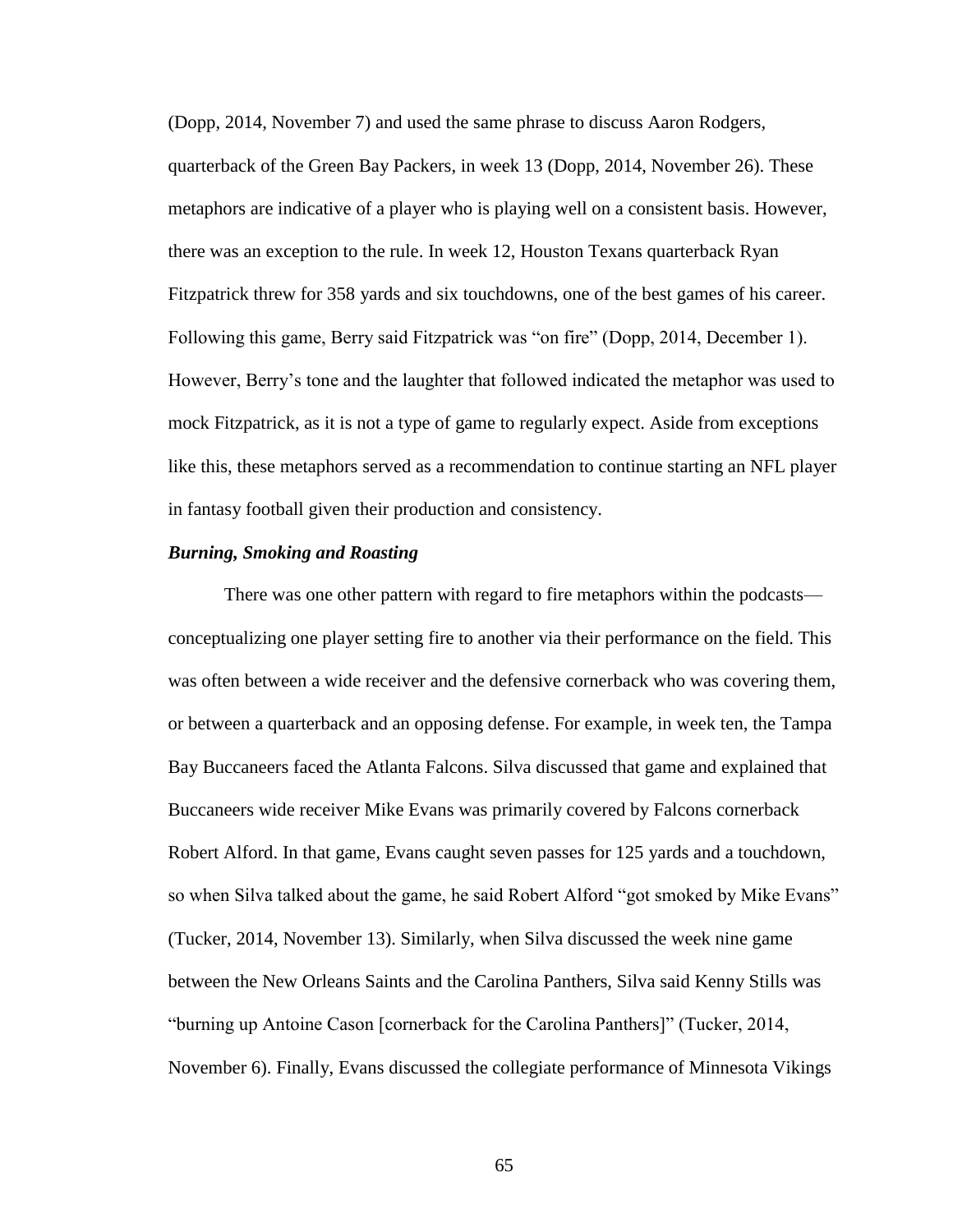(Dopp, 2014, November 7) and used the same phrase to discuss Aaron Rodgers, quarterback of the Green Bay Packers, in week 13 (Dopp, 2014, November 26). These metaphors are indicative of a player who is playing well on a consistent basis. However, there was an exception to the rule. In week 12, Houston Texans quarterback Ryan Fitzpatrick threw for 358 yards and six touchdowns, one of the best games of his career. Following this game, Berry said Fitzpatrick was "on fire" (Dopp, 2014, December 1). However, Berry's tone and the laughter that followed indicated the metaphor was used to mock Fitzpatrick, as it is not a type of game to regularly expect. Aside from exceptions like this, these metaphors served as a recommendation to continue starting an NFL player in fantasy football given their production and consistency.

### ***Burning, Smoking and Roasting***

There was one other pattern with regard to fire metaphors within the podcasts—conceptualizing one player setting fire to another via their performance on the field. This was often between a wide receiver and the defensive cornerback who was covering them, or between a quarterback and an opposing defense. For example, in week ten, the Tampa Bay Buccaneers faced the Atlanta Falcons. Silva discussed that game and explained that Buccaneers wide receiver Mike Evans was primarily covered by Falcons cornerback Robert Alford. In that game, Evans caught seven passes for 125 yards and a touchdown, so when Silva talked about the game, he said Robert Alford "got smoked by Mike Evans" (Tucker, 2014, November 13). Similarly, when Silva discussed the week nine game between the New Orleans Saints and the Carolina Panthers, Silva said Kenny Stills was "burning up Antoine Cason [cornerback for the Carolina Panthers]" (Tucker, 2014, November 6). Finally, Evans discussed the collegiate performance of Minnesota Vikings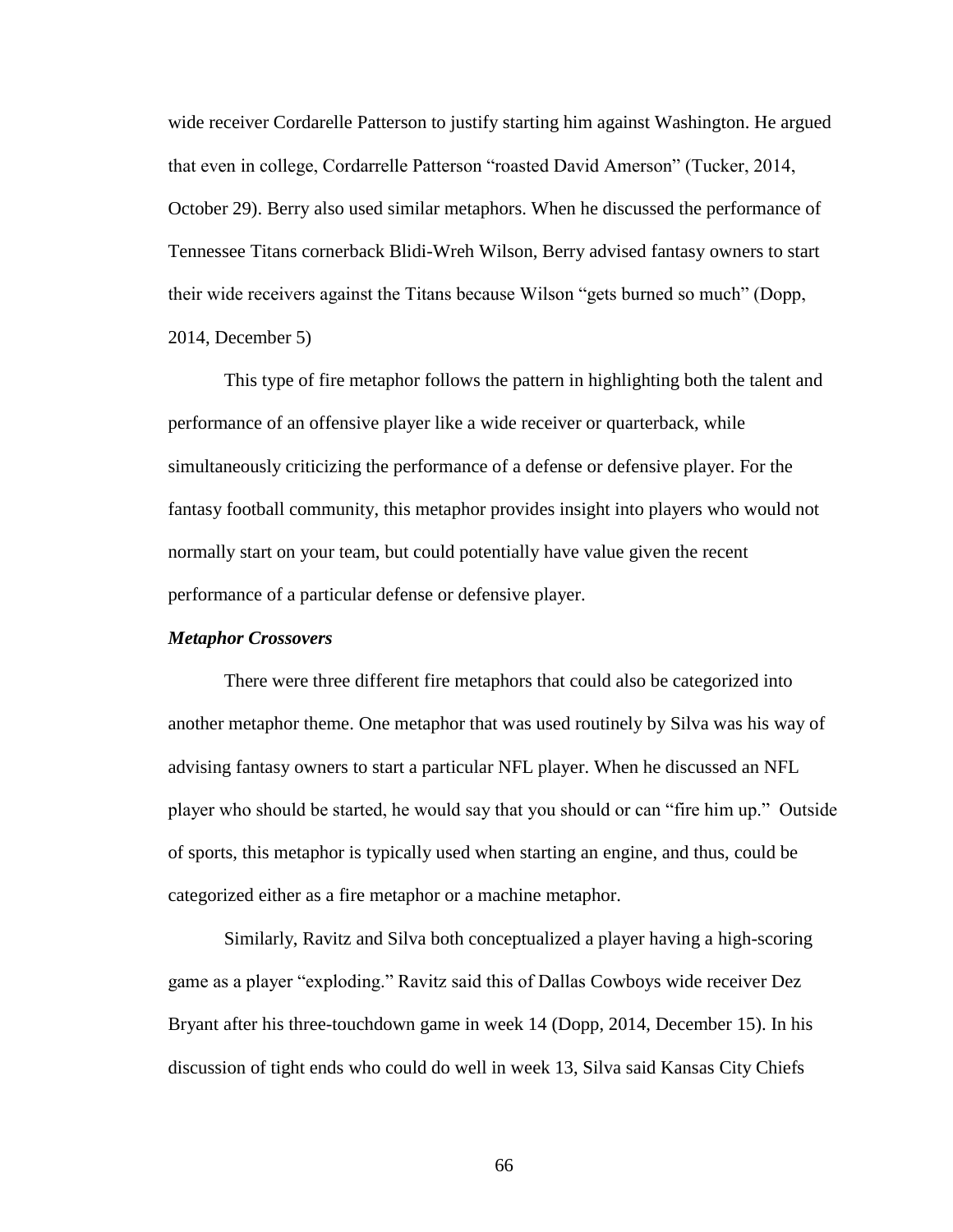wide receiver Cordarelle Patterson to justify starting him against Washington. He argued that even in college, Cordarrelle Patterson "roasted David Amerson" (Tucker, 2014, October 29). Berry also used similar metaphors. When he discussed the performance of Tennessee Titans cornerback Blidi-Wreh Wilson, Berry advised fantasy owners to start their wide receivers against the Titans because Wilson "gets burned so much" (Dopp, 2014, December 5)

This type of fire metaphor follows the pattern in highlighting both the talent and performance of an offensive player like a wide receiver or quarterback, while simultaneously criticizing the performance of a defense or defensive player. For the fantasy football community, this metaphor provides insight into players who would not normally start on your team, but could potentially have value given the recent performance of a particular defense or defensive player.

***Metaphor Crossovers***

There were three different fire metaphors that could also be categorized into another metaphor theme. One metaphor that was used routinely by Silva was his way of advising fantasy owners to start a particular NFL player. When he discussed an NFL player who should be started, he would say that you should or can "fire him up." Outside of sports, this metaphor is typically used when starting an engine, and thus, could be categorized either as a fire metaphor or a machine metaphor.

Similarly, Ravitz and Silva both conceptualized a player having a high-scoring game as a player "exploding." Ravitz said this of Dallas Cowboys wide receiver Dez Bryant after his three-touchdown game in week 14 (Dopp, 2014, December 15). In his discussion of tight ends who could do well in week 13, Silva said Kansas City Chiefs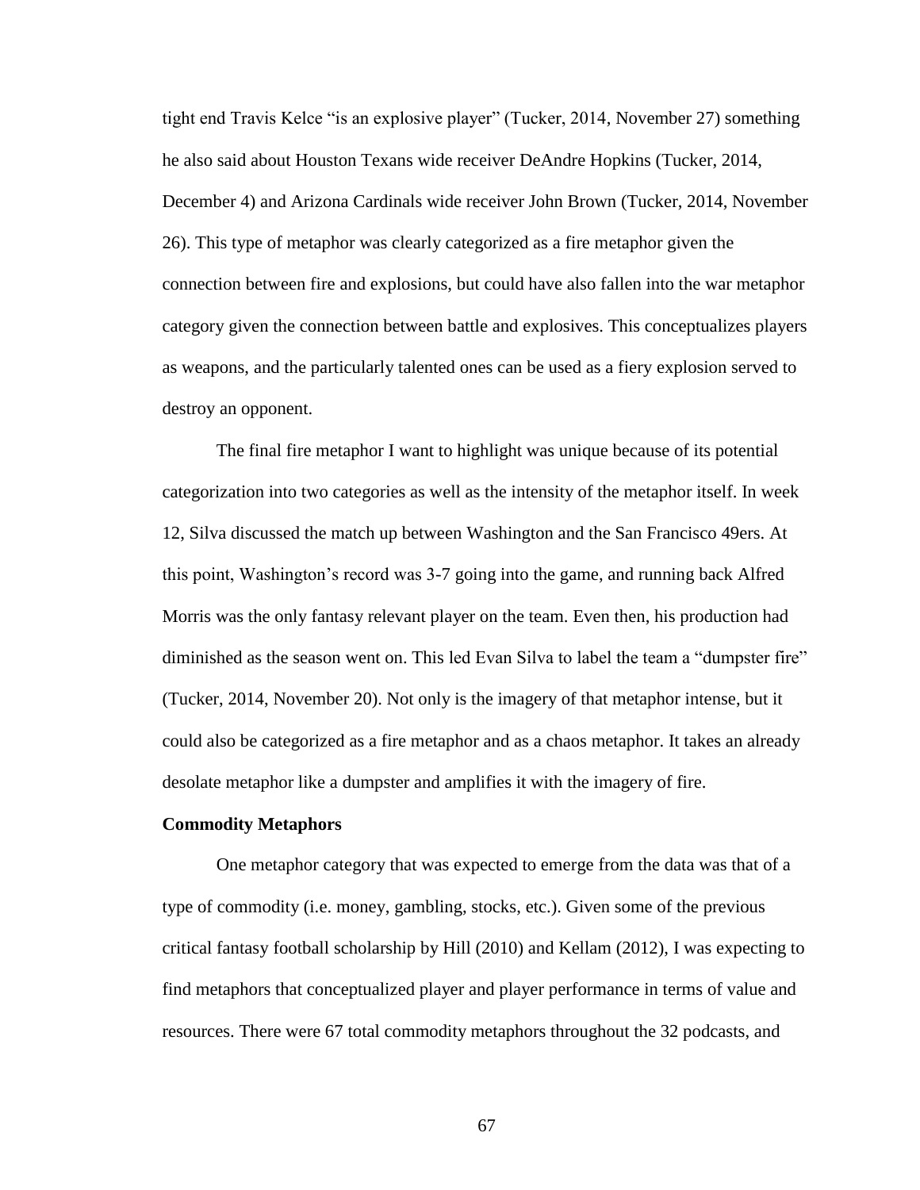tight end Travis Kelce "is an explosive player" (Tucker, 2014, November 27) something he also said about Houston Texans wide receiver DeAndre Hopkins (Tucker, 2014, December 4) and Arizona Cardinals wide receiver John Brown (Tucker, 2014, November 26). This type of metaphor was clearly categorized as a fire metaphor given the connection between fire and explosions, but could have also fallen into the war metaphor category given the connection between battle and explosives. This conceptualizes players as weapons, and the particularly talented ones can be used as a fiery explosion served to destroy an opponent.

The final fire metaphor I want to highlight was unique because of its potential categorization into two categories as well as the intensity of the metaphor itself. In week 12, Silva discussed the match up between Washington and the San Francisco 49ers. At this point, Washington's record was 3-7 going into the game, and running back Alfred Morris was the only fantasy relevant player on the team. Even then, his production had diminished as the season went on. This led Evan Silva to label the team a "dumpster fire" (Tucker, 2014, November 20). Not only is the imagery of that metaphor intense, but it could also be categorized as a fire metaphor and as a chaos metaphor. It takes an already desolate metaphor like a dumpster and amplifies it with the imagery of fire.

### Commodity Metaphors

One metaphor category that was expected to emerge from the data was that of a type of commodity (i.e. money, gambling, stocks, etc.). Given some of the previous critical fantasy football scholarship by Hill (2010) and Kellam (2012), I was expecting to find metaphors that conceptualized player and player performance in terms of value and resources. There were 67 total commodity metaphors throughout the 32 podcasts, and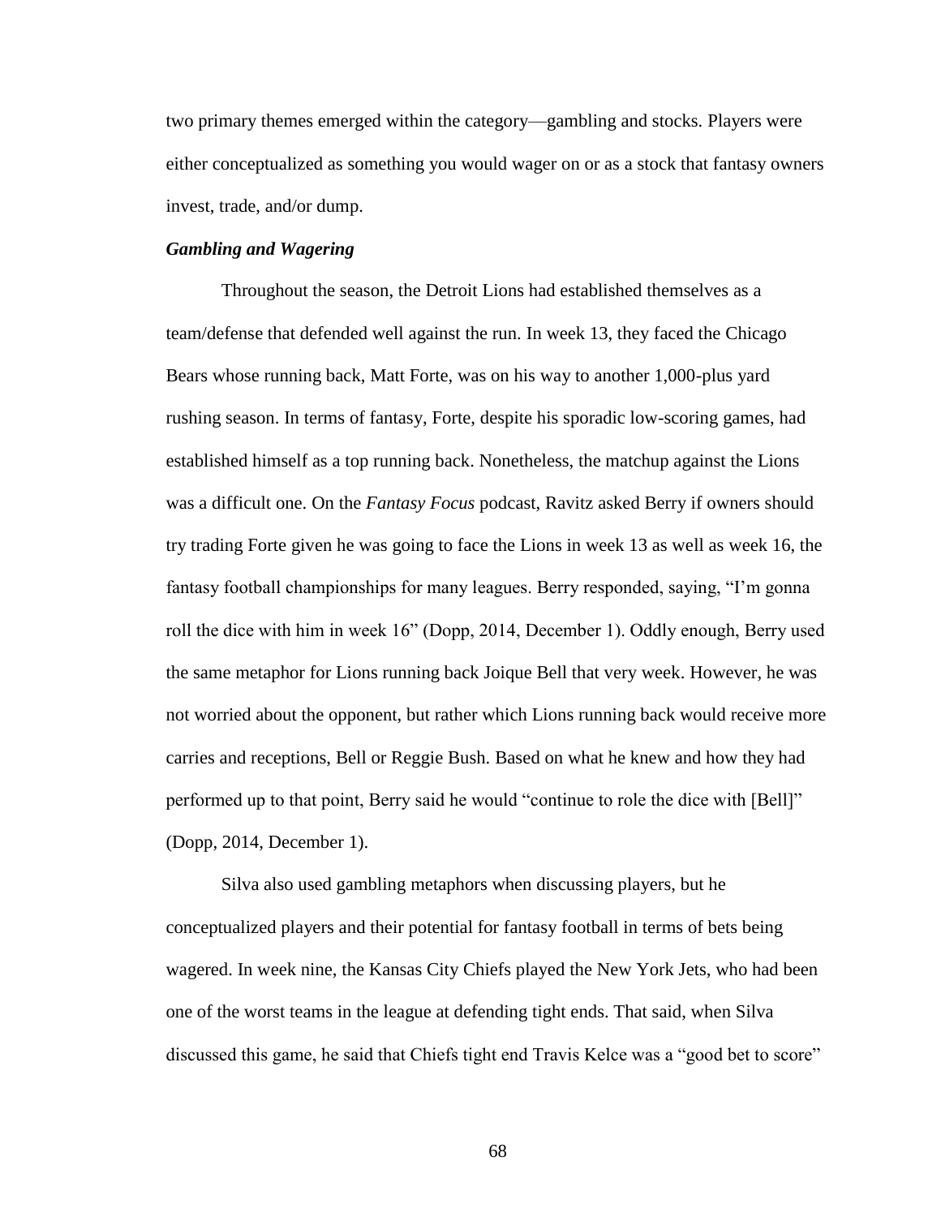two primary themes emerged within the category—gambling and stocks. Players were either conceptualized as something you would wager on or as a stock that fantasy owners invest, trade, and/or dump.

### *Gambling and Wagering*

Throughout the season, the Detroit Lions had established themselves as a team/defense that defended well against the run. In week 13, they faced the Chicago Bears whose running back, Matt Forte, was on his way to another 1,000-plus yard rushing season. In terms of fantasy, Forte, despite his sporadic low-scoring games, had established himself as a top running back. Nonetheless, the matchup against the Lions was a difficult one. On the *Fantasy Focus* podcast, Ravitz asked Berry if owners should try trading Forte given he was going to face the Lions in week 13 as well as week 16, the fantasy football championships for many leagues. Berry responded, saying, "I'm gonna roll the dice with him in week 16" (Dopp, 2014, December 1). Oddly enough, Berry used the same metaphor for Lions running back Joique Bell that very week. However, he was not worried about the opponent, but rather which Lions running back would receive more carries and receptions, Bell or Reggie Bush. Based on what he knew and how they had performed up to that point, Berry said he would "continue to role the dice with [Bell]" (Dopp, 2014, December 1).

Silva also used gambling metaphors when discussing players, but he conceptualized players and their potential for fantasy football in terms of bets being wagered. In week nine, the Kansas City Chiefs played the New York Jets, who had been one of the worst teams in the league at defending tight ends. That said, when Silva discussed this game, he said that Chiefs tight end Travis Kelce was a "good bet to score"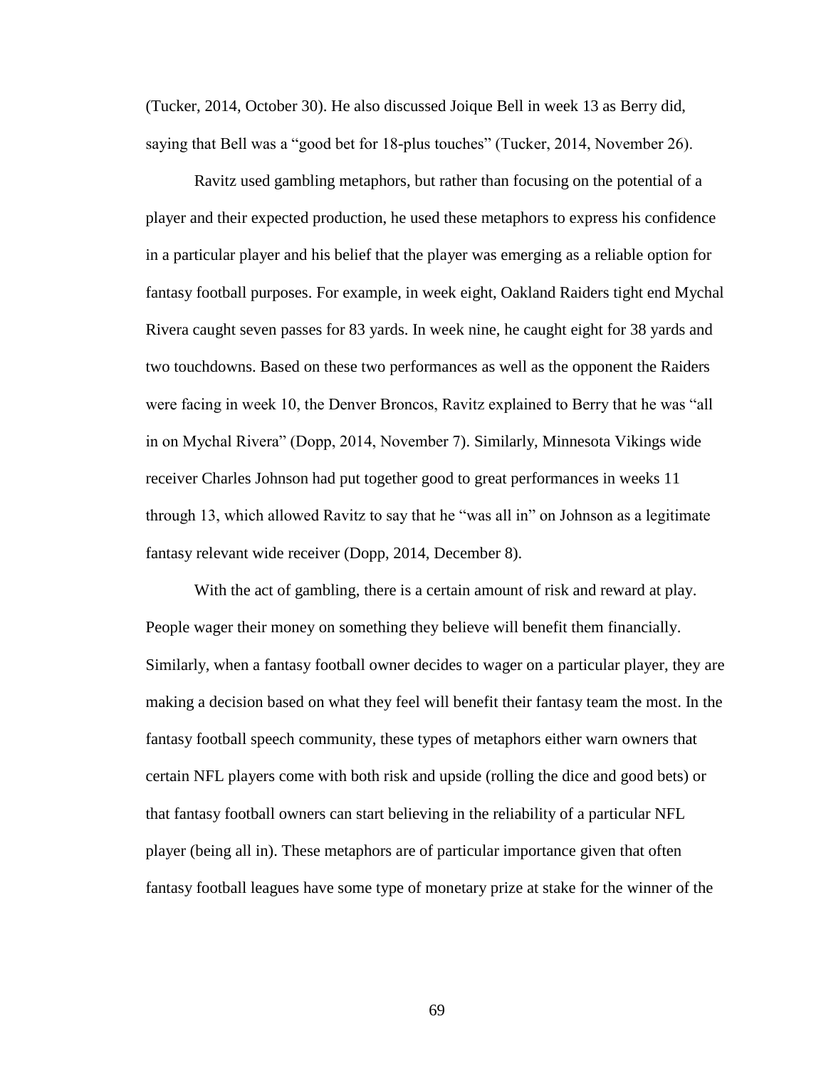(Tucker, 2014, October 30). He also discussed Joique Bell in week 13 as Berry did, saying that Bell was a "good bet for 18-plus touches" (Tucker, 2014, November 26).

Ravitz used gambling metaphors, but rather than focusing on the potential of a player and their expected production, he used these metaphors to express his confidence in a particular player and his belief that the player was emerging as a reliable option for fantasy football purposes. For example, in week eight, Oakland Raiders tight end Mychal Rivera caught seven passes for 83 yards. In week nine, he caught eight for 38 yards and two touchdowns. Based on these two performances as well as the opponent the Raiders were facing in week 10, the Denver Broncos, Ravitz explained to Berry that he was "all in on Mychal Rivera" (Dopp, 2014, November 7). Similarly, Minnesota Vikings wide receiver Charles Johnson had put together good to great performances in weeks 11 through 13, which allowed Ravitz to say that he "was all in" on Johnson as a legitimate fantasy relevant wide receiver (Dopp, 2014, December 8).

With the act of gambling, there is a certain amount of risk and reward at play. People wager their money on something they believe will benefit them financially. Similarly, when a fantasy football owner decides to wager on a particular player, they are making a decision based on what they feel will benefit their fantasy team the most. In the fantasy football speech community, these types of metaphors either warn owners that certain NFL players come with both risk and upside (rolling the dice and good bets) or that fantasy football owners can start believing in the reliability of a particular NFL player (being all in). These metaphors are of particular importance given that often fantasy football leagues have some type of monetary prize at stake for the winner of the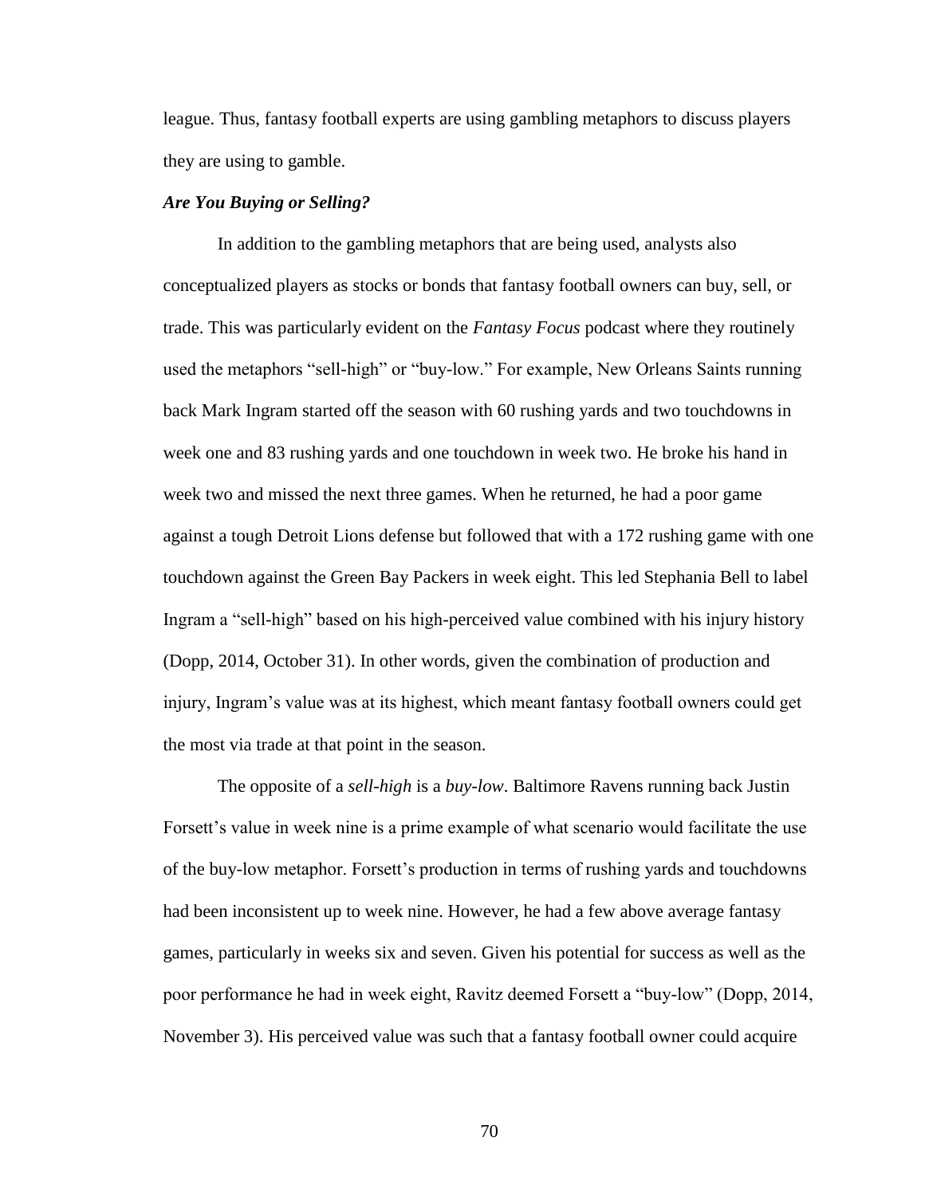league. Thus, fantasy football experts are using gambling metaphors to discuss players they are using to gamble.

### *Are You Buying or Selling?*

In addition to the gambling metaphors that are being used, analysts also conceptualized players as stocks or bonds that fantasy football owners can buy, sell, or trade. This was particularly evident on the *Fantasy Focus* podcast where they routinely used the metaphors "sell-high" or "buy-low." For example, New Orleans Saints running back Mark Ingram started off the season with 60 rushing yards and two touchdowns in week one and 83 rushing yards and one touchdown in week two. He broke his hand in week two and missed the next three games. When he returned, he had a poor game against a tough Detroit Lions defense but followed that with a 172 rushing game with one touchdown against the Green Bay Packers in week eight. This led Stephania Bell to label Ingram a "sell-high" based on his high-perceived value combined with his injury history (Dopp, 2014, October 31). In other words, given the combination of production and injury, Ingram's value was at its highest, which meant fantasy football owners could get the most via trade at that point in the season.

The opposite of a *sell-high* is a *buy-low*. Baltimore Ravens running back Justin Forsett's value in week nine is a prime example of what scenario would facilitate the use of the buy-low metaphor. Forsett's production in terms of rushing yards and touchdowns had been inconsistent up to week nine. However, he had a few above average fantasy games, particularly in weeks six and seven. Given his potential for success as well as the poor performance he had in week eight, Ravitz deemed Forsett a "buy-low" (Dopp, 2014, November 3). His perceived value was such that a fantasy football owner could acquire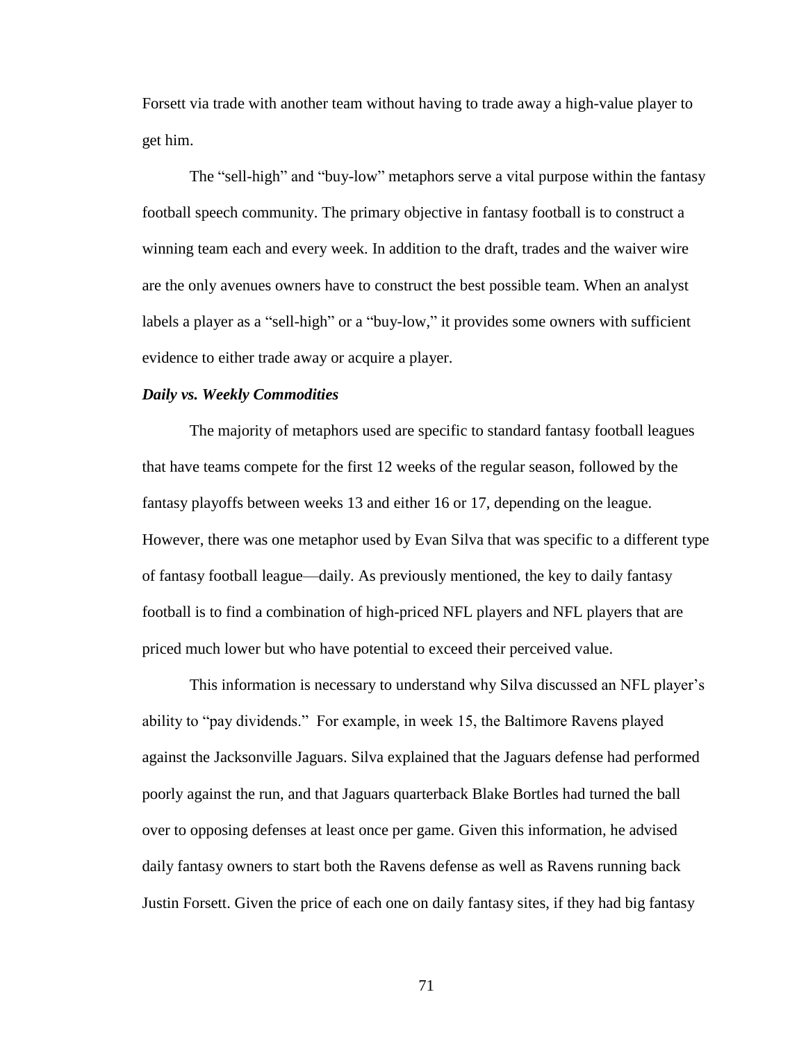Forsett via trade with another team without having to trade away a high-value player to get him.

The "sell-high" and "buy-low" metaphors serve a vital purpose within the fantasy football speech community. The primary objective in fantasy football is to construct a winning team each and every week. In addition to the draft, trades and the waiver wire are the only avenues owners have to construct the best possible team. When an analyst labels a player as a "sell-high" or a "buy-low," it provides some owners with sufficient evidence to either trade away or acquire a player.

### *Daily vs. Weekly Commodities*

The majority of metaphors used are specific to standard fantasy football leagues that have teams compete for the first 12 weeks of the regular season, followed by the fantasy playoffs between weeks 13 and either 16 or 17, depending on the league. However, there was one metaphor used by Evan Silva that was specific to a different type of fantasy football league—daily. As previously mentioned, the key to daily fantasy football is to find a combination of high-priced NFL players and NFL players that are priced much lower but who have potential to exceed their perceived value.

This information is necessary to understand why Silva discussed an NFL player's ability to "pay dividends." For example, in week 15, the Baltimore Ravens played against the Jacksonville Jaguars. Silva explained that the Jaguars defense had performed poorly against the run, and that Jaguars quarterback Blake Bortles had turned the ball over to opposing defenses at least once per game. Given this information, he advised daily fantasy owners to start both the Ravens defense as well as Ravens running back Justin Forsett. Given the price of each one on daily fantasy sites, if they had big fantasy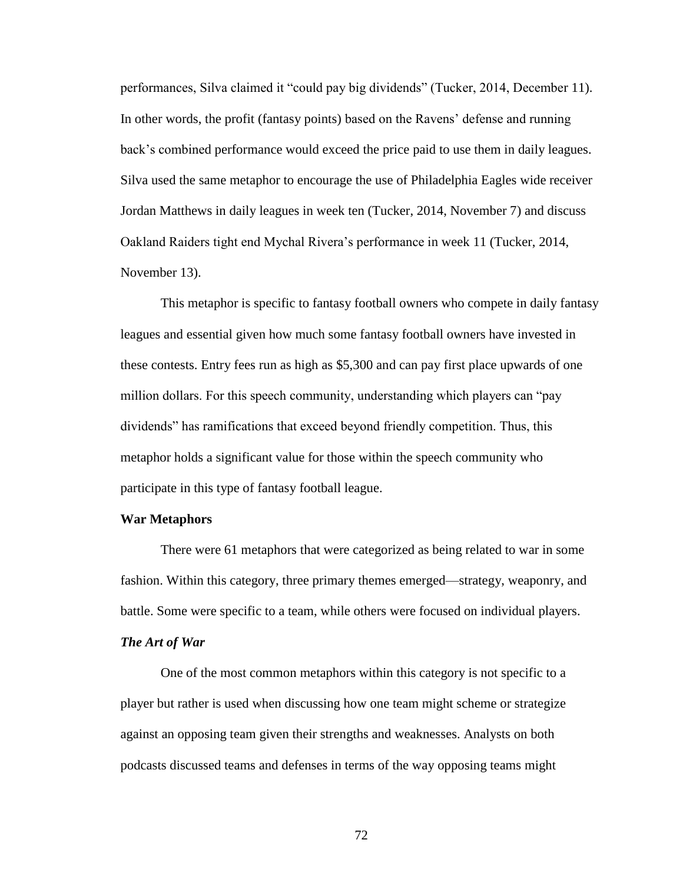performances, Silva claimed it "could pay big dividends" (Tucker, 2014, December 11). In other words, the profit (fantasy points) based on the Ravens' defense and running back's combined performance would exceed the price paid to use them in daily leagues. Silva used the same metaphor to encourage the use of Philadelphia Eagles wide receiver Jordan Matthews in daily leagues in week ten (Tucker, 2014, November 7) and discuss Oakland Raiders tight end Mychal Rivera's performance in week 11 (Tucker, 2014, November 13).

This metaphor is specific to fantasy football owners who compete in daily fantasy leagues and essential given how much some fantasy football owners have invested in these contests. Entry fees run as high as $5,300 and can pay first place upwards of one million dollars. For this speech community, understanding which players can "pay dividends" has ramifications that exceed beyond friendly competition. Thus, this metaphor holds a significant value for those within the speech community who participate in this type of fantasy football league.

**War Metaphors**

There were 61 metaphors that were categorized as being related to war in some fashion. Within this category, three primary themes emerged—strategy, weaponry, and battle. Some were specific to a team, while others were focused on individual players.

***The Art of War***

One of the most common metaphors within this category is not specific to a player but rather is used when discussing how one team might scheme or strategize against an opposing team given their strengths and weaknesses. Analysts on both podcasts discussed teams and defenses in terms of the way opposing teams might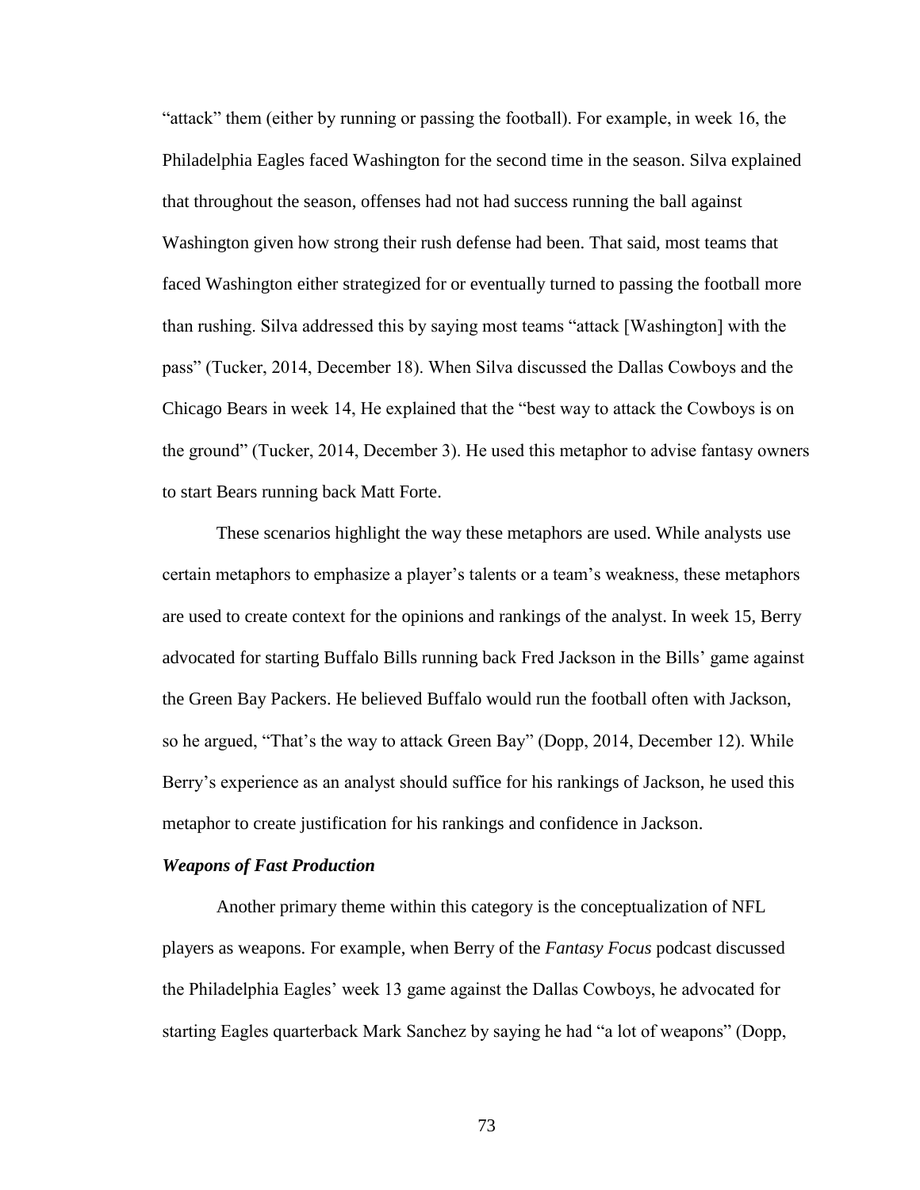“attack” them (either by running or passing the football). For example, in week 16, the Philadelphia Eagles faced Washington for the second time in the season. Silva explained that throughout the season, offenses had not had success running the ball against Washington given how strong their rush defense had been. That said, most teams that faced Washington either strategized for or eventually turned to passing the football more than rushing. Silva addressed this by saying most teams “attack [Washington] with the pass” (Tucker, 2014, December 18). When Silva discussed the Dallas Cowboys and the Chicago Bears in week 14, He explained that the “best way to attack the Cowboys is on the ground” (Tucker, 2014, December 3). He used this metaphor to advise fantasy owners to start Bears running back Matt Forte.

These scenarios highlight the way these metaphors are used. While analysts use certain metaphors to emphasize a player’s talents or a team’s weakness, these metaphors are used to create context for the opinions and rankings of the analyst. In week 15, Berry advocated for starting Buffalo Bills running back Fred Jackson in the Bills’ game against the Green Bay Packers. He believed Buffalo would run the football often with Jackson, so he argued, “That’s the way to attack Green Bay” (Dopp, 2014, December 12). While Berry’s experience as an analyst should suffice for his rankings of Jackson, he used this metaphor to create justification for his rankings and confidence in Jackson.

### *Weapons of Fast Production*

Another primary theme within this category is the conceptualization of NFL players as weapons. For example, when Berry of the *Fantasy Focus* podcast discussed the Philadelphia Eagles’ week 13 game against the Dallas Cowboys, he advocated for starting Eagles quarterback Mark Sanchez by saying he had “a lot of weapons” (Dopp,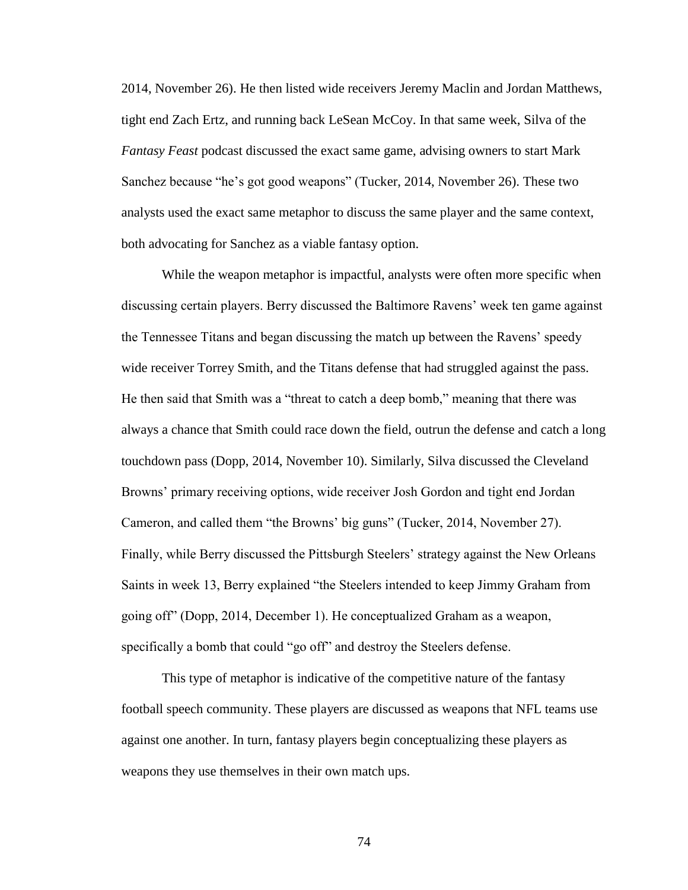2014, November 26). He then listed wide receivers Jeremy Maclin and Jordan Matthews, tight end Zach Ertz, and running back LeSean McCoy. In that same week, Silva of the *Fantasy Feast* podcast discussed the exact same game, advising owners to start Mark Sanchez because "he's got good weapons" (Tucker, 2014, November 26). These two analysts used the exact same metaphor to discuss the same player and the same context, both advocating for Sanchez as a viable fantasy option.

While the weapon metaphor is impactful, analysts were often more specific when discussing certain players. Berry discussed the Baltimore Ravens' week ten game against the Tennessee Titans and began discussing the match up between the Ravens' speedy wide receiver Torrey Smith, and the Titans defense that had struggled against the pass. He then said that Smith was a "threat to catch a deep bomb," meaning that there was always a chance that Smith could race down the field, outrun the defense and catch a long touchdown pass (Dopp, 2014, November 10). Similarly, Silva discussed the Cleveland Browns' primary receiving options, wide receiver Josh Gordon and tight end Jordan Cameron, and called them "the Browns' big guns" (Tucker, 2014, November 27). Finally, while Berry discussed the Pittsburgh Steelers' strategy against the New Orleans Saints in week 13, Berry explained "the Steelers intended to keep Jimmy Graham from going off" (Dopp, 2014, December 1). He conceptualized Graham as a weapon, specifically a bomb that could "go off" and destroy the Steelers defense.

This type of metaphor is indicative of the competitive nature of the fantasy football speech community. These players are discussed as weapons that NFL teams use against one another. In turn, fantasy players begin conceptualizing these players as weapons they use themselves in their own match ups.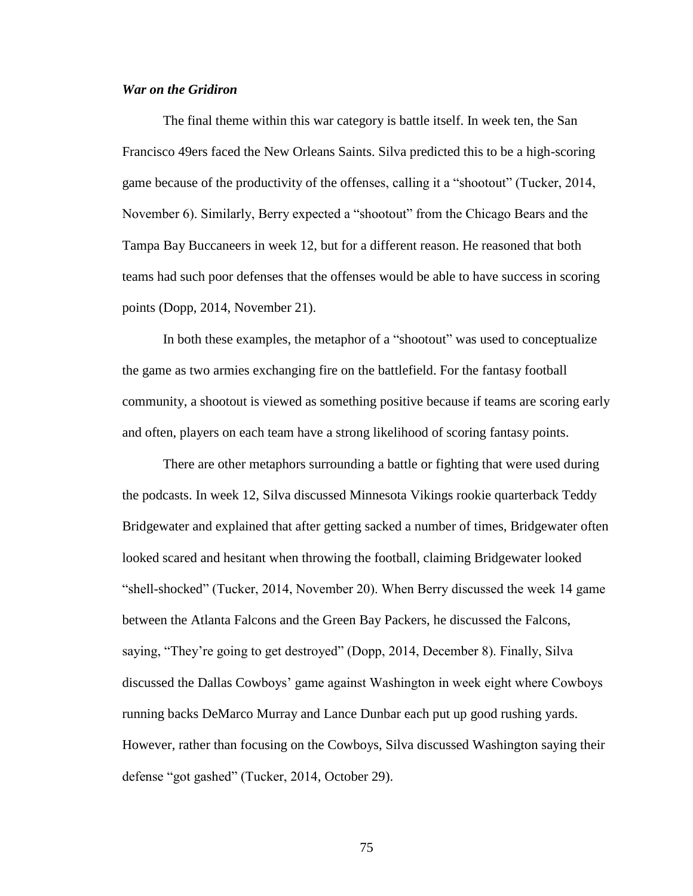***War on the Gridiron***

The final theme within this war category is battle itself. In week ten, the San Francisco 49ers faced the New Orleans Saints. Silva predicted this to be a high-scoring game because of the productivity of the offenses, calling it a "shootout" (Tucker, 2014, November 6). Similarly, Berry expected a "shootout" from the Chicago Bears and the Tampa Bay Buccaneers in week 12, but for a different reason. He reasoned that both teams had such poor defenses that the offenses would be able to have success in scoring points (Dopp, 2014, November 21).

In both these examples, the metaphor of a "shootout" was used to conceptualize the game as two armies exchanging fire on the battlefield. For the fantasy football community, a shootout is viewed as something positive because if teams are scoring early and often, players on each team have a strong likelihood of scoring fantasy points.

There are other metaphors surrounding a battle or fighting that were used during the podcasts. In week 12, Silva discussed Minnesota Vikings rookie quarterback Teddy Bridgewater and explained that after getting sacked a number of times, Bridgewater often looked scared and hesitant when throwing the football, claiming Bridgewater looked "shell-shocked" (Tucker, 2014, November 20). When Berry discussed the week 14 game between the Atlanta Falcons and the Green Bay Packers, he discussed the Falcons, saying, "They're going to get destroyed" (Dopp, 2014, December 8). Finally, Silva discussed the Dallas Cowboys' game against Washington in week eight where Cowboys running backs DeMarco Murray and Lance Dunbar each put up good rushing yards. However, rather than focusing on the Cowboys, Silva discussed Washington saying their defense "got gashed" (Tucker, 2014, October 29).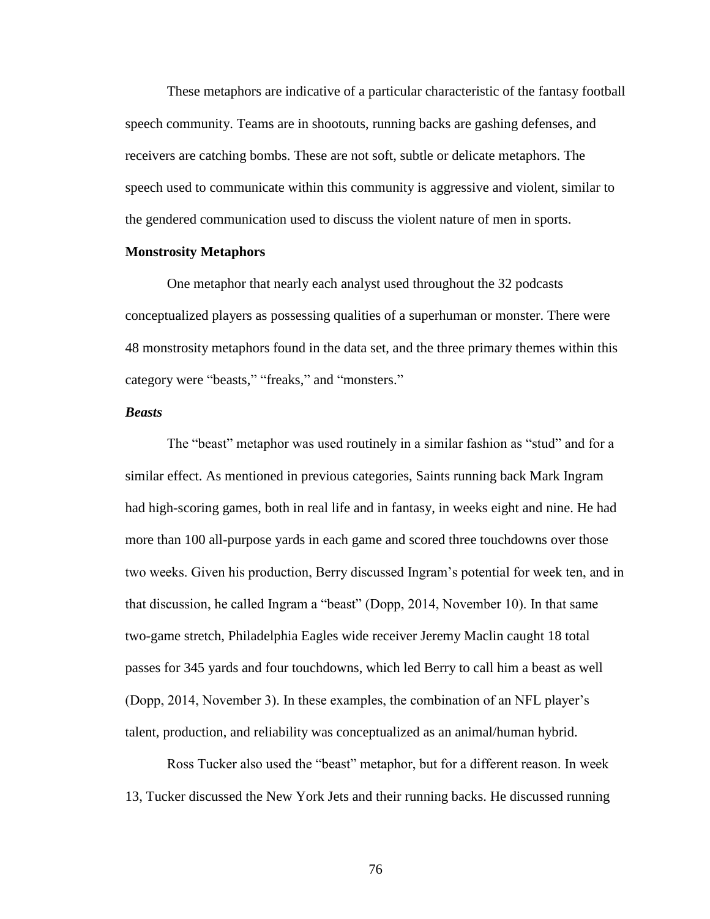These metaphors are indicative of a particular characteristic of the fantasy football speech community. Teams are in shootouts, running backs are gashing defenses, and receivers are catching bombs. These are not soft, subtle or delicate metaphors. The speech used to communicate within this community is aggressive and violent, similar to the gendered communication used to discuss the violent nature of men in sports.

**Monstrosity Metaphors**

One metaphor that nearly each analyst used throughout the 32 podcasts conceptualized players as possessing qualities of a superhuman or monster. There were 48 monstrosity metaphors found in the data set, and the three primary themes within this category were "beasts," "freaks," and "monsters."

***Beasts***

The "beast" metaphor was used routinely in a similar fashion as "stud" and for a similar effect. As mentioned in previous categories, Saints running back Mark Ingram had high-scoring games, both in real life and in fantasy, in weeks eight and nine. He had more than 100 all-purpose yards in each game and scored three touchdowns over those two weeks. Given his production, Berry discussed Ingram's potential for week ten, and in that discussion, he called Ingram a "beast" (Dopp, 2014, November 10). In that same two-game stretch, Philadelphia Eagles wide receiver Jeremy Maclin caught 18 total passes for 345 yards and four touchdowns, which led Berry to call him a beast as well (Dopp, 2014, November 3). In these examples, the combination of an NFL player's talent, production, and reliability was conceptualized as an animal/human hybrid.

Ross Tucker also used the "beast" metaphor, but for a different reason. In week 13, Tucker discussed the New York Jets and their running backs. He discussed running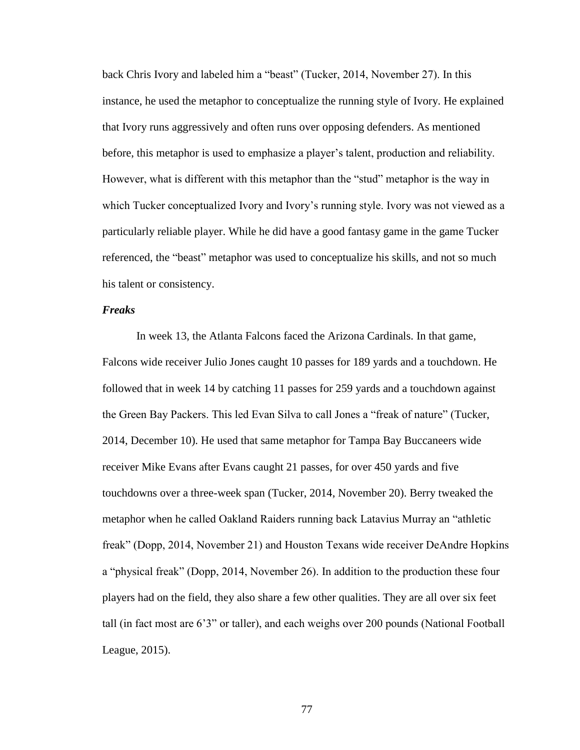back Chris Ivory and labeled him a "beast" (Tucker, 2014, November 27). In this instance, he used the metaphor to conceptualize the running style of Ivory. He explained that Ivory runs aggressively and often runs over opposing defenders. As mentioned before, this metaphor is used to emphasize a player's talent, production and reliability. However, what is different with this metaphor than the "stud" metaphor is the way in which Tucker conceptualized Ivory and Ivory's running style. Ivory was not viewed as a particularly reliable player. While he did have a good fantasy game in the game Tucker referenced, the "beast" metaphor was used to conceptualize his skills, and not so much his talent or consistency.

### *Freaks*

In week 13, the Atlanta Falcons faced the Arizona Cardinals. In that game, Falcons wide receiver Julio Jones caught 10 passes for 189 yards and a touchdown. He followed that in week 14 by catching 11 passes for 259 yards and a touchdown against the Green Bay Packers. This led Evan Silva to call Jones a "freak of nature" (Tucker, 2014, December 10). He used that same metaphor for Tampa Bay Buccaneers wide receiver Mike Evans after Evans caught 21 passes, for over 450 yards and five touchdowns over a three-week span (Tucker, 2014, November 20). Berry tweaked the metaphor when he called Oakland Raiders running back Latavius Murray an "athletic freak" (Dopp, 2014, November 21) and Houston Texans wide receiver DeAndre Hopkins a "physical freak" (Dopp, 2014, November 26). In addition to the production these four players had on the field, they also share a few other qualities. They are all over six feet tall (in fact most are 6'3" or taller), and each weighs over 200 pounds (National Football League, 2015).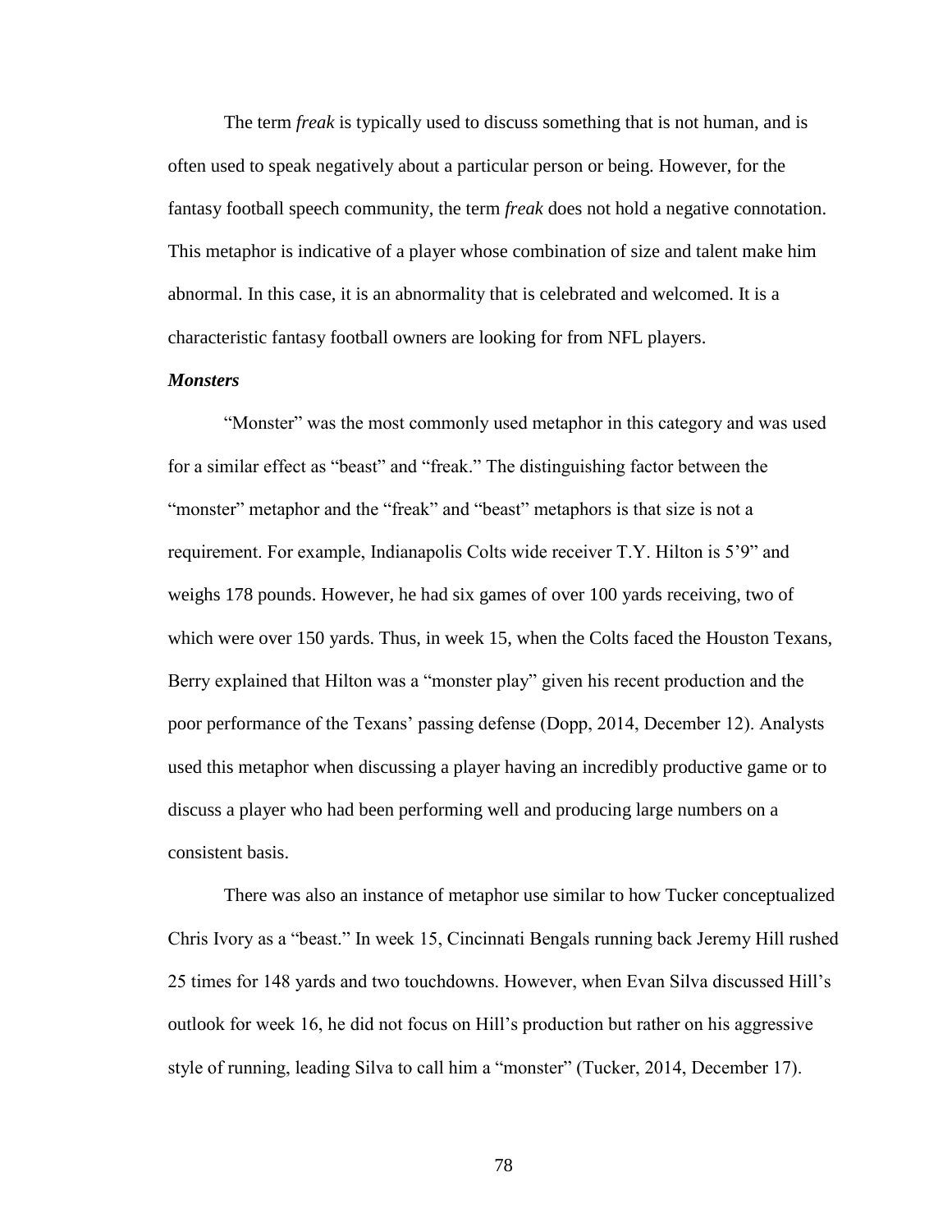The term *freak* is typically used to discuss something that is not human, and is often used to speak negatively about a particular person or being. However, for the fantasy football speech community, the term *freak* does not hold a negative connotation. This metaphor is indicative of a player whose combination of size and talent make him abnormal. In this case, it is an abnormality that is celebrated and welcomed. It is a characteristic fantasy football owners are looking for from NFL players.

### *Monsters*

"Monster" was the most commonly used metaphor in this category and was used for a similar effect as "beast" and "freak." The distinguishing factor between the "monster" metaphor and the "freak" and "beast" metaphors is that size is not a requirement. For example, Indianapolis Colts wide receiver T.Y. Hilton is 5'9" and weighs 178 pounds. However, he had six games of over 100 yards receiving, two of which were over 150 yards. Thus, in week 15, when the Colts faced the Houston Texans, Berry explained that Hilton was a "monster play" given his recent production and the poor performance of the Texans' passing defense (Dopp, 2014, December 12). Analysts used this metaphor when discussing a player having an incredibly productive game or to discuss a player who had been performing well and producing large numbers on a consistent basis.

There was also an instance of metaphor use similar to how Tucker conceptualized Chris Ivory as a "beast." In week 15, Cincinnati Bengals running back Jeremy Hill rushed 25 times for 148 yards and two touchdowns. However, when Evan Silva discussed Hill's outlook for week 16, he did not focus on Hill's production but rather on his aggressive style of running, leading Silva to call him a "monster" (Tucker, 2014, December 17).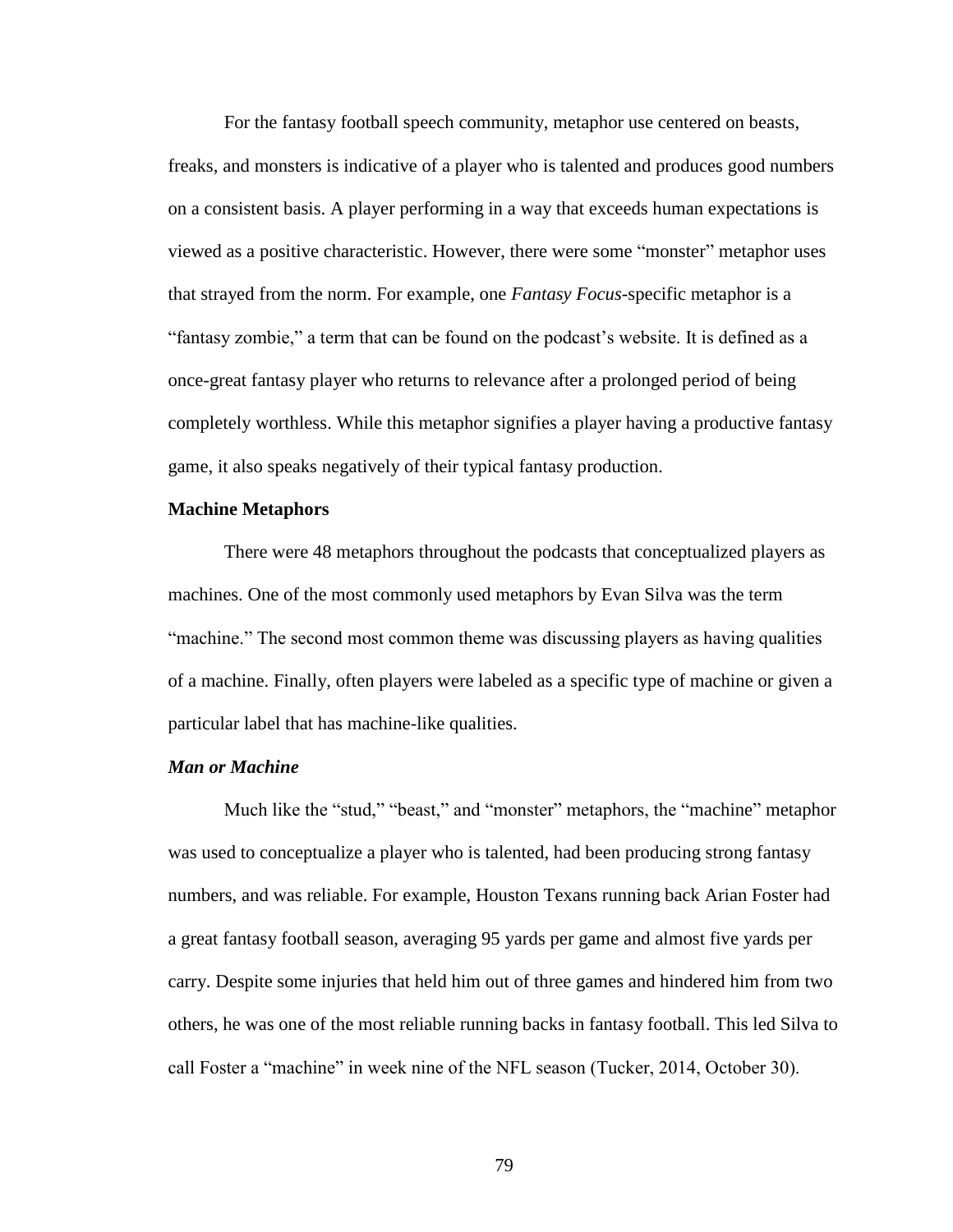For the fantasy football speech community, metaphor use centered on beasts, freaks, and monsters is indicative of a player who is talented and produces good numbers on a consistent basis. A player performing in a way that exceeds human expectations is viewed as a positive characteristic. However, there were some "monster" metaphor uses that strayed from the norm. For example, one *Fantasy Focus*-specific metaphor is a "fantasy zombie," a term that can be found on the podcast's website. It is defined as a once-great fantasy player who returns to relevance after a prolonged period of being completely worthless. While this metaphor signifies a player having a productive fantasy game, it also speaks negatively of their typical fantasy production.

### Machine Metaphors

There were 48 metaphors throughout the podcasts that conceptualized players as machines. One of the most commonly used metaphors by Evan Silva was the term "machine." The second most common theme was discussing players as having qualities of a machine. Finally, often players were labeled as a specific type of machine or given a particular label that has machine-like qualities.

#### *Man or Machine*

Much like the "stud," "beast," and "monster" metaphors, the "machine" metaphor was used to conceptualize a player who is talented, had been producing strong fantasy numbers, and was reliable. For example, Houston Texans running back Arian Foster had a great fantasy football season, averaging 95 yards per game and almost five yards per carry. Despite some injuries that held him out of three games and hindered him from two others, he was one of the most reliable running backs in fantasy football. This led Silva to call Foster a "machine" in week nine of the NFL season (Tucker, 2014, October 30).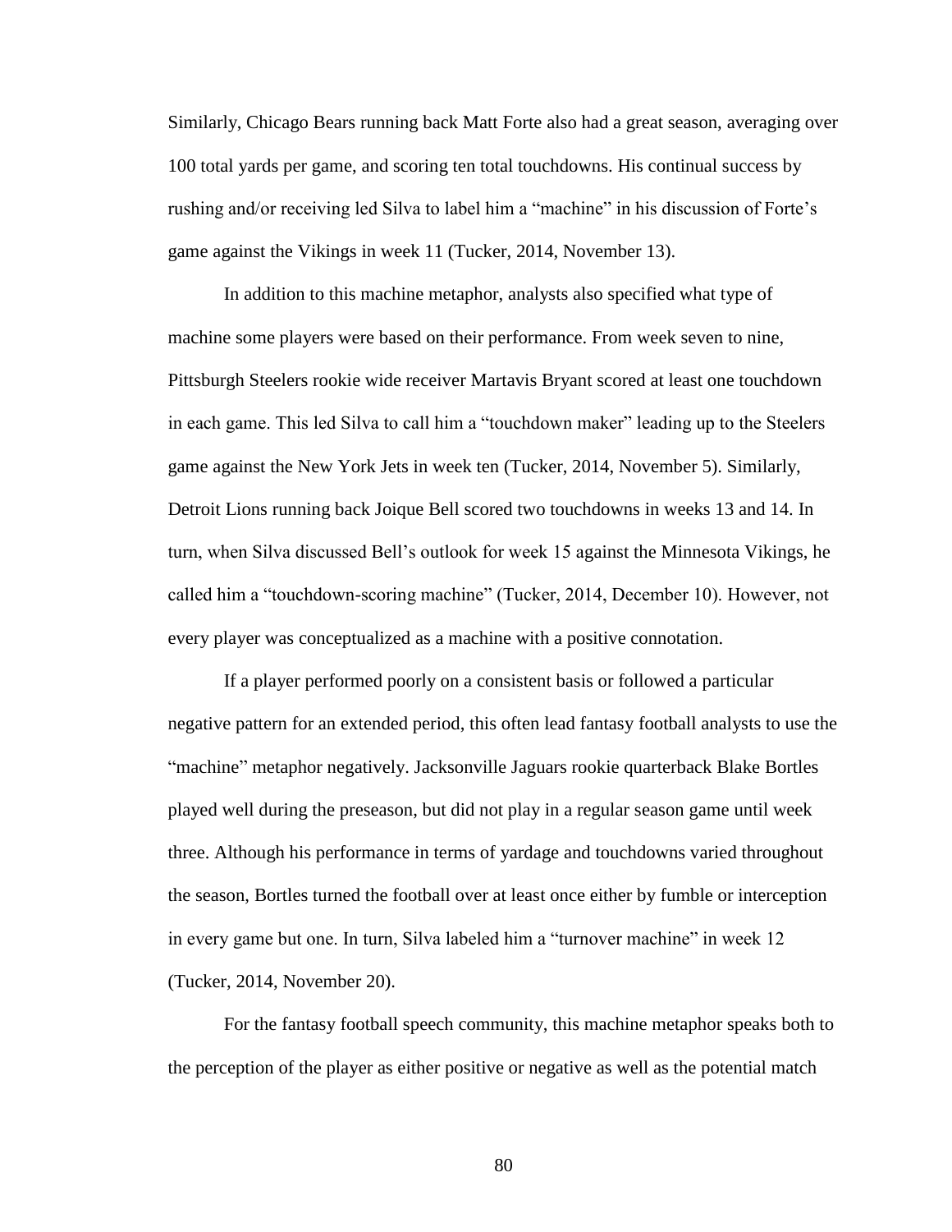Similarly, Chicago Bears running back Matt Forte also had a great season, averaging over 100 total yards per game, and scoring ten total touchdowns. His continual success by rushing and/or receiving led Silva to label him a "machine" in his discussion of Forte's game against the Vikings in week 11 (Tucker, 2014, November 13).

In addition to this machine metaphor, analysts also specified what type of machine some players were based on their performance. From week seven to nine, Pittsburgh Steelers rookie wide receiver Martavis Bryant scored at least one touchdown in each game. This led Silva to call him a "touchdown maker" leading up to the Steelers game against the New York Jets in week ten (Tucker, 2014, November 5). Similarly, Detroit Lions running back Joique Bell scored two touchdowns in weeks 13 and 14. In turn, when Silva discussed Bell's outlook for week 15 against the Minnesota Vikings, he called him a "touchdown-scoring machine" (Tucker, 2014, December 10). However, not every player was conceptualized as a machine with a positive connotation.

If a player performed poorly on a consistent basis or followed a particular negative pattern for an extended period, this often lead fantasy football analysts to use the "machine" metaphor negatively. Jacksonville Jaguars rookie quarterback Blake Bortles played well during the preseason, but did not play in a regular season game until week three. Although his performance in terms of yardage and touchdowns varied throughout the season, Bortles turned the football over at least once either by fumble or interception in every game but one. In turn, Silva labeled him a "turnover machine" in week 12 (Tucker, 2014, November 20).

For the fantasy football speech community, this machine metaphor speaks both to the perception of the player as either positive or negative as well as the potential match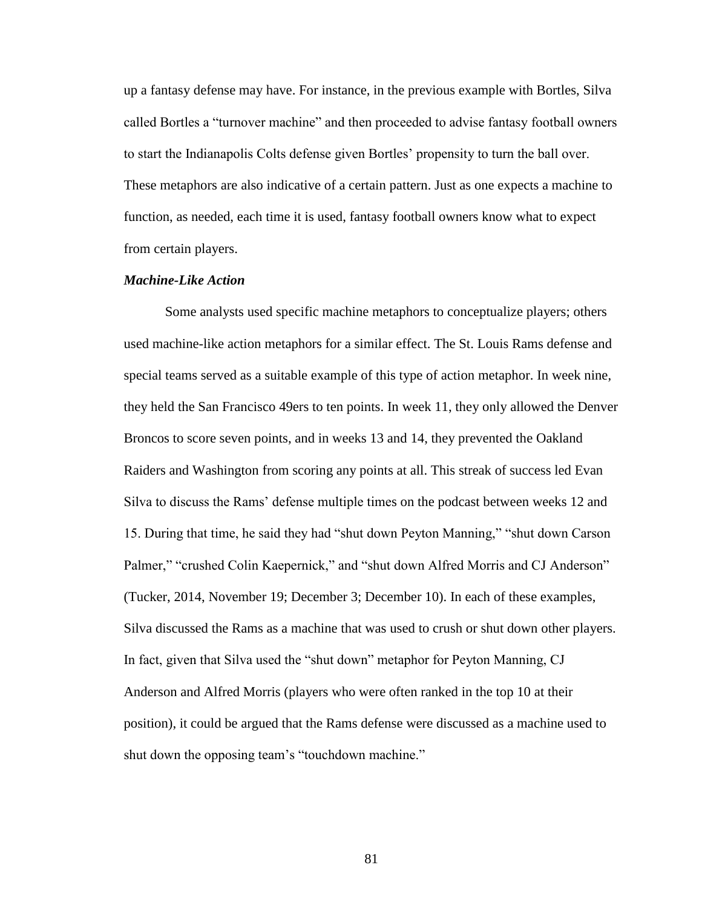up a fantasy defense may have. For instance, in the previous example with Bortles, Silva called Bortles a "turnover machine" and then proceeded to advise fantasy football owners to start the Indianapolis Colts defense given Bortles' propensity to turn the ball over. These metaphors are also indicative of a certain pattern. Just as one expects a machine to function, as needed, each time it is used, fantasy football owners know what to expect from certain players.

***Machine-Like Action***

Some analysts used specific machine metaphors to conceptualize players; others used machine-like action metaphors for a similar effect. The St. Louis Rams defense and special teams served as a suitable example of this type of action metaphor. In week nine, they held the San Francisco 49ers to ten points. In week 11, they only allowed the Denver Broncos to score seven points, and in weeks 13 and 14, they prevented the Oakland Raiders and Washington from scoring any points at all. This streak of success led Evan Silva to discuss the Rams' defense multiple times on the podcast between weeks 12 and 15. During that time, he said they had "shut down Peyton Manning," "shut down Carson Palmer," "crushed Colin Kaepernick," and "shut down Alfred Morris and CJ Anderson" (Tucker, 2014, November 19; December 3; December 10). In each of these examples, Silva discussed the Rams as a machine that was used to crush or shut down other players. In fact, given that Silva used the "shut down" metaphor for Peyton Manning, CJ Anderson and Alfred Morris (players who were often ranked in the top 10 at their position), it could be argued that the Rams defense were discussed as a machine used to shut down the opposing team's "touchdown machine."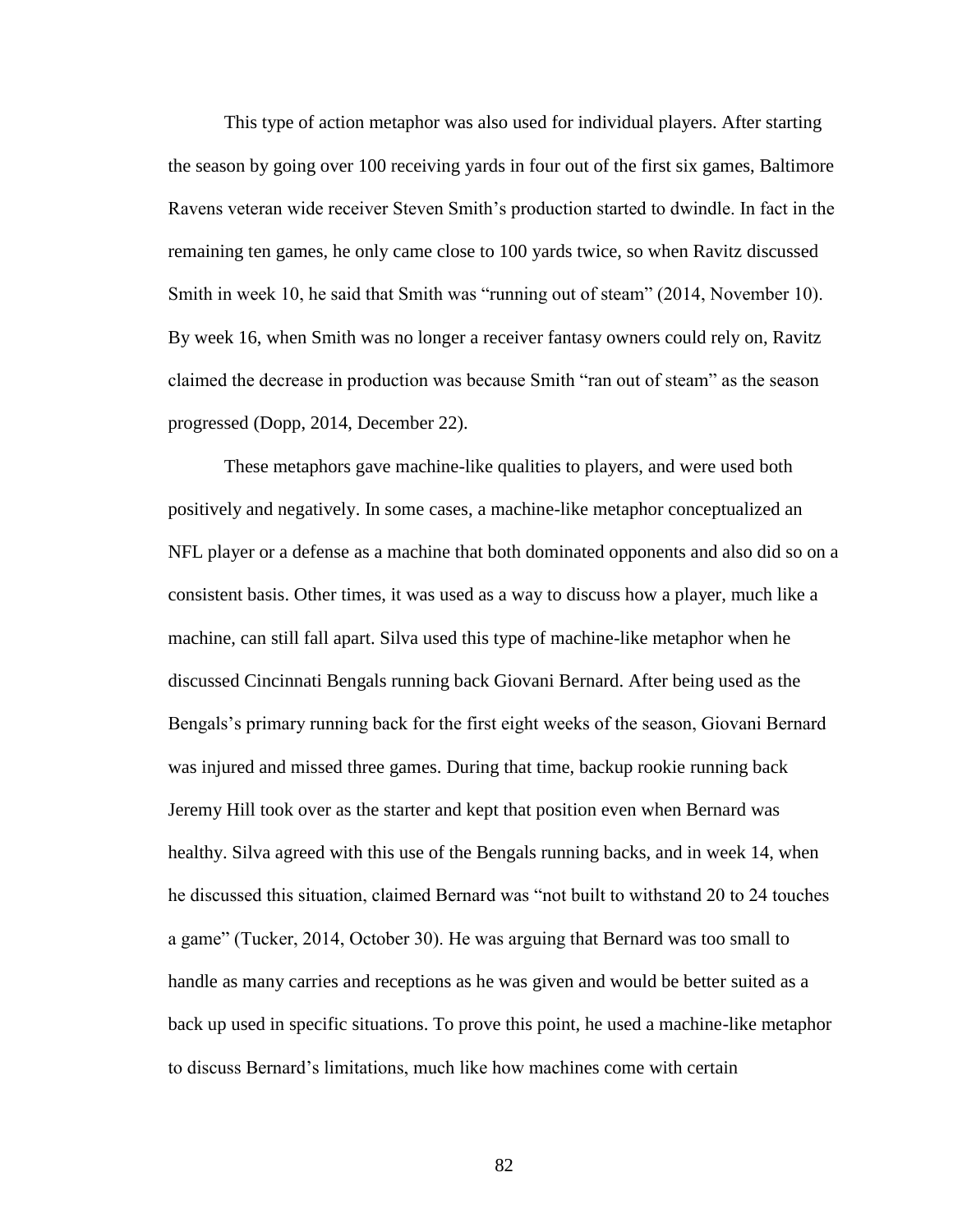This type of action metaphor was also used for individual players. After starting the season by going over 100 receiving yards in four out of the first six games, Baltimore Ravens veteran wide receiver Steven Smith's production started to dwindle. In fact in the remaining ten games, he only came close to 100 yards twice, so when Ravitz discussed Smith in week 10, he said that Smith was "running out of steam" (2014, November 10). By week 16, when Smith was no longer a receiver fantasy owners could rely on, Ravitz claimed the decrease in production was because Smith "ran out of steam" as the season progressed (Dopp, 2014, December 22).

These metaphors gave machine-like qualities to players, and were used both positively and negatively. In some cases, a machine-like metaphor conceptualized an NFL player or a defense as a machine that both dominated opponents and also did so on a consistent basis. Other times, it was used as a way to discuss how a player, much like a machine, can still fall apart. Silva used this type of machine-like metaphor when he discussed Cincinnati Bengals running back Giovani Bernard. After being used as the Bengals's primary running back for the first eight weeks of the season, Giovani Bernard was injured and missed three games. During that time, backup rookie running back Jeremy Hill took over as the starter and kept that position even when Bernard was healthy. Silva agreed with this use of the Bengals running backs, and in week 14, when he discussed this situation, claimed Bernard was "not built to withstand 20 to 24 touches a game" (Tucker, 2014, October 30). He was arguing that Bernard was too small to handle as many carries and receptions as he was given and would be better suited as a back up used in specific situations. To prove this point, he used a machine-like metaphor to discuss Bernard's limitations, much like how machines come with certain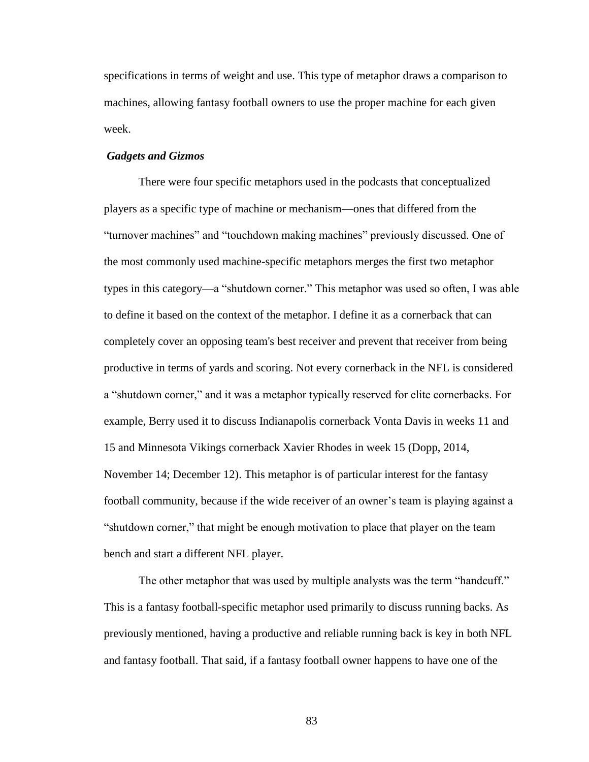specifications in terms of weight and use. This type of metaphor draws a comparison to machines, allowing fantasy football owners to use the proper machine for each given week.

***Gadgets and Gizmos***

There were four specific metaphors used in the podcasts that conceptualized players as a specific type of machine or mechanism—ones that differed from the "turnover machines" and "touchdown making machines" previously discussed. One of the most commonly used machine-specific metaphors merges the first two metaphor types in this category—a "shutdown corner." This metaphor was used so often, I was able to define it based on the context of the metaphor. I define it as a cornerback that can completely cover an opposing team's best receiver and prevent that receiver from being productive in terms of yards and scoring. Not every cornerback in the NFL is considered a "shutdown corner," and it was a metaphor typically reserved for elite cornerbacks. For example, Berry used it to discuss Indianapolis cornerback Vonta Davis in weeks 11 and 15 and Minnesota Vikings cornerback Xavier Rhodes in week 15 (Dopp, 2014, November 14; December 12). This metaphor is of particular interest for the fantasy football community, because if the wide receiver of an owner's team is playing against a "shutdown corner," that might be enough motivation to place that player on the team bench and start a different NFL player.

The other metaphor that was used by multiple analysts was the term "handcuff." This is a fantasy football-specific metaphor used primarily to discuss running backs. As previously mentioned, having a productive and reliable running back is key in both NFL and fantasy football. That said, if a fantasy football owner happens to have one of the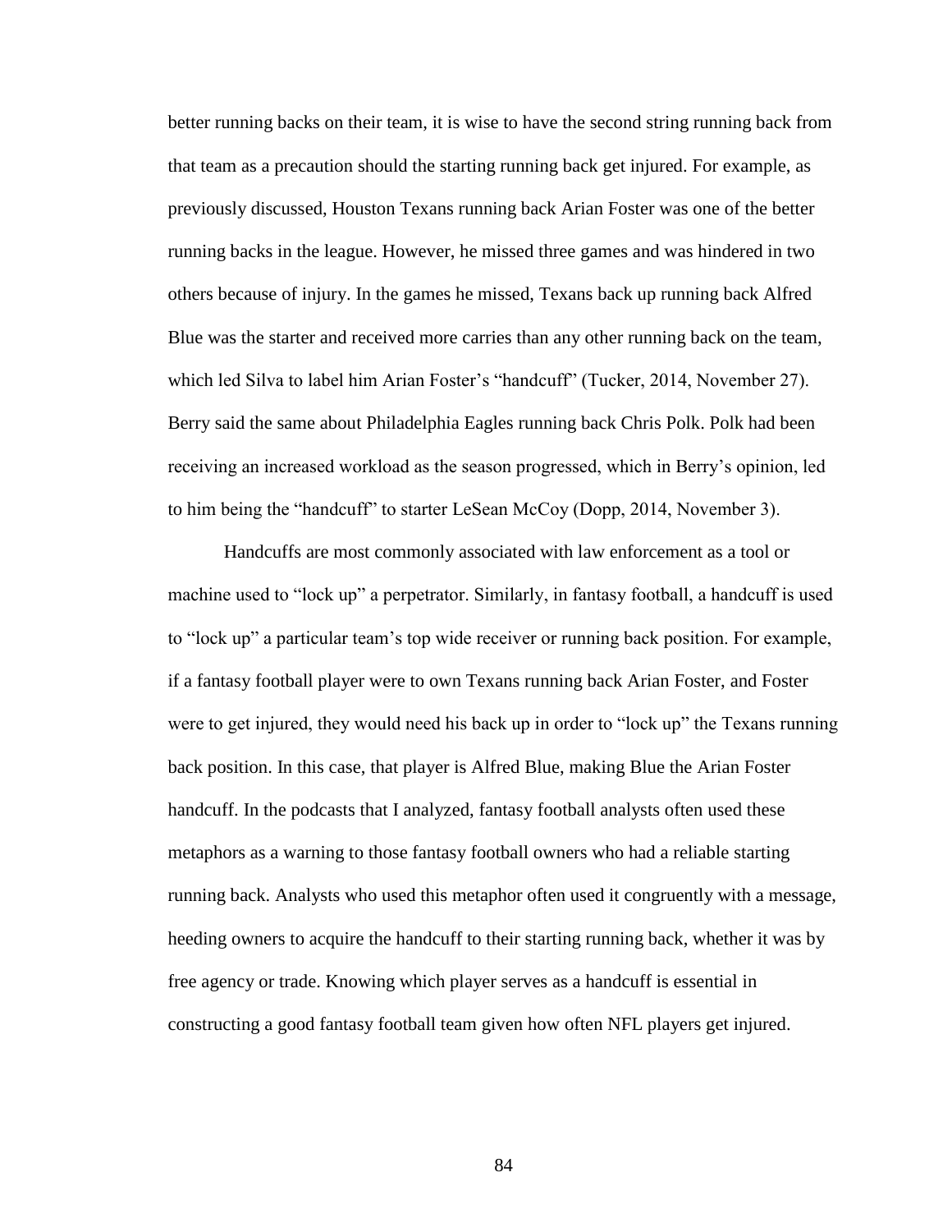better running backs on their team, it is wise to have the second string running back from that team as a precaution should the starting running back get injured. For example, as previously discussed, Houston Texans running back Arian Foster was one of the better running backs in the league. However, he missed three games and was hindered in two others because of injury. In the games he missed, Texans back up running back Alfred Blue was the starter and received more carries than any other running back on the team, which led Silva to label him Arian Foster's "handcuff" (Tucker, 2014, November 27). Berry said the same about Philadelphia Eagles running back Chris Polk. Polk had been receiving an increased workload as the season progressed, which in Berry's opinion, led to him being the "handcuff" to starter LeSean McCoy (Dopp, 2014, November 3).

Handcuffs are most commonly associated with law enforcement as a tool or machine used to "lock up" a perpetrator. Similarly, in fantasy football, a handcuff is used to "lock up" a particular team's top wide receiver or running back position. For example, if a fantasy football player were to own Texans running back Arian Foster, and Foster were to get injured, they would need his back up in order to "lock up" the Texans running back position. In this case, that player is Alfred Blue, making Blue the Arian Foster handcuff. In the podcasts that I analyzed, fantasy football analysts often used these metaphors as a warning to those fantasy football owners who had a reliable starting running back. Analysts who used this metaphor often used it congruently with a message, heeding owners to acquire the handcuff to their starting running back, whether it was by free agency or trade. Knowing which player serves as a handcuff is essential in constructing a good fantasy football team given how often NFL players get injured.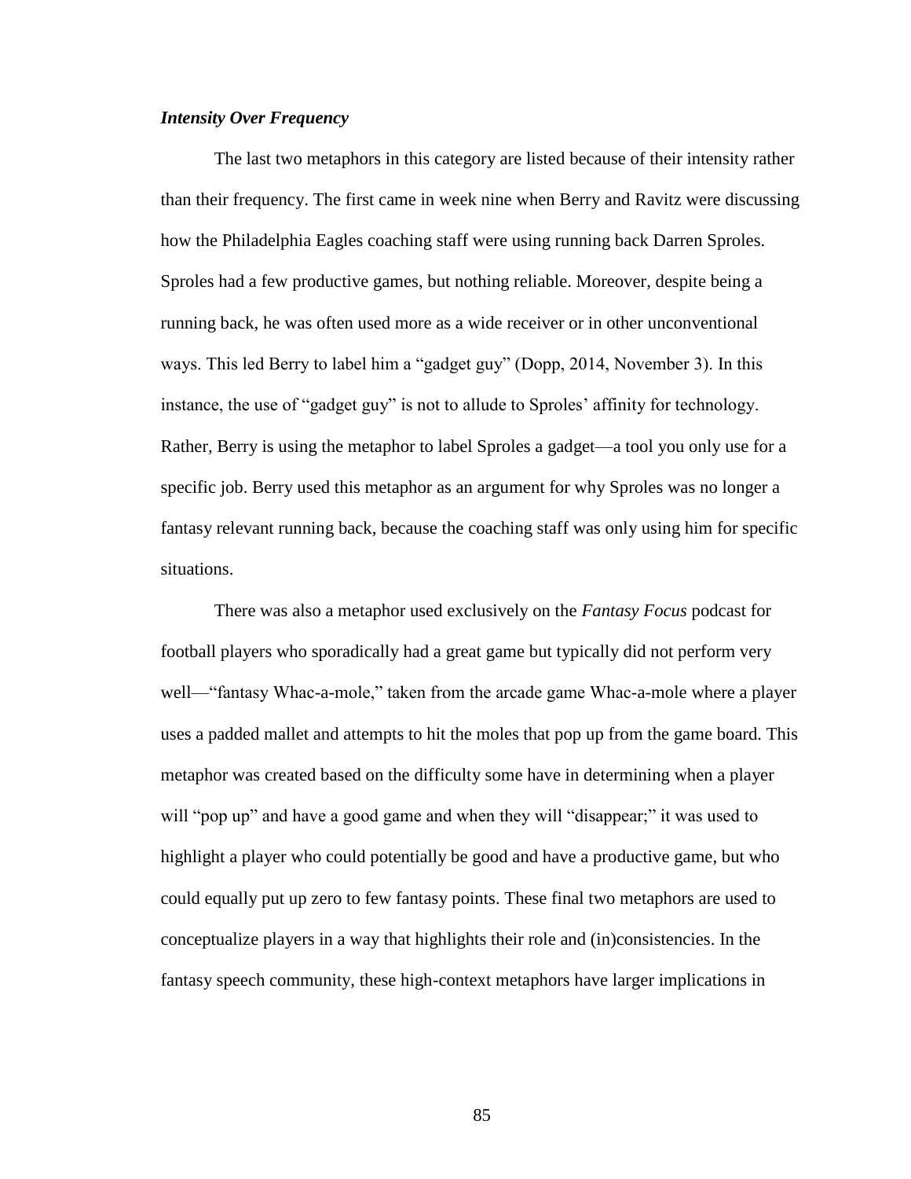### *Intensity Over Frequency*

The last two metaphors in this category are listed because of their intensity rather than their frequency. The first came in week nine when Berry and Ravitz were discussing how the Philadelphia Eagles coaching staff were using running back Darren Sproles. Sproles had a few productive games, but nothing reliable. Moreover, despite being a running back, he was often used more as a wide receiver or in other unconventional ways. This led Berry to label him a "gadget guy" (Dopp, 2014, November 3). In this instance, the use of "gadget guy" is not to allude to Sproles' affinity for technology. Rather, Berry is using the metaphor to label Sproles a gadget—a tool you only use for a specific job. Berry used this metaphor as an argument for why Sproles was no longer a fantasy relevant running back, because the coaching staff was only using him for specific situations.

There was also a metaphor used exclusively on the *Fantasy Focus* podcast for football players who sporadically had a great game but typically did not perform very well—"fantasy Whac-a-mole," taken from the arcade game Whac-a-mole where a player uses a padded mallet and attempts to hit the moles that pop up from the game board. This metaphor was created based on the difficulty some have in determining when a player will "pop up" and have a good game and when they will "disappear;" it was used to highlight a player who could potentially be good and have a productive game, but who could equally put up zero to few fantasy points. These final two metaphors are used to conceptualize players in a way that highlights their role and (in)consistencies. In the fantasy speech community, these high-context metaphors have larger implications in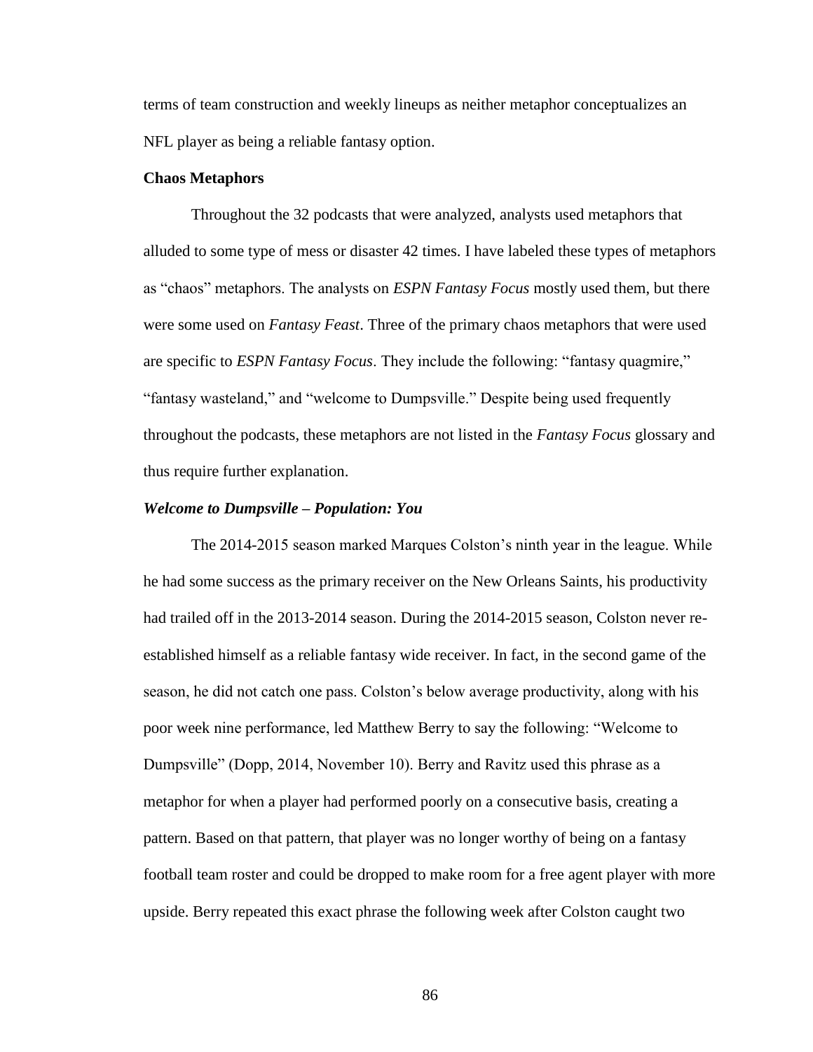terms of team construction and weekly lineups as neither metaphor conceptualizes an NFL player as being a reliable fantasy option.

### Chaos Metaphors

Throughout the 32 podcasts that were analyzed, analysts used metaphors that alluded to some type of mess or disaster 42 times. I have labeled these types of metaphors as "chaos" metaphors. The analysts on *ESPN Fantasy Focus* mostly used them, but there were some used on *Fantasy Feast*. Three of the primary chaos metaphors that were used are specific to *ESPN Fantasy Focus*. They include the following: "fantasy quagmire," "fantasy wasteland," and "welcome to Dumpsville." Despite being used frequently throughout the podcasts, these metaphors are not listed in the *Fantasy Focus* glossary and thus require further explanation.

#### *Welcome to Dumpsville – Population: You*

The 2014-2015 season marked Marques Colston's ninth year in the league. While he had some success as the primary receiver on the New Orleans Saints, his productivity had trailed off in the 2013-2014 season. During the 2014-2015 season, Colston never re-established himself as a reliable fantasy wide receiver. In fact, in the second game of the season, he did not catch one pass. Colston's below average productivity, along with his poor week nine performance, led Matthew Berry to say the following: "Welcome to Dumpsville" (Dopp, 2014, November 10). Berry and Ravitz used this phrase as a metaphor for when a player had performed poorly on a consecutive basis, creating a pattern. Based on that pattern, that player was no longer worthy of being on a fantasy football team roster and could be dropped to make room for a free agent player with more upside. Berry repeated this exact phrase the following week after Colston caught two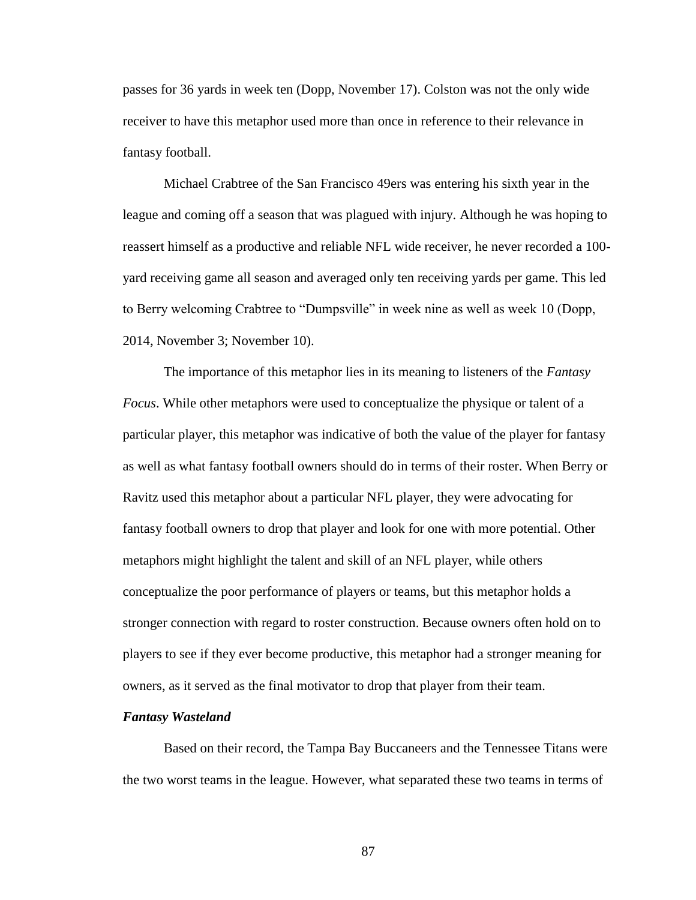passes for 36 yards in week ten (Dopp, November 17). Colston was not the only wide receiver to have this metaphor used more than once in reference to their relevance in fantasy football.

Michael Crabtree of the San Francisco 49ers was entering his sixth year in the league and coming off a season that was plagued with injury. Although he was hoping to reassert himself as a productive and reliable NFL wide receiver, he never recorded a 100-yard receiving game all season and averaged only ten receiving yards per game. This led to Berry welcoming Crabtree to "Dumpsville" in week nine as well as week 10 (Dopp, 2014, November 3; November 10).

The importance of this metaphor lies in its meaning to listeners of the *Fantasy Focus*. While other metaphors were used to conceptualize the physique or talent of a particular player, this metaphor was indicative of both the value of the player for fantasy as well as what fantasy football owners should do in terms of their roster. When Berry or Ravitz used this metaphor about a particular NFL player, they were advocating for fantasy football owners to drop that player and look for one with more potential. Other metaphors might highlight the talent and skill of an NFL player, while others conceptualize the poor performance of players or teams, but this metaphor holds a stronger connection with regard to roster construction. Because owners often hold on to players to see if they ever become productive, this metaphor had a stronger meaning for owners, as it served as the final motivator to drop that player from their team.

***Fantasy Wasteland***

Based on their record, the Tampa Bay Buccaneers and the Tennessee Titans were the two worst teams in the league. However, what separated these two teams in terms of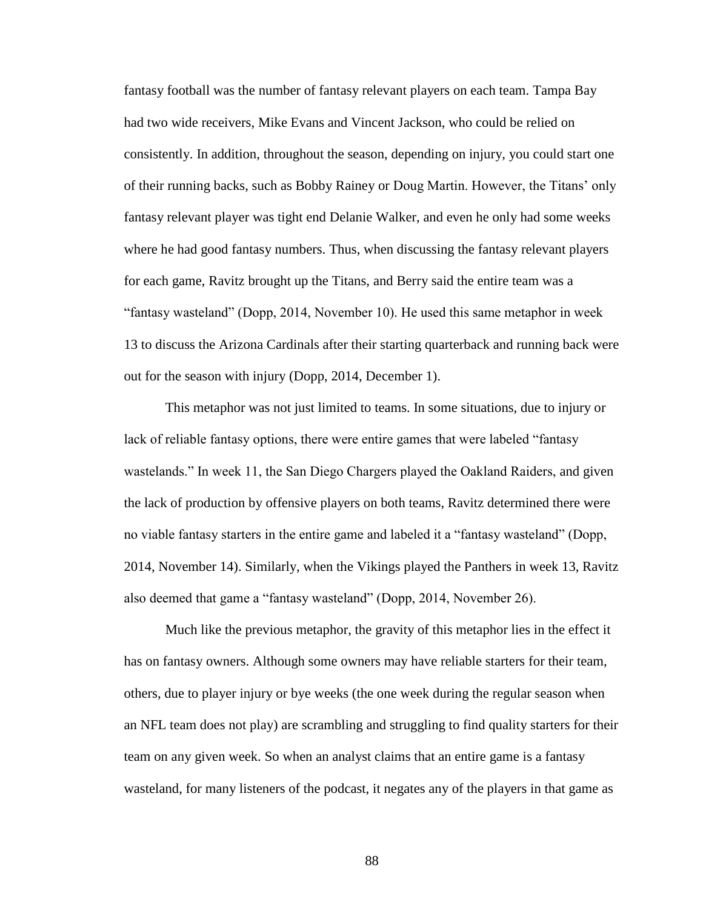fantasy football was the number of fantasy relevant players on each team. Tampa Bay had two wide receivers, Mike Evans and Vincent Jackson, who could be relied on consistently. In addition, throughout the season, depending on injury, you could start one of their running backs, such as Bobby Rainey or Doug Martin. However, the Titans' only fantasy relevant player was tight end Delanie Walker, and even he only had some weeks where he had good fantasy numbers. Thus, when discussing the fantasy relevant players for each game, Ravitz brought up the Titans, and Berry said the entire team was a "fantasy wasteland" (Dopp, 2014, November 10). He used this same metaphor in week 13 to discuss the Arizona Cardinals after their starting quarterback and running back were out for the season with injury (Dopp, 2014, December 1).

This metaphor was not just limited to teams. In some situations, due to injury or lack of reliable fantasy options, there were entire games that were labeled "fantasy wastelands." In week 11, the San Diego Chargers played the Oakland Raiders, and given the lack of production by offensive players on both teams, Ravitz determined there were no viable fantasy starters in the entire game and labeled it a "fantasy wasteland" (Dopp, 2014, November 14). Similarly, when the Vikings played the Panthers in week 13, Ravitz also deemed that game a "fantasy wasteland" (Dopp, 2014, November 26).

Much like the previous metaphor, the gravity of this metaphor lies in the effect it has on fantasy owners. Although some owners may have reliable starters for their team, others, due to player injury or bye weeks (the one week during the regular season when an NFL team does not play) are scrambling and struggling to find quality starters for their team on any given week. So when an analyst claims that an entire game is a fantasy wasteland, for many listeners of the podcast, it negates any of the players in that game as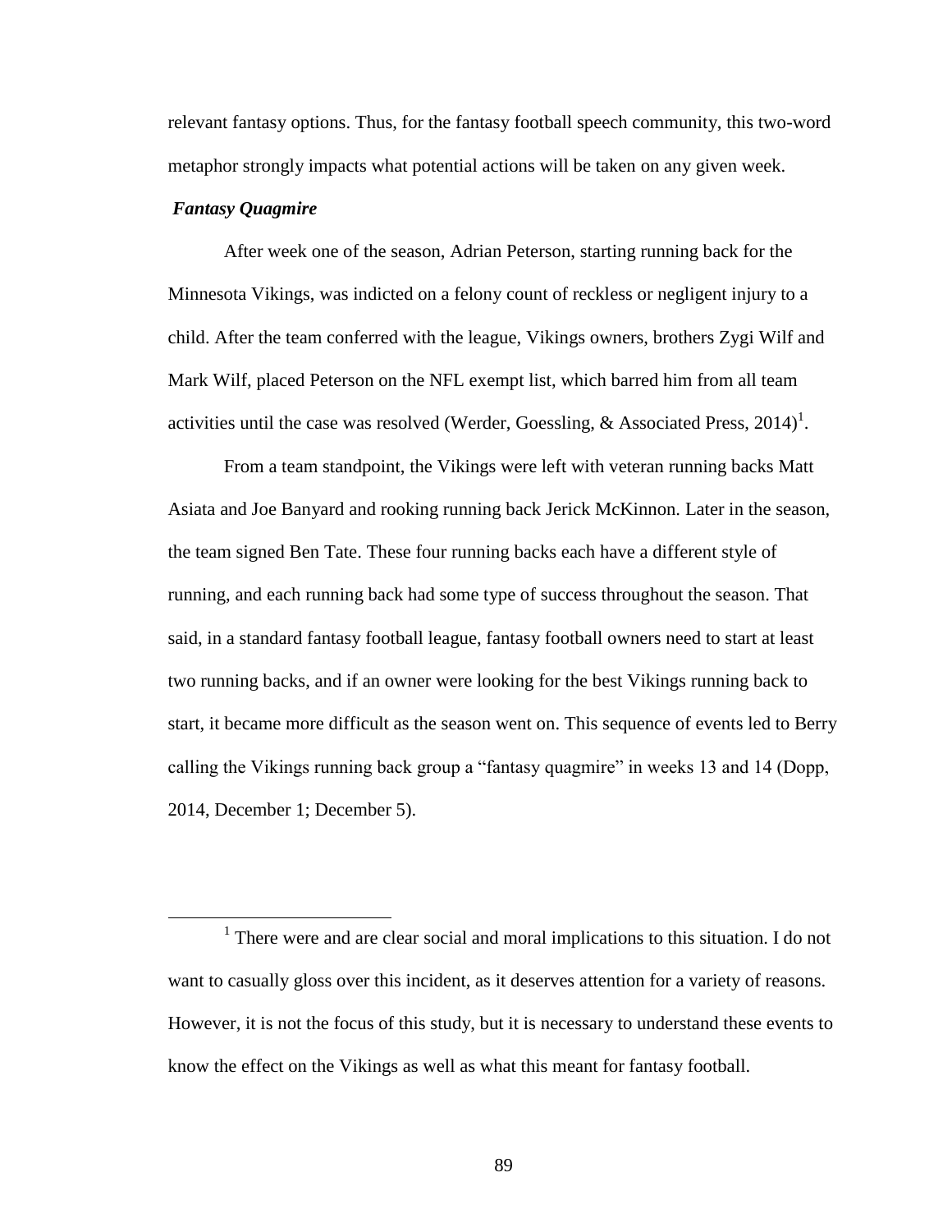relevant fantasy options. Thus, for the fantasy football speech community, this two-word metaphor strongly impacts what potential actions will be taken on any given week.

### *Fantasy Quagmire*

After week one of the season, Adrian Peterson, starting running back for the Minnesota Vikings, was indicted on a felony count of reckless or negligent injury to a child. After the team conferred with the league, Vikings owners, brothers Zygi Wilf and Mark Wilf, placed Peterson on the NFL exempt list, which barred him from all team activities until the case was resolved (Werder, Goessling, & Associated Press, 2014)[1].

From a team standpoint, the Vikings were left with veteran running backs Matt Asiata and Joe Banyard and rooking running back Jerick McKinnon. Later in the season, the team signed Ben Tate. These four running backs each have a different style of running, and each running back had some type of success throughout the season. That said, in a standard fantasy football league, fantasy football owners need to start at least two running backs, and if an owner were looking for the best Vikings running back to start, it became more difficult as the season went on. This sequence of events led to Berry calling the Vikings running back group a "fantasy quagmire" in weeks 13 and 14 (Dopp, 2014, December 1; December 5).

---

[1] There were and are clear social and moral implications to this situation. I do not want to casually gloss over this incident, as it deserves attention for a variety of reasons. However, it is not the focus of this study, but it is necessary to understand these events to know the effect on the Vikings as well as what this meant for fantasy football.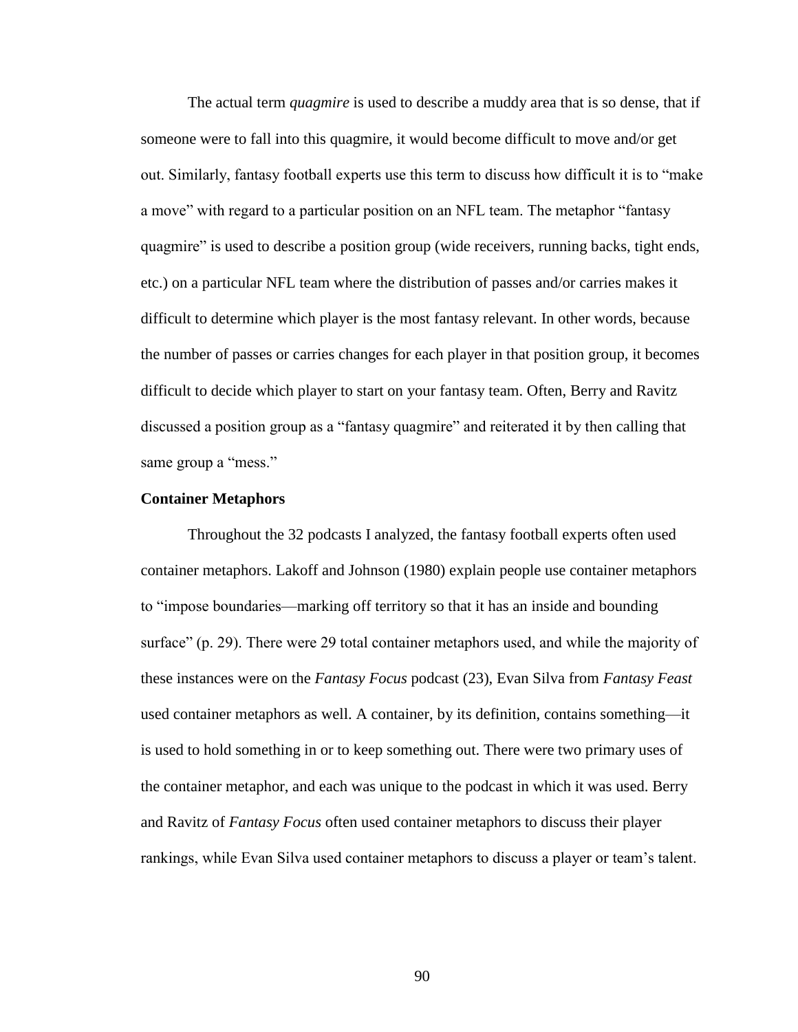The actual term *quagmire* is used to describe a muddy area that is so dense, that if someone were to fall into this quagmire, it would become difficult to move and/or get out. Similarly, fantasy football experts use this term to discuss how difficult it is to "make a move" with regard to a particular position on an NFL team. The metaphor "fantasy quagmire" is used to describe a position group (wide receivers, running backs, tight ends, etc.) on a particular NFL team where the distribution of passes and/or carries makes it difficult to determine which player is the most fantasy relevant. In other words, because the number of passes or carries changes for each player in that position group, it becomes difficult to decide which player to start on your fantasy team. Often, Berry and Ravitz discussed a position group as a "fantasy quagmire" and reiterated it by then calling that same group a "mess."

**Container Metaphors**

Throughout the 32 podcasts I analyzed, the fantasy football experts often used container metaphors. Lakoff and Johnson (1980) explain people use container metaphors to "impose boundaries—marking off territory so that it has an inside and bounding surface" (p. 29). There were 29 total container metaphors used, and while the majority of these instances were on the *Fantasy Focus* podcast (23), Evan Silva from *Fantasy Feast* used container metaphors as well. A container, by its definition, contains something—it is used to hold something in or to keep something out. There were two primary uses of the container metaphor, and each was unique to the podcast in which it was used. Berry and Ravitz of *Fantasy Focus* often used container metaphors to discuss their player rankings, while Evan Silva used container metaphors to discuss a player or team's talent.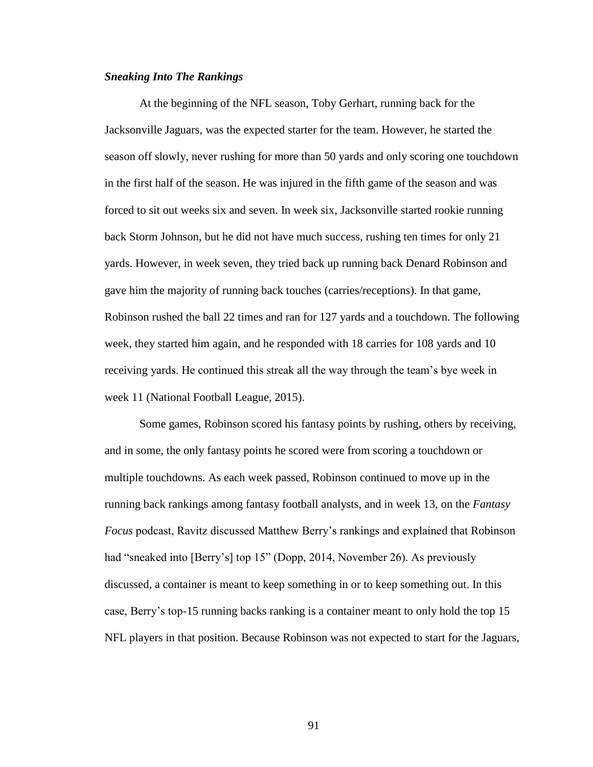### ***Sneaking Into The Rankings***

At the beginning of the NFL season, Toby Gerhart, running back for the Jacksonville Jaguars, was the expected starter for the team. However, he started the season off slowly, never rushing for more than 50 yards and only scoring one touchdown in the first half of the season. He was injured in the fifth game of the season and was forced to sit out weeks six and seven. In week six, Jacksonville started rookie running back Storm Johnson, but he did not have much success, rushing ten times for only 21 yards. However, in week seven, they tried back up running back Denard Robinson and gave him the majority of running back touches (carries/receptions). In that game, Robinson rushed the ball 22 times and ran for 127 yards and a touchdown. The following week, they started him again, and he responded with 18 carries for 108 yards and 10 receiving yards. He continued this streak all the way through the team's bye week in week 11 (National Football League, 2015).

Some games, Robinson scored his fantasy points by rushing, others by receiving, and in some, the only fantasy points he scored were from scoring a touchdown or multiple touchdowns. As each week passed, Robinson continued to move up in the running back rankings among fantasy football analysts, and in week 13, on the *Fantasy Focus* podcast, Ravitz discussed Matthew Berry's rankings and explained that Robinson had "sneaked into [Berry's] top 15" (Dopp, 2014, November 26). As previously discussed, a container is meant to keep something in or to keep something out. In this case, Berry's top-15 running backs ranking is a container meant to only hold the top 15 NFL players in that position. Because Robinson was not expected to start for the Jaguars,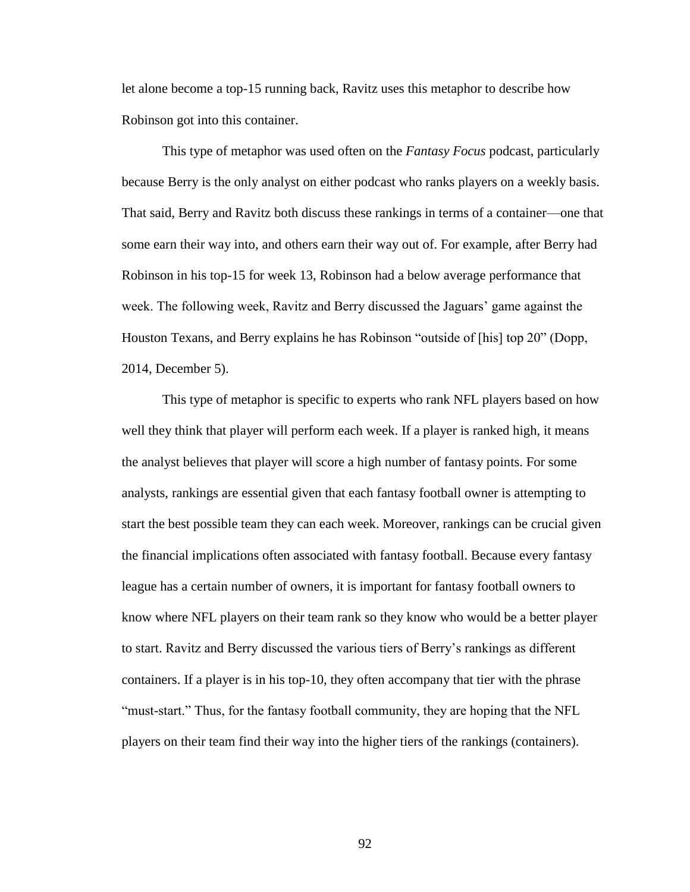let alone become a top-15 running back, Ravitz uses this metaphor to describe how Robinson got into this container.

This type of metaphor was used often on the *Fantasy Focus* podcast, particularly because Berry is the only analyst on either podcast who ranks players on a weekly basis. That said, Berry and Ravitz both discuss these rankings in terms of a container—one that some earn their way into, and others earn their way out of. For example, after Berry had Robinson in his top-15 for week 13, Robinson had a below average performance that week. The following week, Ravitz and Berry discussed the Jaguars' game against the Houston Texans, and Berry explains he has Robinson "outside of [his] top 20" (Dopp, 2014, December 5).

This type of metaphor is specific to experts who rank NFL players based on how well they think that player will perform each week. If a player is ranked high, it means the analyst believes that player will score a high number of fantasy points. For some analysts, rankings are essential given that each fantasy football owner is attempting to start the best possible team they can each week. Moreover, rankings can be crucial given the financial implications often associated with fantasy football. Because every fantasy league has a certain number of owners, it is important for fantasy football owners to know where NFL players on their team rank so they know who would be a better player to start. Ravitz and Berry discussed the various tiers of Berry's rankings as different containers. If a player is in his top-10, they often accompany that tier with the phrase "must-start." Thus, for the fantasy football community, they are hoping that the NFL players on their team find their way into the higher tiers of the rankings (containers).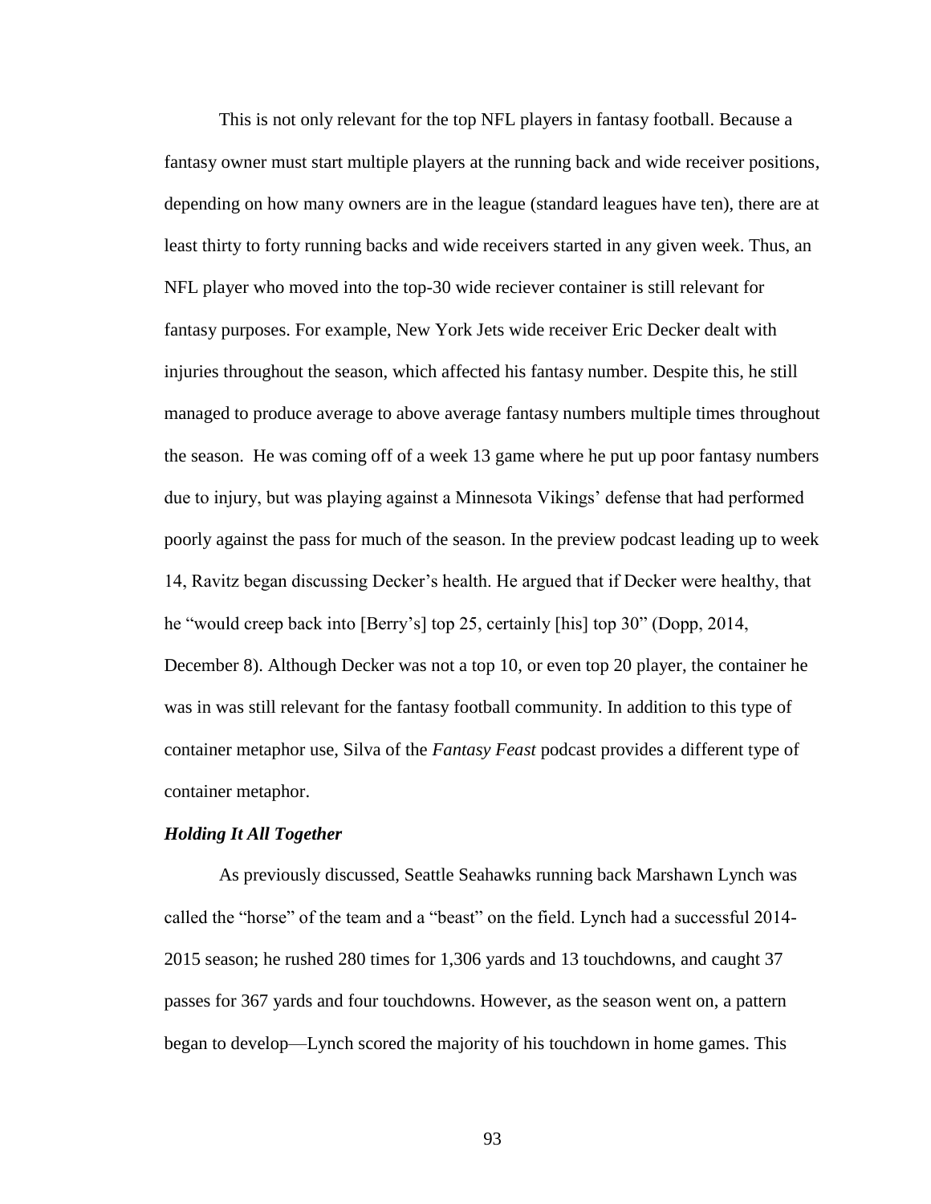This is not only relevant for the top NFL players in fantasy football. Because a fantasy owner must start multiple players at the running back and wide receiver positions, depending on how many owners are in the league (standard leagues have ten), there are at least thirty to forty running backs and wide receivers started in any given week. Thus, an NFL player who moved into the top-30 wide reciever container is still relevant for fantasy purposes. For example, New York Jets wide receiver Eric Decker dealt with injuries throughout the season, which affected his fantasy number. Despite this, he still managed to produce average to above average fantasy numbers multiple times throughout the season. He was coming off of a week 13 game where he put up poor fantasy numbers due to injury, but was playing against a Minnesota Vikings' defense that had performed poorly against the pass for much of the season. In the preview podcast leading up to week 14, Ravitz began discussing Decker's health. He argued that if Decker were healthy, that he "would creep back into [Berry's] top 25, certainly [his] top 30" (Dopp, 2014, December 8). Although Decker was not a top 10, or even top 20 player, the container he was in was still relevant for the fantasy football community. In addition to this type of container metaphor use, Silva of the *Fantasy Feast* podcast provides a different type of container metaphor.

### *Holding It All Together*

As previously discussed, Seattle Seahawks running back Marshawn Lynch was called the "horse" of the team and a "beast" on the field. Lynch had a successful 2014-2015 season; he rushed 280 times for 1,306 yards and 13 touchdowns, and caught 37 passes for 367 yards and four touchdowns. However, as the season went on, a pattern began to develop—Lynch scored the majority of his touchdown in home games. This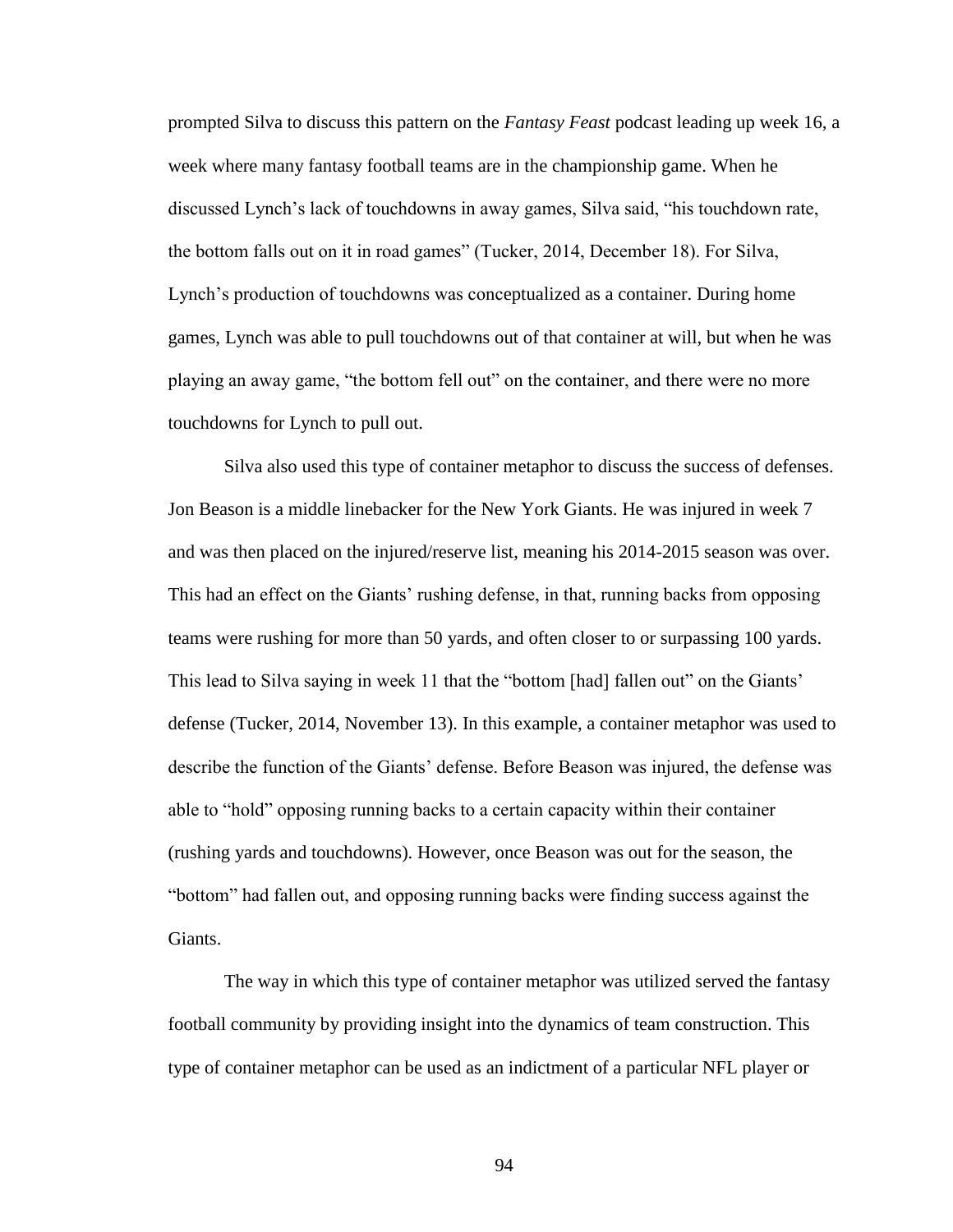prompted Silva to discuss this pattern on the *Fantasy Feast* podcast leading up week 16, a week where many fantasy football teams are in the championship game. When he discussed Lynch's lack of touchdowns in away games, Silva said, "his touchdown rate, the bottom falls out on it in road games" (Tucker, 2014, December 18). For Silva, Lynch's production of touchdowns was conceptualized as a container. During home games, Lynch was able to pull touchdowns out of that container at will, but when he was playing an away game, "the bottom fell out" on the container, and there were no more touchdowns for Lynch to pull out.

Silva also used this type of container metaphor to discuss the success of defenses. Jon Beason is a middle linebacker for the New York Giants. He was injured in week 7 and was then placed on the injured/reserve list, meaning his 2014-2015 season was over. This had an effect on the Giants' rushing defense, in that, running backs from opposing teams were rushing for more than 50 yards, and often closer to or surpassing 100 yards. This lead to Silva saying in week 11 that the "bottom [had] fallen out" on the Giants' defense (Tucker, 2014, November 13). In this example, a container metaphor was used to describe the function of the Giants' defense. Before Beason was injured, the defense was able to "hold" opposing running backs to a certain capacity within their container (rushing yards and touchdowns). However, once Beason was out for the season, the "bottom" had fallen out, and opposing running backs were finding success against the Giants.

The way in which this type of container metaphor was utilized served the fantasy football community by providing insight into the dynamics of team construction. This type of container metaphor can be used as an indictment of a particular NFL player or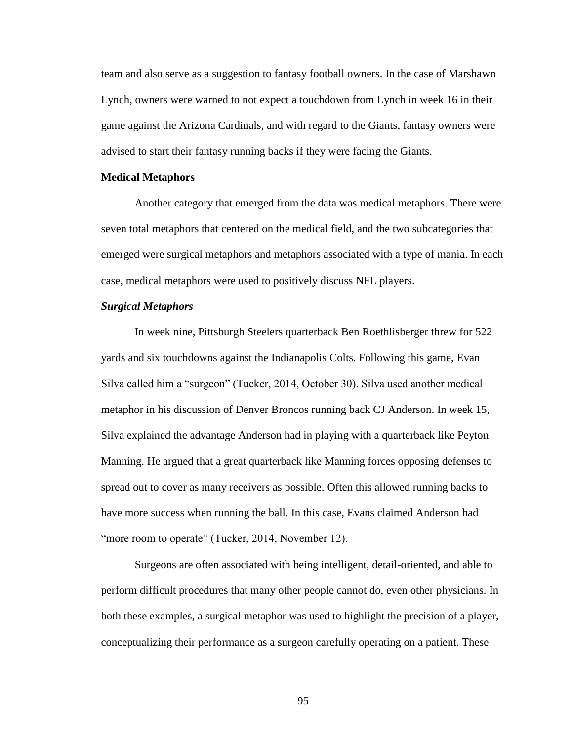team and also serve as a suggestion to fantasy football owners. In the case of Marshawn Lynch, owners were warned to not expect a touchdown from Lynch in week 16 in their game against the Arizona Cardinals, and with regard to the Giants, fantasy owners were advised to start their fantasy running backs if they were facing the Giants.

## Medical Metaphors

Another category that emerged from the data was medical metaphors. There were seven total metaphors that centered on the medical field, and the two subcategories that emerged were surgical metaphors and metaphors associated with a type of mania. In each case, medical metaphors were used to positively discuss NFL players.

### *Surgical Metaphors*

In week nine, Pittsburgh Steelers quarterback Ben Roethlisberger threw for 522 yards and six touchdowns against the Indianapolis Colts. Following this game, Evan Silva called him a "surgeon" (Tucker, 2014, October 30). Silva used another medical metaphor in his discussion of Denver Broncos running back CJ Anderson. In week 15, Silva explained the advantage Anderson had in playing with a quarterback like Peyton Manning. He argued that a great quarterback like Manning forces opposing defenses to spread out to cover as many receivers as possible. Often this allowed running backs to have more success when running the ball. In this case, Evans claimed Anderson had "more room to operate" (Tucker, 2014, November 12).

Surgeons are often associated with being intelligent, detail-oriented, and able to perform difficult procedures that many other people cannot do, even other physicians. In both these examples, a surgical metaphor was used to highlight the precision of a player, conceptualizing their performance as a surgeon carefully operating on a patient. These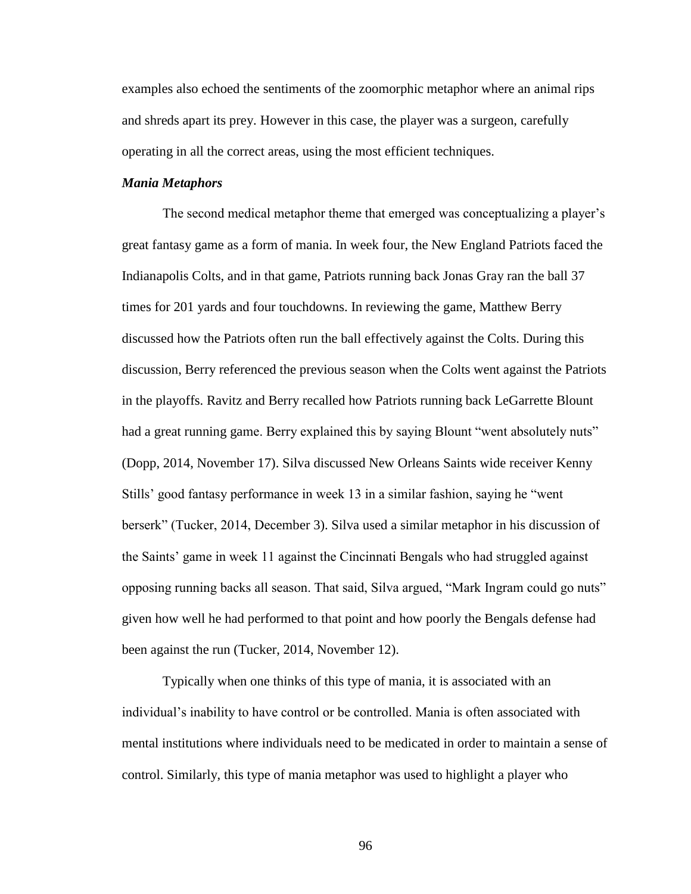examples also echoed the sentiments of the zoomorphic metaphor where an animal rips and shreds apart its prey. However in this case, the player was a surgeon, carefully operating in all the correct areas, using the most efficient techniques.

### *Mania Metaphors*

The second medical metaphor theme that emerged was conceptualizing a player's great fantasy game as a form of mania. In week four, the New England Patriots faced the Indianapolis Colts, and in that game, Patriots running back Jonas Gray ran the ball 37 times for 201 yards and four touchdowns. In reviewing the game, Matthew Berry discussed how the Patriots often run the ball effectively against the Colts. During this discussion, Berry referenced the previous season when the Colts went against the Patriots in the playoffs. Ravitz and Berry recalled how Patriots running back LeGarrette Blount had a great running game. Berry explained this by saying Blount "went absolutely nuts" (Dopp, 2014, November 17). Silva discussed New Orleans Saints wide receiver Kenny Stills' good fantasy performance in week 13 in a similar fashion, saying he "went berserk" (Tucker, 2014, December 3). Silva used a similar metaphor in his discussion of the Saints' game in week 11 against the Cincinnati Bengals who had struggled against opposing running backs all season. That said, Silva argued, "Mark Ingram could go nuts" given how well he had performed to that point and how poorly the Bengals defense had been against the run (Tucker, 2014, November 12).

Typically when one thinks of this type of mania, it is associated with an individual's inability to have control or be controlled. Mania is often associated with mental institutions where individuals need to be medicated in order to maintain a sense of control. Similarly, this type of mania metaphor was used to highlight a player who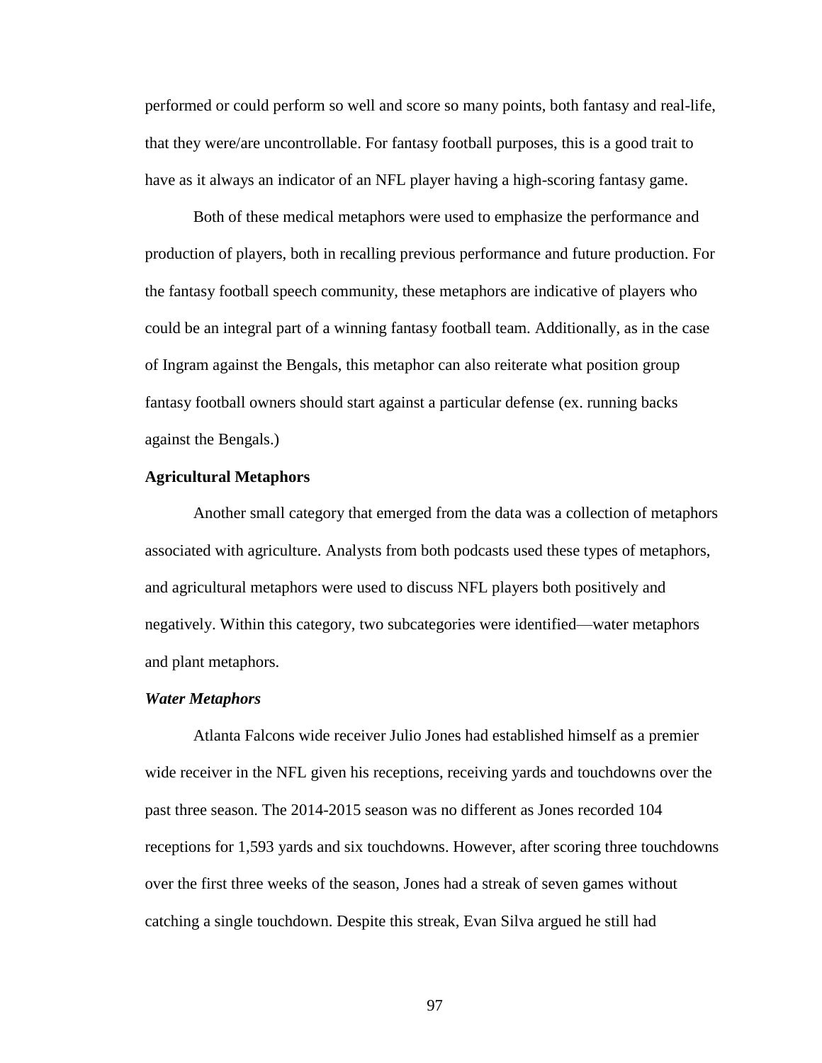performed or could perform so well and score so many points, both fantasy and real-life, that they were/are uncontrollable. For fantasy football purposes, this is a good trait to have as it always an indicator of an NFL player having a high-scoring fantasy game.

Both of these medical metaphors were used to emphasize the performance and production of players, both in recalling previous performance and future production. For the fantasy football speech community, these metaphors are indicative of players who could be an integral part of a winning fantasy football team. Additionally, as in the case of Ingram against the Bengals, this metaphor can also reiterate what position group fantasy football owners should start against a particular defense (ex. running backs against the Bengals.)

### Agricultural Metaphors

Another small category that emerged from the data was a collection of metaphors associated with agriculture. Analysts from both podcasts used these types of metaphors, and agricultural metaphors were used to discuss NFL players both positively and negatively. Within this category, two subcategories were identified—water metaphors and plant metaphors.

#### *Water Metaphors*

Atlanta Falcons wide receiver Julio Jones had established himself as a premier wide receiver in the NFL given his receptions, receiving yards and touchdowns over the past three season. The 2014-2015 season was no different as Jones recorded 104 receptions for 1,593 yards and six touchdowns. However, after scoring three touchdowns over the first three weeks of the season, Jones had a streak of seven games without catching a single touchdown. Despite this streak, Evan Silva argued he still had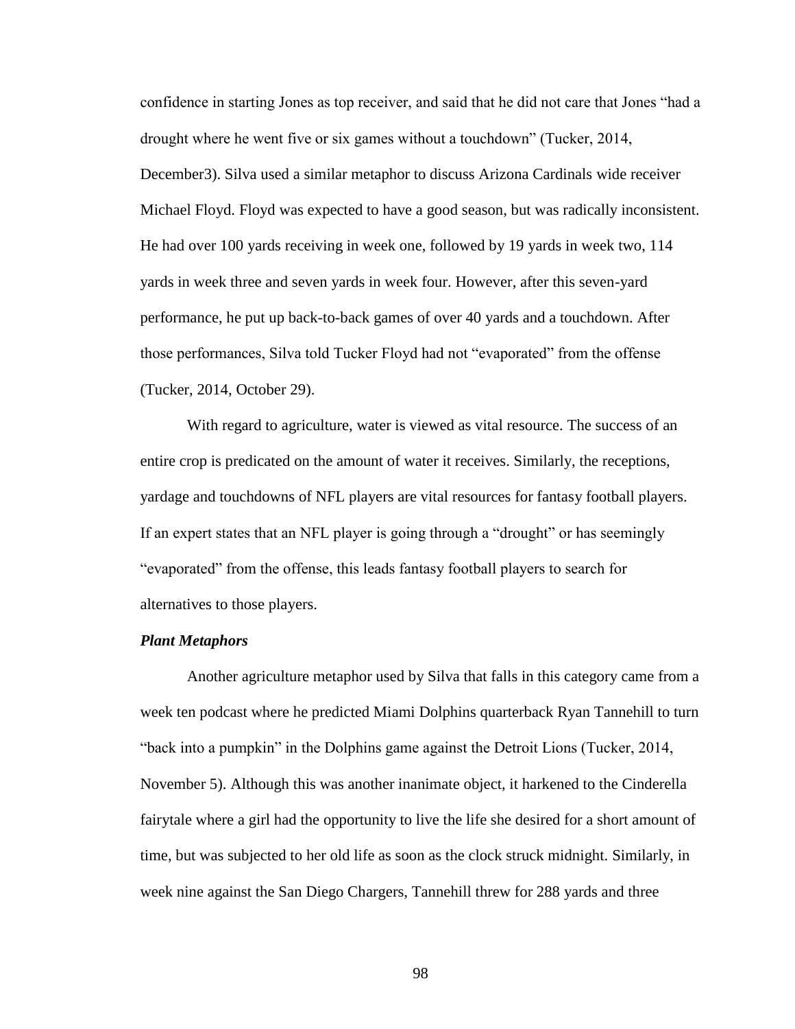confidence in starting Jones as top receiver, and said that he did not care that Jones "had a drought where he went five or six games without a touchdown" (Tucker, 2014, December3). Silva used a similar metaphor to discuss Arizona Cardinals wide receiver Michael Floyd. Floyd was expected to have a good season, but was radically inconsistent. He had over 100 yards receiving in week one, followed by 19 yards in week two, 114 yards in week three and seven yards in week four. However, after this seven-yard performance, he put up back-to-back games of over 40 yards and a touchdown. After those performances, Silva told Tucker Floyd had not "evaporated" from the offense (Tucker, 2014, October 29).

With regard to agriculture, water is viewed as vital resource. The success of an entire crop is predicated on the amount of water it receives. Similarly, the receptions, yardage and touchdowns of NFL players are vital resources for fantasy football players. If an expert states that an NFL player is going through a "drought" or has seemingly "evaporated" from the offense, this leads fantasy football players to search for alternatives to those players.

### *Plant Metaphors*

Another agriculture metaphor used by Silva that falls in this category came from a week ten podcast where he predicted Miami Dolphins quarterback Ryan Tannehill to turn "back into a pumpkin" in the Dolphins game against the Detroit Lions (Tucker, 2014, November 5). Although this was another inanimate object, it harkened to the Cinderella fairytale where a girl had the opportunity to live the life she desired for a short amount of time, but was subjected to her old life as soon as the clock struck midnight. Similarly, in week nine against the San Diego Chargers, Tannehill threw for 288 yards and three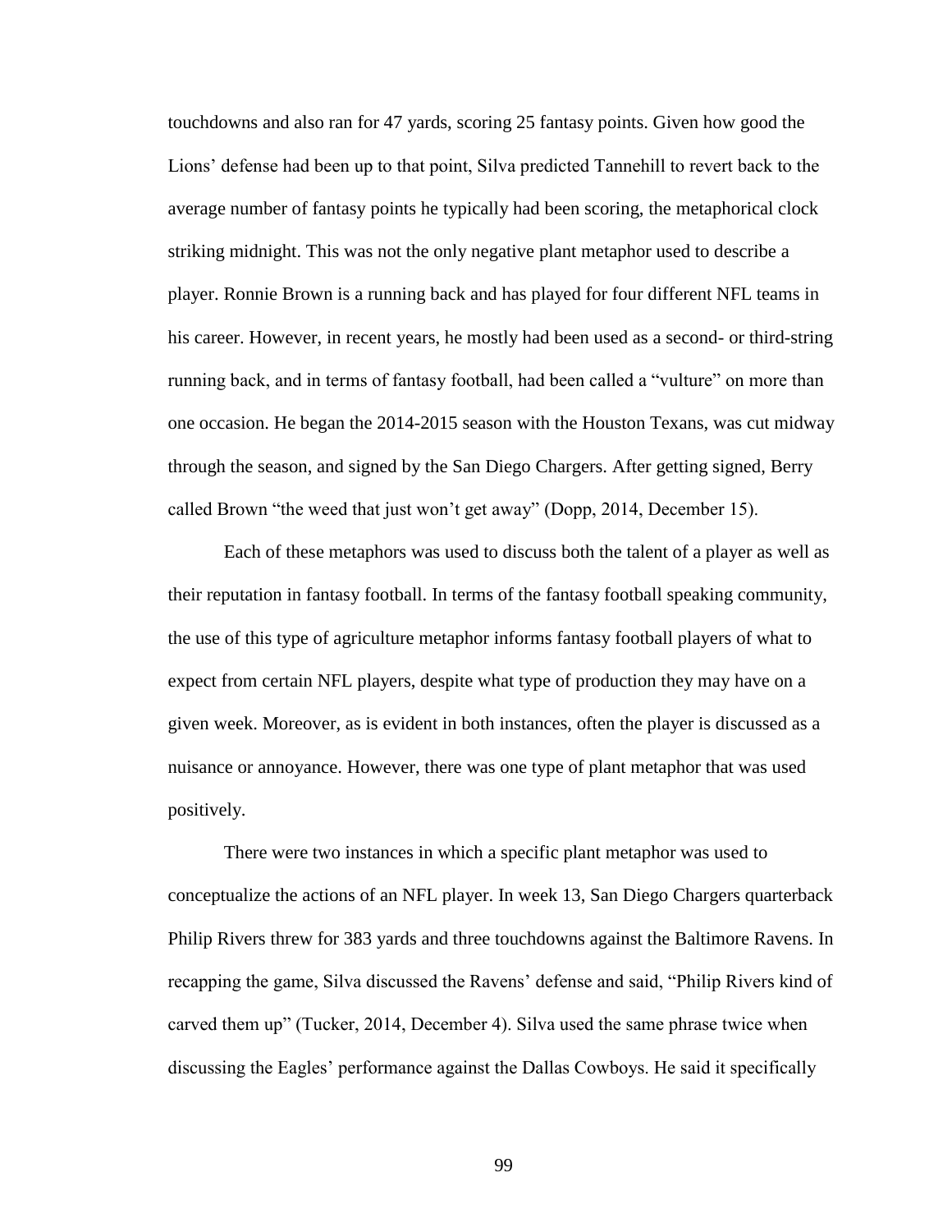touchdowns and also ran for 47 yards, scoring 25 fantasy points. Given how good the Lions' defense had been up to that point, Silva predicted Tannehill to revert back to the average number of fantasy points he typically had been scoring, the metaphorical clock striking midnight. This was not the only negative plant metaphor used to describe a player. Ronnie Brown is a running back and has played for four different NFL teams in his career. However, in recent years, he mostly had been used as a second- or third-string running back, and in terms of fantasy football, had been called a "vulture" on more than one occasion. He began the 2014-2015 season with the Houston Texans, was cut midway through the season, and signed by the San Diego Chargers. After getting signed, Berry called Brown "the weed that just won't get away" (Dopp, 2014, December 15).

Each of these metaphors was used to discuss both the talent of a player as well as their reputation in fantasy football. In terms of the fantasy football speaking community, the use of this type of agriculture metaphor informs fantasy football players of what to expect from certain NFL players, despite what type of production they may have on a given week. Moreover, as is evident in both instances, often the player is discussed as a nuisance or annoyance. However, there was one type of plant metaphor that was used positively.

There were two instances in which a specific plant metaphor was used to conceptualize the actions of an NFL player. In week 13, San Diego Chargers quarterback Philip Rivers threw for 383 yards and three touchdowns against the Baltimore Ravens. In recapping the game, Silva discussed the Ravens' defense and said, "Philip Rivers kind of carved them up" (Tucker, 2014, December 4). Silva used the same phrase twice when discussing the Eagles' performance against the Dallas Cowboys. He said it specifically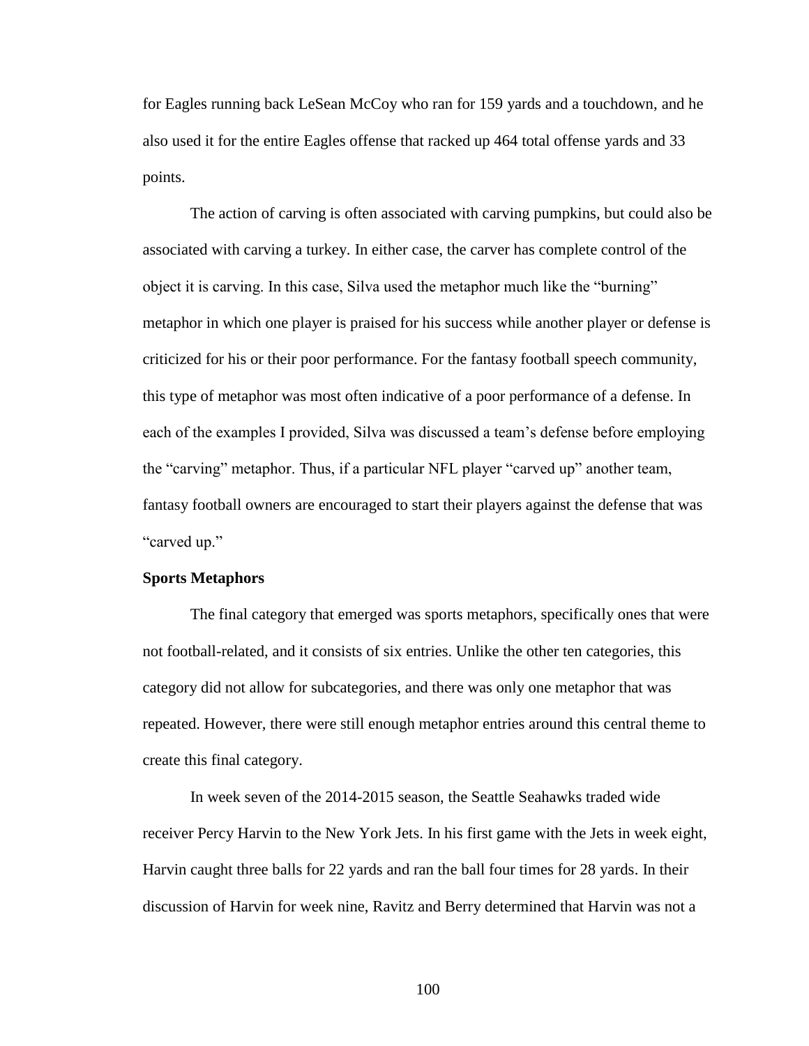for Eagles running back LeSean McCoy who ran for 159 yards and a touchdown, and he also used it for the entire Eagles offense that racked up 464 total offense yards and 33 points.

The action of carving is often associated with carving pumpkins, but could also be associated with carving a turkey. In either case, the carver has complete control of the object it is carving. In this case, Silva used the metaphor much like the "burning" metaphor in which one player is praised for his success while another player or defense is criticized for his or their poor performance. For the fantasy football speech community, this type of metaphor was most often indicative of a poor performance of a defense. In each of the examples I provided, Silva was discussed a team's defense before employing the "carving" metaphor. Thus, if a particular NFL player "carved up" another team, fantasy football owners are encouraged to start their players against the defense that was "carved up."

**Sports Metaphors**

The final category that emerged was sports metaphors, specifically ones that were not football-related, and it consists of six entries. Unlike the other ten categories, this category did not allow for subcategories, and there was only one metaphor that was repeated. However, there were still enough metaphor entries around this central theme to create this final category.

In week seven of the 2014-2015 season, the Seattle Seahawks traded wide receiver Percy Harvin to the New York Jets. In his first game with the Jets in week eight, Harvin caught three balls for 22 yards and ran the ball four times for 28 yards. In their discussion of Harvin for week nine, Ravitz and Berry determined that Harvin was not a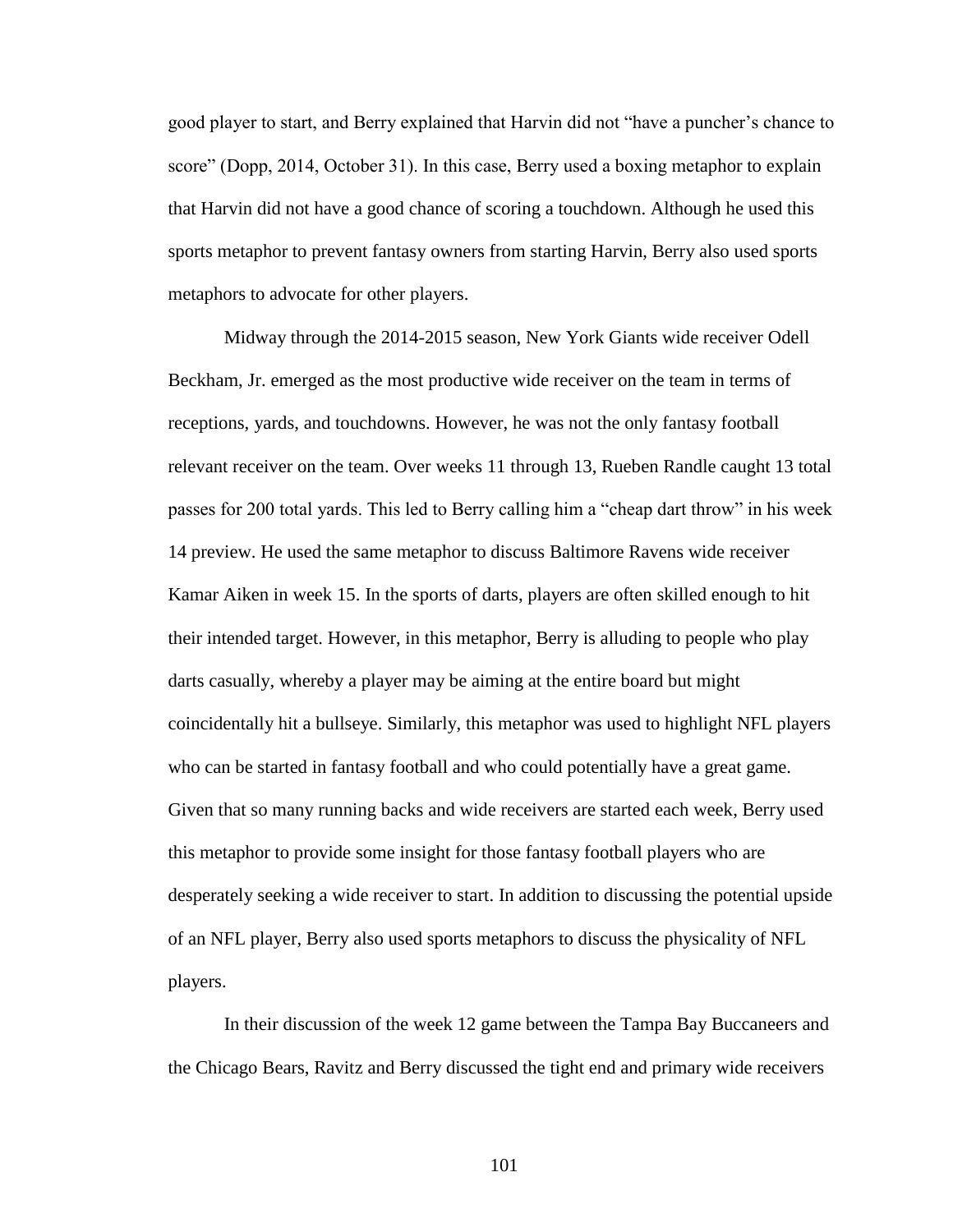good player to start, and Berry explained that Harvin did not "have a puncher's chance to score" (Dopp, 2014, October 31). In this case, Berry used a boxing metaphor to explain that Harvin did not have a good chance of scoring a touchdown. Although he used this sports metaphor to prevent fantasy owners from starting Harvin, Berry also used sports metaphors to advocate for other players.

Midway through the 2014-2015 season, New York Giants wide receiver Odell Beckham, Jr. emerged as the most productive wide receiver on the team in terms of receptions, yards, and touchdowns. However, he was not the only fantasy football relevant receiver on the team. Over weeks 11 through 13, Rueben Randle caught 13 total passes for 200 total yards. This led to Berry calling him a "cheap dart throw" in his week 14 preview. He used the same metaphor to discuss Baltimore Ravens wide receiver Kamar Aiken in week 15. In the sports of darts, players are often skilled enough to hit their intended target. However, in this metaphor, Berry is alluding to people who play darts casually, whereby a player may be aiming at the entire board but might coincidentally hit a bullseye. Similarly, this metaphor was used to highlight NFL players who can be started in fantasy football and who could potentially have a great game. Given that so many running backs and wide receivers are started each week, Berry used this metaphor to provide some insight for those fantasy football players who are desperately seeking a wide receiver to start. In addition to discussing the potential upside of an NFL player, Berry also used sports metaphors to discuss the physicality of NFL players.

In their discussion of the week 12 game between the Tampa Bay Buccaneers and the Chicago Bears, Ravitz and Berry discussed the tight end and primary wide receivers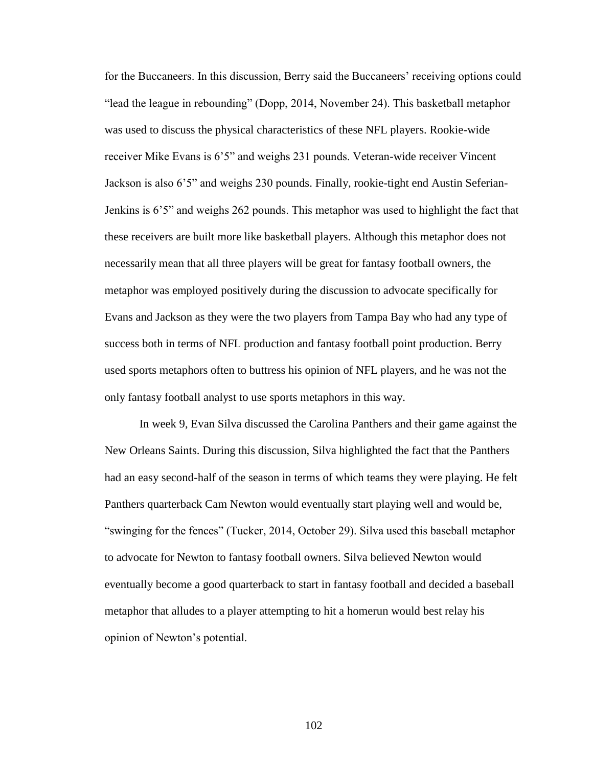for the Buccaneers. In this discussion, Berry said the Buccaneers' receiving options could "lead the league in rebounding" (Dopp, 2014, November 24). This basketball metaphor was used to discuss the physical characteristics of these NFL players. Rookie-wide receiver Mike Evans is 6'5" and weighs 231 pounds. Veteran-wide receiver Vincent Jackson is also 6'5" and weighs 230 pounds. Finally, rookie-tight end Austin Seferian-Jenkins is 6'5" and weighs 262 pounds. This metaphor was used to highlight the fact that these receivers are built more like basketball players. Although this metaphor does not necessarily mean that all three players will be great for fantasy football owners, the metaphor was employed positively during the discussion to advocate specifically for Evans and Jackson as they were the two players from Tampa Bay who had any type of success both in terms of NFL production and fantasy football point production. Berry used sports metaphors often to buttress his opinion of NFL players, and he was not the only fantasy football analyst to use sports metaphors in this way.

In week 9, Evan Silva discussed the Carolina Panthers and their game against the New Orleans Saints. During this discussion, Silva highlighted the fact that the Panthers had an easy second-half of the season in terms of which teams they were playing. He felt Panthers quarterback Cam Newton would eventually start playing well and would be, "swinging for the fences" (Tucker, 2014, October 29). Silva used this baseball metaphor to advocate for Newton to fantasy football owners. Silva believed Newton would eventually become a good quarterback to start in fantasy football and decided a baseball metaphor that alludes to a player attempting to hit a homerun would best relay his opinion of Newton's potential.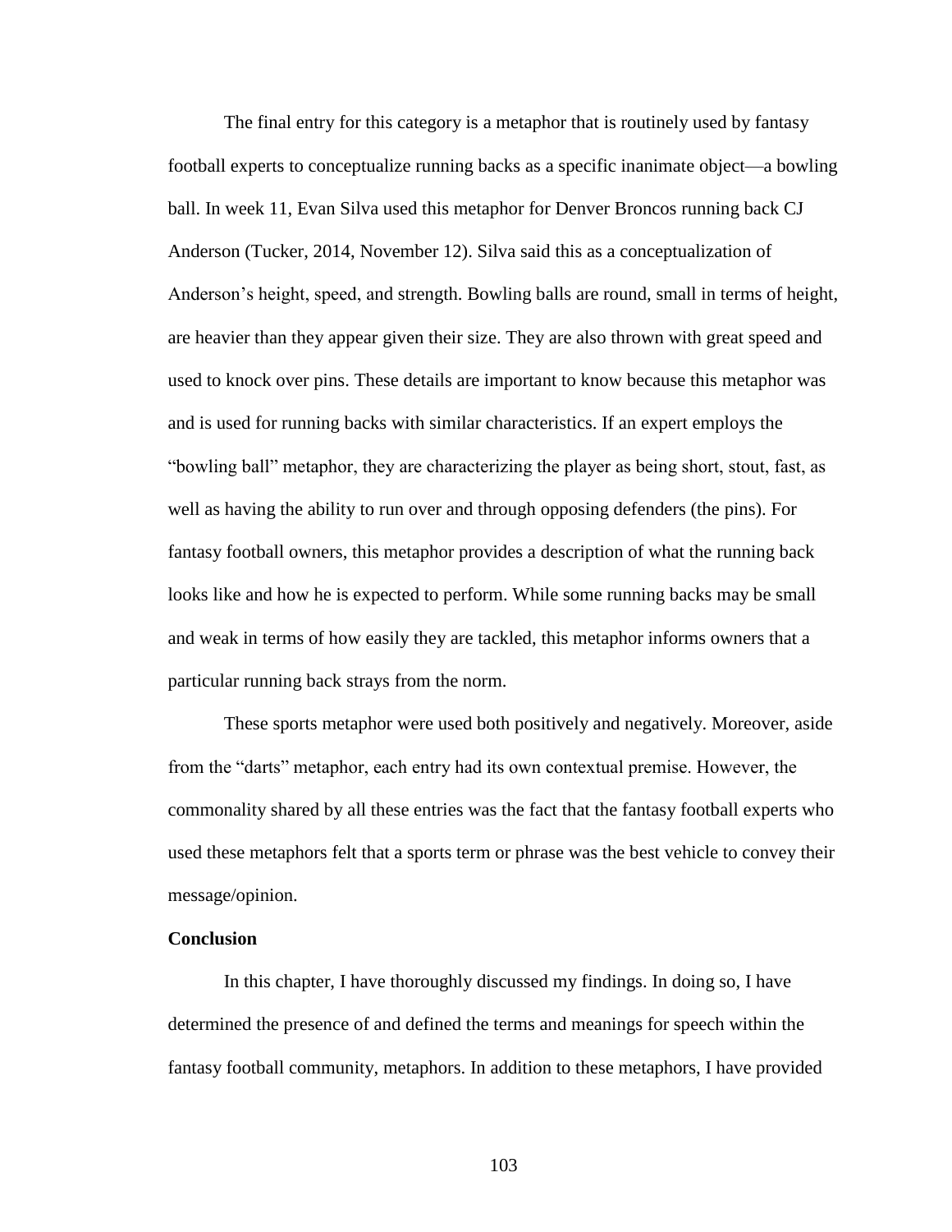The final entry for this category is a metaphor that is routinely used by fantasy football experts to conceptualize running backs as a specific inanimate object—a bowling ball. In week 11, Evan Silva used this metaphor for Denver Broncos running back CJ Anderson (Tucker, 2014, November 12). Silva said this as a conceptualization of Anderson's height, speed, and strength. Bowling balls are round, small in terms of height, are heavier than they appear given their size. They are also thrown with great speed and used to knock over pins. These details are important to know because this metaphor was and is used for running backs with similar characteristics. If an expert employs the "bowling ball" metaphor, they are characterizing the player as being short, stout, fast, as well as having the ability to run over and through opposing defenders (the pins). For fantasy football owners, this metaphor provides a description of what the running back looks like and how he is expected to perform. While some running backs may be small and weak in terms of how easily they are tackled, this metaphor informs owners that a particular running back strays from the norm.

These sports metaphor were used both positively and negatively. Moreover, aside from the "darts" metaphor, each entry had its own contextual premise. However, the commonality shared by all these entries was the fact that the fantasy football experts who used these metaphors felt that a sports term or phrase was the best vehicle to convey their message/opinion.

**Conclusion**

In this chapter, I have thoroughly discussed my findings. In doing so, I have determined the presence of and defined the terms and meanings for speech within the fantasy football community, metaphors. In addition to these metaphors, I have provided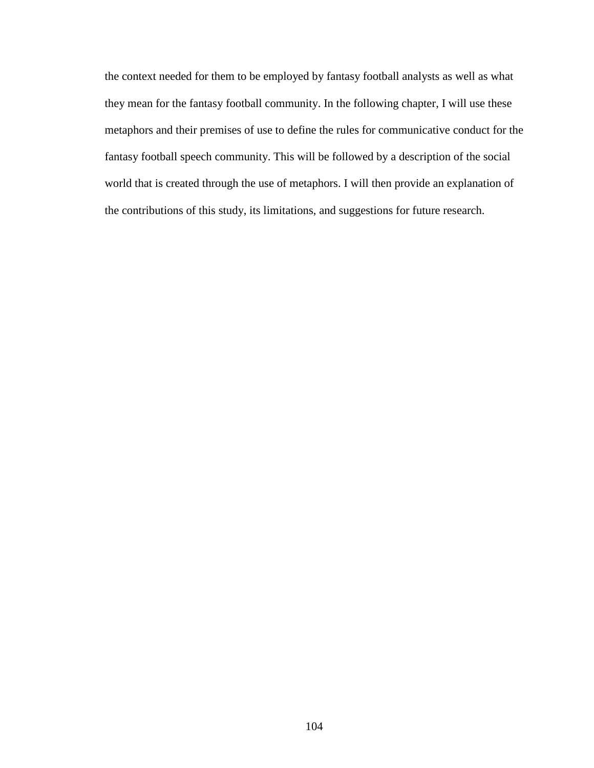the context needed for them to be employed by fantasy football analysts as well as what they mean for the fantasy football community. In the following chapter, I will use these metaphors and their premises of use to define the rules for communicative conduct for the fantasy football speech community. This will be followed by a description of the social world that is created through the use of metaphors. I will then provide an explanation of the contributions of this study, its limitations, and suggestions for future research.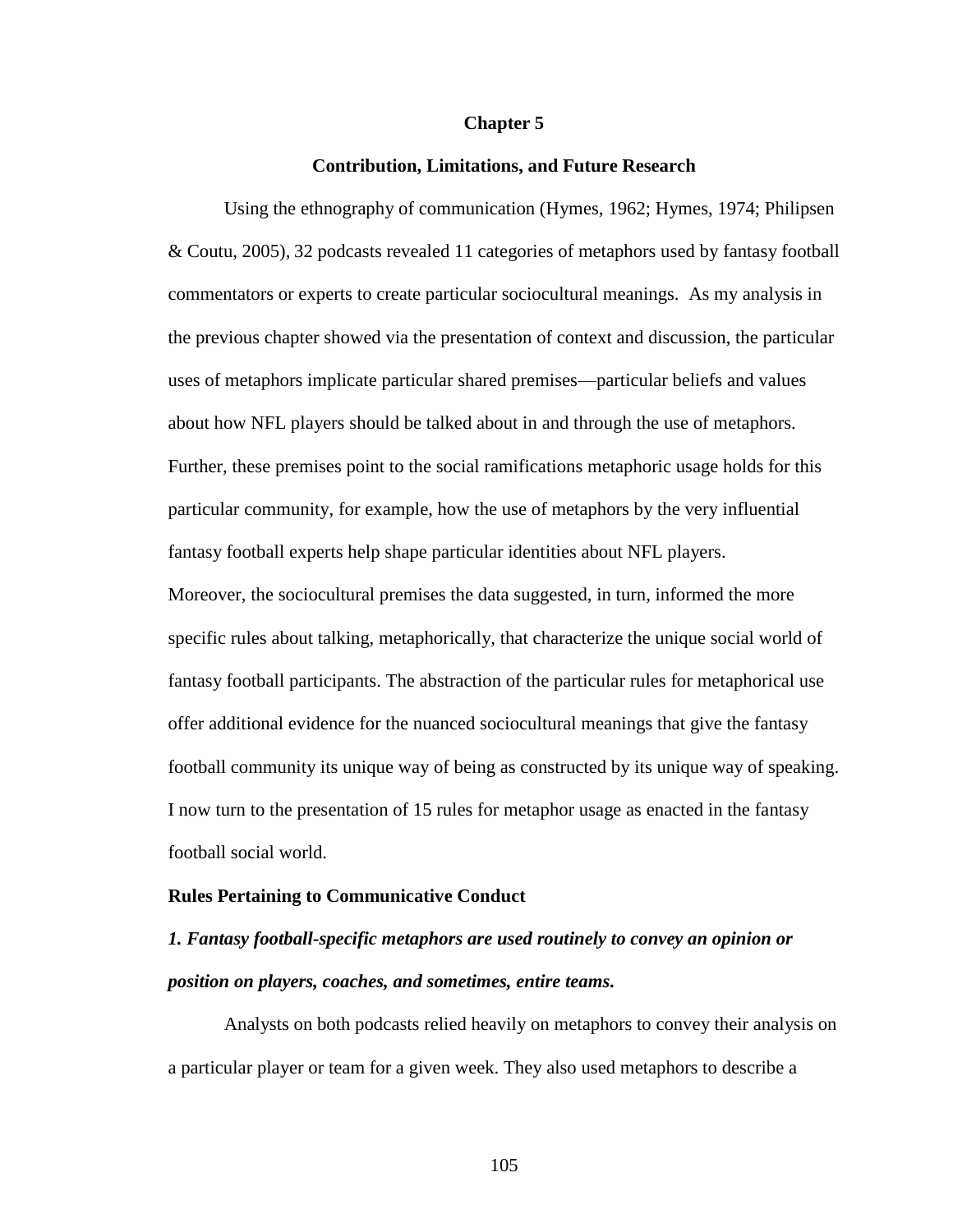# Chapter 5

## Contribution, Limitations, and Future Research

Using the ethnography of communication (Hymes, 1962; Hymes, 1974; Philipsen & Coutu, 2005), 32 podcasts revealed 11 categories of metaphors used by fantasy football commentators or experts to create particular sociocultural meanings. As my analysis in the previous chapter showed via the presentation of context and discussion, the particular uses of metaphors implicate particular shared premises—particular beliefs and values about how NFL players should be talked about in and through the use of metaphors. Further, these premises point to the social ramifications metaphoric usage holds for this particular community, for example, how the use of metaphors by the very influential fantasy football experts help shape particular identities about NFL players. Moreover, the sociocultural premises the data suggested, in turn, informed the more specific rules about talking, metaphorically, that characterize the unique social world of fantasy football participants. The abstraction of the particular rules for metaphorical use offer additional evidence for the nuanced sociocultural meanings that give the fantasy football community its unique way of being as constructed by its unique way of speaking. I now turn to the presentation of 15 rules for metaphor usage as enacted in the fantasy football social world.

### Rules Pertaining to Communicative Conduct

#### *1. Fantasy football-specific metaphors are used routinely to convey an opinion or position on players, coaches, and sometimes, entire teams.*

Analysts on both podcasts relied heavily on metaphors to convey their analysis on a particular player or team for a given week. They also used metaphors to describe a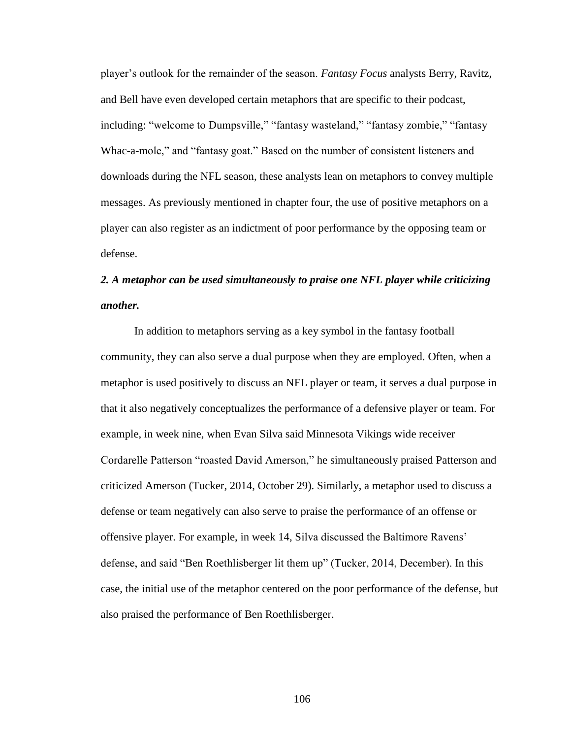player's outlook for the remainder of the season. *Fantasy Focus* analysts Berry, Ravitz, and Bell have even developed certain metaphors that are specific to their podcast, including: "welcome to Dumpsville," "fantasy wasteland," "fantasy zombie," "fantasy Whac-a-mole," and "fantasy goat." Based on the number of consistent listeners and downloads during the NFL season, these analysts lean on metaphors to convey multiple messages. As previously mentioned in chapter four, the use of positive metaphors on a player can also register as an indictment of poor performance by the opposing team or defense.

***2. A metaphor can be used simultaneously to praise one NFL player while criticizing another.***

In addition to metaphors serving as a key symbol in the fantasy football community, they can also serve a dual purpose when they are employed. Often, when a metaphor is used positively to discuss an NFL player or team, it serves a dual purpose in that it also negatively conceptualizes the performance of a defensive player or team. For example, in week nine, when Evan Silva said Minnesota Vikings wide receiver Cordarelle Patterson "roasted David Amerson," he simultaneously praised Patterson and criticized Amerson (Tucker, 2014, October 29). Similarly, a metaphor used to discuss a defense or team negatively can also serve to praise the performance of an offense or offensive player. For example, in week 14, Silva discussed the Baltimore Ravens' defense, and said "Ben Roethlisberger lit them up" (Tucker, 2014, December). In this case, the initial use of the metaphor centered on the poor performance of the defense, but also praised the performance of Ben Roethlisberger.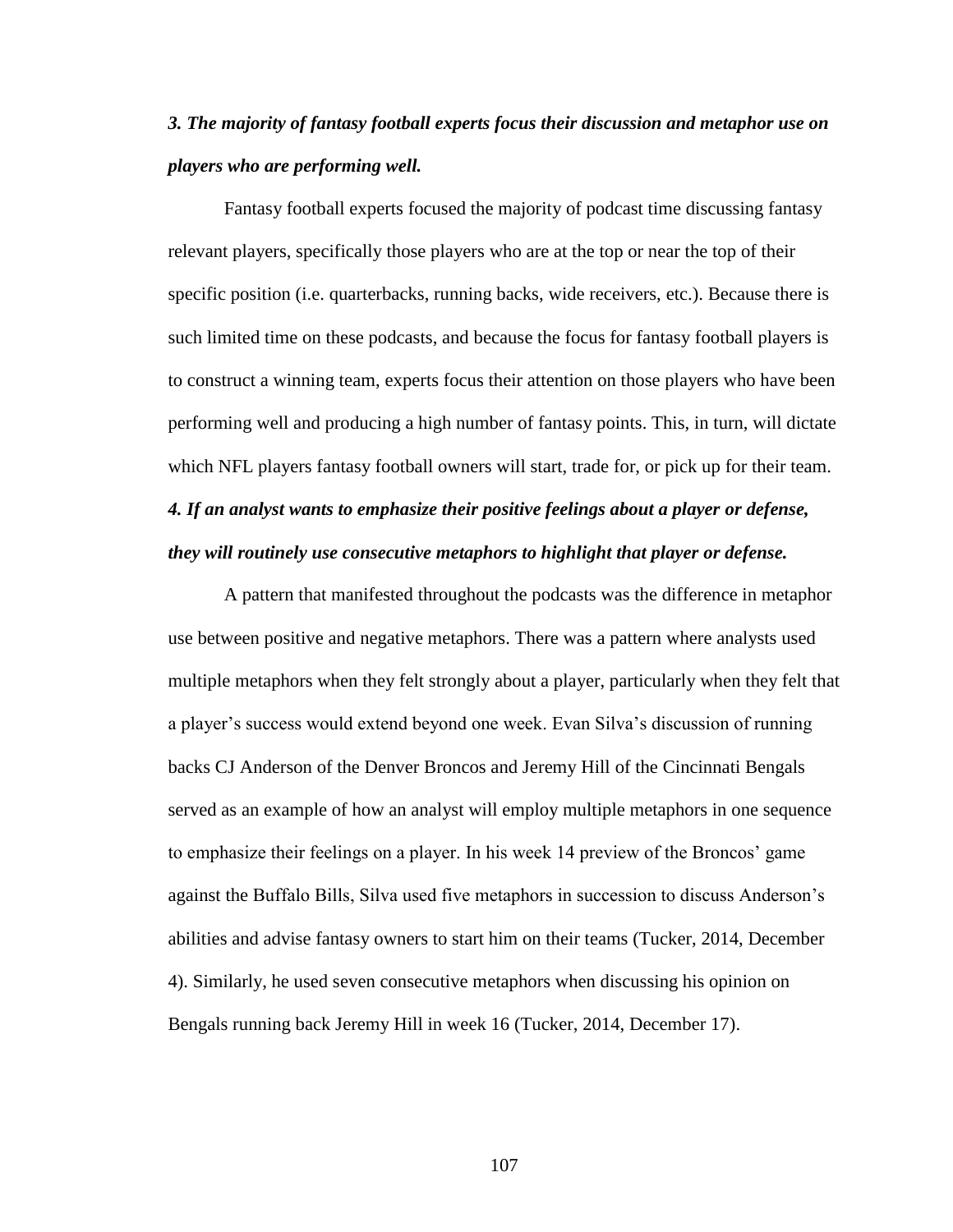***3. The majority of fantasy football experts focus their discussion and metaphor use on players who are performing well.***

Fantasy football experts focused the majority of podcast time discussing fantasy relevant players, specifically those players who are at the top or near the top of their specific position (i.e. quarterbacks, running backs, wide receivers, etc.). Because there is such limited time on these podcasts, and because the focus for fantasy football players is to construct a winning team, experts focus their attention on those players who have been performing well and producing a high number of fantasy points. This, in turn, will dictate which NFL players fantasy football owners will start, trade for, or pick up for their team.

***4. If an analyst wants to emphasize their positive feelings about a player or defense, they will routinely use consecutive metaphors to highlight that player or defense.***

A pattern that manifested throughout the podcasts was the difference in metaphor use between positive and negative metaphors. There was a pattern where analysts used multiple metaphors when they felt strongly about a player, particularly when they felt that a player's success would extend beyond one week. Evan Silva's discussion of running backs CJ Anderson of the Denver Broncos and Jeremy Hill of the Cincinnati Bengals served as an example of how an analyst will employ multiple metaphors in one sequence to emphasize their feelings on a player. In his week 14 preview of the Broncos' game against the Buffalo Bills, Silva used five metaphors in succession to discuss Anderson's abilities and advise fantasy owners to start him on their teams (Tucker, 2014, December 4). Similarly, he used seven consecutive metaphors when discussing his opinion on Bengals running back Jeremy Hill in week 16 (Tucker, 2014, December 17).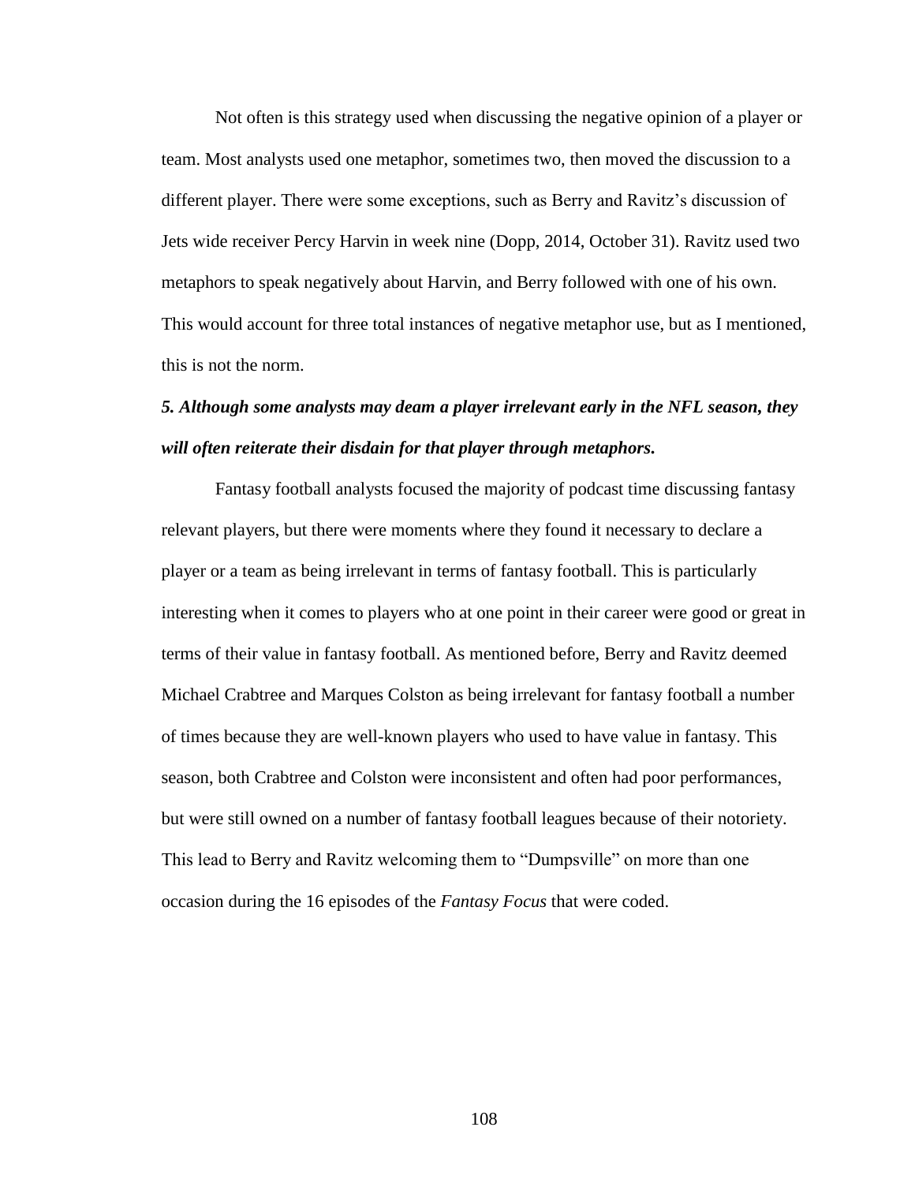Not often is this strategy used when discussing the negative opinion of a player or team. Most analysts used one metaphor, sometimes two, then moved the discussion to a different player. There were some exceptions, such as Berry and Ravitz's discussion of Jets wide receiver Percy Harvin in week nine (Dopp, 2014, October 31). Ravitz used two metaphors to speak negatively about Harvin, and Berry followed with one of his own. This would account for three total instances of negative metaphor use, but as I mentioned, this is not the norm.

***5. Although some analysts may deam a player irrelevant early in the NFL season, they will often reiterate their disdain for that player through metaphors.***

Fantasy football analysts focused the majority of podcast time discussing fantasy relevant players, but there were moments where they found it necessary to declare a player or a team as being irrelevant in terms of fantasy football. This is particularly interesting when it comes to players who at one point in their career were good or great in terms of their value in fantasy football. As mentioned before, Berry and Ravitz deemed Michael Crabtree and Marques Colston as being irrelevant for fantasy football a number of times because they are well-known players who used to have value in fantasy. This season, both Crabtree and Colston were inconsistent and often had poor performances, but were still owned on a number of fantasy football leagues because of their notoriety. This lead to Berry and Ravitz welcoming them to "Dumpsville" on more than one occasion during the 16 episodes of the *Fantasy Focus* that were coded.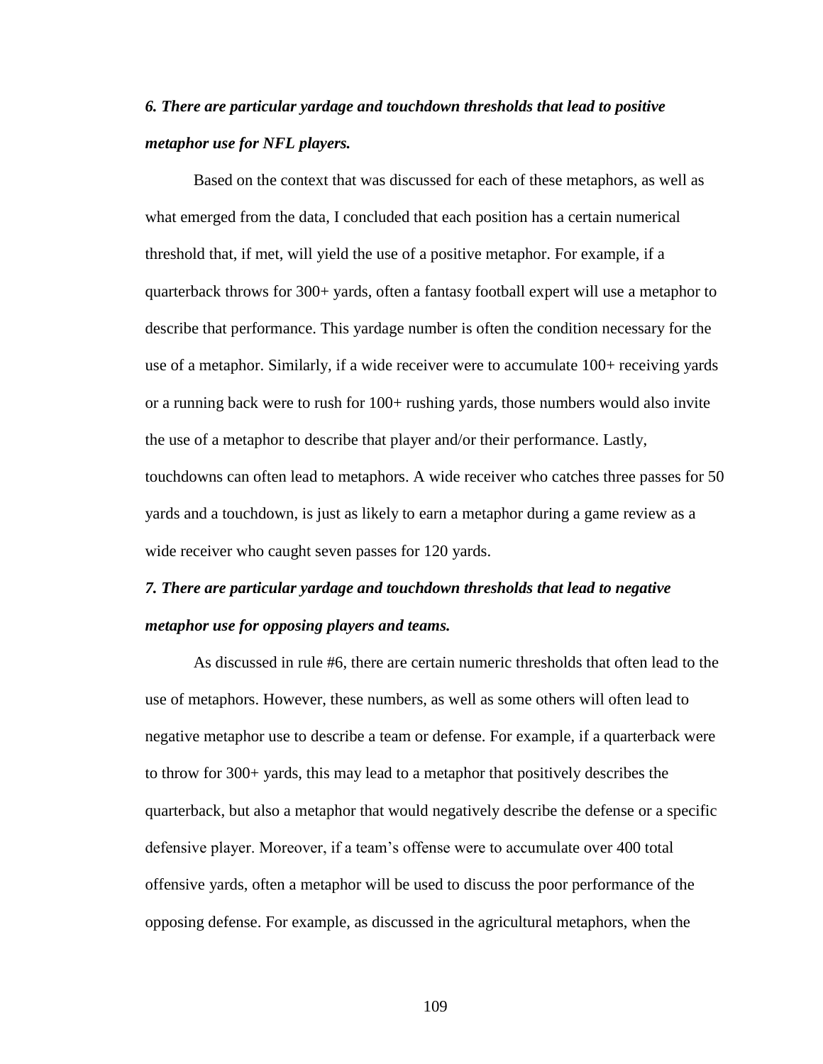***6. There are particular yardage and touchdown thresholds that lead to positive metaphor use for NFL players.***

Based on the context that was discussed for each of these metaphors, as well as what emerged from the data, I concluded that each position has a certain numerical threshold that, if met, will yield the use of a positive metaphor. For example, if a quarterback throws for 300+ yards, often a fantasy football expert will use a metaphor to describe that performance. This yardage number is often the condition necessary for the use of a metaphor. Similarly, if a wide receiver were to accumulate 100+ receiving yards or a running back were to rush for 100+ rushing yards, those numbers would also invite the use of a metaphor to describe that player and/or their performance. Lastly, touchdowns can often lead to metaphors. A wide receiver who catches three passes for 50 yards and a touchdown, is just as likely to earn a metaphor during a game review as a wide receiver who caught seven passes for 120 yards.

***7. There are particular yardage and touchdown thresholds that lead to negative metaphor use for opposing players and teams.***

As discussed in rule #6, there are certain numeric thresholds that often lead to the use of metaphors. However, these numbers, as well as some others will often lead to negative metaphor use to describe a team or defense. For example, if a quarterback were to throw for 300+ yards, this may lead to a metaphor that positively describes the quarterback, but also a metaphor that would negatively describe the defense or a specific defensive player. Moreover, if a team's offense were to accumulate over 400 total offensive yards, often a metaphor will be used to discuss the poor performance of the opposing defense. For example, as discussed in the agricultural metaphors, when the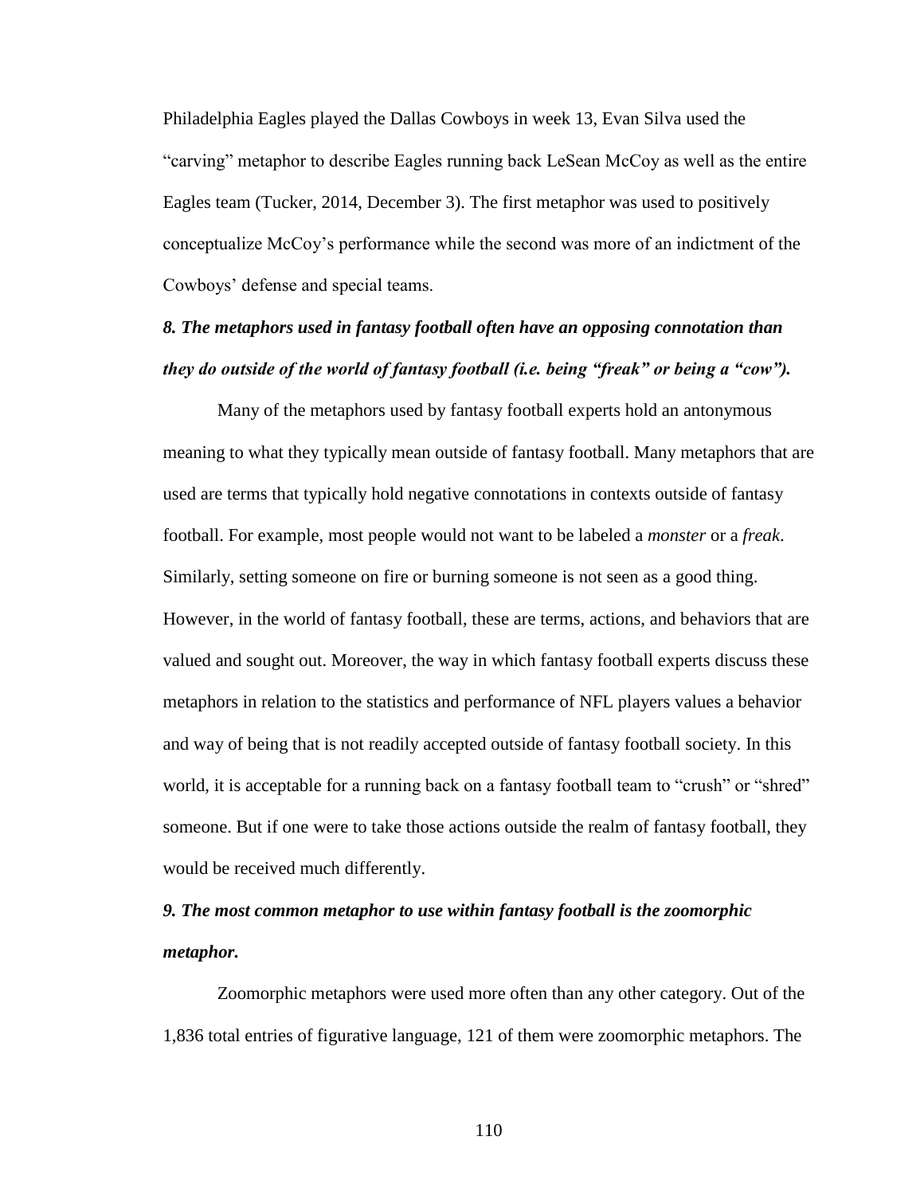Philadelphia Eagles played the Dallas Cowboys in week 13, Evan Silva used the "carving" metaphor to describe Eagles running back LeSean McCoy as well as the entire Eagles team (Tucker, 2014, December 3). The first metaphor was used to positively conceptualize McCoy's performance while the second was more of an indictment of the Cowboys' defense and special teams.

***8. The metaphors used in fantasy football often have an opposing connotation than they do outside of the world of fantasy football (i.e. being "freak" or being a "cow").***

Many of the metaphors used by fantasy football experts hold an antonymous meaning to what they typically mean outside of fantasy football. Many metaphors that are used are terms that typically hold negative connotations in contexts outside of fantasy football. For example, most people would not want to be labeled a *monster* or a *freak*. Similarly, setting someone on fire or burning someone is not seen as a good thing. However, in the world of fantasy football, these are terms, actions, and behaviors that are valued and sought out. Moreover, the way in which fantasy football experts discuss these metaphors in relation to the statistics and performance of NFL players values a behavior and way of being that is not readily accepted outside of fantasy football society. In this world, it is acceptable for a running back on a fantasy football team to "crush" or "shred" someone. But if one were to take those actions outside the realm of fantasy football, they would be received much differently.

***9. The most common metaphor to use within fantasy football is the zoomorphic metaphor.***

Zoomorphic metaphors were used more often than any other category. Out of the 1,836 total entries of figurative language, 121 of them were zoomorphic metaphors. The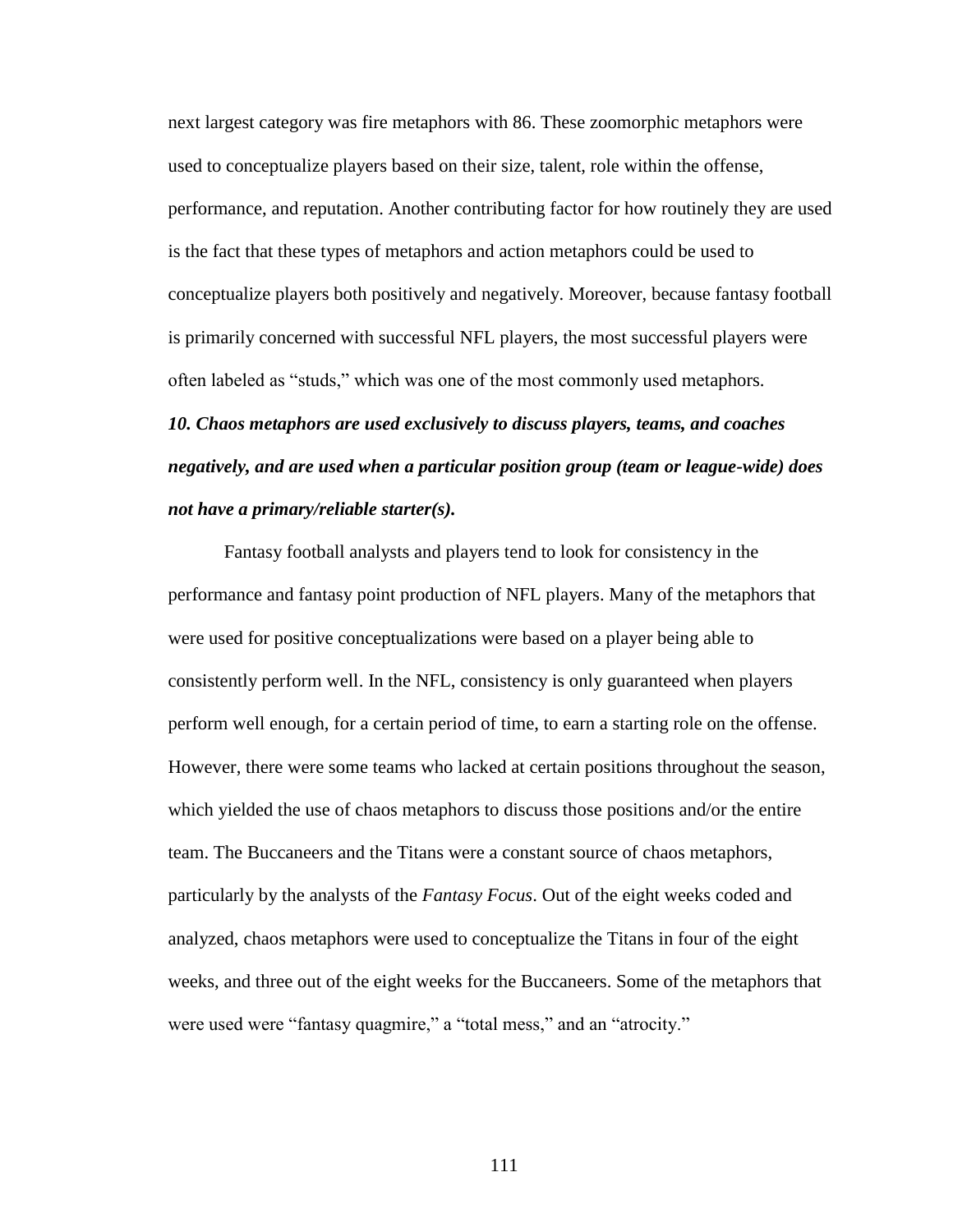next largest category was fire metaphors with 86. These zoomorphic metaphors were used to conceptualize players based on their size, talent, role within the offense, performance, and reputation. Another contributing factor for how routinely they are used is the fact that these types of metaphors and action metaphors could be used to conceptualize players both positively and negatively. Moreover, because fantasy football is primarily concerned with successful NFL players, the most successful players were often labeled as "studs," which was one of the most commonly used metaphors.

***10. Chaos metaphors are used exclusively to discuss players, teams, and coaches negatively, and are used when a particular position group (team or league-wide) does not have a primary/reliable starter(s).***

Fantasy football analysts and players tend to look for consistency in the performance and fantasy point production of NFL players. Many of the metaphors that were used for positive conceptualizations were based on a player being able to consistently perform well. In the NFL, consistency is only guaranteed when players perform well enough, for a certain period of time, to earn a starting role on the offense. However, there were some teams who lacked at certain positions throughout the season, which yielded the use of chaos metaphors to discuss those positions and/or the entire team. The Buccaneers and the Titans were a constant source of chaos metaphors, particularly by the analysts of the *Fantasy Focus*. Out of the eight weeks coded and analyzed, chaos metaphors were used to conceptualize the Titans in four of the eight weeks, and three out of the eight weeks for the Buccaneers. Some of the metaphors that were used were "fantasy quagmire," a "total mess," and an "atrocity."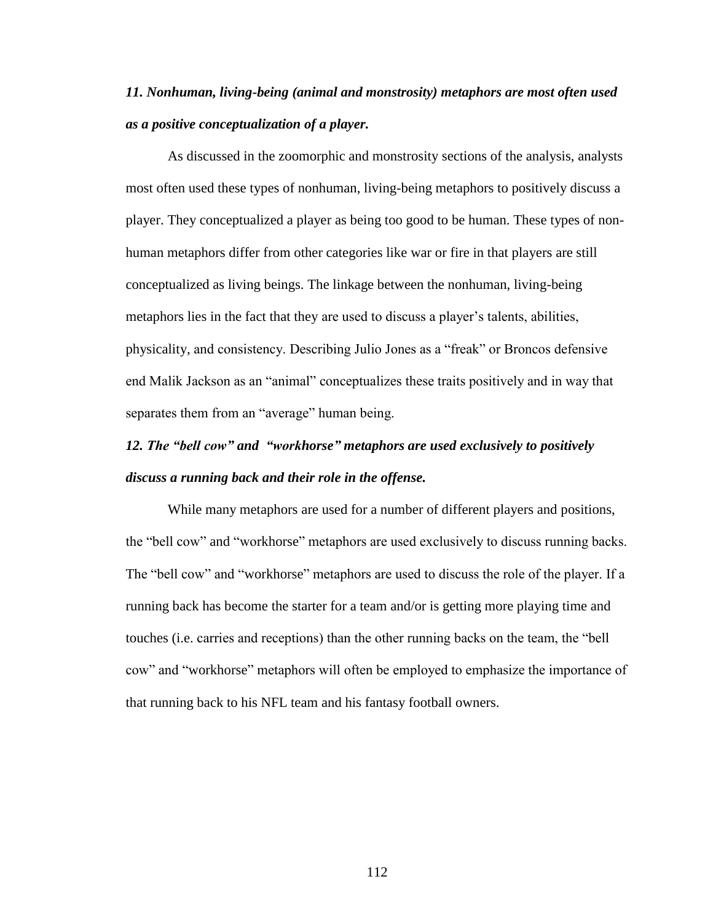***11. Nonhuman, living-being (animal and monstrosity) metaphors are most often used as a positive conceptualization of a player.***

As discussed in the zoomorphic and monstrosity sections of the analysis, analysts most often used these types of nonhuman, living-being metaphors to positively discuss a player. They conceptualized a player as being too good to be human. These types of non-human metaphors differ from other categories like war or fire in that players are still conceptualized as living beings. The linkage between the nonhuman, living-being metaphors lies in the fact that they are used to discuss a player's talents, abilities, physicality, and consistency. Describing Julio Jones as a "freak" or Broncos defensive end Malik Jackson as an "animal" conceptualizes these traits positively and in way that separates them from an "average" human being.

***12. The "bell cow" and "workhorse" metaphors are used exclusively to positively discuss a running back and their role in the offense.***

While many metaphors are used for a number of different players and positions, the "bell cow" and "workhorse" metaphors are used exclusively to discuss running backs. The "bell cow" and "workhorse" metaphors are used to discuss the role of the player. If a running back has become the starter for a team and/or is getting more playing time and touches (i.e. carries and receptions) than the other running backs on the team, the "bell cow" and "workhorse" metaphors will often be employed to emphasize the importance of that running back to his NFL team and his fantasy football owners.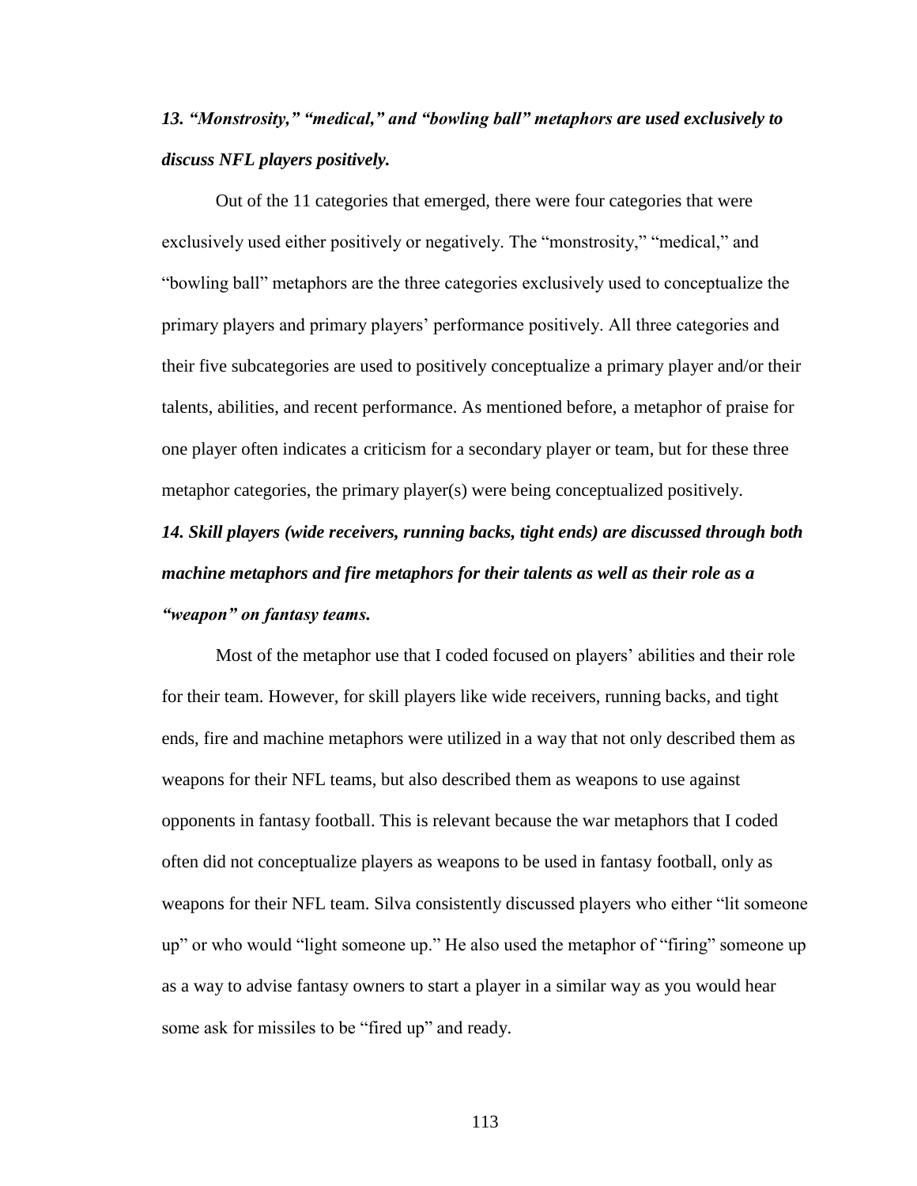***13. "Monstrosity," "medical," and "bowling ball" metaphors are used exclusively to discuss NFL players positively.***

Out of the 11 categories that emerged, there were four categories that were exclusively used either positively or negatively. The "monstrosity," "medical," and "bowling ball" metaphors are the three categories exclusively used to conceptualize the primary players and primary players' performance positively. All three categories and their five subcategories are used to positively conceptualize a primary player and/or their talents, abilities, and recent performance. As mentioned before, a metaphor of praise for one player often indicates a criticism for a secondary player or team, but for these three metaphor categories, the primary player(s) were being conceptualized positively.

***14. Skill players (wide receivers, running backs, tight ends) are discussed through both machine metaphors and fire metaphors for their talents as well as their role as a "weapon" on fantasy teams.***

Most of the metaphor use that I coded focused on players' abilities and their role for their team. However, for skill players like wide receivers, running backs, and tight ends, fire and machine metaphors were utilized in a way that not only described them as weapons for their NFL teams, but also described them as weapons to use against opponents in fantasy football. This is relevant because the war metaphors that I coded often did not conceptualize players as weapons to be used in fantasy football, only as weapons for their NFL team. Silva consistently discussed players who either "lit someone up" or who would "light someone up." He also used the metaphor of "firing" someone up as a way to advise fantasy owners to start a player in a similar way as you would hear some ask for missiles to be "fired up" and ready.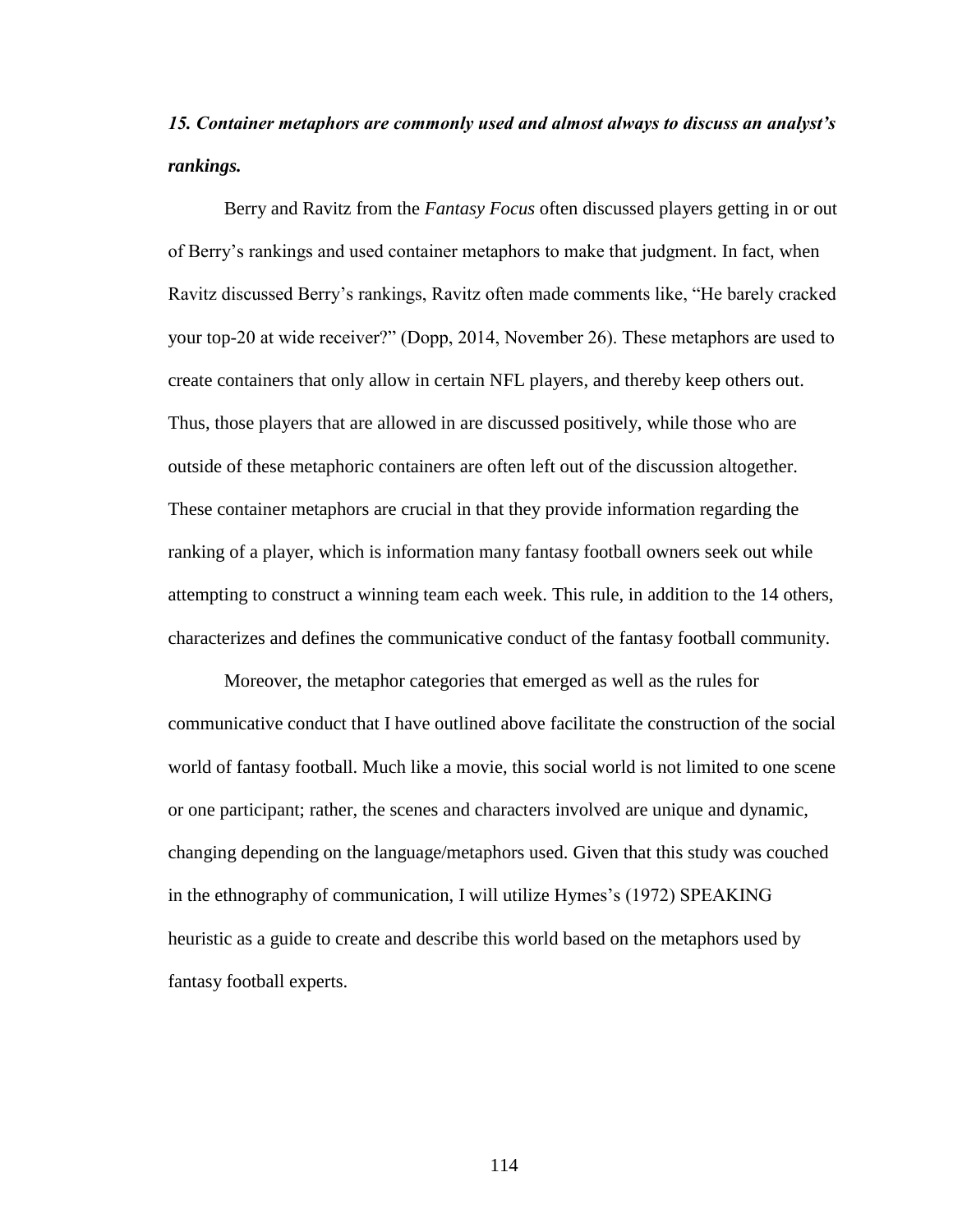***15. Container metaphors are commonly used and almost always to discuss an analyst's rankings.***

Berry and Ravitz from the *Fantasy Focus* often discussed players getting in or out of Berry's rankings and used container metaphors to make that judgment. In fact, when Ravitz discussed Berry's rankings, Ravitz often made comments like, "He barely cracked your top-20 at wide receiver?" (Dopp, 2014, November 26). These metaphors are used to create containers that only allow in certain NFL players, and thereby keep others out. Thus, those players that are allowed in are discussed positively, while those who are outside of these metaphoric containers are often left out of the discussion altogether. These container metaphors are crucial in that they provide information regarding the ranking of a player, which is information many fantasy football owners seek out while attempting to construct a winning team each week. This rule, in addition to the 14 others, characterizes and defines the communicative conduct of the fantasy football community.

Moreover, the metaphor categories that emerged as well as the rules for communicative conduct that I have outlined above facilitate the construction of the social world of fantasy football. Much like a movie, this social world is not limited to one scene or one participant; rather, the scenes and characters involved are unique and dynamic, changing depending on the language/metaphors used. Given that this study was couched in the ethnography of communication, I will utilize Hymes's (1972) SPEAKING heuristic as a guide to create and describe this world based on the metaphors used by fantasy football experts.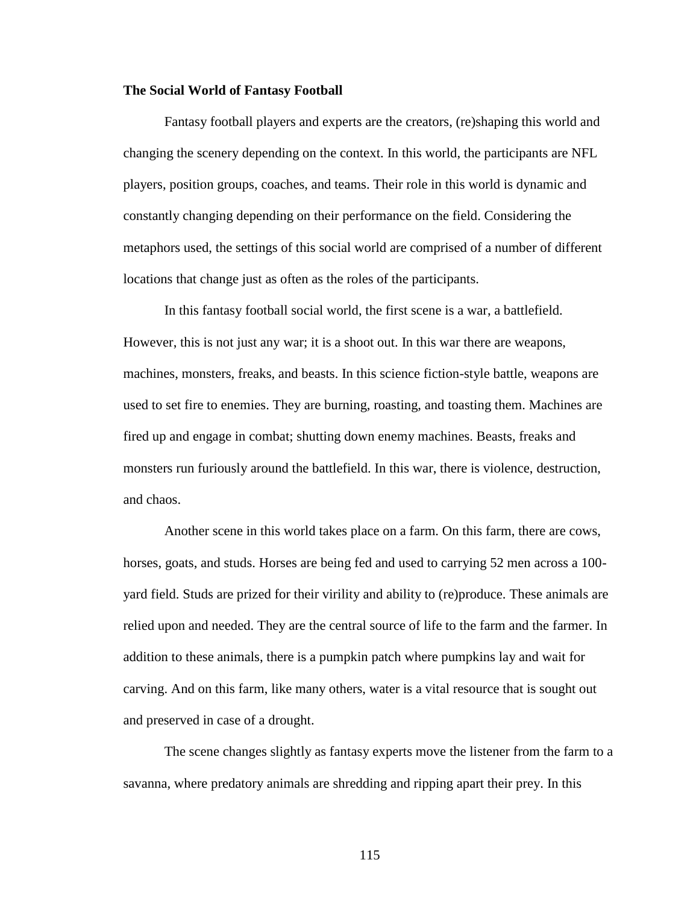**The Social World of Fantasy Football**

Fantasy football players and experts are the creators, (re)shaping this world and changing the scenery depending on the context. In this world, the participants are NFL players, position groups, coaches, and teams. Their role in this world is dynamic and constantly changing depending on their performance on the field. Considering the metaphors used, the settings of this social world are comprised of a number of different locations that change just as often as the roles of the participants.

In this fantasy football social world, the first scene is a war, a battlefield. However, this is not just any war; it is a shoot out. In this war there are weapons, machines, monsters, freaks, and beasts. In this science fiction-style battle, weapons are used to set fire to enemies. They are burning, roasting, and toasting them. Machines are fired up and engage in combat; shutting down enemy machines. Beasts, freaks and monsters run furiously around the battlefield. In this war, there is violence, destruction, and chaos.

Another scene in this world takes place on a farm. On this farm, there are cows, horses, goats, and studs. Horses are being fed and used to carrying 52 men across a 100-yard field. Studs are prized for their virility and ability to (re)produce. These animals are relied upon and needed. They are the central source of life to the farm and the farmer. In addition to these animals, there is a pumpkin patch where pumpkins lay and wait for carving. And on this farm, like many others, water is a vital resource that is sought out and preserved in case of a drought.

The scene changes slightly as fantasy experts move the listener from the farm to a savanna, where predatory animals are shredding and ripping apart their prey. In this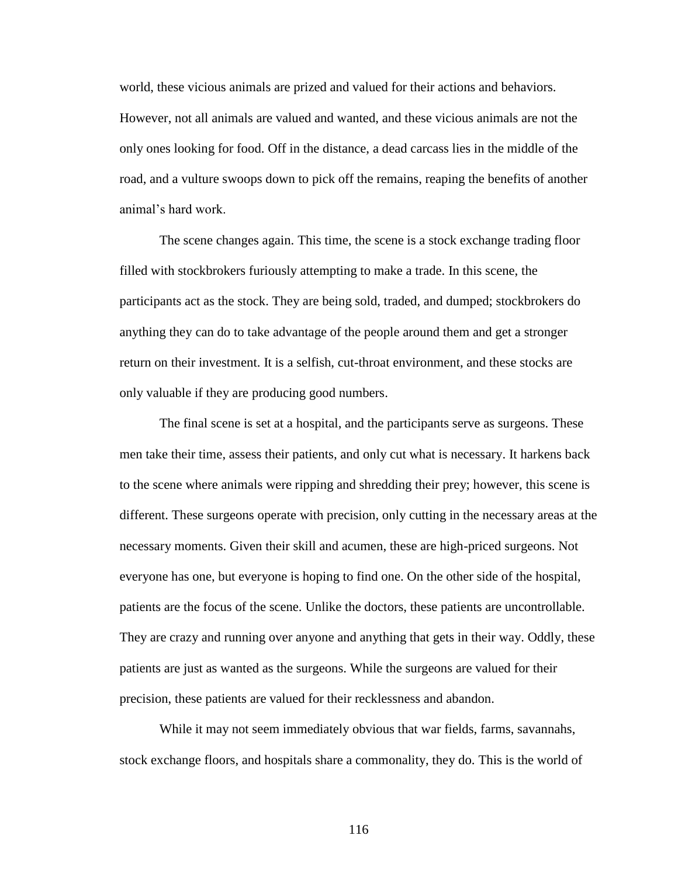world, these vicious animals are prized and valued for their actions and behaviors. However, not all animals are valued and wanted, and these vicious animals are not the only ones looking for food. Off in the distance, a dead carcass lies in the middle of the road, and a vulture swoops down to pick off the remains, reaping the benefits of another animal's hard work.

The scene changes again. This time, the scene is a stock exchange trading floor filled with stockbrokers furiously attempting to make a trade. In this scene, the participants act as the stock. They are being sold, traded, and dumped; stockbrokers do anything they can do to take advantage of the people around them and get a stronger return on their investment. It is a selfish, cut-throat environment, and these stocks are only valuable if they are producing good numbers.

The final scene is set at a hospital, and the participants serve as surgeons. These men take their time, assess their patients, and only cut what is necessary. It harkens back to the scene where animals were ripping and shredding their prey; however, this scene is different. These surgeons operate with precision, only cutting in the necessary areas at the necessary moments. Given their skill and acumen, these are high-priced surgeons. Not everyone has one, but everyone is hoping to find one. On the other side of the hospital, patients are the focus of the scene. Unlike the doctors, these patients are uncontrollable. They are crazy and running over anyone and anything that gets in their way. Oddly, these patients are just as wanted as the surgeons. While the surgeons are valued for their precision, these patients are valued for their recklessness and abandon.

While it may not seem immediately obvious that war fields, farms, savannahs, stock exchange floors, and hospitals share a commonality, they do. This is the world of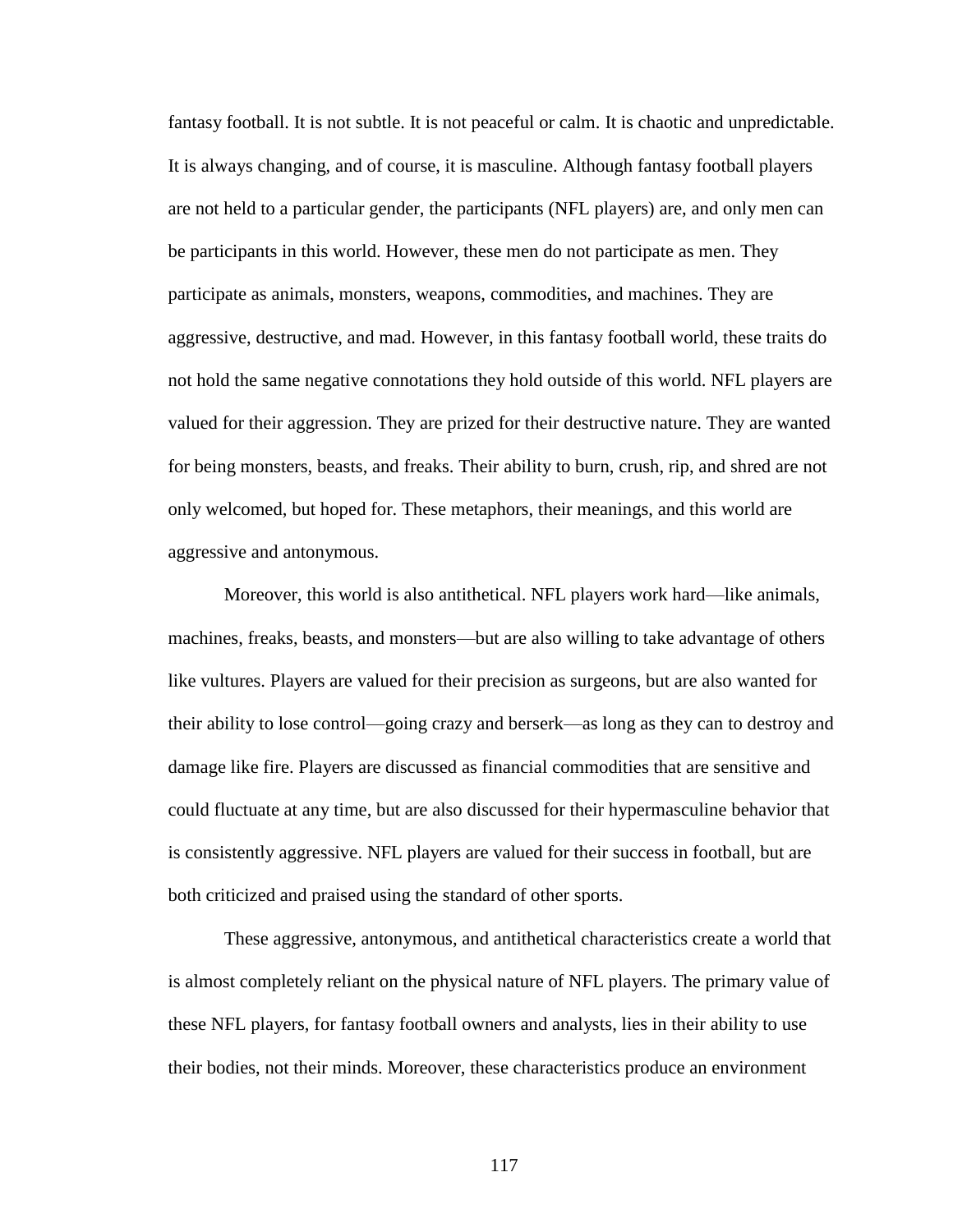fantasy football. It is not subtle. It is not peaceful or calm. It is chaotic and unpredictable. It is always changing, and of course, it is masculine. Although fantasy football players are not held to a particular gender, the participants (NFL players) are, and only men can be participants in this world. However, these men do not participate as men. They participate as animals, monsters, weapons, commodities, and machines. They are aggressive, destructive, and mad. However, in this fantasy football world, these traits do not hold the same negative connotations they hold outside of this world. NFL players are valued for their aggression. They are prized for their destructive nature. They are wanted for being monsters, beasts, and freaks. Their ability to burn, crush, rip, and shred are not only welcomed, but hoped for. These metaphors, their meanings, and this world are aggressive and antonymous.

Moreover, this world is also antithetical. NFL players work hard—like animals, machines, freaks, beasts, and monsters—but are also willing to take advantage of others like vultures. Players are valued for their precision as surgeons, but are also wanted for their ability to lose control—going crazy and berserk—as long as they can to destroy and damage like fire. Players are discussed as financial commodities that are sensitive and could fluctuate at any time, but are also discussed for their hypermasculine behavior that is consistently aggressive. NFL players are valued for their success in football, but are both criticized and praised using the standard of other sports.

These aggressive, antonymous, and antithetical characteristics create a world that is almost completely reliant on the physical nature of NFL players. The primary value of these NFL players, for fantasy football owners and analysts, lies in their ability to use their bodies, not their minds. Moreover, these characteristics produce an environment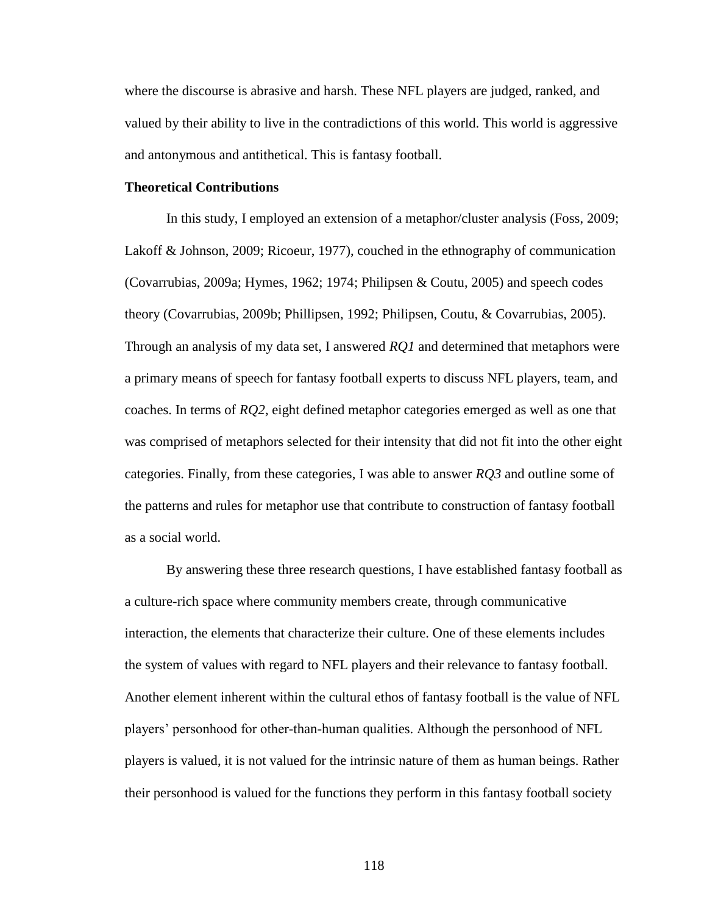where the discourse is abrasive and harsh. These NFL players are judged, ranked, and valued by their ability to live in the contradictions of this world. This world is aggressive and antonymous and antithetical. This is fantasy football.

**Theoretical Contributions**

In this study, I employed an extension of a metaphor/cluster analysis (Foss, 2009; Lakoff & Johnson, 2009; Ricoeur, 1977), couched in the ethnography of communication (Covarrubias, 2009a; Hymes, 1962; 1974; Philipsen & Coutu, 2005) and speech codes theory (Covarrubias, 2009b; Phillipsen, 1992; Philipsen, Coutu, & Covarrubias, 2005). Through an analysis of my data set, I answered *RQ1* and determined that metaphors were a primary means of speech for fantasy football experts to discuss NFL players, team, and coaches. In terms of *RQ2*, eight defined metaphor categories emerged as well as one that was comprised of metaphors selected for their intensity that did not fit into the other eight categories. Finally, from these categories, I was able to answer *RQ3* and outline some of the patterns and rules for metaphor use that contribute to construction of fantasy football as a social world.

By answering these three research questions, I have established fantasy football as a culture-rich space where community members create, through communicative interaction, the elements that characterize their culture. One of these elements includes the system of values with regard to NFL players and their relevance to fantasy football. Another element inherent within the cultural ethos of fantasy football is the value of NFL players' personhood for other-than-human qualities. Although the personhood of NFL players is valued, it is not valued for the intrinsic nature of them as human beings. Rather their personhood is valued for the functions they perform in this fantasy football society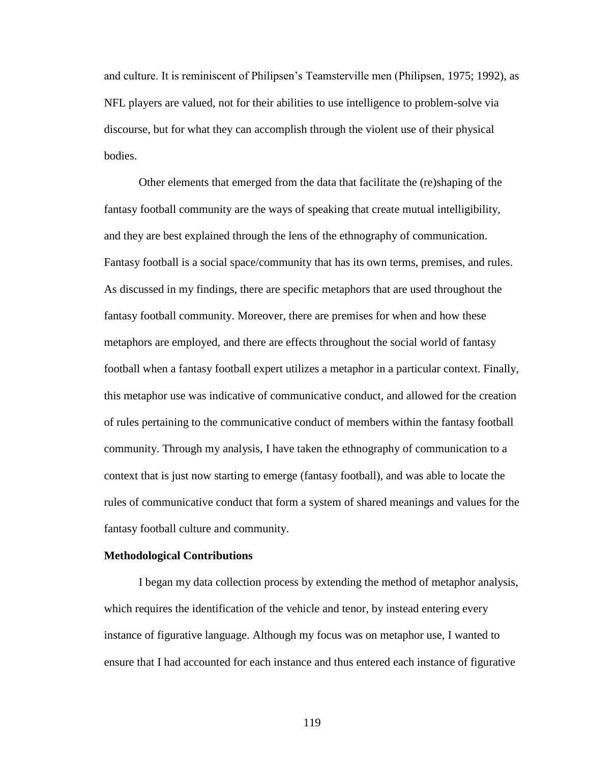and culture. It is reminiscent of Philipsen's Teamsterville men (Philipsen, 1975; 1992), as NFL players are valued, not for their abilities to use intelligence to problem-solve via discourse, but for what they can accomplish through the violent use of their physical bodies.

Other elements that emerged from the data that facilitate the (re)shaping of the fantasy football community are the ways of speaking that create mutual intelligibility, and they are best explained through the lens of the ethnography of communication. Fantasy football is a social space/community that has its own terms, premises, and rules. As discussed in my findings, there are specific metaphors that are used throughout the fantasy football community. Moreover, there are premises for when and how these metaphors are employed, and there are effects throughout the social world of fantasy football when a fantasy football expert utilizes a metaphor in a particular context. Finally, this metaphor use was indicative of communicative conduct, and allowed for the creation of rules pertaining to the communicative conduct of members within the fantasy football community. Through my analysis, I have taken the ethnography of communication to a context that is just now starting to emerge (fantasy football), and was able to locate the rules of communicative conduct that form a system of shared meanings and values for the fantasy football culture and community.

**Methodological Contributions**

I began my data collection process by extending the method of metaphor analysis, which requires the identification of the vehicle and tenor, by instead entering every instance of figurative language. Although my focus was on metaphor use, I wanted to ensure that I had accounted for each instance and thus entered each instance of figurative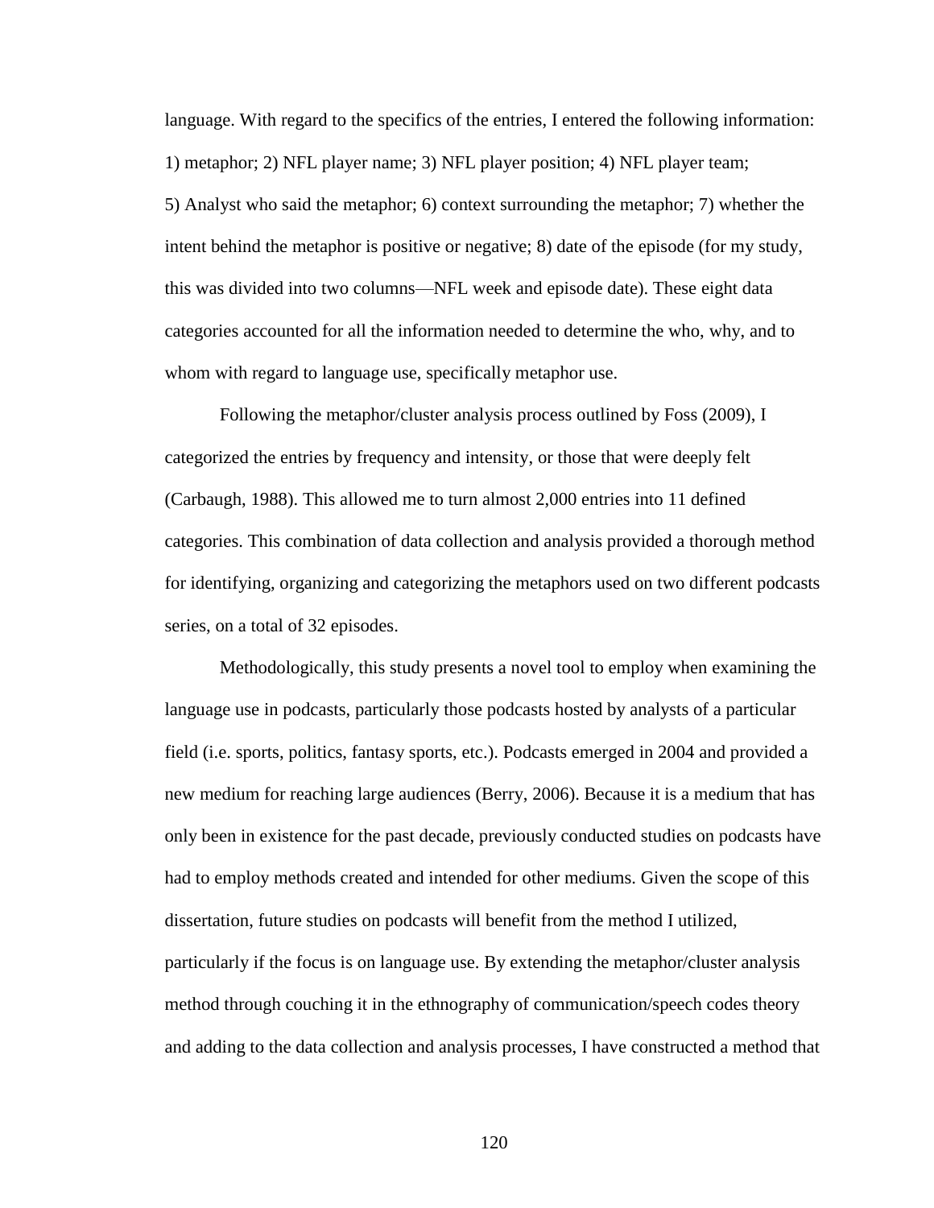language. With regard to the specifics of the entries, I entered the following information: 1) metaphor; 2) NFL player name; 3) NFL player position; 4) NFL player team; 5) Analyst who said the metaphor; 6) context surrounding the metaphor; 7) whether the intent behind the metaphor is positive or negative; 8) date of the episode (for my study, this was divided into two columns—NFL week and episode date). These eight data categories accounted for all the information needed to determine the who, why, and to whom with regard to language use, specifically metaphor use.

Following the metaphor/cluster analysis process outlined by Foss (2009), I categorized the entries by frequency and intensity, or those that were deeply felt (Carbaugh, 1988). This allowed me to turn almost 2,000 entries into 11 defined categories. This combination of data collection and analysis provided a thorough method for identifying, organizing and categorizing the metaphors used on two different podcasts series, on a total of 32 episodes.

Methodologically, this study presents a novel tool to employ when examining the language use in podcasts, particularly those podcasts hosted by analysts of a particular field (i.e. sports, politics, fantasy sports, etc.). Podcasts emerged in 2004 and provided a new medium for reaching large audiences (Berry, 2006). Because it is a medium that has only been in existence for the past decade, previously conducted studies on podcasts have had to employ methods created and intended for other mediums. Given the scope of this dissertation, future studies on podcasts will benefit from the method I utilized, particularly if the focus is on language use. By extending the metaphor/cluster analysis method through couching it in the ethnography of communication/speech codes theory and adding to the data collection and analysis processes, I have constructed a method that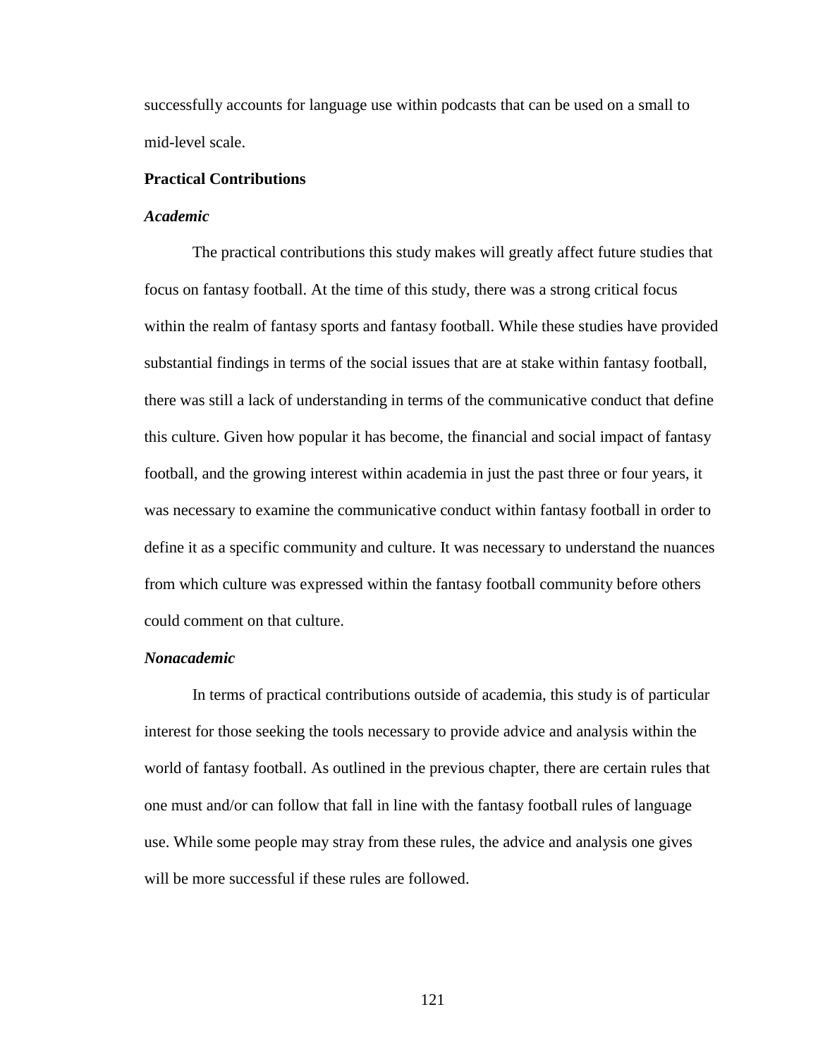successfully accounts for language use within podcasts that can be used on a small to mid-level scale.

## Practical Contributions

### *Academic*

The practical contributions this study makes will greatly affect future studies that focus on fantasy football. At the time of this study, there was a strong critical focus within the realm of fantasy sports and fantasy football. While these studies have provided substantial findings in terms of the social issues that are at stake within fantasy football, there was still a lack of understanding in terms of the communicative conduct that define this culture. Given how popular it has become, the financial and social impact of fantasy football, and the growing interest within academia in just the past three or four years, it was necessary to examine the communicative conduct within fantasy football in order to define it as a specific community and culture. It was necessary to understand the nuances from which culture was expressed within the fantasy football community before others could comment on that culture.

### *Nonacademic*

In terms of practical contributions outside of academia, this study is of particular interest for those seeking the tools necessary to provide advice and analysis within the world of fantasy football. As outlined in the previous chapter, there are certain rules that one must and/or can follow that fall in line with the fantasy football rules of language use. While some people may stray from these rules, the advice and analysis one gives will be more successful if these rules are followed.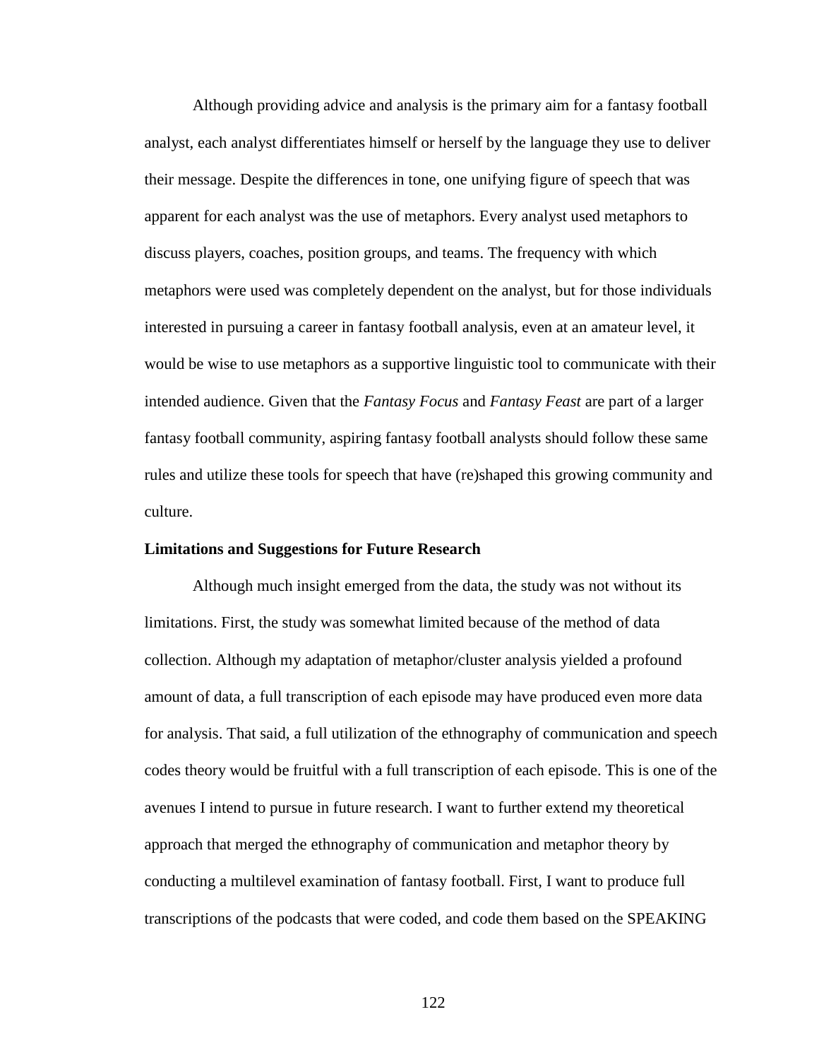Although providing advice and analysis is the primary aim for a fantasy football analyst, each analyst differentiates himself or herself by the language they use to deliver their message. Despite the differences in tone, one unifying figure of speech that was apparent for each analyst was the use of metaphors. Every analyst used metaphors to discuss players, coaches, position groups, and teams. The frequency with which metaphors were used was completely dependent on the analyst, but for those individuals interested in pursuing a career in fantasy football analysis, even at an amateur level, it would be wise to use metaphors as a supportive linguistic tool to communicate with their intended audience. Given that the *Fantasy Focus* and *Fantasy Feast* are part of a larger fantasy football community, aspiring fantasy football analysts should follow these same rules and utilize these tools for speech that have (re)shaped this growing community and culture.

**Limitations and Suggestions for Future Research**

Although much insight emerged from the data, the study was not without its limitations. First, the study was somewhat limited because of the method of data collection. Although my adaptation of metaphor/cluster analysis yielded a profound amount of data, a full transcription of each episode may have produced even more data for analysis. That said, a full utilization of the ethnography of communication and speech codes theory would be fruitful with a full transcription of each episode. This is one of the avenues I intend to pursue in future research. I want to further extend my theoretical approach that merged the ethnography of communication and metaphor theory by conducting a multilevel examination of fantasy football. First, I want to produce full transcriptions of the podcasts that were coded, and code them based on the SPEAKING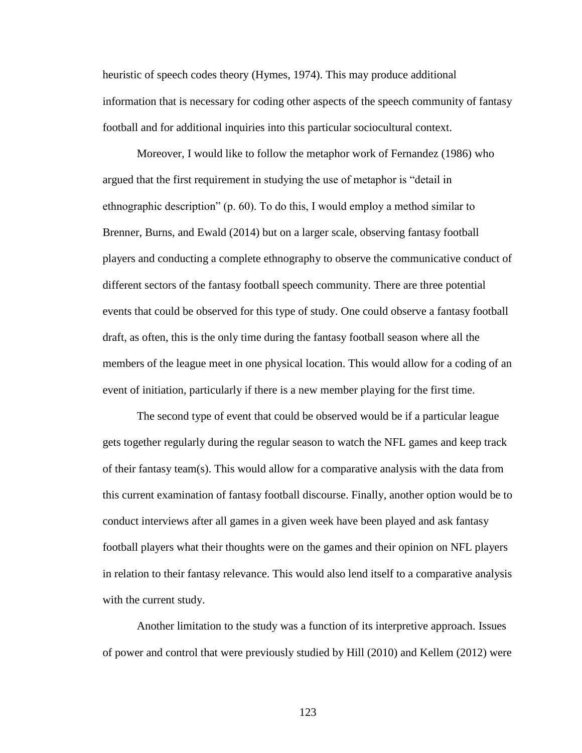heuristic of speech codes theory (Hymes, 1974). This may produce additional information that is necessary for coding other aspects of the speech community of fantasy football and for additional inquiries into this particular sociocultural context.

Moreover, I would like to follow the metaphor work of Fernandez (1986) who argued that the first requirement in studying the use of metaphor is "detail in ethnographic description" (p. 60). To do this, I would employ a method similar to Brenner, Burns, and Ewald (2014) but on a larger scale, observing fantasy football players and conducting a complete ethnography to observe the communicative conduct of different sectors of the fantasy football speech community. There are three potential events that could be observed for this type of study. One could observe a fantasy football draft, as often, this is the only time during the fantasy football season where all the members of the league meet in one physical location. This would allow for a coding of an event of initiation, particularly if there is a new member playing for the first time.

The second type of event that could be observed would be if a particular league gets together regularly during the regular season to watch the NFL games and keep track of their fantasy team(s). This would allow for a comparative analysis with the data from this current examination of fantasy football discourse. Finally, another option would be to conduct interviews after all games in a given week have been played and ask fantasy football players what their thoughts were on the games and their opinion on NFL players in relation to their fantasy relevance. This would also lend itself to a comparative analysis with the current study.

Another limitation to the study was a function of its interpretive approach. Issues of power and control that were previously studied by Hill (2010) and Kellem (2012) were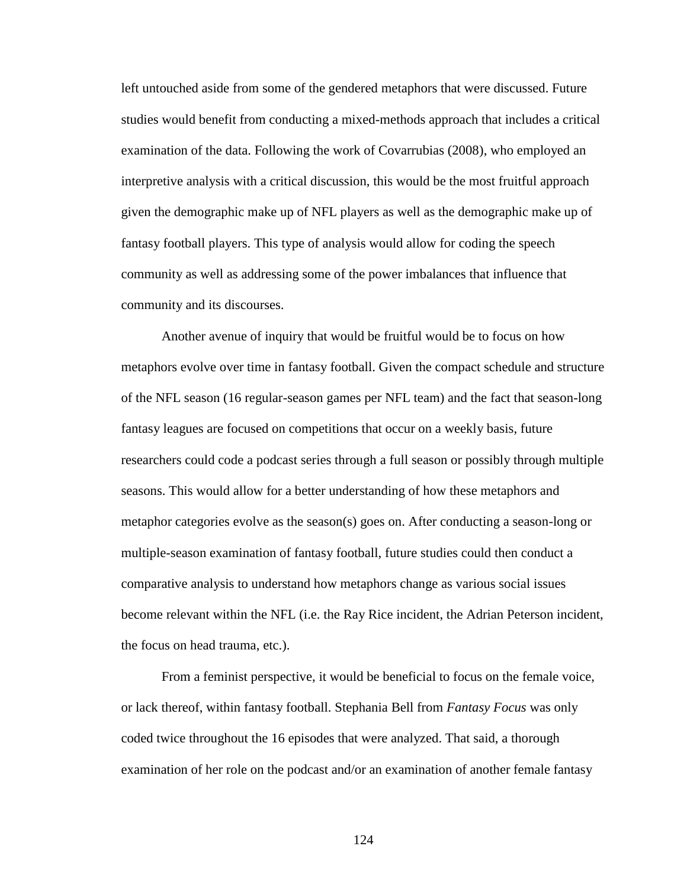left untouched aside from some of the gendered metaphors that were discussed. Future studies would benefit from conducting a mixed-methods approach that includes a critical examination of the data. Following the work of Covarrubias (2008), who employed an interpretive analysis with a critical discussion, this would be the most fruitful approach given the demographic make up of NFL players as well as the demographic make up of fantasy football players. This type of analysis would allow for coding the speech community as well as addressing some of the power imbalances that influence that community and its discourses.

Another avenue of inquiry that would be fruitful would be to focus on how metaphors evolve over time in fantasy football. Given the compact schedule and structure of the NFL season (16 regular-season games per NFL team) and the fact that season-long fantasy leagues are focused on competitions that occur on a weekly basis, future researchers could code a podcast series through a full season or possibly through multiple seasons. This would allow for a better understanding of how these metaphors and metaphor categories evolve as the season(s) goes on. After conducting a season-long or multiple-season examination of fantasy football, future studies could then conduct a comparative analysis to understand how metaphors change as various social issues become relevant within the NFL (i.e. the Ray Rice incident, the Adrian Peterson incident, the focus on head trauma, etc.).

From a feminist perspective, it would be beneficial to focus on the female voice, or lack thereof, within fantasy football. Stephania Bell from *Fantasy Focus* was only coded twice throughout the 16 episodes that were analyzed. That said, a thorough examination of her role on the podcast and/or an examination of another female fantasy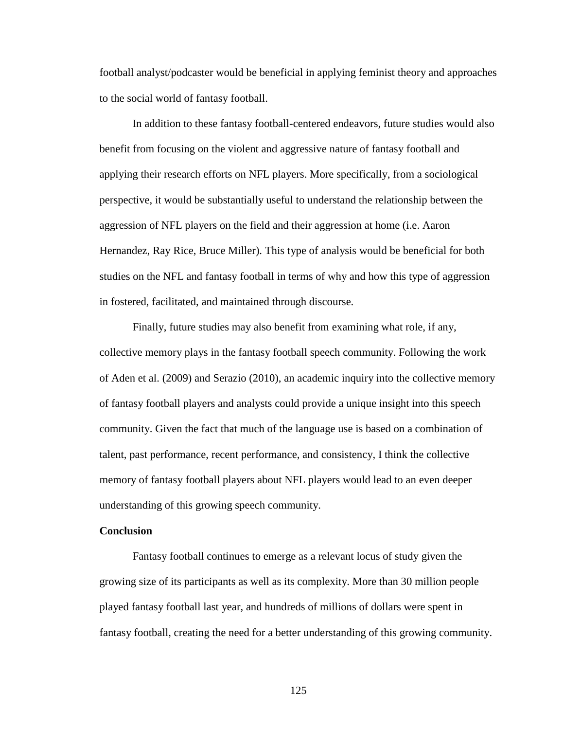football analyst/podcaster would be beneficial in applying feminist theory and approaches to the social world of fantasy football.

In addition to these fantasy football-centered endeavors, future studies would also benefit from focusing on the violent and aggressive nature of fantasy football and applying their research efforts on NFL players. More specifically, from a sociological perspective, it would be substantially useful to understand the relationship between the aggression of NFL players on the field and their aggression at home (i.e. Aaron Hernandez, Ray Rice, Bruce Miller). This type of analysis would be beneficial for both studies on the NFL and fantasy football in terms of why and how this type of aggression in fostered, facilitated, and maintained through discourse.

Finally, future studies may also benefit from examining what role, if any, collective memory plays in the fantasy football speech community. Following the work of Aden et al. (2009) and Serazio (2010), an academic inquiry into the collective memory of fantasy football players and analysts could provide a unique insight into this speech community. Given the fact that much of the language use is based on a combination of talent, past performance, recent performance, and consistency, I think the collective memory of fantasy football players about NFL players would lead to an even deeper understanding of this growing speech community.

**Conclusion**

Fantasy football continues to emerge as a relevant locus of study given the growing size of its participants as well as its complexity. More than 30 million people played fantasy football last year, and hundreds of millions of dollars were spent in fantasy football, creating the need for a better understanding of this growing community.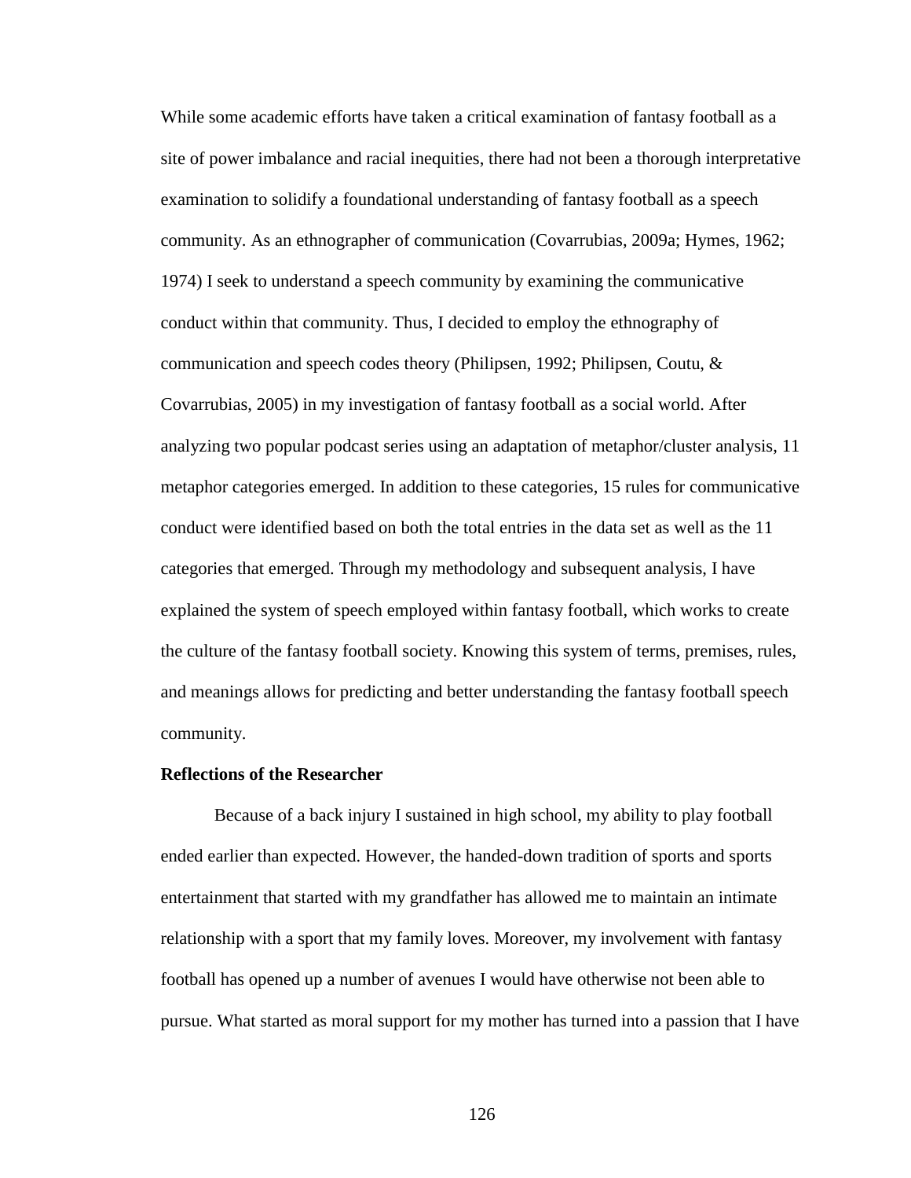While some academic efforts have taken a critical examination of fantasy football as a site of power imbalance and racial inequities, there had not been a thorough interpretative examination to solidify a foundational understanding of fantasy football as a speech community. As an ethnographer of communication (Covarrubias, 2009a; Hymes, 1962; 1974) I seek to understand a speech community by examining the communicative conduct within that community. Thus, I decided to employ the ethnography of communication and speech codes theory (Philipsen, 1992; Philipsen, Coutu, & Covarrubias, 2005) in my investigation of fantasy football as a social world. After analyzing two popular podcast series using an adaptation of metaphor/cluster analysis, 11 metaphor categories emerged. In addition to these categories, 15 rules for communicative conduct were identified based on both the total entries in the data set as well as the 11 categories that emerged. Through my methodology and subsequent analysis, I have explained the system of speech employed within fantasy football, which works to create the culture of the fantasy football society. Knowing this system of terms, premises, rules, and meanings allows for predicting and better understanding the fantasy football speech community.

**Reflections of the Researcher**

Because of a back injury I sustained in high school, my ability to play football ended earlier than expected. However, the handed-down tradition of sports and sports entertainment that started with my grandfather has allowed me to maintain an intimate relationship with a sport that my family loves. Moreover, my involvement with fantasy football has opened up a number of avenues I would have otherwise not been able to pursue. What started as moral support for my mother has turned into a passion that I have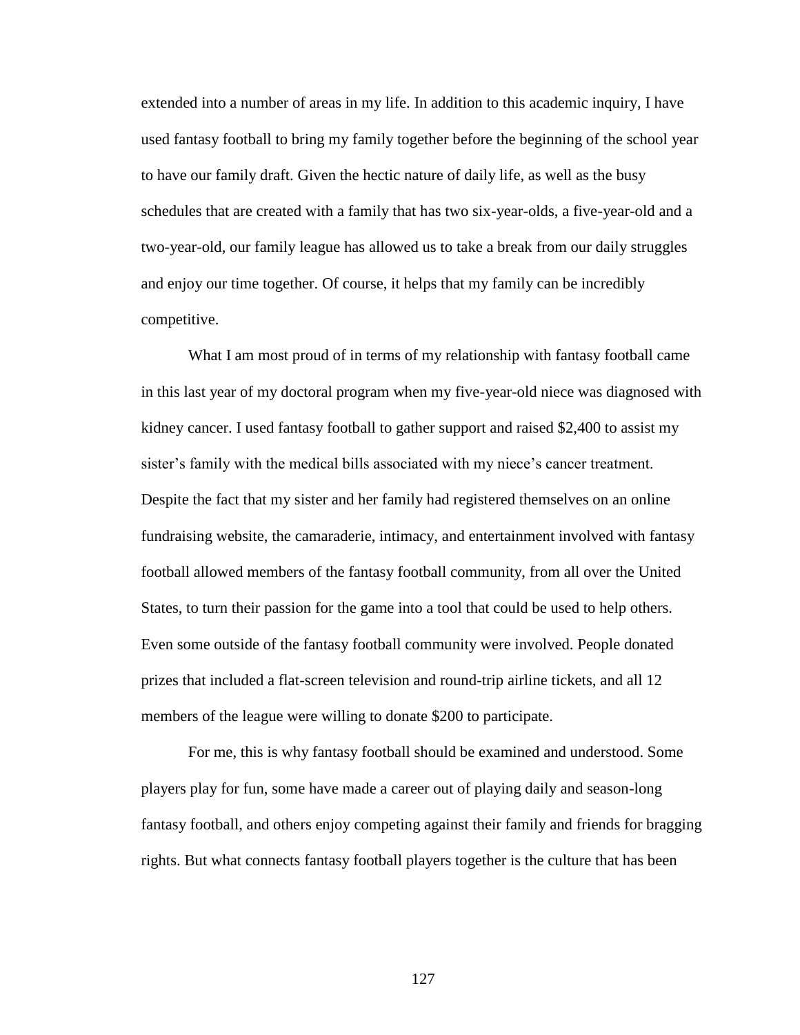extended into a number of areas in my life. In addition to this academic inquiry, I have used fantasy football to bring my family together before the beginning of the school year to have our family draft. Given the hectic nature of daily life, as well as the busy schedules that are created with a family that has two six-year-olds, a five-year-old and a two-year-old, our family league has allowed us to take a break from our daily struggles and enjoy our time together. Of course, it helps that my family can be incredibly competitive.

What I am most proud of in terms of my relationship with fantasy football came in this last year of my doctoral program when my five-year-old niece was diagnosed with kidney cancer. I used fantasy football to gather support and raised $2,400 to assist my sister's family with the medical bills associated with my niece's cancer treatment. Despite the fact that my sister and her family had registered themselves on an online fundraising website, the camaraderie, intimacy, and entertainment involved with fantasy football allowed members of the fantasy football community, from all over the United States, to turn their passion for the game into a tool that could be used to help others. Even some outside of the fantasy football community were involved. People donated prizes that included a flat-screen television and round-trip airline tickets, and all 12 members of the league were willing to donate $200 to participate.

For me, this is why fantasy football should be examined and understood. Some players play for fun, some have made a career out of playing daily and season-long fantasy football, and others enjoy competing against their family and friends for bragging rights. But what connects fantasy football players together is the culture that has been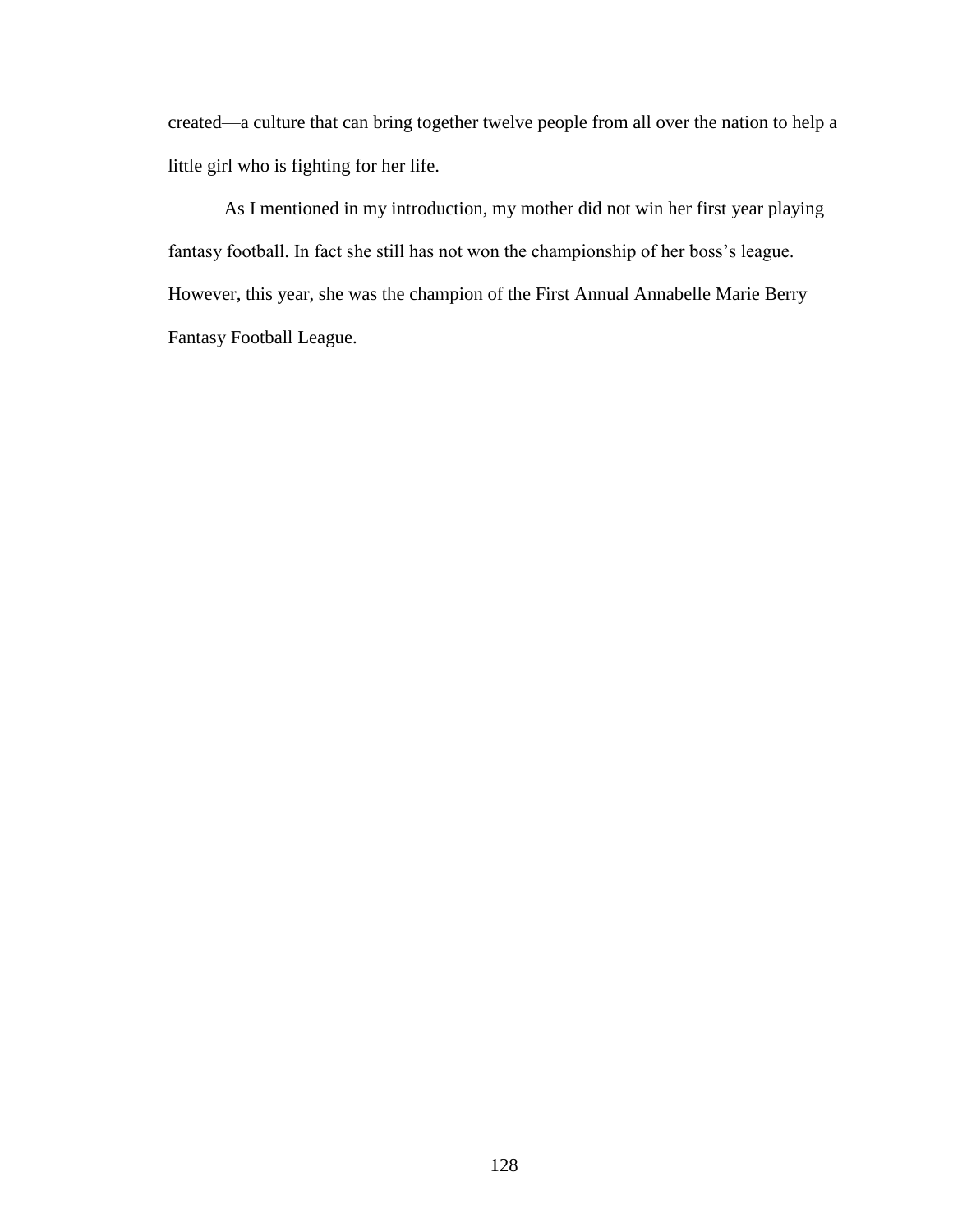created—a culture that can bring together twelve people from all over the nation to help a little girl who is fighting for her life.

As I mentioned in my introduction, my mother did not win her first year playing fantasy football. In fact she still has not won the championship of her boss's league. However, this year, she was the champion of the First Annual Annabelle Marie Berry Fantasy Football League.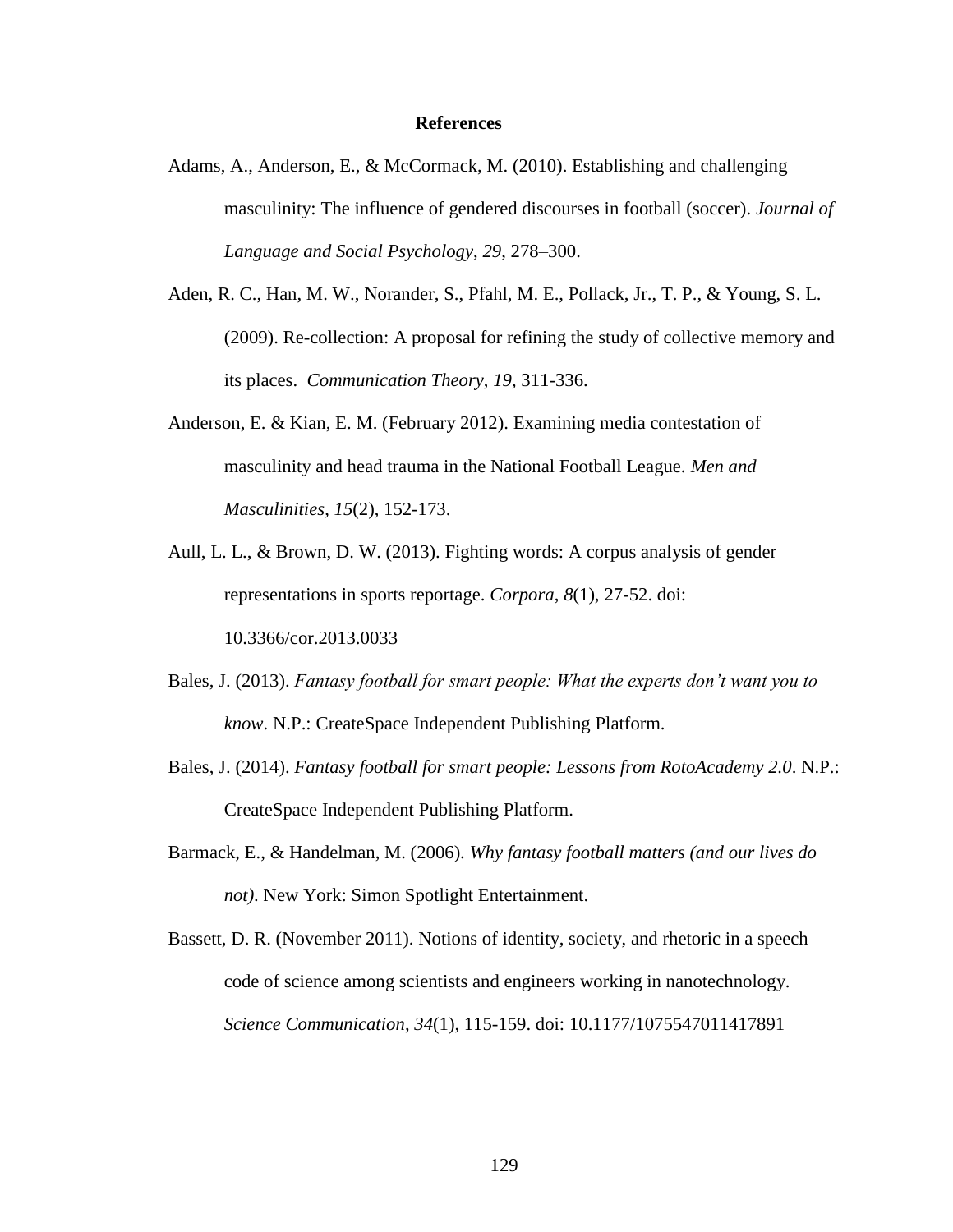# References

Adams, A., Anderson, E., & McCormack, M. (2010). Establishing and challenging masculinity: The influence of gendered discourses in football (soccer). *Journal of Language and Social Psychology*, *29*, 278–300.

Aden, R. C., Han, M. W., Norander, S., Pfahl, M. E., Pollack, Jr., T. P., & Young, S. L. (2009). Re-collection: A proposal for refining the study of collective memory and its places. *Communication Theory*, *19*, 311-336.

Anderson, E. & Kian, E. M. (February 2012). Examining media contestation of masculinity and head trauma in the National Football League. *Men and Masculinities*, *15*(2), 152-173.

Aull, L. L., & Brown, D. W. (2013). Fighting words: A corpus analysis of gender representations in sports reportage. *Corpora*, *8*(1), 27-52. doi: 10.3366/cor.2013.0033

Bales, J. (2013). *Fantasy football for smart people: What the experts don't want you to know*. N.P.: CreateSpace Independent Publishing Platform.

Bales, J. (2014). *Fantasy football for smart people: Lessons from RotoAcademy 2.0*. N.P.: CreateSpace Independent Publishing Platform.

Barmack, E., & Handelman, M. (2006). *Why fantasy football matters (and our lives do not)*. New York: Simon Spotlight Entertainment.

Bassett, D. R. (November 2011). Notions of identity, society, and rhetoric in a speech code of science among scientists and engineers working in nanotechnology. *Science Communication*, *34*(1), 115-159. doi: 10.1177/1075547011417891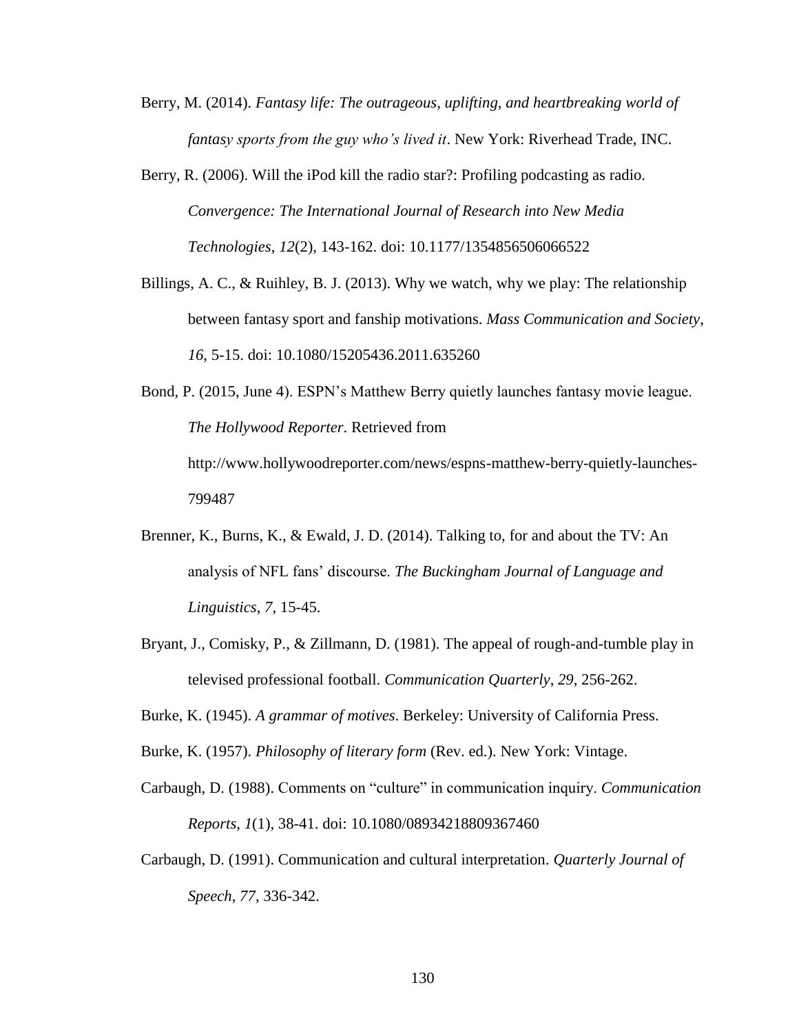Berry, M. (2014). *Fantasy life: The outrageous, uplifting, and heartbreaking world of fantasy sports from the guy who's lived it*. New York: Riverhead Trade, INC.

Berry, R. (2006). Will the iPod kill the radio star?: Profiling podcasting as radio. *Convergence: The International Journal of Research into New Media Technologies*, *12*(2), 143-162. doi: 10.1177/1354856506066522

Billings, A. C., & Ruihley, B. J. (2013). Why we watch, why we play: The relationship between fantasy sport and fanship motivations. *Mass Communication and Society*, *16*, 5-15. doi: 10.1080/15205436.2011.635260

Bond, P. (2015, June 4). ESPN's Matthew Berry quietly launches fantasy movie league. *The Hollywood Reporter*. Retrieved from http://www.hollywoodreporter.com/news/espns-matthew-berry-quietly-launches-799487

Brenner, K., Burns, K., & Ewald, J. D. (2014). Talking to, for and about the TV: An analysis of NFL fans' discourse. *The Buckingham Journal of Language and Linguistics*, *7*, 15-45.

Bryant, J., Comisky, P., & Zillmann, D. (1981). The appeal of rough-and-tumble play in televised professional football. *Communication Quarterly*, *29*, 256-262.

Burke, K. (1945). *A grammar of motives*. Berkeley: University of California Press.

Burke, K. (1957). *Philosophy of literary form* (Rev. ed.). New York: Vintage.

Carbaugh, D. (1988). Comments on "culture" in communication inquiry. *Communication Reports*, *1*(1), 38-41. doi: 10.1080/08934218809367460

Carbaugh, D. (1991). Communication and cultural interpretation. *Quarterly Journal of Speech*, *77*, 336-342.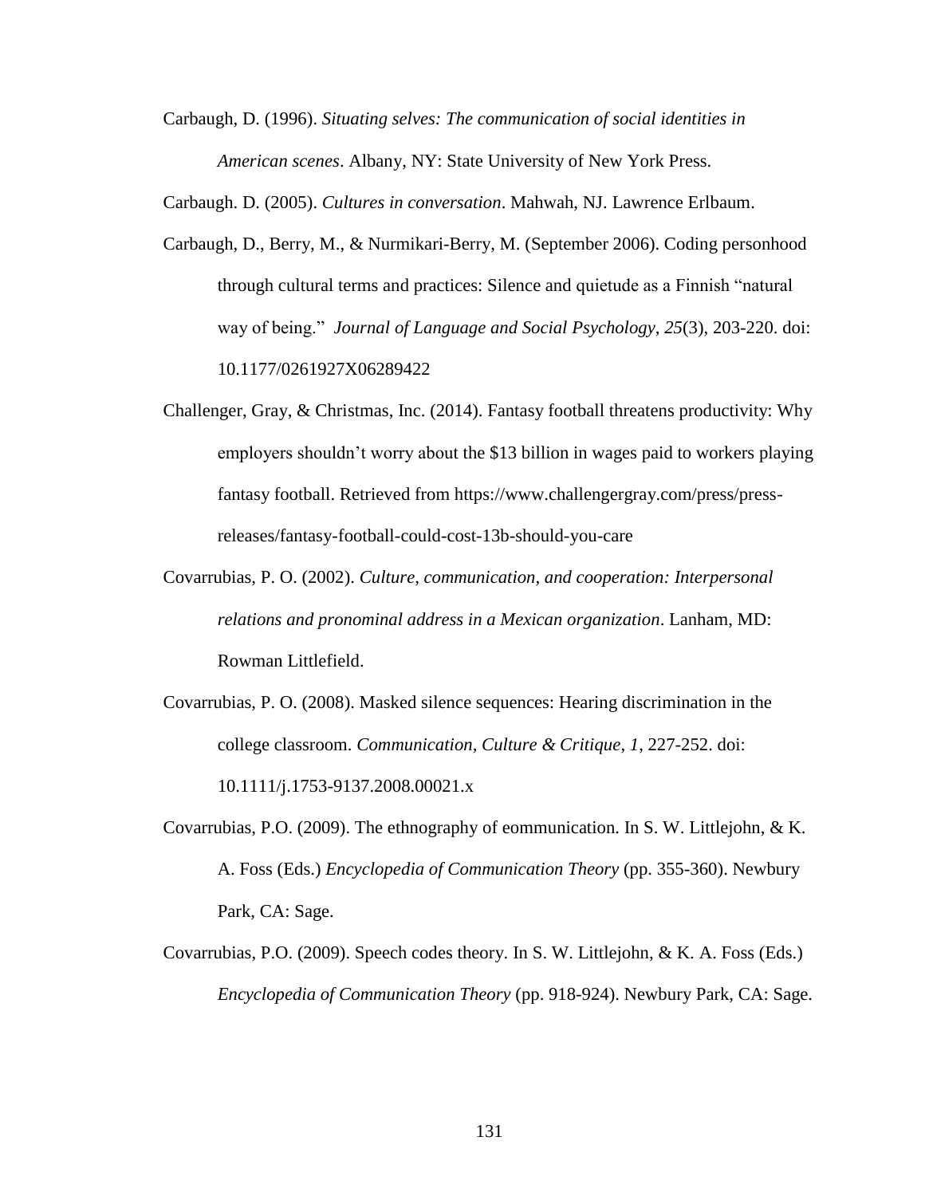Carbaugh, D. (1996). *Situating selves: The communication of social identities in American scenes*. Albany, NY: State University of New York Press.

Carbaugh. D. (2005). *Cultures in conversation*. Mahwah, NJ. Lawrence Erlbaum.

Carbaugh, D., Berry, M., & Nurmikari-Berry, M. (September 2006). Coding personhood through cultural terms and practices: Silence and quietude as a Finnish "natural way of being." *Journal of Language and Social Psychology*, *25*(3), 203-220. doi: 10.1177/0261927X06289422

Challenger, Gray, & Christmas, Inc. (2014). Fantasy football threatens productivity: Why employers shouldn't worry about the $13 billion in wages paid to workers playing fantasy football. Retrieved from https://www.challengergray.com/press/press-releases/fantasy-football-could-cost-13b-should-you-care

Covarrubias, P. O. (2002). *Culture, communication, and cooperation: Interpersonal relations and pronominal address in a Mexican organization*. Lanham, MD: Rowman Littlefield.

Covarrubias, P. O. (2008). Masked silence sequences: Hearing discrimination in the college classroom. *Communication, Culture & Critique*, *1*, 227-252. doi: 10.1111/j.1753-9137.2008.00021.x

Covarrubias, P.O. (2009). The ethnography of eommunication. In S. W. Littlejohn, & K. A. Foss (Eds.) *Encyclopedia of Communication Theory* (pp. 355-360). Newbury Park, CA: Sage.

Covarrubias, P.O. (2009). Speech codes theory. In S. W. Littlejohn, & K. A. Foss (Eds.) *Encyclopedia of Communication Theory* (pp. 918-924). Newbury Park, CA: Sage.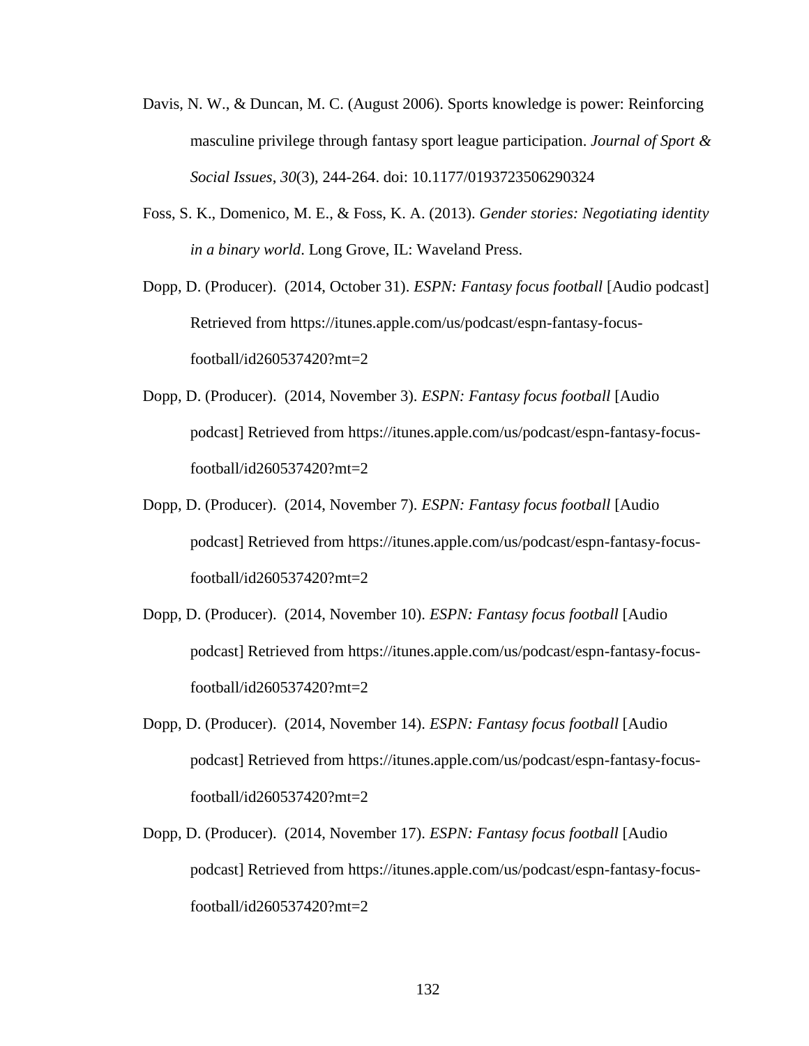Davis, N. W., & Duncan, M. C. (August 2006). Sports knowledge is power: Reinforcing masculine privilege through fantasy sport league participation. *Journal of Sport & Social Issues*, *30*(3), 244-264. doi: 10.1177/0193723506290324

Foss, S. K., Domenico, M. E., & Foss, K. A. (2013). *Gender stories: Negotiating identity in a binary world*. Long Grove, IL: Waveland Press.

Dopp, D. (Producer). (2014, October 31). *ESPN: Fantasy focus football* [Audio podcast] Retrieved from https://itunes.apple.com/us/podcast/espn-fantasy-focus-football/id260537420?mt=2

Dopp, D. (Producer). (2014, November 3). *ESPN: Fantasy focus football* [Audio podcast] Retrieved from https://itunes.apple.com/us/podcast/espn-fantasy-focus-football/id260537420?mt=2

Dopp, D. (Producer). (2014, November 7). *ESPN: Fantasy focus football* [Audio podcast] Retrieved from https://itunes.apple.com/us/podcast/espn-fantasy-focus-football/id260537420?mt=2

Dopp, D. (Producer). (2014, November 10). *ESPN: Fantasy focus football* [Audio podcast] Retrieved from https://itunes.apple.com/us/podcast/espn-fantasy-focus-football/id260537420?mt=2

Dopp, D. (Producer). (2014, November 14). *ESPN: Fantasy focus football* [Audio podcast] Retrieved from https://itunes.apple.com/us/podcast/espn-fantasy-focus-football/id260537420?mt=2

Dopp, D. (Producer). (2014, November 17). *ESPN: Fantasy focus football* [Audio podcast] Retrieved from https://itunes.apple.com/us/podcast/espn-fantasy-focus-football/id260537420?mt=2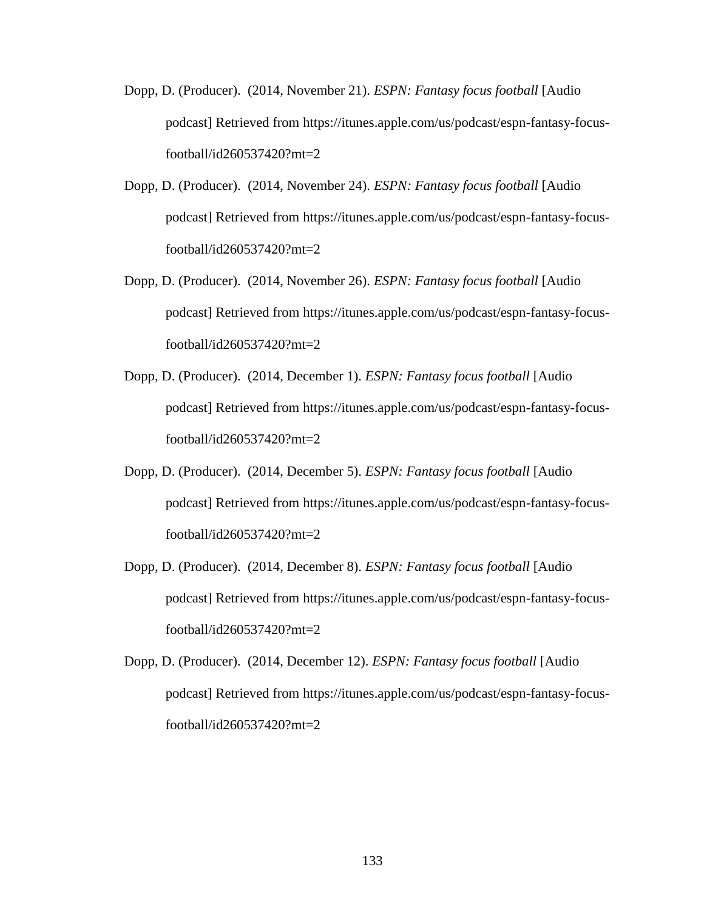Dopp, D. (Producer). (2014, November 21). *ESPN: Fantasy focus football* [Audio podcast] Retrieved from https://itunes.apple.com/us/podcast/espn-fantasy-focus-football/id260537420?mt=2

Dopp, D. (Producer). (2014, November 24). *ESPN: Fantasy focus football* [Audio podcast] Retrieved from https://itunes.apple.com/us/podcast/espn-fantasy-focus-football/id260537420?mt=2

Dopp, D. (Producer). (2014, November 26). *ESPN: Fantasy focus football* [Audio podcast] Retrieved from https://itunes.apple.com/us/podcast/espn-fantasy-focus-football/id260537420?mt=2

Dopp, D. (Producer). (2014, December 1). *ESPN: Fantasy focus football* [Audio podcast] Retrieved from https://itunes.apple.com/us/podcast/espn-fantasy-focus-football/id260537420?mt=2

Dopp, D. (Producer). (2014, December 5). *ESPN: Fantasy focus football* [Audio podcast] Retrieved from https://itunes.apple.com/us/podcast/espn-fantasy-focus-football/id260537420?mt=2

Dopp, D. (Producer). (2014, December 8). *ESPN: Fantasy focus football* [Audio podcast] Retrieved from https://itunes.apple.com/us/podcast/espn-fantasy-focus-football/id260537420?mt=2

Dopp, D. (Producer). (2014, December 12). *ESPN: Fantasy focus football* [Audio podcast] Retrieved from https://itunes.apple.com/us/podcast/espn-fantasy-focus-football/id260537420?mt=2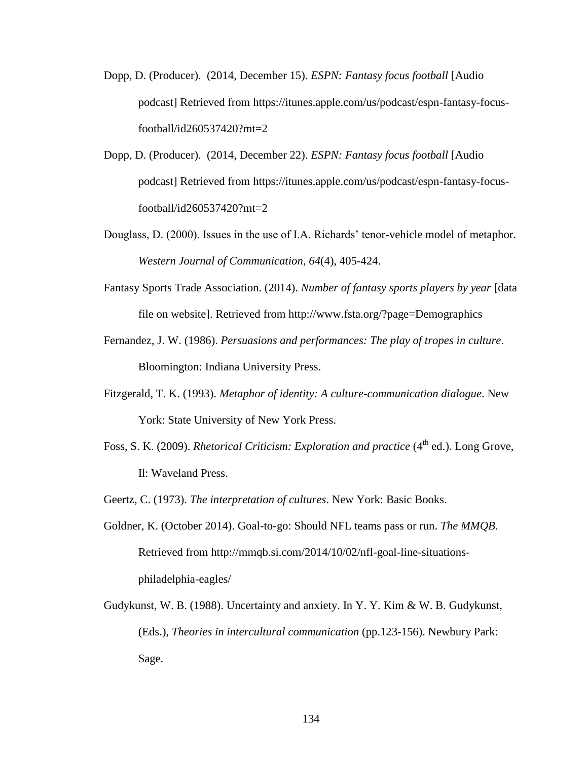Dopp, D. (Producer).  (2014, December 15). *ESPN: Fantasy focus football* [Audio podcast] Retrieved from https://itunes.apple.com/us/podcast/espn-fantasy-focus-football/id260537420?mt=2

Dopp, D. (Producer).  (2014, December 22). *ESPN: Fantasy focus football* [Audio podcast] Retrieved from https://itunes.apple.com/us/podcast/espn-fantasy-focus-football/id260537420?mt=2

Douglass, D. (2000). Issues in the use of I.A. Richards' tenor-vehicle model of metaphor. *Western Journal of Communication*, *64*(4), 405-424.

Fantasy Sports Trade Association. (2014). *Number of fantasy sports players by year* [data file on website]. Retrieved from http://www.fsta.org/?page=Demographics

Fernandez, J. W. (1986). *Persuasions and performances: The play of tropes in culture*. Bloomington: Indiana University Press.

Fitzgerald, T. K. (1993). *Metaphor of identity: A culture-communication dialogue*. New York: State University of New York Press.

Foss, S. K. (2009). *Rhetorical Criticism: Exploration and practice* (4th ed.). Long Grove, Il: Waveland Press.

Geertz, C. (1973). *The interpretation of cultures*. New York: Basic Books.

Goldner, K. (October 2014). Goal-to-go: Should NFL teams pass or run. *The MMQB*. Retrieved from http://mmqb.si.com/2014/10/02/nfl-goal-line-situations-philadelphia-eagles/

Gudykunst, W. B. (1988). Uncertainty and anxiety. In Y. Y. Kim & W. B. Gudykunst, (Eds.), *Theories in intercultural communication* (pp.123-156). Newbury Park: Sage.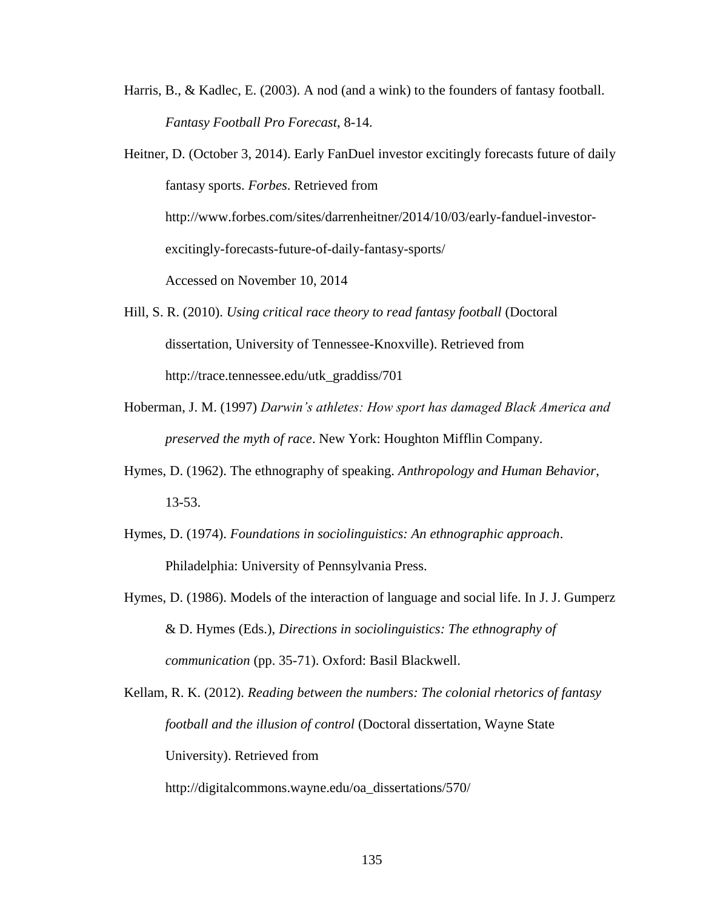Harris, B., & Kadlec, E. (2003). A nod (and a wink) to the founders of fantasy football. *Fantasy Football Pro Forecast*, 8-14.

Heitner, D. (October 3, 2014). Early FanDuel investor excitingly forecasts future of daily fantasy sports. *Forbes*. Retrieved from http://www.forbes.com/sites/darrenheitner/2014/10/03/early-fanduel-investor-excitingly-forecasts-future-of-daily-fantasy-sports/ Accessed on November 10, 2014

Hill, S. R. (2010). *Using critical race theory to read fantasy football* (Doctoral dissertation, University of Tennessee-Knoxville). Retrieved from http://trace.tennessee.edu/utk_graddiss/701

Hoberman, J. M. (1997) *Darwin's athletes: How sport has damaged Black America and preserved the myth of race*. New York: Houghton Mifflin Company.

Hymes, D. (1962). The ethnography of speaking. *Anthropology and Human Behavior*, 13-53.

Hymes, D. (1974). *Foundations in sociolinguistics: An ethnographic approach*. Philadelphia: University of Pennsylvania Press.

Hymes, D. (1986). Models of the interaction of language and social life. In J. J. Gumperz & D. Hymes (Eds.), *Directions in sociolinguistics: The ethnography of communication* (pp. 35-71). Oxford: Basil Blackwell.

Kellam, R. K. (2012). *Reading between the numbers: The colonial rhetorics of fantasy football and the illusion of control* (Doctoral dissertation, Wayne State University). Retrieved from http://digitalcommons.wayne.edu/oa_dissertations/570/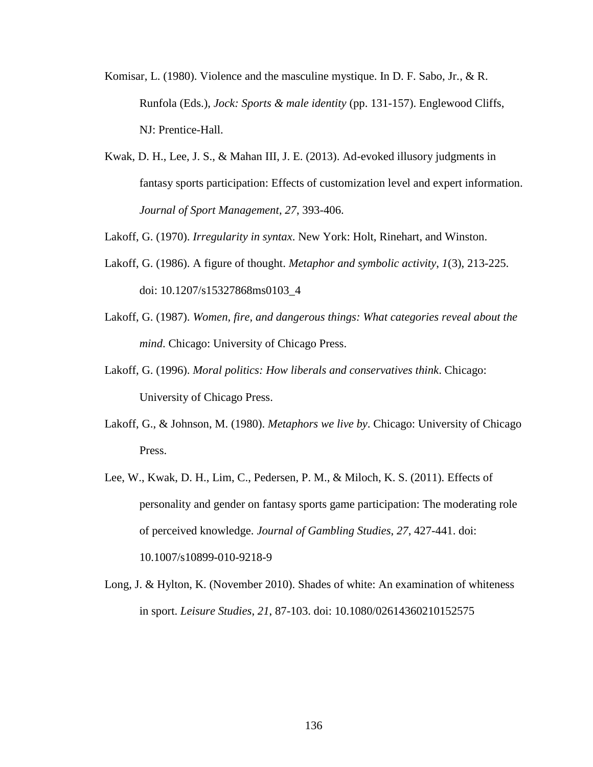Komisar, L. (1980). Violence and the masculine mystique. In D. F. Sabo, Jr., & R. Runfola (Eds.), *Jock: Sports & male identity* (pp. 131-157). Englewood Cliffs, NJ: Prentice-Hall.

Kwak, D. H., Lee, J. S., & Mahan III, J. E. (2013). Ad-evoked illusory judgments in fantasy sports participation: Effects of customization level and expert information. *Journal of Sport Management*, *27*, 393-406.

Lakoff, G. (1970). *Irregularity in syntax*. New York: Holt, Rinehart, and Winston.

Lakoff, G. (1986). A figure of thought. *Metaphor and symbolic activity*, *1*(3), 213-225. doi: 10.1207/s15327868ms0103_4

Lakoff, G. (1987). *Women, fire, and dangerous things: What categories reveal about the mind*. Chicago: University of Chicago Press.

Lakoff, G. (1996). *Moral politics: How liberals and conservatives think*. Chicago: University of Chicago Press.

Lakoff, G., & Johnson, M. (1980). *Metaphors we live by*. Chicago: University of Chicago Press.

Lee, W., Kwak, D. H., Lim, C., Pedersen, P. M., & Miloch, K. S. (2011). Effects of personality and gender on fantasy sports game participation: The moderating role of perceived knowledge. *Journal of Gambling Studies*, *27*, 427-441. doi: 10.1007/s10899-010-9218-9

Long, J. & Hylton, K. (November 2010). Shades of white: An examination of whiteness in sport. *Leisure Studies*, *21*, 87-103. doi: 10.1080/02614360210152575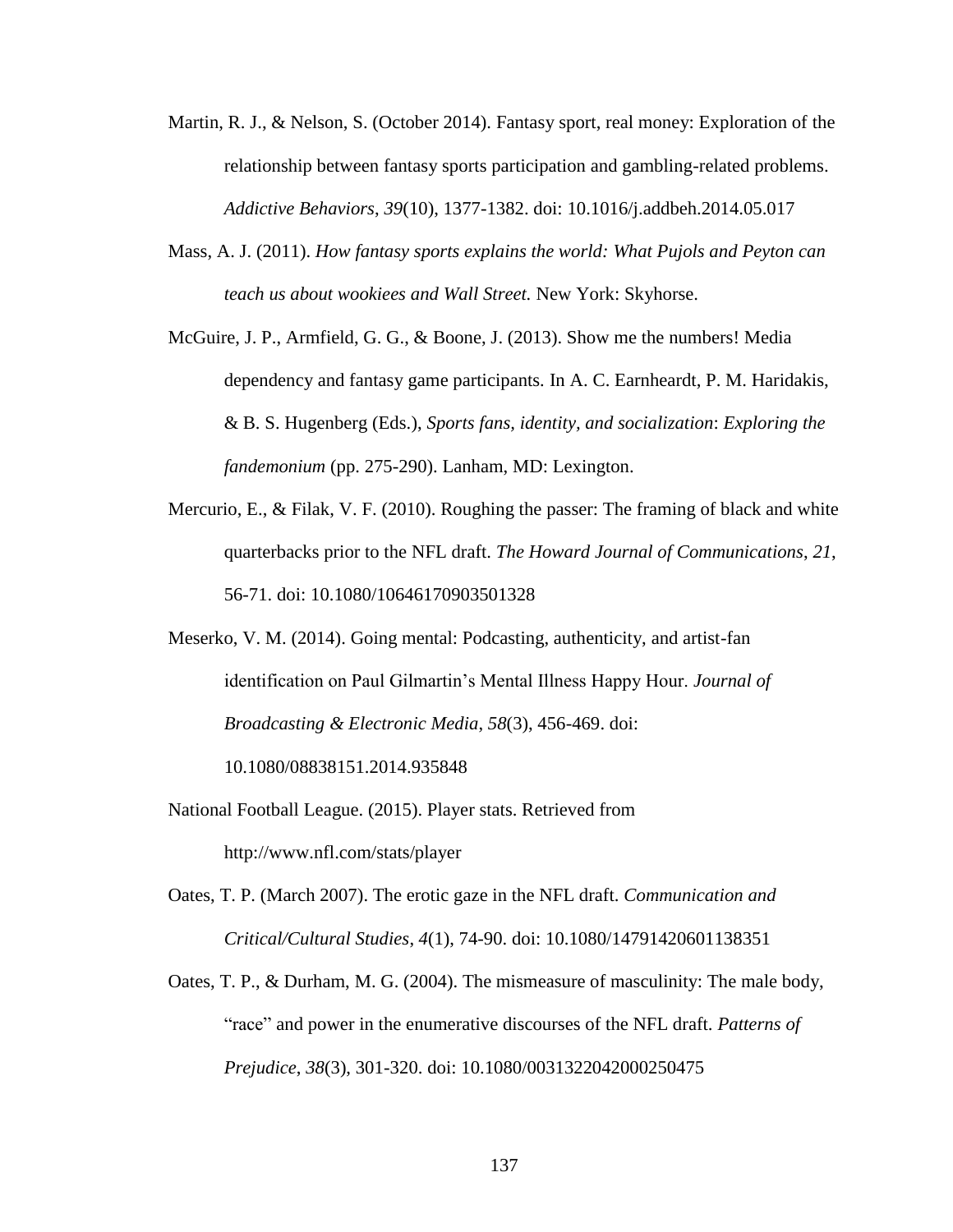Martin, R. J., & Nelson, S. (October 2014). Fantasy sport, real money: Exploration of the relationship between fantasy sports participation and gambling-related problems. *Addictive Behaviors*, *39*(10), 1377-1382. doi: 10.1016/j.addbeh.2014.05.017

Mass, A. J. (2011). *How fantasy sports explains the world: What Pujols and Peyton can teach us about wookiees and Wall Street.* New York: Skyhorse.

McGuire, J. P., Armfield, G. G., & Boone, J. (2013). Show me the numbers! Media dependency and fantasy game participants. In A. C. Earnheardt, P. M. Haridakis, & B. S. Hugenberg (Eds.), *Sports fans, identity, and socialization*: *Exploring the fandemonium* (pp. 275-290). Lanham, MD: Lexington.

Mercurio, E., & Filak, V. F. (2010). Roughing the passer: The framing of black and white quarterbacks prior to the NFL draft. *The Howard Journal of Communications*, *21*, 56-71. doi: 10.1080/10646170903501328

Meserko, V. M. (2014). Going mental: Podcasting, authenticity, and artist-fan identification on Paul Gilmartin's Mental Illness Happy Hour. *Journal of Broadcasting & Electronic Media*, *58*(3), 456-469. doi: 10.1080/08838151.2014.935848

National Football League. (2015). Player stats. Retrieved from http://www.nfl.com/stats/player

Oates, T. P. (March 2007). The erotic gaze in the NFL draft. *Communication and Critical/Cultural Studies*, *4*(1), 74-90. doi: 10.1080/14791420601138351

Oates, T. P., & Durham, M. G. (2004). The mismeasure of masculinity: The male body, "race" and power in the enumerative discourses of the NFL draft. *Patterns of Prejudice*, *38*(3), 301-320. doi: 10.1080/0031322042000250475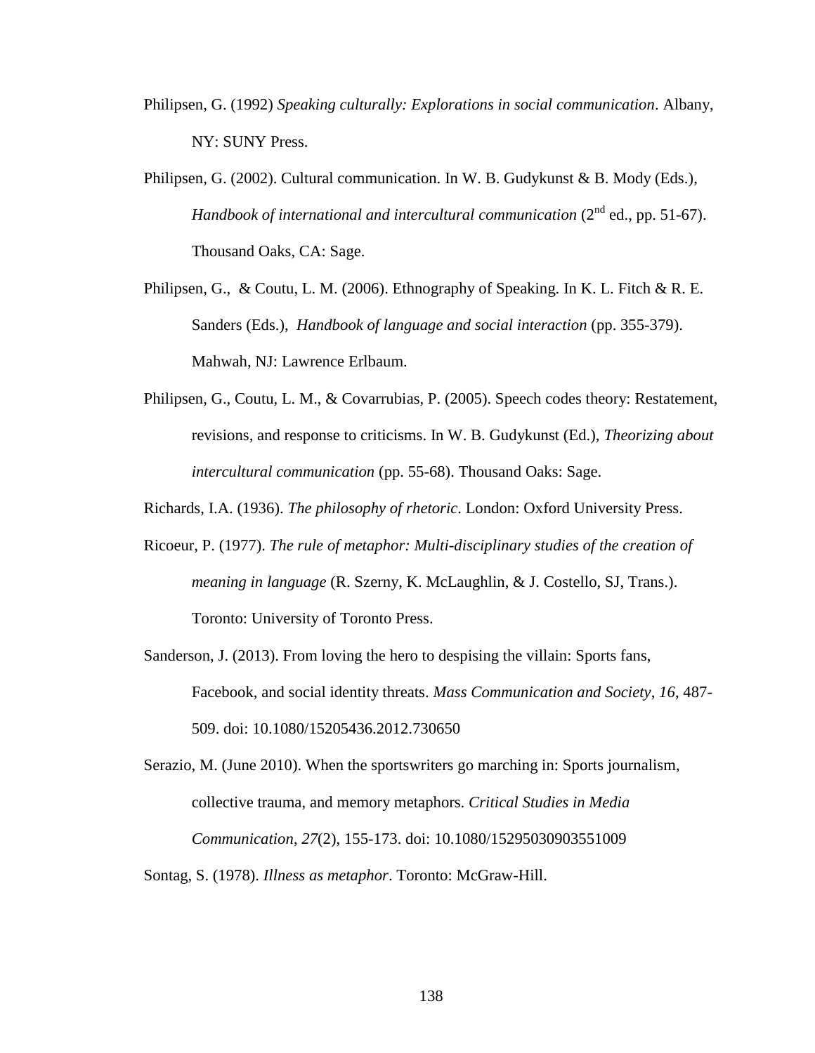Philipsen, G. (1992) *Speaking culturally: Explorations in social communication*. Albany, NY: SUNY Press.

Philipsen, G. (2002). Cultural communication. In W. B. Gudykunst & B. Mody (Eds.), *Handbook of international and intercultural communication* (2nd ed., pp. 51-67). Thousand Oaks, CA: Sage.

Philipsen, G., & Coutu, L. M. (2006). Ethnography of Speaking. In K. L. Fitch & R. E. Sanders (Eds.), *Handbook of language and social interaction* (pp. 355-379). Mahwah, NJ: Lawrence Erlbaum.

Philipsen, G., Coutu, L. M., & Covarrubias, P. (2005). Speech codes theory: Restatement, revisions, and response to criticisms. In W. B. Gudykunst (Ed.), *Theorizing about intercultural communication* (pp. 55-68). Thousand Oaks: Sage.

Richards, I.A. (1936). *The philosophy of rhetoric*. London: Oxford University Press.

Ricoeur, P. (1977). *The rule of metaphor: Multi-disciplinary studies of the creation of meaning in language* (R. Szerny, K. McLaughlin, & J. Costello, SJ, Trans.). Toronto: University of Toronto Press.

Sanderson, J. (2013). From loving the hero to despising the villain: Sports fans, Facebook, and social identity threats. *Mass Communication and Society*, *16*, 487-509. doi: 10.1080/15205436.2012.730650

Serazio, M. (June 2010). When the sportswriters go marching in: Sports journalism, collective trauma, and memory metaphors. *Critical Studies in Media Communication*, *27*(2), 155-173. doi: 10.1080/15295030903551009

Sontag, S. (1978). *Illness as metaphor*. Toronto: McGraw-Hill.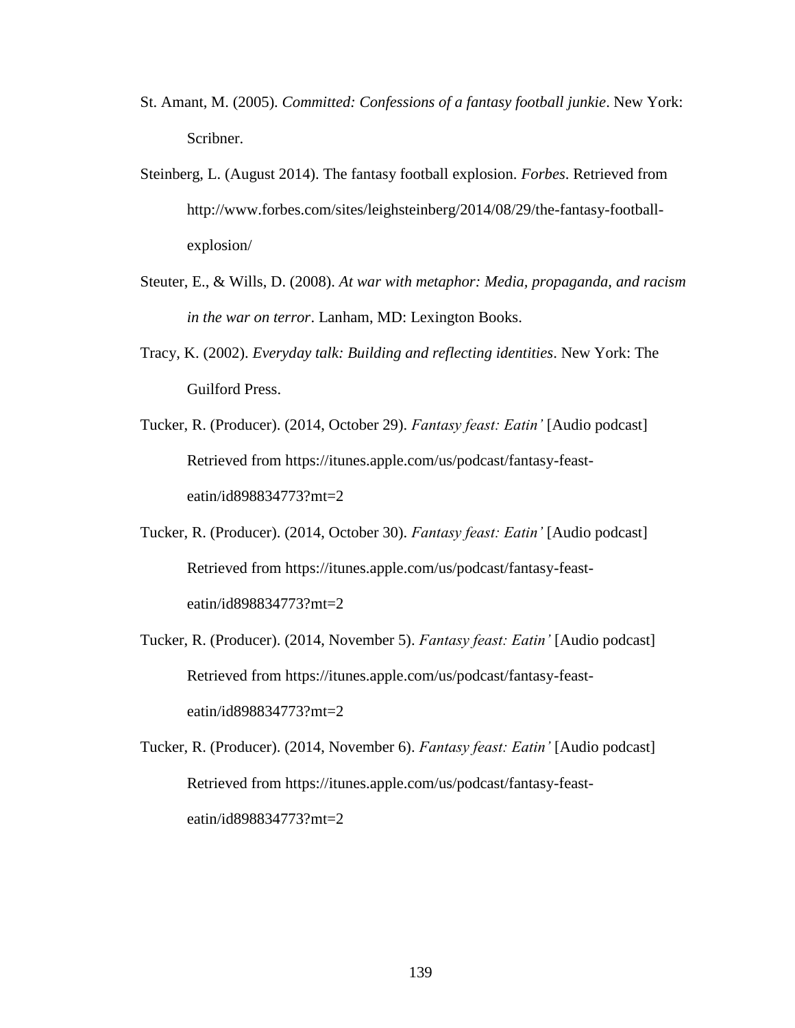St. Amant, M. (2005). *Committed: Confessions of a fantasy football junkie*. New York: Scribner.

Steinberg, L. (August 2014). The fantasy football explosion. *Forbes*. Retrieved from http://www.forbes.com/sites/leighsteinberg/2014/08/29/the-fantasy-football-explosion/

Steuter, E., & Wills, D. (2008). *At war with metaphor: Media, propaganda, and racism in the war on terror*. Lanham, MD: Lexington Books.

Tracy, K. (2002). *Everyday talk: Building and reflecting identities*. New York: The Guilford Press.

Tucker, R. (Producer). (2014, October 29). *Fantasy feast: Eatin'* [Audio podcast] Retrieved from https://itunes.apple.com/us/podcast/fantasy-feast-eatin/id898834773?mt=2

Tucker, R. (Producer). (2014, October 30). *Fantasy feast: Eatin'* [Audio podcast] Retrieved from https://itunes.apple.com/us/podcast/fantasy-feast-eatin/id898834773?mt=2

Tucker, R. (Producer). (2014, November 5). *Fantasy feast: Eatin'* [Audio podcast] Retrieved from https://itunes.apple.com/us/podcast/fantasy-feast-eatin/id898834773?mt=2

Tucker, R. (Producer). (2014, November 6). *Fantasy feast: Eatin'* [Audio podcast] Retrieved from https://itunes.apple.com/us/podcast/fantasy-feast-eatin/id898834773?mt=2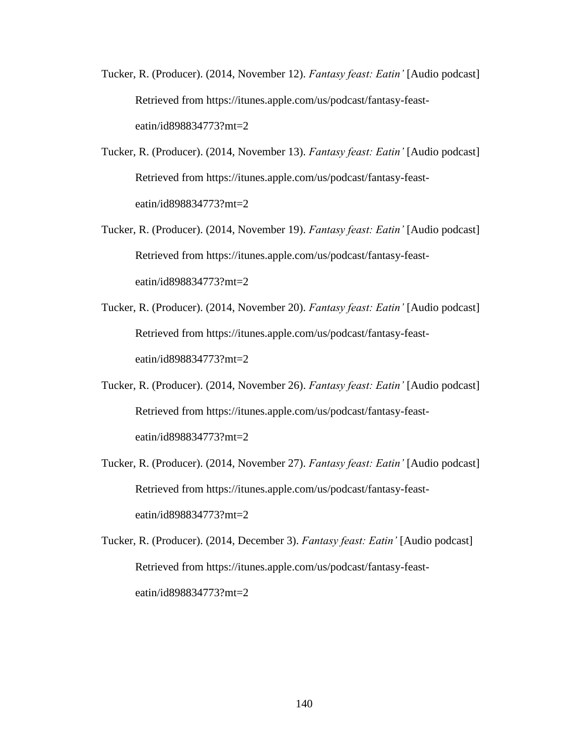Tucker, R. (Producer). (2014, November 12). *Fantasy feast: Eatin'* [Audio podcast] Retrieved from https://itunes.apple.com/us/podcast/fantasy-feast-eatin/id898834773?mt=2

Tucker, R. (Producer). (2014, November 13). *Fantasy feast: Eatin'* [Audio podcast] Retrieved from https://itunes.apple.com/us/podcast/fantasy-feast-eatin/id898834773?mt=2

Tucker, R. (Producer). (2014, November 19). *Fantasy feast: Eatin'* [Audio podcast] Retrieved from https://itunes.apple.com/us/podcast/fantasy-feast-eatin/id898834773?mt=2

Tucker, R. (Producer). (2014, November 20). *Fantasy feast: Eatin'* [Audio podcast] Retrieved from https://itunes.apple.com/us/podcast/fantasy-feast-eatin/id898834773?mt=2

Tucker, R. (Producer). (2014, November 26). *Fantasy feast: Eatin'* [Audio podcast] Retrieved from https://itunes.apple.com/us/podcast/fantasy-feast-eatin/id898834773?mt=2

Tucker, R. (Producer). (2014, November 27). *Fantasy feast: Eatin'* [Audio podcast] Retrieved from https://itunes.apple.com/us/podcast/fantasy-feast-eatin/id898834773?mt=2

Tucker, R. (Producer). (2014, December 3). *Fantasy feast: Eatin'* [Audio podcast] Retrieved from https://itunes.apple.com/us/podcast/fantasy-feast-eatin/id898834773?mt=2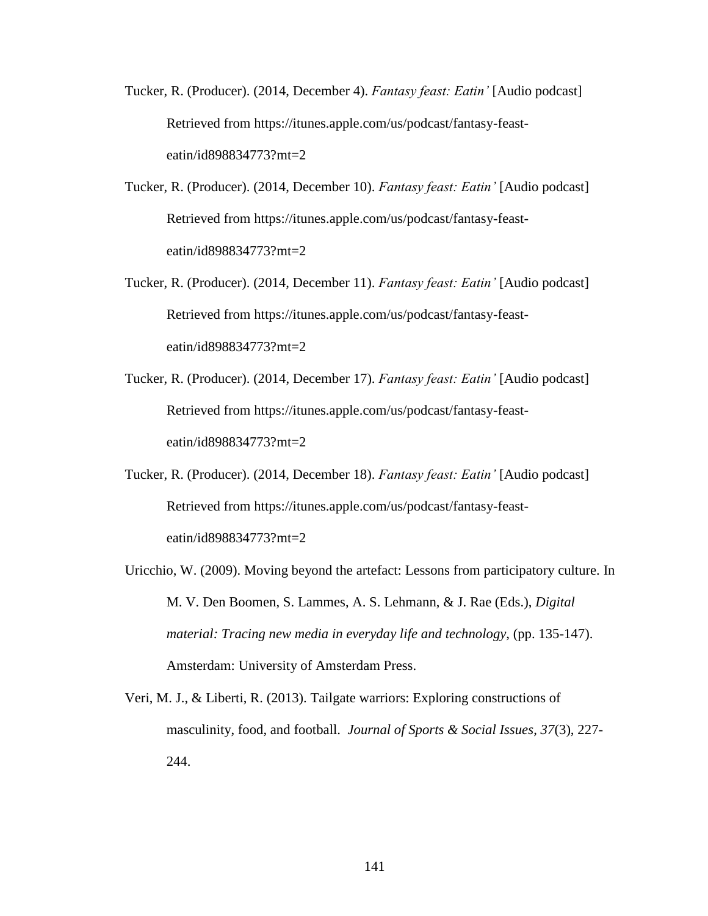Tucker, R. (Producer). (2014, December 4). *Fantasy feast: Eatin'* [Audio podcast] Retrieved from https://itunes.apple.com/us/podcast/fantasy-feast-eatin/id898834773?mt=2

Tucker, R. (Producer). (2014, December 10). *Fantasy feast: Eatin'* [Audio podcast] Retrieved from https://itunes.apple.com/us/podcast/fantasy-feast-eatin/id898834773?mt=2

Tucker, R. (Producer). (2014, December 11). *Fantasy feast: Eatin'* [Audio podcast] Retrieved from https://itunes.apple.com/us/podcast/fantasy-feast-eatin/id898834773?mt=2

Tucker, R. (Producer). (2014, December 17). *Fantasy feast: Eatin'* [Audio podcast] Retrieved from https://itunes.apple.com/us/podcast/fantasy-feast-eatin/id898834773?mt=2

Tucker, R. (Producer). (2014, December 18). *Fantasy feast: Eatin'* [Audio podcast] Retrieved from https://itunes.apple.com/us/podcast/fantasy-feast-eatin/id898834773?mt=2

Uricchio, W. (2009). Moving beyond the artefact: Lessons from participatory culture. In M. V. Den Boomen, S. Lammes, A. S. Lehmann, & J. Rae (Eds.), *Digital material: Tracing new media in everyday life and technology*, (pp. 135-147). Amsterdam: University of Amsterdam Press.

Veri, M. J., & Liberti, R. (2013). Tailgate warriors: Exploring constructions of masculinity, food, and football. *Journal of Sports & Social Issues*, *37*(3), 227-244.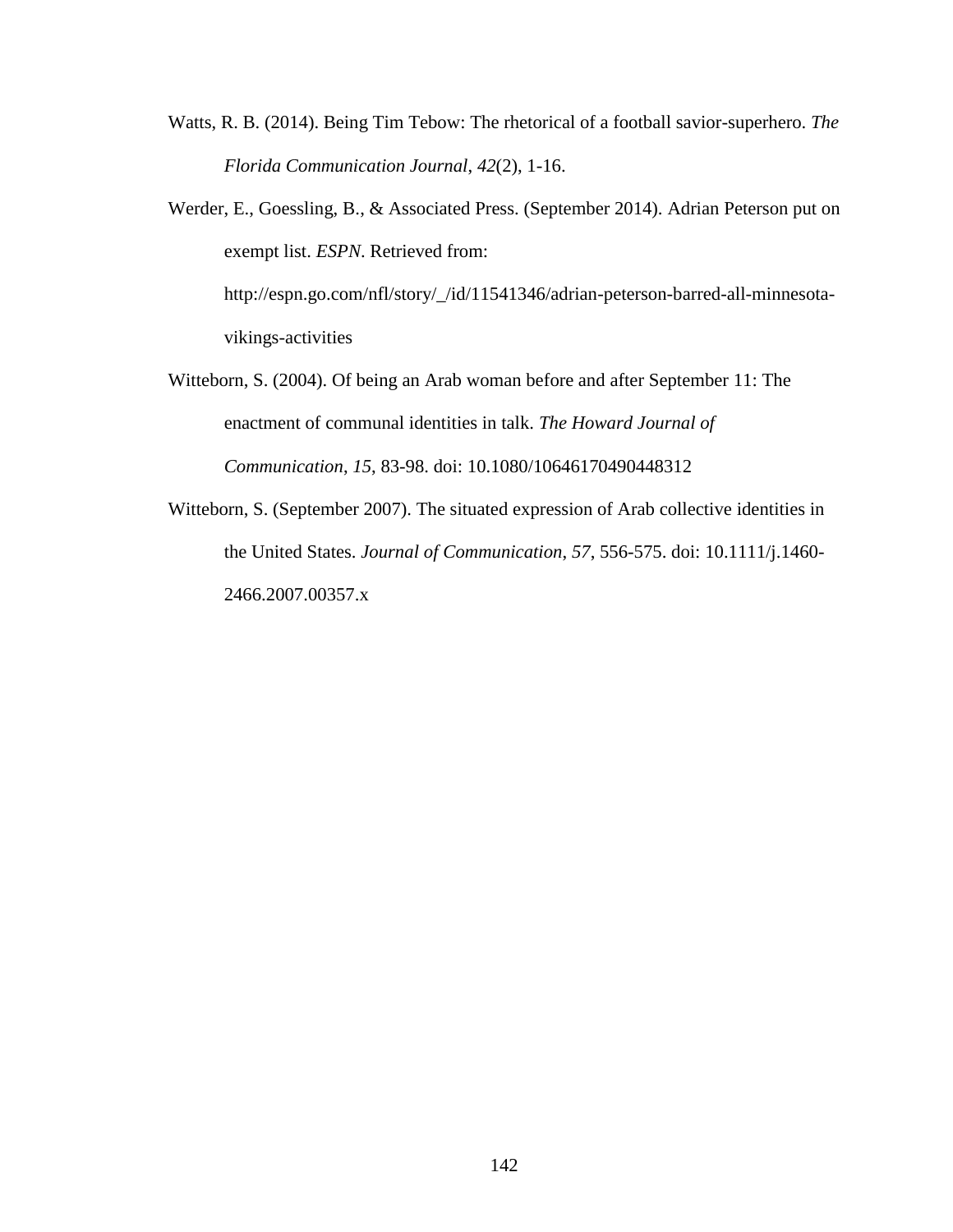Watts, R. B. (2014). Being Tim Tebow: The rhetorical of a football savior-superhero. *The Florida Communication Journal*, *42*(2), 1-16.

Werder, E., Goessling, B., & Associated Press. (September 2014). Adrian Peterson put on exempt list. *ESPN*. Retrieved from: http://espn.go.com/nfl/story/_/id/11541346/adrian-peterson-barred-all-minnesota-vikings-activities

Witteborn, S. (2004). Of being an Arab woman before and after September 11: The enactment of communal identities in talk. *The Howard Journal of Communication*, *15*, 83-98. doi: 10.1080/10646170490448312

Witteborn, S. (September 2007). The situated expression of Arab collective identities in the United States. *Journal of Communication*, *57*, 556-575. doi: 10.1111/j.1460-2466.2007.00357.x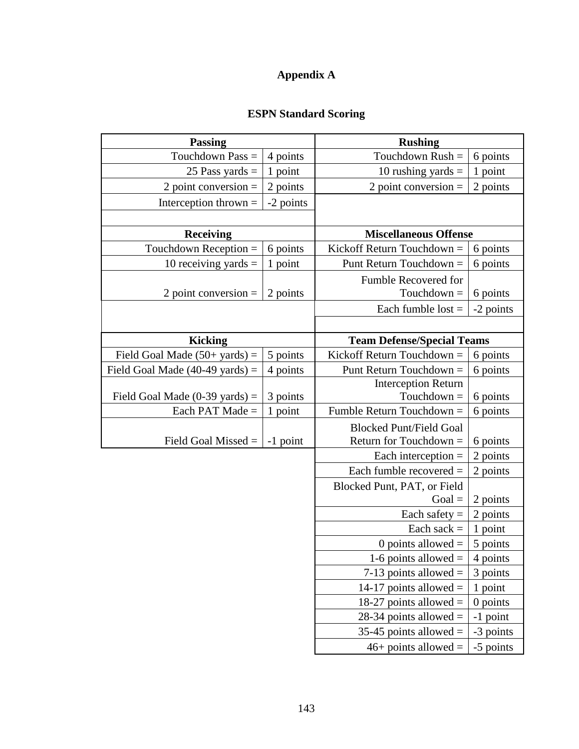# Appendix A

## ESPN Standard Scoring

| Passing | | Rushing | |
|---|---|---|---|
| Touchdown Pass = | 4 points | Touchdown Rush = | 6 points |
| 25 Pass yards = | 1 point | 10 rushing yards = | 1 point |
| 2 point conversion = | 2 points | 2 point conversion = | 2 points |
| Interception thrown = | -2 points | | |
| | | | |
| **Receiving** | | **Miscellaneous Offense** | |
| Touchdown Reception = | 6 points | Kickoff Return Touchdown = | 6 points |
| 10 receiving yards = | 1 point | Punt Return Touchdown = | 6 points |
| 2 point conversion = | 2 points | Fumble Recovered for Touchdown = | 6 points |
| | | Each fumble lost = | -2 points |
| | | | |
| **Kicking** | | **Team Defense/Special Teams** | |
| Field Goal Made (50+ yards) = | 5 points | Kickoff Return Touchdown = | 6 points |
| Field Goal Made (40-49 yards) = | 4 points | Punt Return Touchdown = | 6 points |
| Field Goal Made (0-39 yards) = | 3 points | Interception Return Touchdown = | 6 points |
| Each PAT Made = | 1 point | Fumble Return Touchdown = | 6 points |
| Field Goal Missed = | -1 point | Blocked Punt/Field Goal Return for Touchdown = | 6 points |
| | | Each interception = | 2 points |
| | | Each fumble recovered = | 2 points |
| | | Blocked Punt, PAT, or Field Goal = | 2 points |
| | | Each safety = | 2 points |
| | | Each sack = | 1 point |
| | | 0 points allowed = | 5 points |
| | | 1-6 points allowed = | 4 points |
| | | 7-13 points allowed = | 3 points |
| | | 14-17 points allowed = | 1 point |
| | | 18-27 points allowed = | 0 points |
| | | 28-34 points allowed = | -1 point |
| | | 35-45 points allowed = | -3 points |
| | | 46+ points allowed = | -5 points |